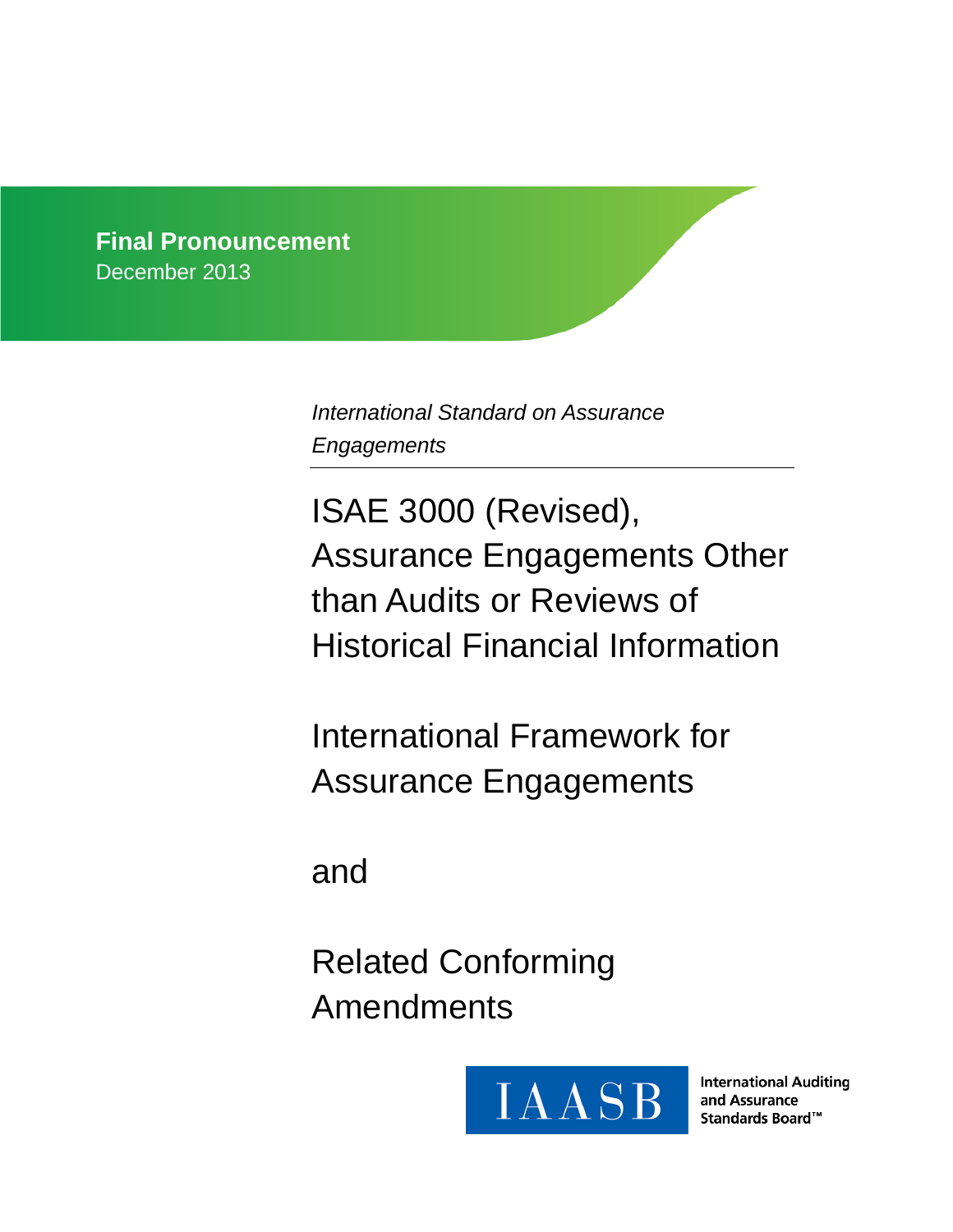**Final Pronouncement**
December 2013

*International Standard on Assurance Engagements*

# ISAE 3000 (Revised), Assurance Engagements Other than Audits or Reviews of Historical Financial Information

# International Framework for Assurance Engagements

# and

# Related Conforming Amendments

IAASB

International Auditing and Assurance Standards Board™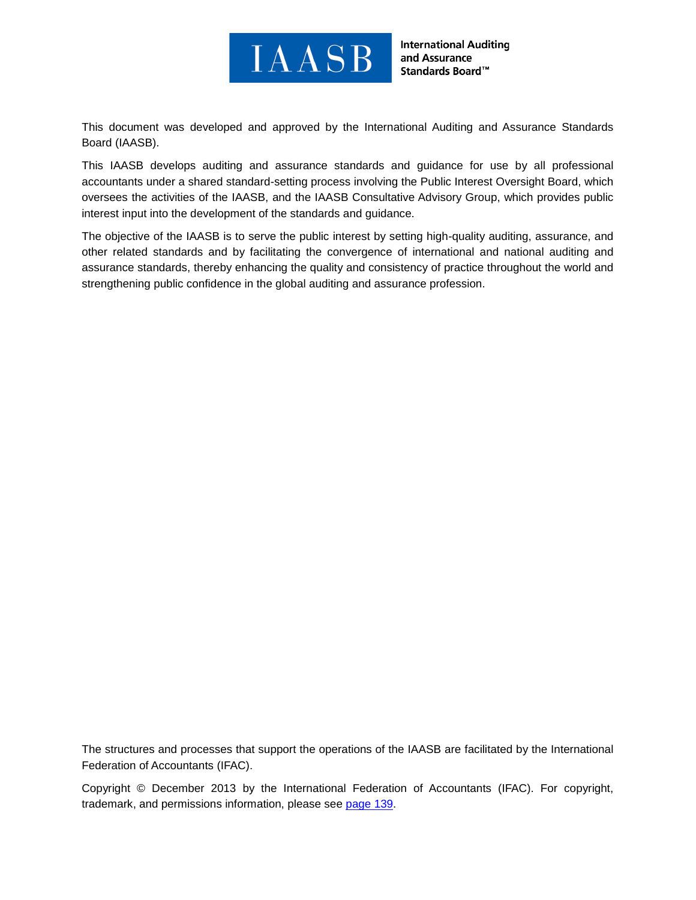International Auditing and Assurance Standards Board™

This document was developed and approved by the International Auditing and Assurance Standards Board (IAASB).

This IAASB develops auditing and assurance standards and guidance for use by all professional accountants under a shared standard-setting process involving the Public Interest Oversight Board, which oversees the activities of the IAASB, and the IAASB Consultative Advisory Group, which provides public interest input into the development of the standards and guidance.

The objective of the IAASB is to serve the public interest by setting high-quality auditing, assurance, and other related standards and by facilitating the convergence of international and national auditing and assurance standards, thereby enhancing the quality and consistency of practice throughout the world and strengthening public confidence in the global auditing and assurance profession.

The structures and processes that support the operations of the IAASB are facilitated by the International Federation of Accountants (IFAC).

Copyright © December 2013 by the International Federation of Accountants (IFAC). For copyright, trademark, and permissions information, please see page 139.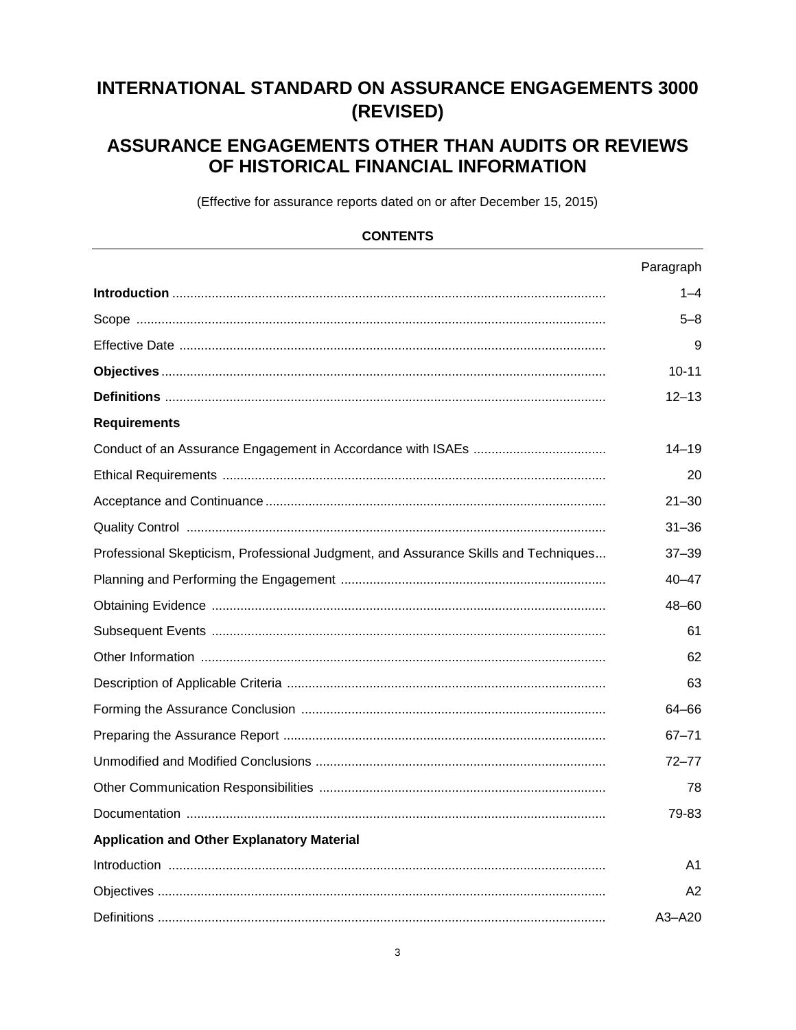# INTERNATIONAL STANDARD ON ASSURANCE ENGAGEMENTS 3000 (REVISED)

## ASSURANCE ENGAGEMENTS OTHER THAN AUDITS OR REVIEWS OF HISTORICAL FINANCIAL INFORMATION

(Effective for assurance reports dated on or after December 15, 2015)

**CONTENTS**

| | Paragraph |
|---|---|
| **Introduction** | 1–4 |
| Scope | 5–8 |
| Effective Date | 9 |
| **Objectives** | 10-11 |
| **Definitions** | 12–13 |
| **Requirements** | |
| Conduct of an Assurance Engagement in Accordance with ISAEs | 14–19 |
| Ethical Requirements | 20 |
| Acceptance and Continuance | 21–30 |
| Quality Control | 31–36 |
| Professional Skepticism, Professional Judgment, and Assurance Skills and Techniques | 37–39 |
| Planning and Performing the Engagement | 40–47 |
| Obtaining Evidence | 48–60 |
| Subsequent Events | 61 |
| Other Information | 62 |
| Description of Applicable Criteria | 63 |
| Forming the Assurance Conclusion | 64–66 |
| Preparing the Assurance Report | 67–71 |
| Unmodified and Modified Conclusions | 72–77 |
| Other Communication Responsibilities | 78 |
| Documentation | 79-83 |
| **Application and Other Explanatory Material** | |
| Introduction | A1 |
| Objectives | A2 |
| Definitions | A3–A20 |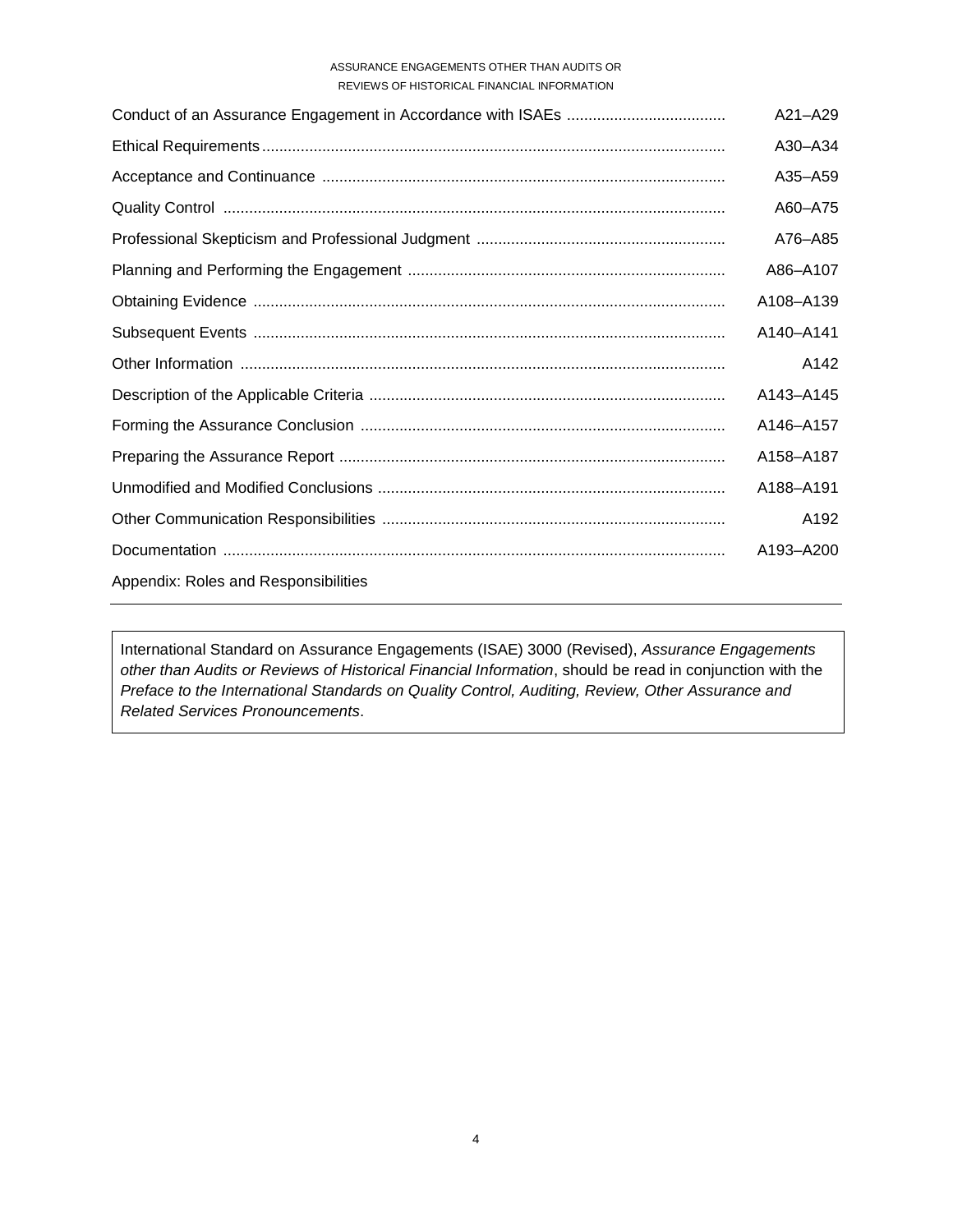| | |
|---|---|
| Conduct of an Assurance Engagement in Accordance with ISAEs | A21–A29 |
| Ethical Requirements | A30–A34 |
| Acceptance and Continuance | A35–A59 |
| Quality Control | A60–A75 |
| Professional Skepticism and Professional Judgment | A76–A85 |
| Planning and Performing the Engagement | A86–A107 |
| Obtaining Evidence | A108–A139 |
| Subsequent Events | A140–A141 |
| Other Information | A142 |
| Description of the Applicable Criteria | A143–A145 |
| Forming the Assurance Conclusion | A146–A157 |
| Preparing the Assurance Report | A158–A187 |
| Unmodified and Modified Conclusions | A188–A191 |
| Other Communication Responsibilities | A192 |
| Documentation | A193–A200 |
| Appendix: Roles and Responsibilities | |

---

International Standard on Assurance Engagements (ISAE) 3000 (Revised), *Assurance Engagements other than Audits or Reviews of Historical Financial Information*, should be read in conjunction with the *Preface to the International Standards on Quality Control, Auditing, Review, Other Assurance and Related Services Pronouncements*.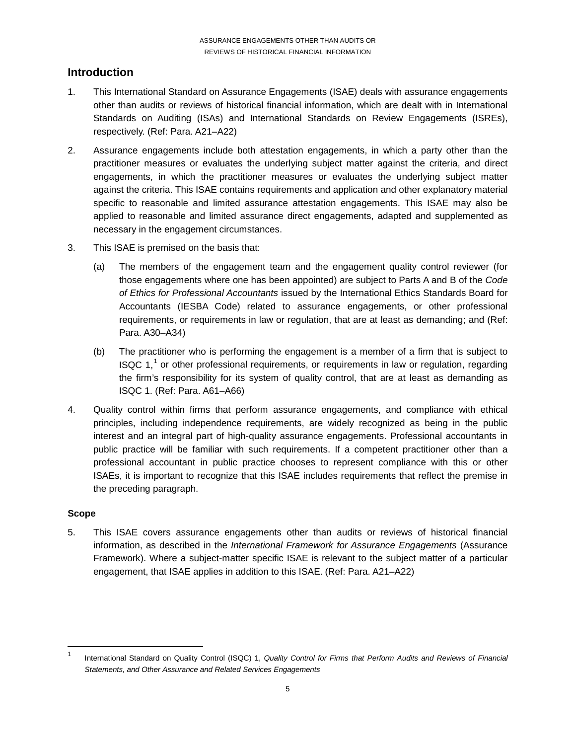## Introduction

1. This International Standard on Assurance Engagements (ISAE) deals with assurance engagements other than audits or reviews of historical financial information, which are dealt with in International Standards on Auditing (ISAs) and International Standards on Review Engagements (ISREs), respectively. (Ref: Para. A21–A22)

2. Assurance engagements include both attestation engagements, in which a party other than the practitioner measures or evaluates the underlying subject matter against the criteria, and direct engagements, in which the practitioner measures or evaluates the underlying subject matter against the criteria. This ISAE contains requirements and application and other explanatory material specific to reasonable and limited assurance attestation engagements. This ISAE may also be applied to reasonable and limited assurance direct engagements, adapted and supplemented as necessary in the engagement circumstances.

3. This ISAE is premised on the basis that:

   (a) The members of the engagement team and the engagement quality control reviewer (for those engagements where one has been appointed) are subject to Parts A and B of the *Code of Ethics for Professional Accountants* issued by the International Ethics Standards Board for Accountants (IESBA Code) related to assurance engagements, or other professional requirements, or requirements in law or regulation, that are at least as demanding; and (Ref: Para. A30–A34)

   (b) The practitioner who is performing the engagement is a member of a firm that is subject to ISQC 1,[1] or other professional requirements, or requirements in law or regulation, regarding the firm's responsibility for its system of quality control, that are at least as demanding as ISQC 1. (Ref: Para. A61–A66)

4. Quality control within firms that perform assurance engagements, and compliance with ethical principles, including independence requirements, are widely recognized as being in the public interest and an integral part of high-quality assurance engagements. Professional accountants in public practice will be familiar with such requirements. If a competent practitioner other than a professional accountant in public practice chooses to represent compliance with this or other ISAEs, it is important to recognize that this ISAE includes requirements that reflect the premise in the preceding paragraph.

### Scope

5. This ISAE covers assurance engagements other than audits or reviews of historical financial information, as described in the *International Framework for Assurance Engagements* (Assurance Framework). Where a subject-matter specific ISAE is relevant to the subject matter of a particular engagement, that ISAE applies in addition to this ISAE. (Ref: Para. A21–A22)

---

[1] International Standard on Quality Control (ISQC) 1, *Quality Control for Firms that Perform Audits and Reviews of Financial Statements, and Other Assurance and Related Services Engagements*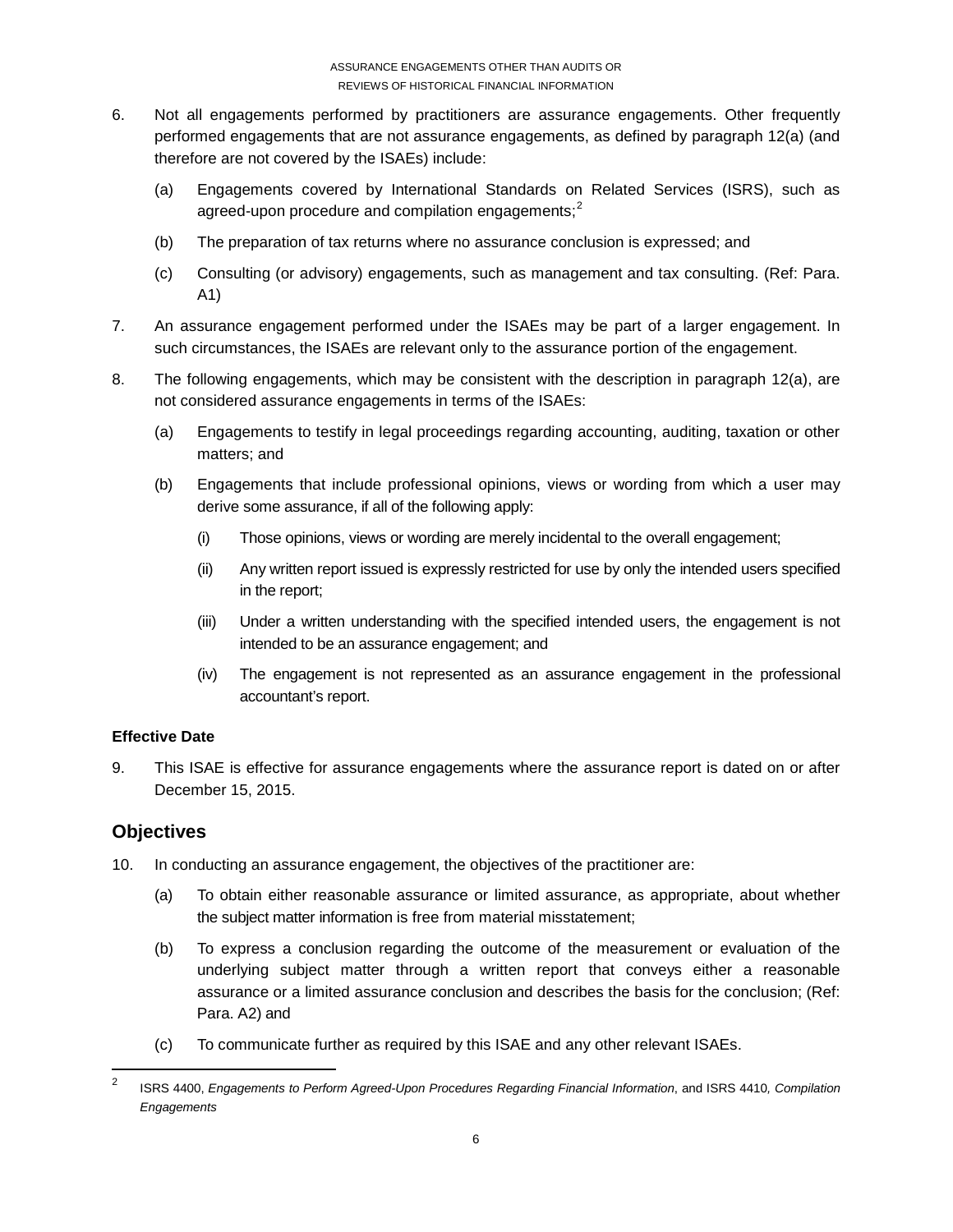6. Not all engagements performed by practitioners are assurance engagements. Other frequently performed engagements that are not assurance engagements, as defined by paragraph 12(a) (and therefore are not covered by the ISAEs) include:

   (a) Engagements covered by International Standards on Related Services (ISRS), such as agreed-upon procedure and compilation engagements;[2]

   (b) The preparation of tax returns where no assurance conclusion is expressed; and

   (c) Consulting (or advisory) engagements, such as management and tax consulting. (Ref: Para. A1)

7. An assurance engagement performed under the ISAEs may be part of a larger engagement. In such circumstances, the ISAEs are relevant only to the assurance portion of the engagement.

8. The following engagements, which may be consistent with the description in paragraph 12(a), are not considered assurance engagements in terms of the ISAEs:

   (a) Engagements to testify in legal proceedings regarding accounting, auditing, taxation or other matters; and

   (b) Engagements that include professional opinions, views or wording from which a user may derive some assurance, if all of the following apply:

      (i) Those opinions, views or wording are merely incidental to the overall engagement;

      (ii) Any written report issued is expressly restricted for use by only the intended users specified in the report;

      (iii) Under a written understanding with the specified intended users, the engagement is not intended to be an assurance engagement; and

      (iv) The engagement is not represented as an assurance engagement in the professional accountant's report.

### Effective Date

9. This ISAE is effective for assurance engagements where the assurance report is dated on or after December 15, 2015.

## Objectives

10. In conducting an assurance engagement, the objectives of the practitioner are:

   (a) To obtain either reasonable assurance or limited assurance, as appropriate, about whether the subject matter information is free from material misstatement;

   (b) To express a conclusion regarding the outcome of the measurement or evaluation of the underlying subject matter through a written report that conveys either a reasonable assurance or a limited assurance conclusion and describes the basis for the conclusion; (Ref: Para. A2) and

   (c) To communicate further as required by this ISAE and any other relevant ISAEs.

---

[2] ISRS 4400, *Engagements to Perform Agreed-Upon Procedures Regarding Financial Information*, and ISRS 4410*, Compilation Engagements*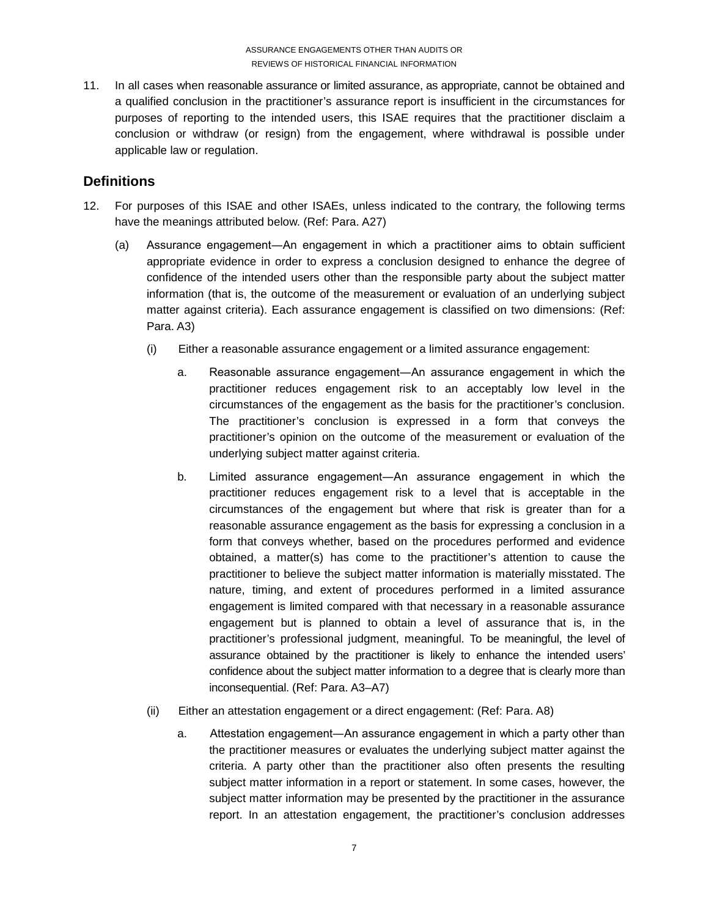11. In all cases when reasonable assurance or limited assurance, as appropriate, cannot be obtained and a qualified conclusion in the practitioner's assurance report is insufficient in the circumstances for purposes of reporting to the intended users, this ISAE requires that the practitioner disclaim a conclusion or withdraw (or resign) from the engagement, where withdrawal is possible under applicable law or regulation.

## Definitions

12. For purposes of this ISAE and other ISAEs, unless indicated to the contrary, the following terms have the meanings attributed below. (Ref: Para. A27)

    (a) Assurance engagement—An engagement in which a practitioner aims to obtain sufficient appropriate evidence in order to express a conclusion designed to enhance the degree of confidence of the intended users other than the responsible party about the subject matter information (that is, the outcome of the measurement or evaluation of an underlying subject matter against criteria). Each assurance engagement is classified on two dimensions: (Ref: Para. A3)

    (i) Either a reasonable assurance engagement or a limited assurance engagement:

    a. Reasonable assurance engagement—An assurance engagement in which the practitioner reduces engagement risk to an acceptably low level in the circumstances of the engagement as the basis for the practitioner's conclusion. The practitioner's conclusion is expressed in a form that conveys the practitioner's opinion on the outcome of the measurement or evaluation of the underlying subject matter against criteria.

    b. Limited assurance engagement—An assurance engagement in which the practitioner reduces engagement risk to a level that is acceptable in the circumstances of the engagement but where that risk is greater than for a reasonable assurance engagement as the basis for expressing a conclusion in a form that conveys whether, based on the procedures performed and evidence obtained, a matter(s) has come to the practitioner's attention to cause the practitioner to believe the subject matter information is materially misstated. The nature, timing, and extent of procedures performed in a limited assurance engagement is limited compared with that necessary in a reasonable assurance engagement but is planned to obtain a level of assurance that is, in the practitioner's professional judgment, meaningful. To be meaningful, the level of assurance obtained by the practitioner is likely to enhance the intended users' confidence about the subject matter information to a degree that is clearly more than inconsequential. (Ref: Para. A3–A7)

    (ii) Either an attestation engagement or a direct engagement: (Ref: Para. A8)

    a. Attestation engagement—An assurance engagement in which a party other than the practitioner measures or evaluates the underlying subject matter against the criteria. A party other than the practitioner also often presents the resulting subject matter information in a report or statement. In some cases, however, the subject matter information may be presented by the practitioner in the assurance report. In an attestation engagement, the practitioner's conclusion addresses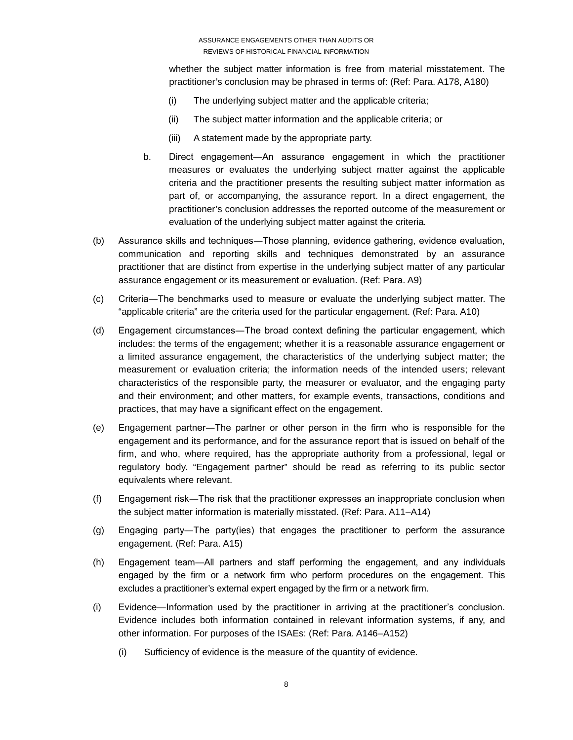whether the subject matter information is free from material misstatement. The practitioner's conclusion may be phrased in terms of: (Ref: Para. A178, A180)

(i) The underlying subject matter and the applicable criteria;

(ii) The subject matter information and the applicable criteria; or

(iii) A statement made by the appropriate party.

b. Direct engagement—An assurance engagement in which the practitioner measures or evaluates the underlying subject matter against the applicable criteria and the practitioner presents the resulting subject matter information as part of, or accompanying, the assurance report. In a direct engagement, the practitioner's conclusion addresses the reported outcome of the measurement or evaluation of the underlying subject matter against the criteria.

(b) Assurance skills and techniques—Those planning, evidence gathering, evidence evaluation, communication and reporting skills and techniques demonstrated by an assurance practitioner that are distinct from expertise in the underlying subject matter of any particular assurance engagement or its measurement or evaluation. (Ref: Para. A9)

(c) Criteria—The benchmarks used to measure or evaluate the underlying subject matter. The "applicable criteria" are the criteria used for the particular engagement. (Ref: Para. A10)

(d) Engagement circumstances—The broad context defining the particular engagement, which includes: the terms of the engagement; whether it is a reasonable assurance engagement or a limited assurance engagement, the characteristics of the underlying subject matter; the measurement or evaluation criteria; the information needs of the intended users; relevant characteristics of the responsible party, the measurer or evaluator, and the engaging party and their environment; and other matters, for example events, transactions, conditions and practices, that may have a significant effect on the engagement.

(e) Engagement partner—The partner or other person in the firm who is responsible for the engagement and its performance, and for the assurance report that is issued on behalf of the firm, and who, where required, has the appropriate authority from a professional, legal or regulatory body. "Engagement partner" should be read as referring to its public sector equivalents where relevant.

(f) Engagement risk—The risk that the practitioner expresses an inappropriate conclusion when the subject matter information is materially misstated. (Ref: Para. A11–A14)

(g) Engaging party—The party(ies) that engages the practitioner to perform the assurance engagement. (Ref: Para. A15)

(h) Engagement team—All partners and staff performing the engagement, and any individuals engaged by the firm or a network firm who perform procedures on the engagement. This excludes a practitioner's external expert engaged by the firm or a network firm.

(i) Evidence—Information used by the practitioner in arriving at the practitioner's conclusion. Evidence includes both information contained in relevant information systems, if any, and other information. For purposes of the ISAEs: (Ref: Para. A146–A152)

(i) Sufficiency of evidence is the measure of the quantity of evidence.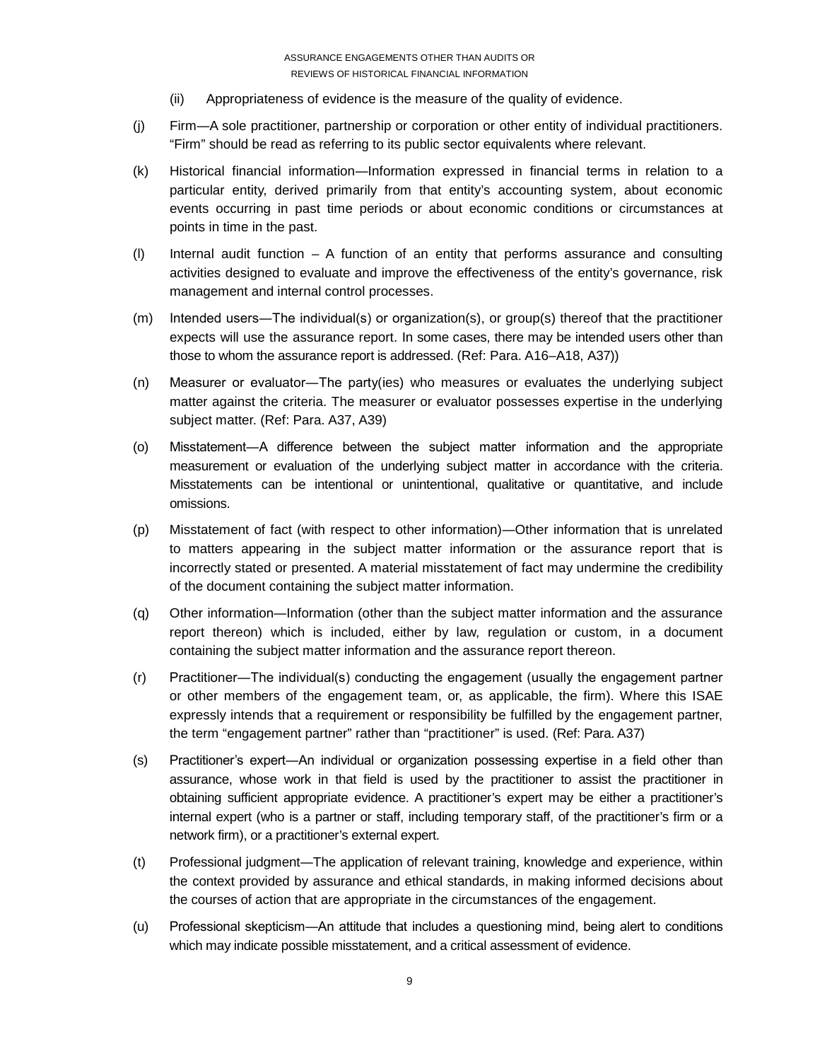(ii) Appropriateness of evidence is the measure of the quality of evidence.

(j) Firm—A sole practitioner, partnership or corporation or other entity of individual practitioners. "Firm" should be read as referring to its public sector equivalents where relevant.

(k) Historical financial information—Information expressed in financial terms in relation to a particular entity, derived primarily from that entity's accounting system, about economic events occurring in past time periods or about economic conditions or circumstances at points in time in the past.

(l) Internal audit function – A function of an entity that performs assurance and consulting activities designed to evaluate and improve the effectiveness of the entity's governance, risk management and internal control processes.

(m) Intended users—The individual(s) or organization(s), or group(s) thereof that the practitioner expects will use the assurance report. In some cases, there may be intended users other than those to whom the assurance report is addressed. (Ref: Para. A16–A18, A37))

(n) Measurer or evaluator—The party(ies) who measures or evaluates the underlying subject matter against the criteria. The measurer or evaluator possesses expertise in the underlying subject matter. (Ref: Para. A37, A39)

(o) Misstatement—A difference between the subject matter information and the appropriate measurement or evaluation of the underlying subject matter in accordance with the criteria. Misstatements can be intentional or unintentional, qualitative or quantitative, and include omissions.

(p) Misstatement of fact (with respect to other information)—Other information that is unrelated to matters appearing in the subject matter information or the assurance report that is incorrectly stated or presented. A material misstatement of fact may undermine the credibility of the document containing the subject matter information.

(q) Other information—Information (other than the subject matter information and the assurance report thereon) which is included, either by law, regulation or custom, in a document containing the subject matter information and the assurance report thereon.

(r) Practitioner—The individual(s) conducting the engagement (usually the engagement partner or other members of the engagement team, or, as applicable, the firm). Where this ISAE expressly intends that a requirement or responsibility be fulfilled by the engagement partner, the term "engagement partner" rather than "practitioner" is used. (Ref: Para. A37)

(s) Practitioner's expert—An individual or organization possessing expertise in a field other than assurance, whose work in that field is used by the practitioner to assist the practitioner in obtaining sufficient appropriate evidence. A practitioner's expert may be either a practitioner's internal expert (who is a partner or staff, including temporary staff, of the practitioner's firm or a network firm), or a practitioner's external expert.

(t) Professional judgment—The application of relevant training, knowledge and experience, within the context provided by assurance and ethical standards, in making informed decisions about the courses of action that are appropriate in the circumstances of the engagement.

(u) Professional skepticism—An attitude that includes a questioning mind, being alert to conditions which may indicate possible misstatement, and a critical assessment of evidence.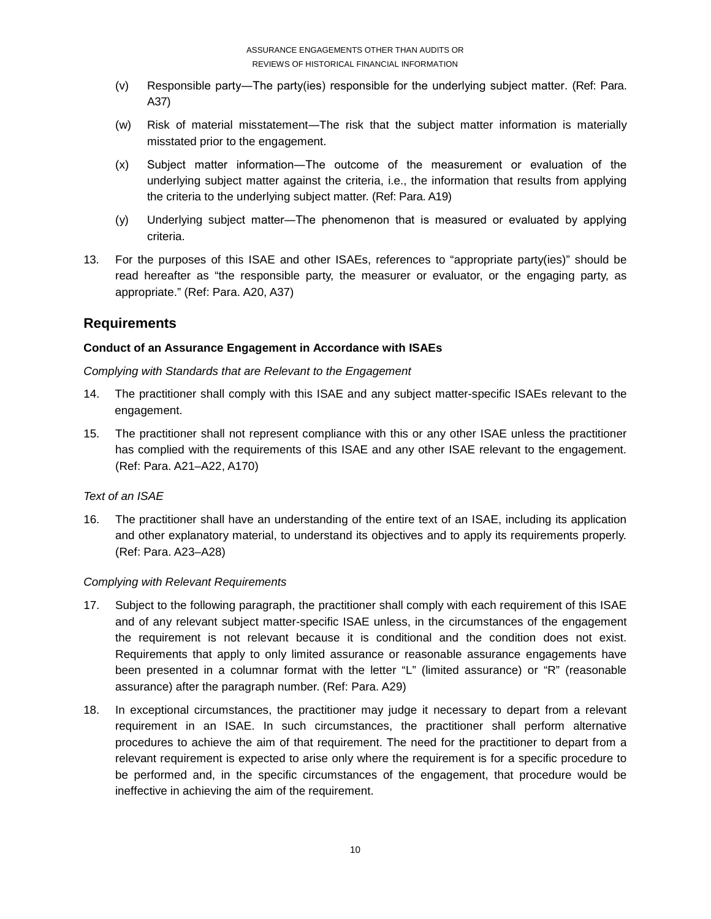(v) Responsible party—The party(ies) responsible for the underlying subject matter. (Ref: Para. A37)

(w) Risk of material misstatement—The risk that the subject matter information is materially misstated prior to the engagement.

(x) Subject matter information—The outcome of the measurement or evaluation of the underlying subject matter against the criteria, i.e., the information that results from applying the criteria to the underlying subject matter. (Ref: Para. A19)

(y) Underlying subject matter—The phenomenon that is measured or evaluated by applying criteria.

13. For the purposes of this ISAE and other ISAEs, references to "appropriate party(ies)" should be read hereafter as "the responsible party, the measurer or evaluator, or the engaging party, as appropriate." (Ref: Para. A20, A37)

## Requirements

### Conduct of an Assurance Engagement in Accordance with ISAEs

*Complying with Standards that are Relevant to the Engagement*

14. The practitioner shall comply with this ISAE and any subject matter-specific ISAEs relevant to the engagement.

15. The practitioner shall not represent compliance with this or any other ISAE unless the practitioner has complied with the requirements of this ISAE and any other ISAE relevant to the engagement. (Ref: Para. A21–A22, A170)

*Text of an ISAE*

16. The practitioner shall have an understanding of the entire text of an ISAE, including its application and other explanatory material, to understand its objectives and to apply its requirements properly. (Ref: Para. A23–A28)

*Complying with Relevant Requirements*

17. Subject to the following paragraph, the practitioner shall comply with each requirement of this ISAE and of any relevant subject matter-specific ISAE unless, in the circumstances of the engagement the requirement is not relevant because it is conditional and the condition does not exist. Requirements that apply to only limited assurance or reasonable assurance engagements have been presented in a columnar format with the letter "L" (limited assurance) or "R" (reasonable assurance) after the paragraph number. (Ref: Para. A29)

18. In exceptional circumstances, the practitioner may judge it necessary to depart from a relevant requirement in an ISAE. In such circumstances, the practitioner shall perform alternative procedures to achieve the aim of that requirement. The need for the practitioner to depart from a relevant requirement is expected to arise only where the requirement is for a specific procedure to be performed and, in the specific circumstances of the engagement, that procedure would be ineffective in achieving the aim of the requirement.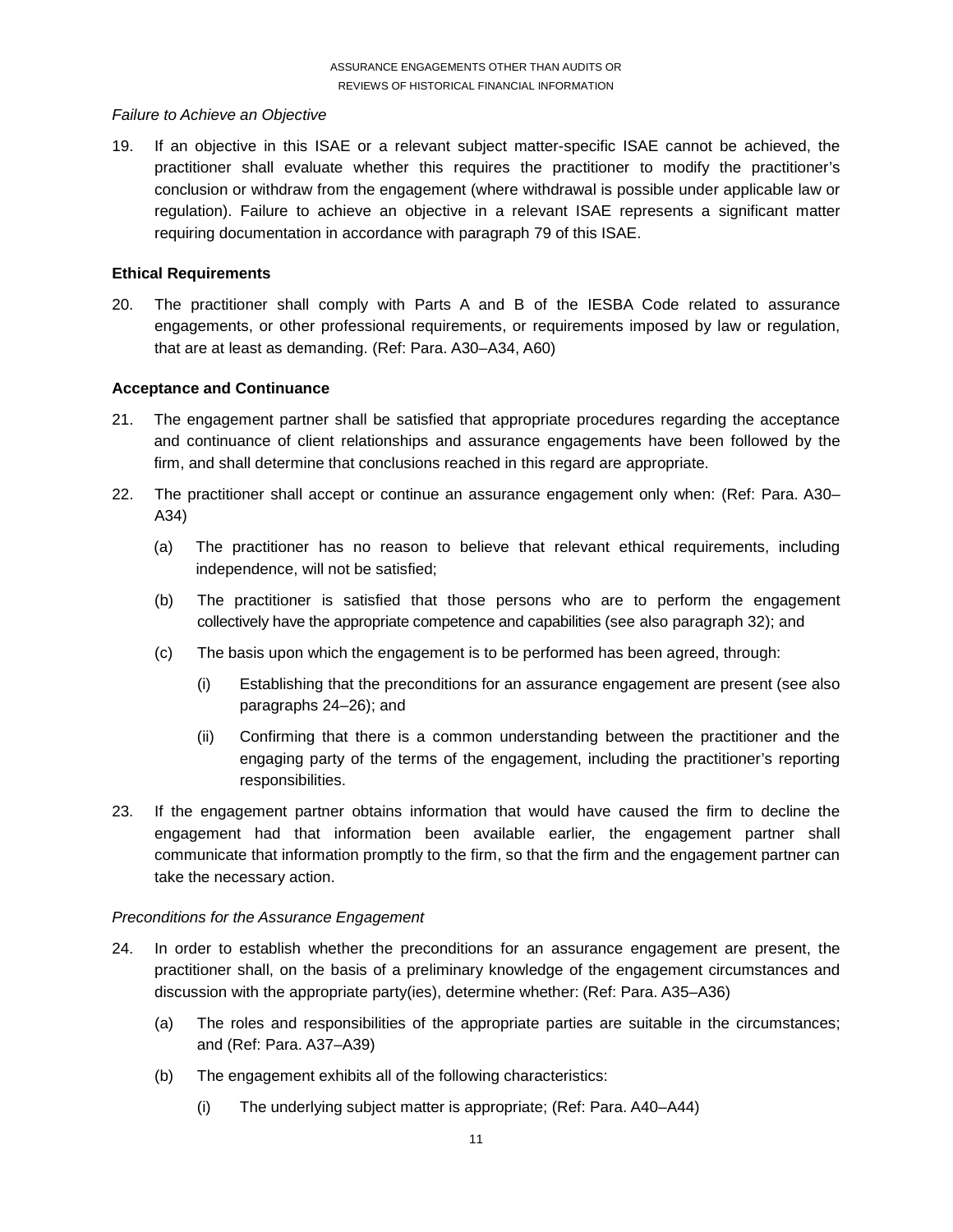*Failure to Achieve an Objective*

19. If an objective in this ISAE or a relevant subject matter-specific ISAE cannot be achieved, the practitioner shall evaluate whether this requires the practitioner to modify the practitioner's conclusion or withdraw from the engagement (where withdrawal is possible under applicable law or regulation). Failure to achieve an objective in a relevant ISAE represents a significant matter requiring documentation in accordance with paragraph 79 of this ISAE.

**Ethical Requirements**

20. The practitioner shall comply with Parts A and B of the IESBA Code related to assurance engagements, or other professional requirements, or requirements imposed by law or regulation, that are at least as demanding. (Ref: Para. A30–A34, A60)

**Acceptance and Continuance**

21. The engagement partner shall be satisfied that appropriate procedures regarding the acceptance and continuance of client relationships and assurance engagements have been followed by the firm, and shall determine that conclusions reached in this regard are appropriate.

22. The practitioner shall accept or continue an assurance engagement only when: (Ref: Para. A30–A34)

    (a) The practitioner has no reason to believe that relevant ethical requirements, including independence, will not be satisfied;

    (b) The practitioner is satisfied that those persons who are to perform the engagement collectively have the appropriate competence and capabilities (see also paragraph 32); and

    (c) The basis upon which the engagement is to be performed has been agreed, through:

        (i) Establishing that the preconditions for an assurance engagement are present (see also paragraphs 24–26); and

        (ii) Confirming that there is a common understanding between the practitioner and the engaging party of the terms of the engagement, including the practitioner's reporting responsibilities.

23. If the engagement partner obtains information that would have caused the firm to decline the engagement had that information been available earlier, the engagement partner shall communicate that information promptly to the firm, so that the firm and the engagement partner can take the necessary action.

*Preconditions for the Assurance Engagement*

24. In order to establish whether the preconditions for an assurance engagement are present, the practitioner shall, on the basis of a preliminary knowledge of the engagement circumstances and discussion with the appropriate party(ies), determine whether: (Ref: Para. A35–A36)

    (a) The roles and responsibilities of the appropriate parties are suitable in the circumstances; and (Ref: Para. A37–A39)

    (b) The engagement exhibits all of the following characteristics:

        (i) The underlying subject matter is appropriate; (Ref: Para. A40–A44)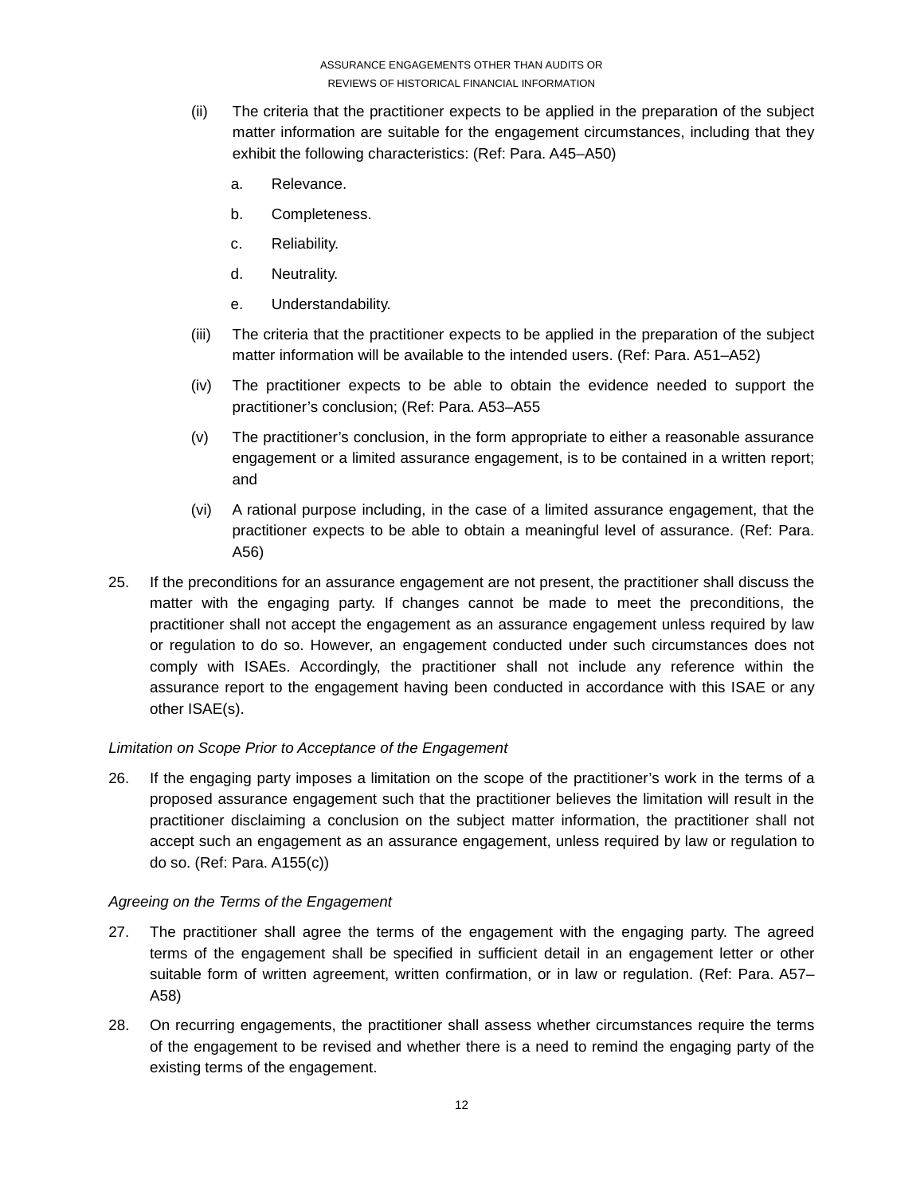(ii) The criteria that the practitioner expects to be applied in the preparation of the subject matter information are suitable for the engagement circumstances, including that they exhibit the following characteristics: (Ref: Para. A45–A50)

  a. Relevance.

  b. Completeness.

  c. Reliability.

  d. Neutrality.

  e. Understandability.

(iii) The criteria that the practitioner expects to be applied in the preparation of the subject matter information will be available to the intended users. (Ref: Para. A51–A52)

(iv) The practitioner expects to be able to obtain the evidence needed to support the practitioner's conclusion; (Ref: Para. A53–A55

(v) The practitioner's conclusion, in the form appropriate to either a reasonable assurance engagement or a limited assurance engagement, is to be contained in a written report; and

(vi) A rational purpose including, in the case of a limited assurance engagement, that the practitioner expects to be able to obtain a meaningful level of assurance. (Ref: Para. A56)

25. If the preconditions for an assurance engagement are not present, the practitioner shall discuss the matter with the engaging party. If changes cannot be made to meet the preconditions, the practitioner shall not accept the engagement as an assurance engagement unless required by law or regulation to do so. However, an engagement conducted under such circumstances does not comply with ISAEs. Accordingly, the practitioner shall not include any reference within the assurance report to the engagement having been conducted in accordance with this ISAE or any other ISAE(s).

*Limitation on Scope Prior to Acceptance of the Engagement*

26. If the engaging party imposes a limitation on the scope of the practitioner's work in the terms of a proposed assurance engagement such that the practitioner believes the limitation will result in the practitioner disclaiming a conclusion on the subject matter information, the practitioner shall not accept such an engagement as an assurance engagement, unless required by law or regulation to do so. (Ref: Para. A155(c))

*Agreeing on the Terms of the Engagement*

27. The practitioner shall agree the terms of the engagement with the engaging party. The agreed terms of the engagement shall be specified in sufficient detail in an engagement letter or other suitable form of written agreement, written confirmation, or in law or regulation. (Ref: Para. A57–A58)

28. On recurring engagements, the practitioner shall assess whether circumstances require the terms of the engagement to be revised and whether there is a need to remind the engaging party of the existing terms of the engagement.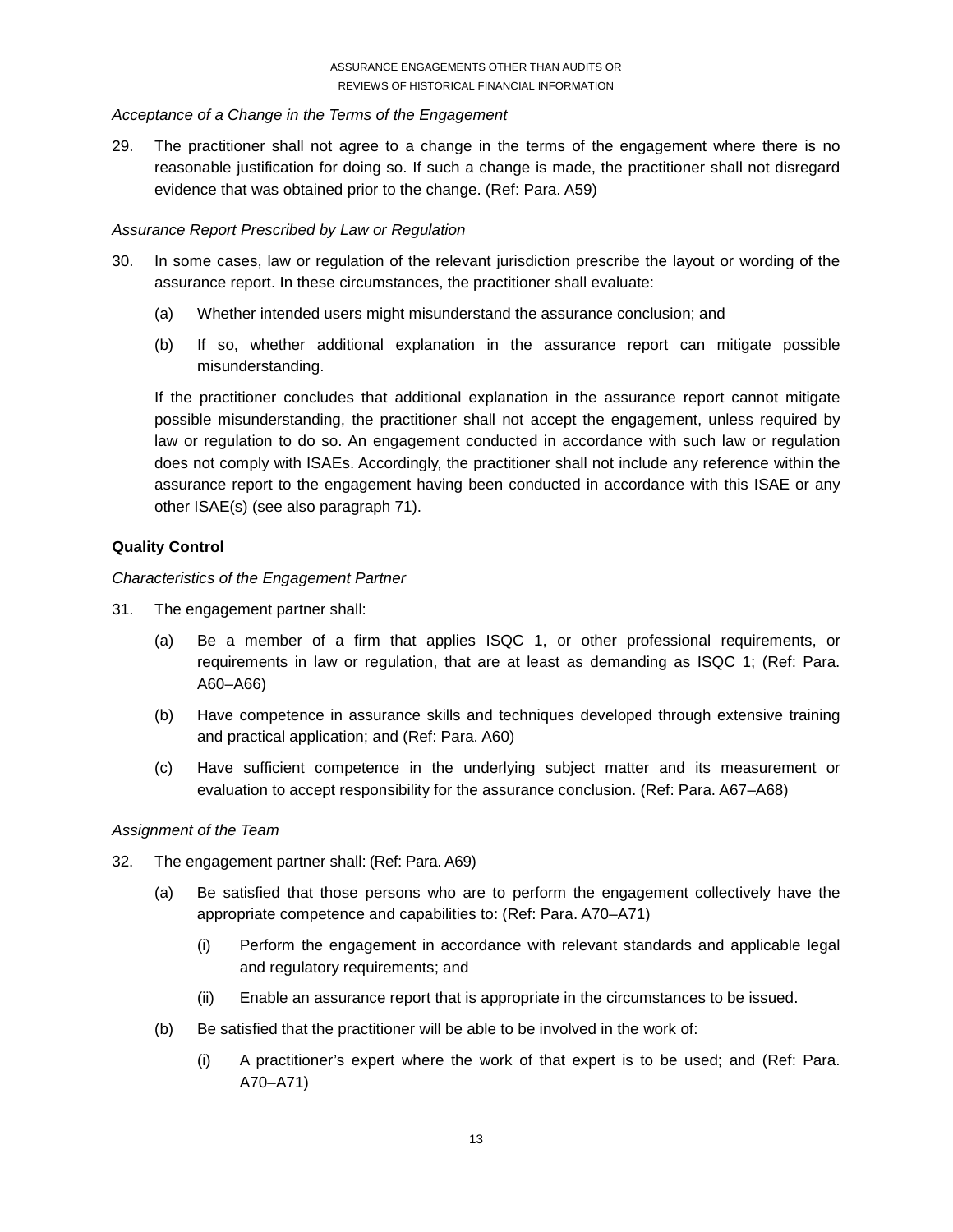*Acceptance of a Change in the Terms of the Engagement*

29. The practitioner shall not agree to a change in the terms of the engagement where there is no reasonable justification for doing so. If such a change is made, the practitioner shall not disregard evidence that was obtained prior to the change. (Ref: Para. A59)

*Assurance Report Prescribed by Law or Regulation*

30. In some cases, law or regulation of the relevant jurisdiction prescribe the layout or wording of the assurance report. In these circumstances, the practitioner shall evaluate:

    (a) Whether intended users might misunderstand the assurance conclusion; and

    (b) If so, whether additional explanation in the assurance report can mitigate possible misunderstanding.

    If the practitioner concludes that additional explanation in the assurance report cannot mitigate possible misunderstanding, the practitioner shall not accept the engagement, unless required by law or regulation to do so. An engagement conducted in accordance with such law or regulation does not comply with ISAEs. Accordingly, the practitioner shall not include any reference within the assurance report to the engagement having been conducted in accordance with this ISAE or any other ISAE(s) (see also paragraph 71).

**Quality Control**

*Characteristics of the Engagement Partner*

31. The engagement partner shall:

    (a) Be a member of a firm that applies ISQC 1, or other professional requirements, or requirements in law or regulation, that are at least as demanding as ISQC 1; (Ref: Para. A60–A66)

    (b) Have competence in assurance skills and techniques developed through extensive training and practical application; and (Ref: Para. A60)

    (c) Have sufficient competence in the underlying subject matter and its measurement or evaluation to accept responsibility for the assurance conclusion. (Ref: Para. A67–A68)

*Assignment of the Team*

32. The engagement partner shall: (Ref: Para. A69)

    (a) Be satisfied that those persons who are to perform the engagement collectively have the appropriate competence and capabilities to: (Ref: Para. A70–A71)

        (i) Perform the engagement in accordance with relevant standards and applicable legal and regulatory requirements; and

        (ii) Enable an assurance report that is appropriate in the circumstances to be issued.

    (b) Be satisfied that the practitioner will be able to be involved in the work of:

        (i) A practitioner's expert where the work of that expert is to be used; and (Ref: Para. A70–A71)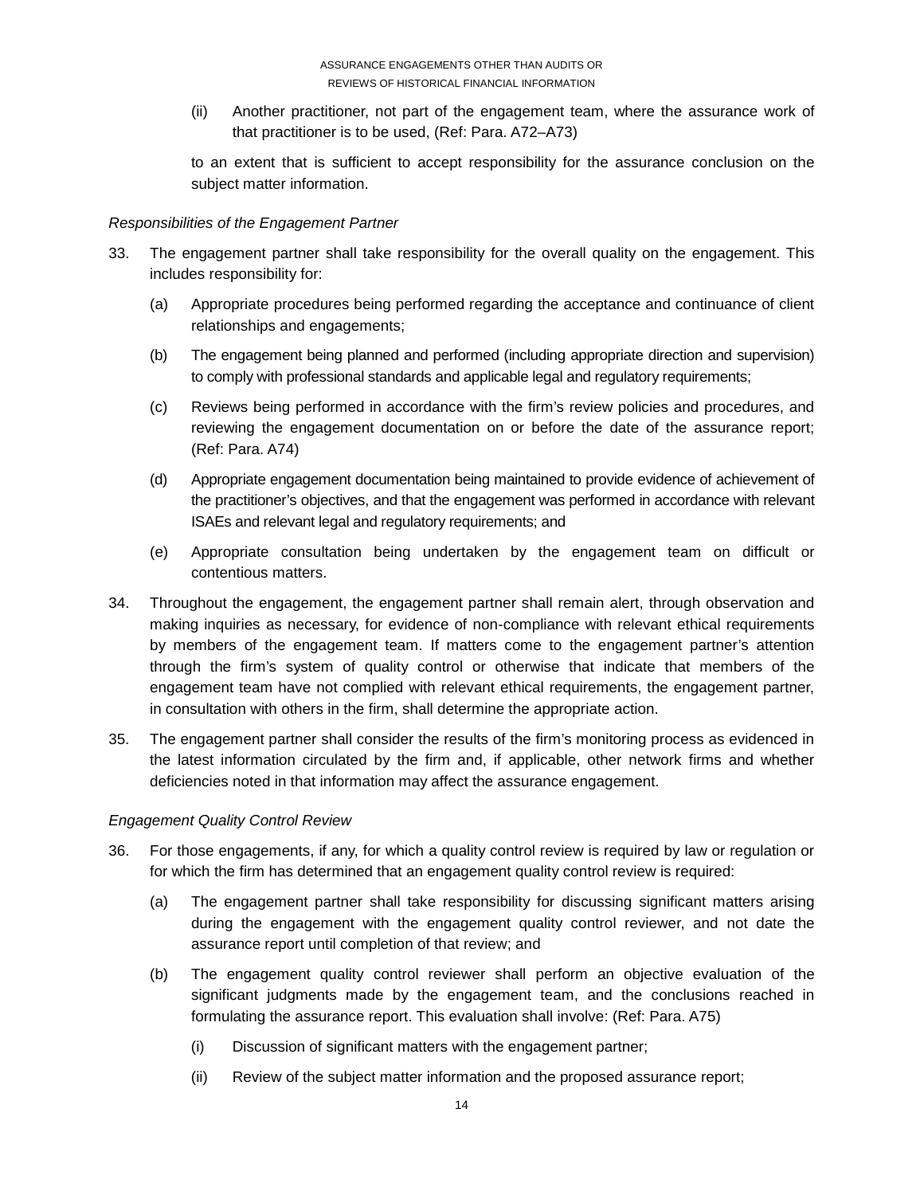(ii) Another practitioner, not part of the engagement team, where the assurance work of that practitioner is to be used, (Ref: Para. A72–A73)

to an extent that is sufficient to accept responsibility for the assurance conclusion on the subject matter information.

*Responsibilities of the Engagement Partner*

33. The engagement partner shall take responsibility for the overall quality on the engagement. This includes responsibility for:

    (a) Appropriate procedures being performed regarding the acceptance and continuance of client relationships and engagements;

    (b) The engagement being planned and performed (including appropriate direction and supervision) to comply with professional standards and applicable legal and regulatory requirements;

    (c) Reviews being performed in accordance with the firm's review policies and procedures, and reviewing the engagement documentation on or before the date of the assurance report; (Ref: Para. A74)

    (d) Appropriate engagement documentation being maintained to provide evidence of achievement of the practitioner's objectives, and that the engagement was performed in accordance with relevant ISAEs and relevant legal and regulatory requirements; and

    (e) Appropriate consultation being undertaken by the engagement team on difficult or contentious matters.

34. Throughout the engagement, the engagement partner shall remain alert, through observation and making inquiries as necessary, for evidence of non-compliance with relevant ethical requirements by members of the engagement team. If matters come to the engagement partner's attention through the firm's system of quality control or otherwise that indicate that members of the engagement team have not complied with relevant ethical requirements, the engagement partner, in consultation with others in the firm, shall determine the appropriate action.

35. The engagement partner shall consider the results of the firm's monitoring process as evidenced in the latest information circulated by the firm and, if applicable, other network firms and whether deficiencies noted in that information may affect the assurance engagement.

*Engagement Quality Control Review*

36. For those engagements, if any, for which a quality control review is required by law or regulation or for which the firm has determined that an engagement quality control review is required:

    (a) The engagement partner shall take responsibility for discussing significant matters arising during the engagement with the engagement quality control reviewer, and not date the assurance report until completion of that review; and

    (b) The engagement quality control reviewer shall perform an objective evaluation of the significant judgments made by the engagement team, and the conclusions reached in formulating the assurance report. This evaluation shall involve: (Ref: Para. A75)

        (i) Discussion of significant matters with the engagement partner;

        (ii) Review of the subject matter information and the proposed assurance report;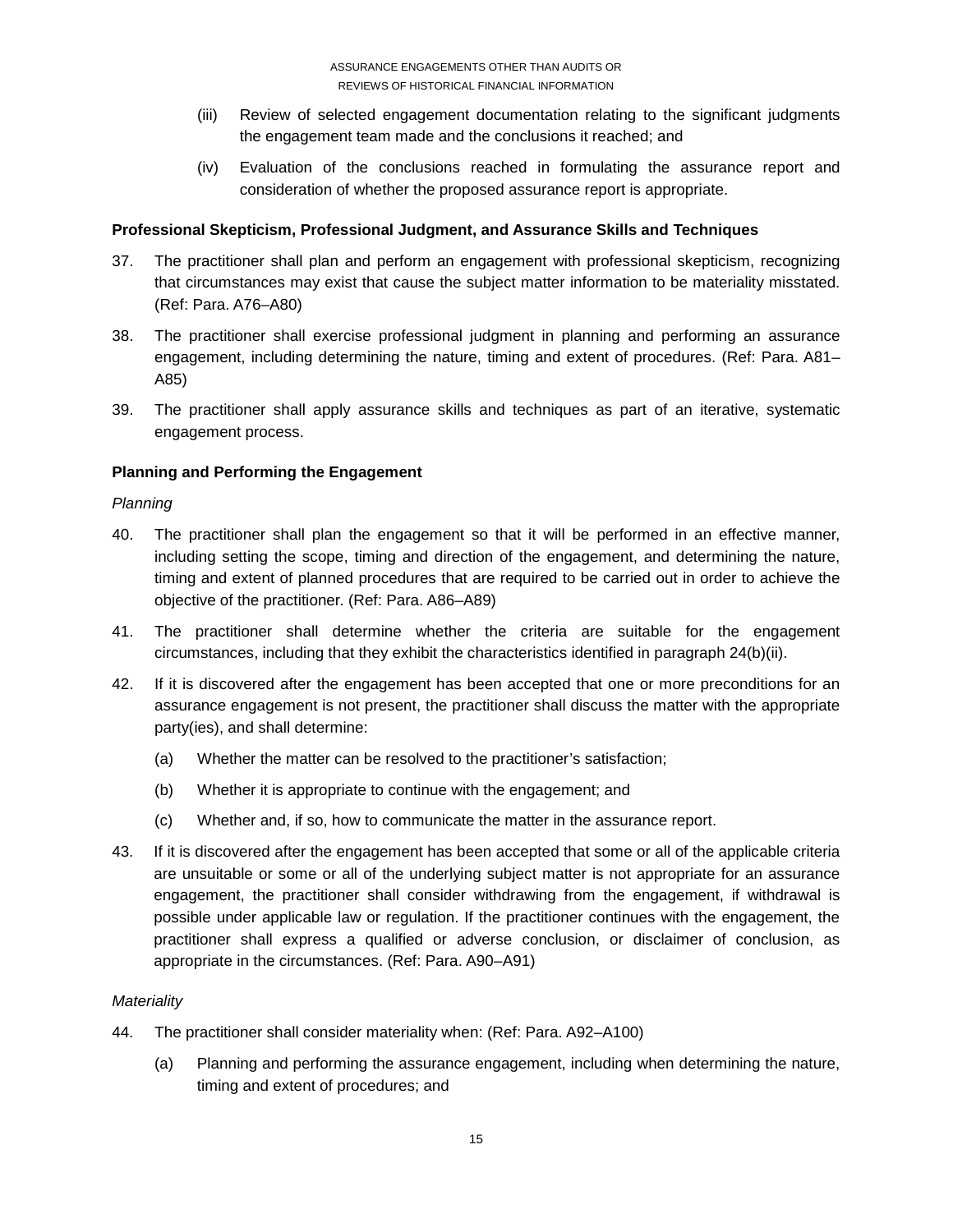(iii) Review of selected engagement documentation relating to the significant judgments the engagement team made and the conclusions it reached; and

(iv) Evaluation of the conclusions reached in formulating the assurance report and consideration of whether the proposed assurance report is appropriate.

**Professional Skepticism, Professional Judgment, and Assurance Skills and Techniques**

37. The practitioner shall plan and perform an engagement with professional skepticism, recognizing that circumstances may exist that cause the subject matter information to be materiality misstated. (Ref: Para. A76–A80)

38. The practitioner shall exercise professional judgment in planning and performing an assurance engagement, including determining the nature, timing and extent of procedures. (Ref: Para. A81–A85)

39. The practitioner shall apply assurance skills and techniques as part of an iterative, systematic engagement process.

**Planning and Performing the Engagement**

*Planning*

40. The practitioner shall plan the engagement so that it will be performed in an effective manner, including setting the scope, timing and direction of the engagement, and determining the nature, timing and extent of planned procedures that are required to be carried out in order to achieve the objective of the practitioner. (Ref: Para. A86–A89)

41. The practitioner shall determine whether the criteria are suitable for the engagement circumstances, including that they exhibit the characteristics identified in paragraph 24(b)(ii).

42. If it is discovered after the engagement has been accepted that one or more preconditions for an assurance engagement is not present, the practitioner shall discuss the matter with the appropriate party(ies), and shall determine:

    (a) Whether the matter can be resolved to the practitioner's satisfaction;

    (b) Whether it is appropriate to continue with the engagement; and

    (c) Whether and, if so, how to communicate the matter in the assurance report.

43. If it is discovered after the engagement has been accepted that some or all of the applicable criteria are unsuitable or some or all of the underlying subject matter is not appropriate for an assurance engagement, the practitioner shall consider withdrawing from the engagement, if withdrawal is possible under applicable law or regulation. If the practitioner continues with the engagement, the practitioner shall express a qualified or adverse conclusion, or disclaimer of conclusion, as appropriate in the circumstances. (Ref: Para. A90–A91)

*Materiality*

44. The practitioner shall consider materiality when: (Ref: Para. A92–A100)

    (a) Planning and performing the assurance engagement, including when determining the nature, timing and extent of procedures; and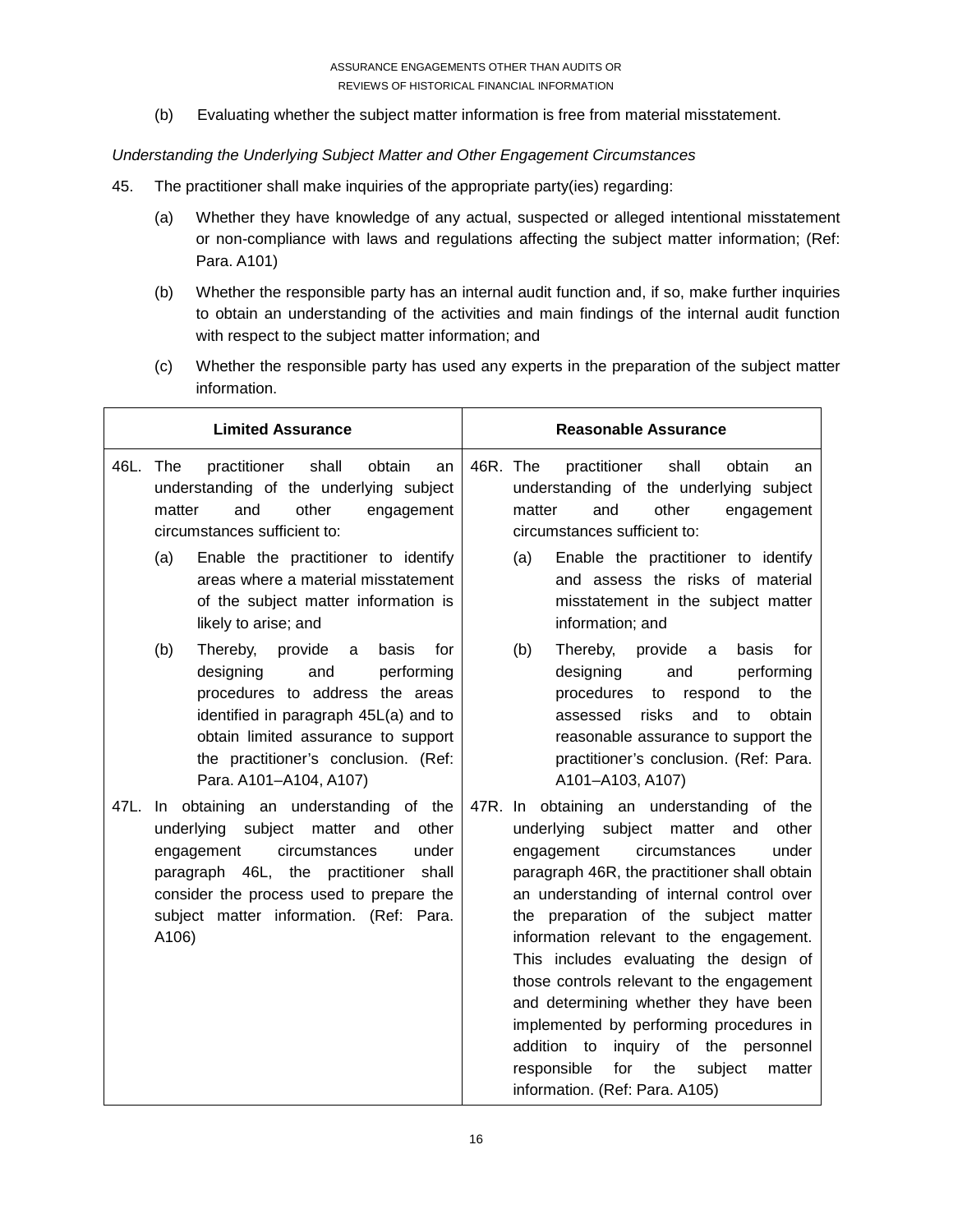(b) Evaluating whether the subject matter information is free from material misstatement.

*Understanding the Underlying Subject Matter and Other Engagement Circumstances*

45. The practitioner shall make inquiries of the appropriate party(ies) regarding:

    (a) Whether they have knowledge of any actual, suspected or alleged intentional misstatement or non-compliance with laws and regulations affecting the subject matter information; (Ref: Para. A101)

    (b) Whether the responsible party has an internal audit function and, if so, make further inquiries to obtain an understanding of the activities and main findings of the internal audit function with respect to the subject matter information; and

    (c) Whether the responsible party has used any experts in the preparation of the subject matter information.

| Limited Assurance | Reasonable Assurance |
|---|---|
| 46L. The practitioner shall obtain an understanding of the underlying subject matter and other engagement circumstances sufficient to:<br><br>(a) Enable the practitioner to identify areas where a material misstatement of the subject matter information is likely to arise; and<br><br>(b) Thereby, provide a basis for designing and performing procedures to address the areas identified in paragraph 45L(a) and to obtain limited assurance to support the practitioner's conclusion. (Ref: Para. A101–A104, A107) | 46R. The practitioner shall obtain an understanding of the underlying subject matter and other engagement circumstances sufficient to:<br><br>(a) Enable the practitioner to identify and assess the risks of material misstatement in the subject matter information; and<br><br>(b) Thereby, provide a basis for designing and performing procedures to respond to the assessed risks and to obtain reasonable assurance to support the practitioner's conclusion. (Ref: Para. A101–A103, A107) |
| 47L. In obtaining an understanding of the underlying subject matter and other engagement circumstances under paragraph 46L, the practitioner shall consider the process used to prepare the subject matter information. (Ref: Para. A106) | 47R. In obtaining an understanding of the underlying subject matter and other engagement circumstances under paragraph 46R, the practitioner shall obtain an understanding of internal control over the preparation of the subject matter information relevant to the engagement. This includes evaluating the design of those controls relevant to the engagement and determining whether they have been implemented by performing procedures in addition to inquiry of the personnel responsible for the subject matter information. (Ref: Para. A105) |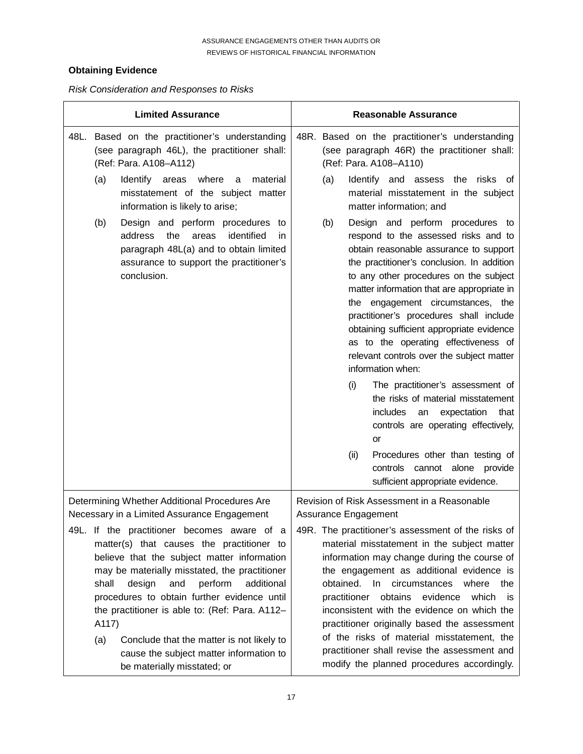### Obtaining Evidence

*Risk Consideration and Responses to Risks*

| Limited Assurance | Reasonable Assurance |
|---|---|
| 48L. Based on the practitioner's understanding (see paragraph 46L), the practitioner shall: (Ref: Para. A108–A112)<br>(a) Identify areas where a material misstatement of the subject matter information is likely to arise;<br>(b) Design and perform procedures to address the areas identified in paragraph 48L(a) and to obtain limited assurance to support the practitioner's conclusion. | 48R. Based on the practitioner's understanding (see paragraph 46R) the practitioner shall: (Ref: Para. A108–A110)<br>(a) Identify and assess the risks of material misstatement in the subject matter information; and<br>(b) Design and perform procedures to respond to the assessed risks and to obtain reasonable assurance to support the practitioner's conclusion. In addition to any other procedures on the subject matter information that are appropriate in the engagement circumstances, the practitioner's procedures shall include obtaining sufficient appropriate evidence as to the operating effectiveness of relevant controls over the subject matter information when:<br>(i) The practitioner's assessment of the risks of material misstatement includes an expectation that controls are operating effectively, or<br>(ii) Procedures other than testing of controls cannot alone provide sufficient appropriate evidence. |
| Determining Whether Additional Procedures Are Necessary in a Limited Assurance Engagement<br>49L. If the practitioner becomes aware of a matter(s) that causes the practitioner to believe that the subject matter information may be materially misstated, the practitioner shall design and perform additional procedures to obtain further evidence until the practitioner is able to: (Ref: Para. A112–A117)<br>(a) Conclude that the matter is not likely to cause the subject matter information to be materially misstated; or | Revision of Risk Assessment in a Reasonable Assurance Engagement<br>49R. The practitioner's assessment of the risks of material misstatement in the subject matter information may change during the course of the engagement as additional evidence is obtained. In circumstances where the practitioner obtains evidence which is inconsistent with the evidence on which the practitioner originally based the assessment of the risks of material misstatement, the practitioner shall revise the assessment and modify the planned procedures accordingly. |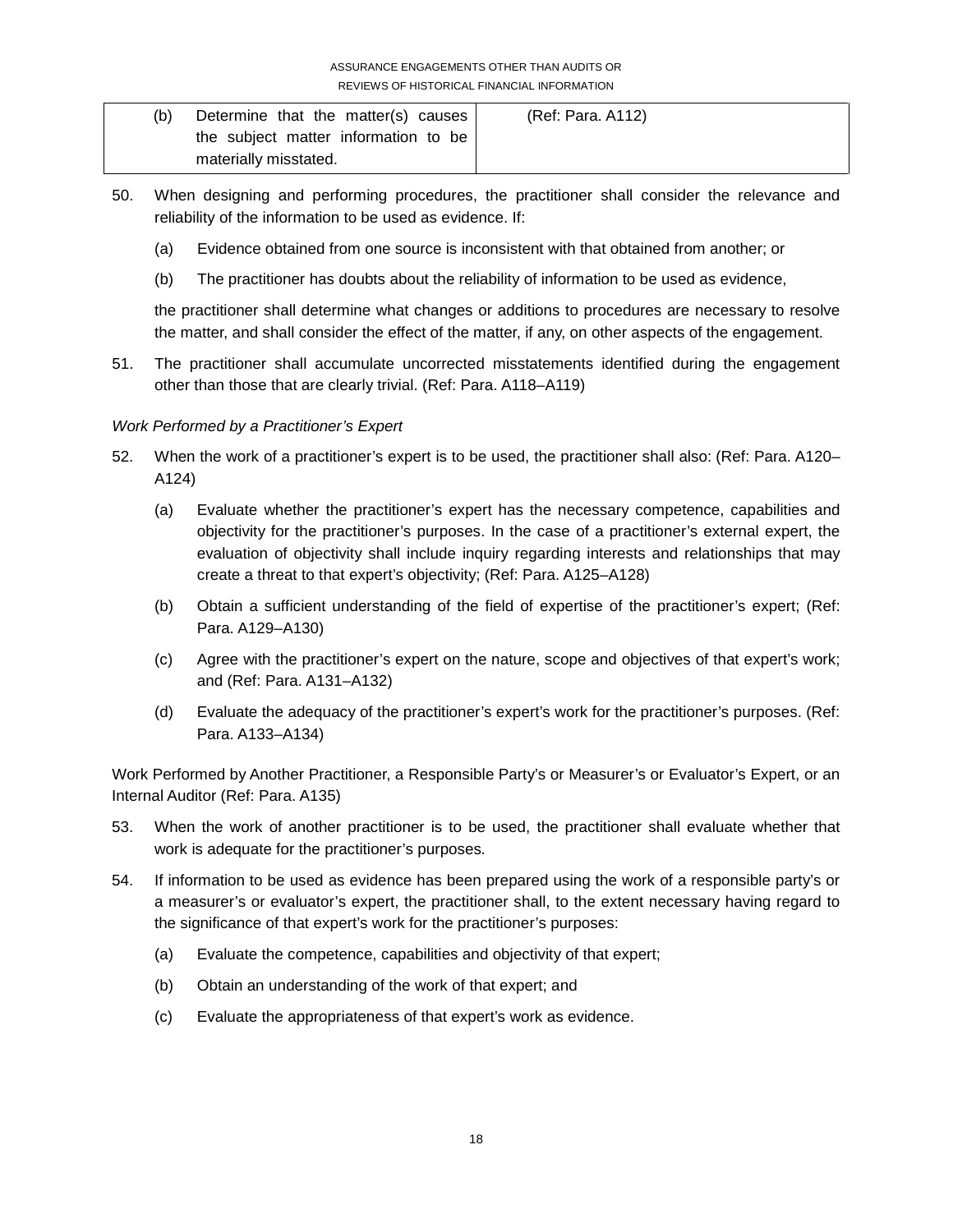| (b) Determine that the matter(s) causes the subject matter information to be materially misstated. | (Ref: Para. A112) |
|---|---|

50. When designing and performing procedures, the practitioner shall consider the relevance and reliability of the information to be used as evidence. If:

    (a) Evidence obtained from one source is inconsistent with that obtained from another; or

    (b) The practitioner has doubts about the reliability of information to be used as evidence,

    the practitioner shall determine what changes or additions to procedures are necessary to resolve the matter, and shall consider the effect of the matter, if any, on other aspects of the engagement.

51. The practitioner shall accumulate uncorrected misstatements identified during the engagement other than those that are clearly trivial. (Ref: Para. A118–A119)

*Work Performed by a Practitioner's Expert*

52. When the work of a practitioner's expert is to be used, the practitioner shall also: (Ref: Para. A120–A124)

    (a) Evaluate whether the practitioner's expert has the necessary competence, capabilities and objectivity for the practitioner's purposes. In the case of a practitioner's external expert, the evaluation of objectivity shall include inquiry regarding interests and relationships that may create a threat to that expert's objectivity; (Ref: Para. A125–A128)

    (b) Obtain a sufficient understanding of the field of expertise of the practitioner's expert; (Ref: Para. A129–A130)

    (c) Agree with the practitioner's expert on the nature, scope and objectives of that expert's work; and (Ref: Para. A131–A132)

    (d) Evaluate the adequacy of the practitioner's expert's work for the practitioner's purposes. (Ref: Para. A133–A134)

Work Performed by Another Practitioner, a Responsible Party's or Measurer's or Evaluator's Expert, or an Internal Auditor (Ref: Para. A135)

53. When the work of another practitioner is to be used, the practitioner shall evaluate whether that work is adequate for the practitioner's purposes.

54. If information to be used as evidence has been prepared using the work of a responsible party's or a measurer's or evaluator's expert, the practitioner shall, to the extent necessary having regard to the significance of that expert's work for the practitioner's purposes:

    (a) Evaluate the competence, capabilities and objectivity of that expert;

    (b) Obtain an understanding of the work of that expert; and

    (c) Evaluate the appropriateness of that expert's work as evidence.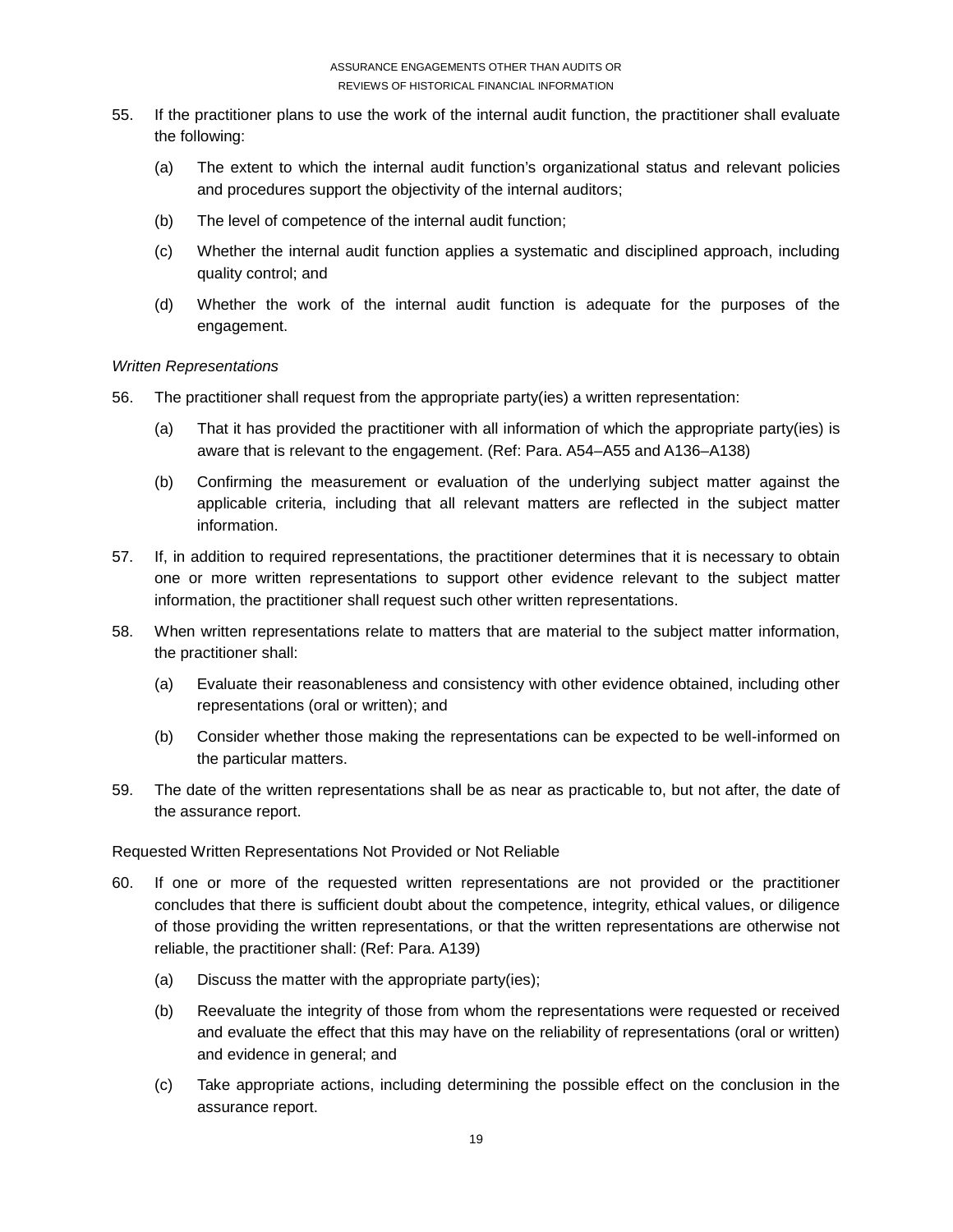55. If the practitioner plans to use the work of the internal audit function, the practitioner shall evaluate the following:

    (a) The extent to which the internal audit function's organizational status and relevant policies and procedures support the objectivity of the internal auditors;

    (b) The level of competence of the internal audit function;

    (c) Whether the internal audit function applies a systematic and disciplined approach, including quality control; and

    (d) Whether the work of the internal audit function is adequate for the purposes of the engagement.

*Written Representations*

56. The practitioner shall request from the appropriate party(ies) a written representation:

    (a) That it has provided the practitioner with all information of which the appropriate party(ies) is aware that is relevant to the engagement. (Ref: Para. A54–A55 and A136–A138)

    (b) Confirming the measurement or evaluation of the underlying subject matter against the applicable criteria, including that all relevant matters are reflected in the subject matter information.

57. If, in addition to required representations, the practitioner determines that it is necessary to obtain one or more written representations to support other evidence relevant to the subject matter information, the practitioner shall request such other written representations.

58. When written representations relate to matters that are material to the subject matter information, the practitioner shall:

    (a) Evaluate their reasonableness and consistency with other evidence obtained, including other representations (oral or written); and

    (b) Consider whether those making the representations can be expected to be well-informed on the particular matters.

59. The date of the written representations shall be as near as practicable to, but not after, the date of the assurance report.

Requested Written Representations Not Provided or Not Reliable

60. If one or more of the requested written representations are not provided or the practitioner concludes that there is sufficient doubt about the competence, integrity, ethical values, or diligence of those providing the written representations, or that the written representations are otherwise not reliable, the practitioner shall: (Ref: Para. A139)

    (a) Discuss the matter with the appropriate party(ies);

    (b) Reevaluate the integrity of those from whom the representations were requested or received and evaluate the effect that this may have on the reliability of representations (oral or written) and evidence in general; and

    (c) Take appropriate actions, including determining the possible effect on the conclusion in the assurance report.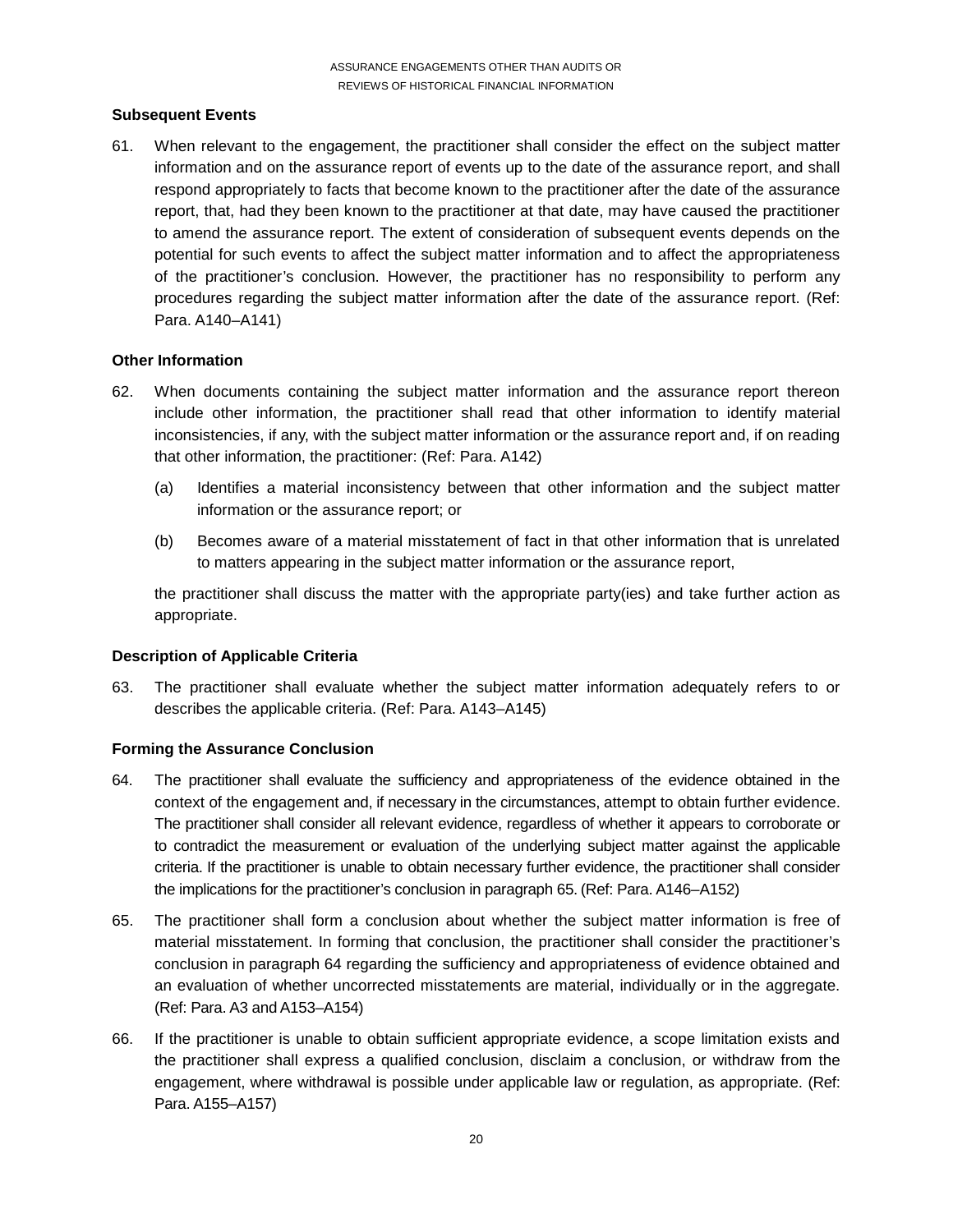### Subsequent Events

61. When relevant to the engagement, the practitioner shall consider the effect on the subject matter information and on the assurance report of events up to the date of the assurance report, and shall respond appropriately to facts that become known to the practitioner after the date of the assurance report, that, had they been known to the practitioner at that date, may have caused the practitioner to amend the assurance report. The extent of consideration of subsequent events depends on the potential for such events to affect the subject matter information and to affect the appropriateness of the practitioner's conclusion. However, the practitioner has no responsibility to perform any procedures regarding the subject matter information after the date of the assurance report. (Ref: Para. A140–A141)

### Other Information

62. When documents containing the subject matter information and the assurance report thereon include other information, the practitioner shall read that other information to identify material inconsistencies, if any, with the subject matter information or the assurance report and, if on reading that other information, the practitioner: (Ref: Para. A142)

    (a) Identifies a material inconsistency between that other information and the subject matter information or the assurance report; or

    (b) Becomes aware of a material misstatement of fact in that other information that is unrelated to matters appearing in the subject matter information or the assurance report,

    the practitioner shall discuss the matter with the appropriate party(ies) and take further action as appropriate.

### Description of Applicable Criteria

63. The practitioner shall evaluate whether the subject matter information adequately refers to or describes the applicable criteria. (Ref: Para. A143–A145)

### Forming the Assurance Conclusion

64. The practitioner shall evaluate the sufficiency and appropriateness of the evidence obtained in the context of the engagement and, if necessary in the circumstances, attempt to obtain further evidence. The practitioner shall consider all relevant evidence, regardless of whether it appears to corroborate or to contradict the measurement or evaluation of the underlying subject matter against the applicable criteria. If the practitioner is unable to obtain necessary further evidence, the practitioner shall consider the implications for the practitioner's conclusion in paragraph 65. (Ref: Para. A146–A152)

65. The practitioner shall form a conclusion about whether the subject matter information is free of material misstatement. In forming that conclusion, the practitioner shall consider the practitioner's conclusion in paragraph 64 regarding the sufficiency and appropriateness of evidence obtained and an evaluation of whether uncorrected misstatements are material, individually or in the aggregate. (Ref: Para. A3 and A153–A154)

66. If the practitioner is unable to obtain sufficient appropriate evidence, a scope limitation exists and the practitioner shall express a qualified conclusion, disclaim a conclusion, or withdraw from the engagement, where withdrawal is possible under applicable law or regulation, as appropriate. (Ref: Para. A155–A157)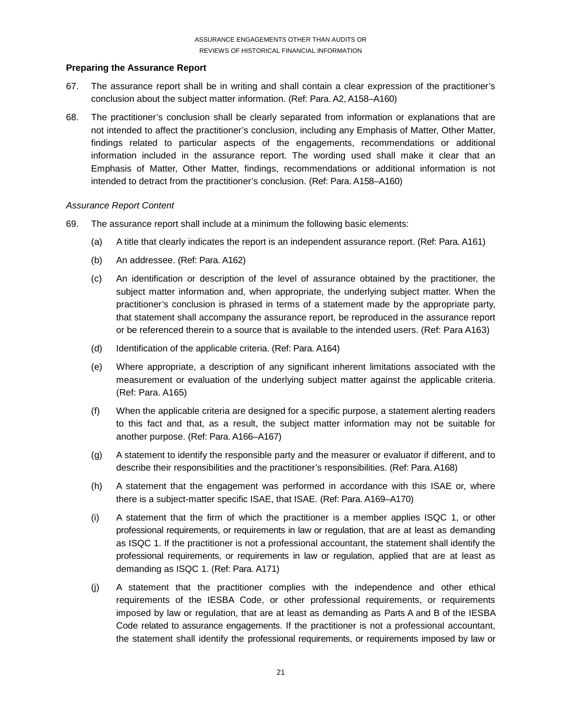### Preparing the Assurance Report

67. The assurance report shall be in writing and shall contain a clear expression of the practitioner's conclusion about the subject matter information. (Ref: Para. A2, A158–A160)

68. The practitioner's conclusion shall be clearly separated from information or explanations that are not intended to affect the practitioner's conclusion, including any Emphasis of Matter, Other Matter, findings related to particular aspects of the engagements, recommendations or additional information included in the assurance report. The wording used shall make it clear that an Emphasis of Matter, Other Matter, findings, recommendations or additional information is not intended to detract from the practitioner's conclusion. (Ref: Para. A158–A160)

*Assurance Report Content*

69. The assurance report shall include at a minimum the following basic elements:

    (a) A title that clearly indicates the report is an independent assurance report. (Ref: Para. A161)

    (b) An addressee. (Ref: Para. A162)

    (c) An identification or description of the level of assurance obtained by the practitioner, the subject matter information and, when appropriate, the underlying subject matter. When the practitioner's conclusion is phrased in terms of a statement made by the appropriate party, that statement shall accompany the assurance report, be reproduced in the assurance report or be referenced therein to a source that is available to the intended users. (Ref: Para A163)

    (d) Identification of the applicable criteria. (Ref: Para. A164)

    (e) Where appropriate, a description of any significant inherent limitations associated with the measurement or evaluation of the underlying subject matter against the applicable criteria. (Ref: Para. A165)

    (f) When the applicable criteria are designed for a specific purpose, a statement alerting readers to this fact and that, as a result, the subject matter information may not be suitable for another purpose. (Ref: Para. A166–A167)

    (g) A statement to identify the responsible party and the measurer or evaluator if different, and to describe their responsibilities and the practitioner's responsibilities. (Ref: Para. A168)

    (h) A statement that the engagement was performed in accordance with this ISAE or, where there is a subject-matter specific ISAE, that ISAE. (Ref: Para. A169–A170)

    (i) A statement that the firm of which the practitioner is a member applies ISQC 1, or other professional requirements, or requirements in law or regulation, that are at least as demanding as ISQC 1. If the practitioner is not a professional accountant, the statement shall identify the professional requirements, or requirements in law or regulation, applied that are at least as demanding as ISQC 1. (Ref: Para. A171)

    (j) A statement that the practitioner complies with the independence and other ethical requirements of the IESBA Code, or other professional requirements, or requirements imposed by law or regulation, that are at least as demanding as Parts A and B of the IESBA Code related to assurance engagements. If the practitioner is not a professional accountant, the statement shall identify the professional requirements, or requirements imposed by law or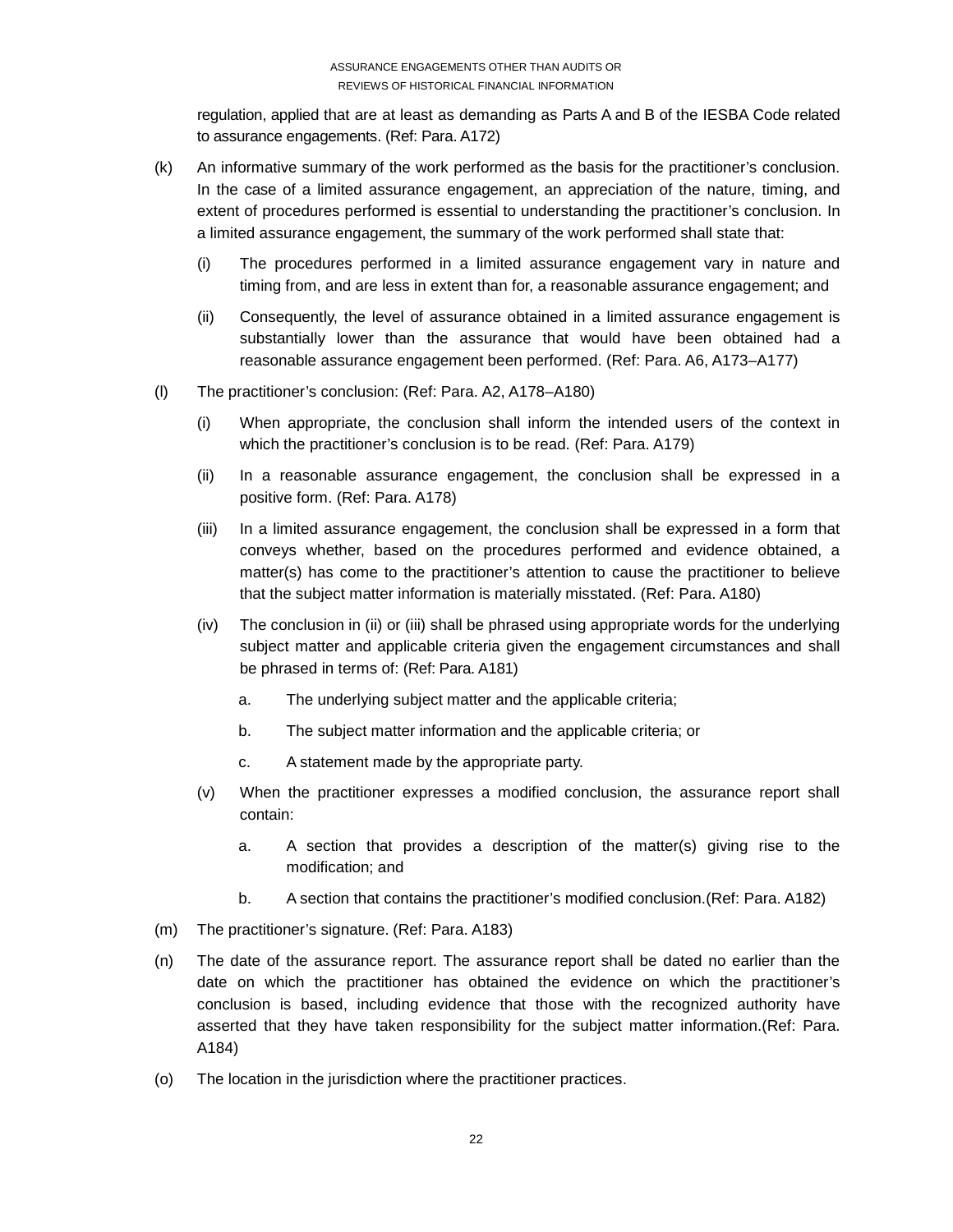regulation, applied that are at least as demanding as Parts A and B of the IESBA Code related to assurance engagements. (Ref: Para. A172)

(k) An informative summary of the work performed as the basis for the practitioner's conclusion. In the case of a limited assurance engagement, an appreciation of the nature, timing, and extent of procedures performed is essential to understanding the practitioner's conclusion. In a limited assurance engagement, the summary of the work performed shall state that:

  (i) The procedures performed in a limited assurance engagement vary in nature and timing from, and are less in extent than for, a reasonable assurance engagement; and

  (ii) Consequently, the level of assurance obtained in a limited assurance engagement is substantially lower than the assurance that would have been obtained had a reasonable assurance engagement been performed. (Ref: Para. A6, A173–A177)

(l) The practitioner's conclusion: (Ref: Para. A2, A178–A180)

  (i) When appropriate, the conclusion shall inform the intended users of the context in which the practitioner's conclusion is to be read. (Ref: Para. A179)

  (ii) In a reasonable assurance engagement, the conclusion shall be expressed in a positive form. (Ref: Para. A178)

  (iii) In a limited assurance engagement, the conclusion shall be expressed in a form that conveys whether, based on the procedures performed and evidence obtained, a matter(s) has come to the practitioner's attention to cause the practitioner to believe that the subject matter information is materially misstated. (Ref: Para. A180)

  (iv) The conclusion in (ii) or (iii) shall be phrased using appropriate words for the underlying subject matter and applicable criteria given the engagement circumstances and shall be phrased in terms of: (Ref: Para. A181)

    a. The underlying subject matter and the applicable criteria;

    b. The subject matter information and the applicable criteria; or

    c. A statement made by the appropriate party.

  (v) When the practitioner expresses a modified conclusion, the assurance report shall contain:

    a. A section that provides a description of the matter(s) giving rise to the modification; and

    b. A section that contains the practitioner's modified conclusion.(Ref: Para. A182)

(m) The practitioner's signature. (Ref: Para. A183)

(n) The date of the assurance report. The assurance report shall be dated no earlier than the date on which the practitioner has obtained the evidence on which the practitioner's conclusion is based, including evidence that those with the recognized authority have asserted that they have taken responsibility for the subject matter information.(Ref: Para. A184)

(o) The location in the jurisdiction where the practitioner practices.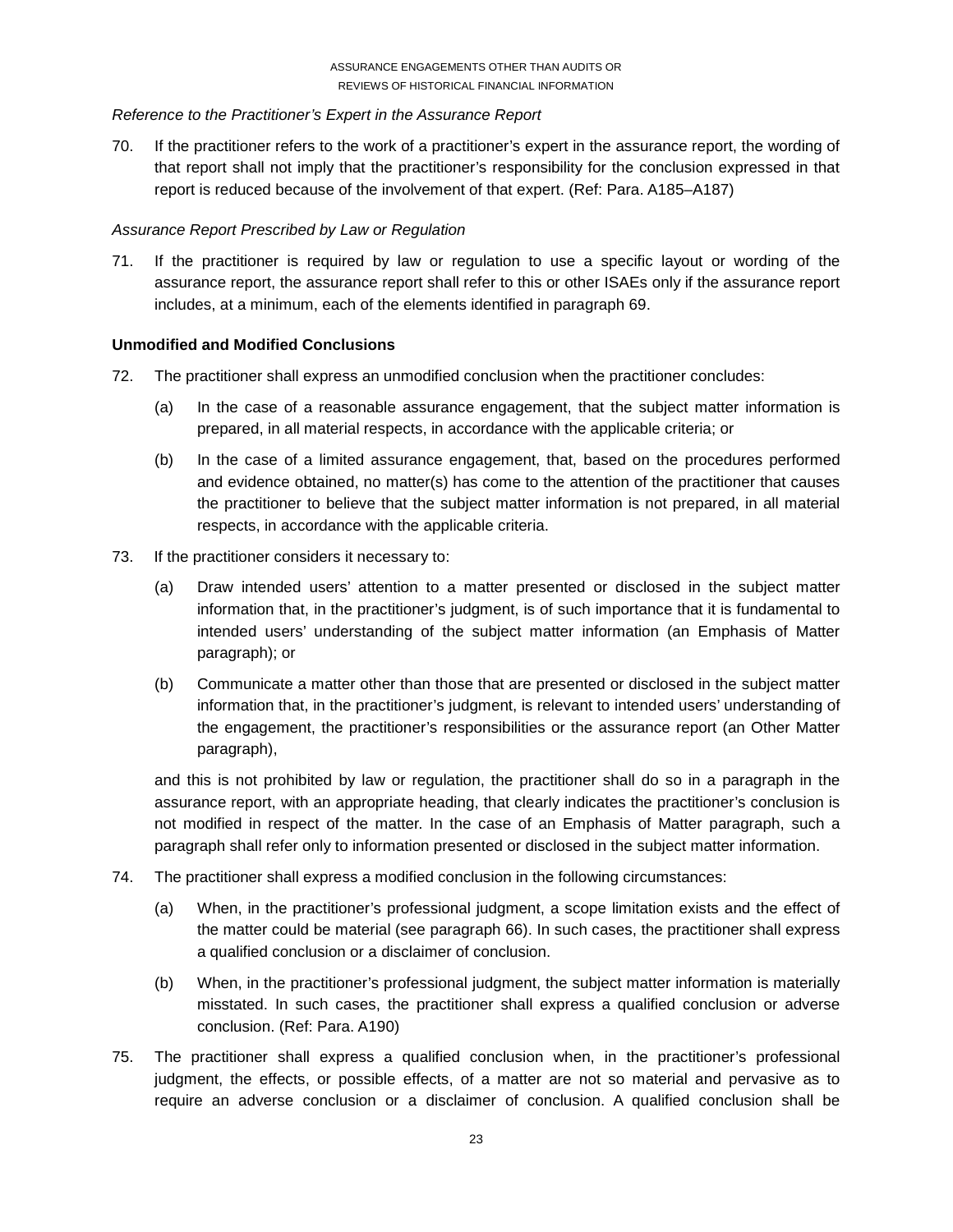*Reference to the Practitioner's Expert in the Assurance Report*

70. If the practitioner refers to the work of a practitioner's expert in the assurance report, the wording of that report shall not imply that the practitioner's responsibility for the conclusion expressed in that report is reduced because of the involvement of that expert. (Ref: Para. A185–A187)

*Assurance Report Prescribed by Law or Regulation*

71. If the practitioner is required by law or regulation to use a specific layout or wording of the assurance report, the assurance report shall refer to this or other ISAEs only if the assurance report includes, at a minimum, each of the elements identified in paragraph 69.

**Unmodified and Modified Conclusions**

72. The practitioner shall express an unmodified conclusion when the practitioner concludes:

    (a) In the case of a reasonable assurance engagement, that the subject matter information is prepared, in all material respects, in accordance with the applicable criteria; or

    (b) In the case of a limited assurance engagement, that, based on the procedures performed and evidence obtained, no matter(s) has come to the attention of the practitioner that causes the practitioner to believe that the subject matter information is not prepared, in all material respects, in accordance with the applicable criteria.

73. If the practitioner considers it necessary to:

    (a) Draw intended users' attention to a matter presented or disclosed in the subject matter information that, in the practitioner's judgment, is of such importance that it is fundamental to intended users' understanding of the subject matter information (an Emphasis of Matter paragraph); or

    (b) Communicate a matter other than those that are presented or disclosed in the subject matter information that, in the practitioner's judgment, is relevant to intended users' understanding of the engagement, the practitioner's responsibilities or the assurance report (an Other Matter paragraph),

    and this is not prohibited by law or regulation, the practitioner shall do so in a paragraph in the assurance report, with an appropriate heading, that clearly indicates the practitioner's conclusion is not modified in respect of the matter. In the case of an Emphasis of Matter paragraph, such a paragraph shall refer only to information presented or disclosed in the subject matter information.

74. The practitioner shall express a modified conclusion in the following circumstances:

    (a) When, in the practitioner's professional judgment, a scope limitation exists and the effect of the matter could be material (see paragraph 66). In such cases, the practitioner shall express a qualified conclusion or a disclaimer of conclusion.

    (b) When, in the practitioner's professional judgment, the subject matter information is materially misstated. In such cases, the practitioner shall express a qualified conclusion or adverse conclusion. (Ref: Para. A190)

75. The practitioner shall express a qualified conclusion when, in the practitioner's professional judgment, the effects, or possible effects, of a matter are not so material and pervasive as to require an adverse conclusion or a disclaimer of conclusion. A qualified conclusion shall be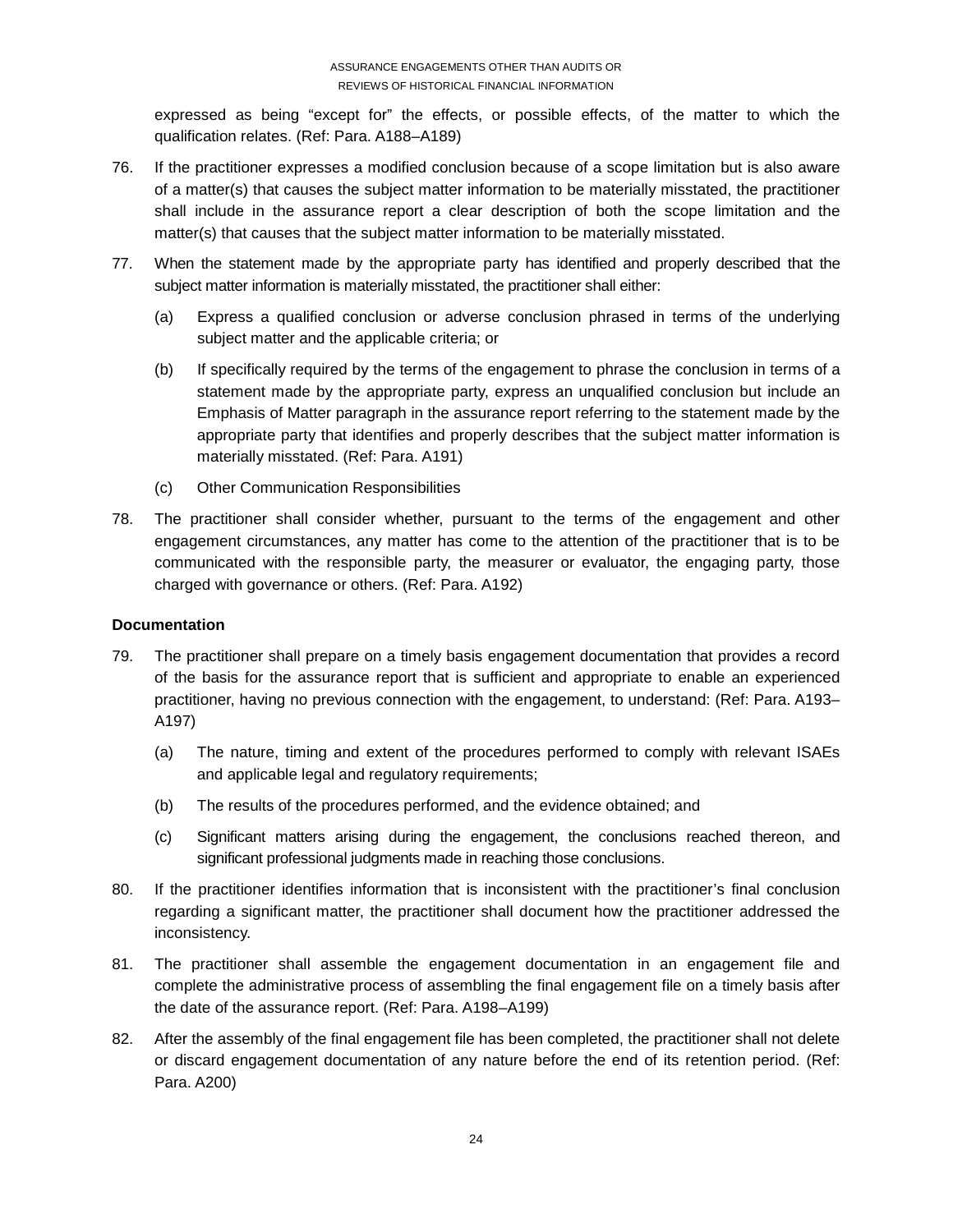expressed as being "except for" the effects, or possible effects, of the matter to which the qualification relates. (Ref: Para. A188–A189)

76. If the practitioner expresses a modified conclusion because of a scope limitation but is also aware of a matter(s) that causes the subject matter information to be materially misstated, the practitioner shall include in the assurance report a clear description of both the scope limitation and the matter(s) that causes that the subject matter information to be materially misstated.

77. When the statement made by the appropriate party has identified and properly described that the subject matter information is materially misstated, the practitioner shall either:

    (a) Express a qualified conclusion or adverse conclusion phrased in terms of the underlying subject matter and the applicable criteria; or

    (b) If specifically required by the terms of the engagement to phrase the conclusion in terms of a statement made by the appropriate party, express an unqualified conclusion but include an Emphasis of Matter paragraph in the assurance report referring to the statement made by the appropriate party that identifies and properly describes that the subject matter information is materially misstated. (Ref: Para. A191)

    (c) Other Communication Responsibilities

78. The practitioner shall consider whether, pursuant to the terms of the engagement and other engagement circumstances, any matter has come to the attention of the practitioner that is to be communicated with the responsible party, the measurer or evaluator, the engaging party, those charged with governance or others. (Ref: Para. A192)

**Documentation**

79. The practitioner shall prepare on a timely basis engagement documentation that provides a record of the basis for the assurance report that is sufficient and appropriate to enable an experienced practitioner, having no previous connection with the engagement, to understand: (Ref: Para. A193–A197)

    (a) The nature, timing and extent of the procedures performed to comply with relevant ISAEs and applicable legal and regulatory requirements;

    (b) The results of the procedures performed, and the evidence obtained; and

    (c) Significant matters arising during the engagement, the conclusions reached thereon, and significant professional judgments made in reaching those conclusions.

80. If the practitioner identifies information that is inconsistent with the practitioner's final conclusion regarding a significant matter, the practitioner shall document how the practitioner addressed the inconsistency.

81. The practitioner shall assemble the engagement documentation in an engagement file and complete the administrative process of assembling the final engagement file on a timely basis after the date of the assurance report. (Ref: Para. A198–A199)

82. After the assembly of the final engagement file has been completed, the practitioner shall not delete or discard engagement documentation of any nature before the end of its retention period. (Ref: Para. A200)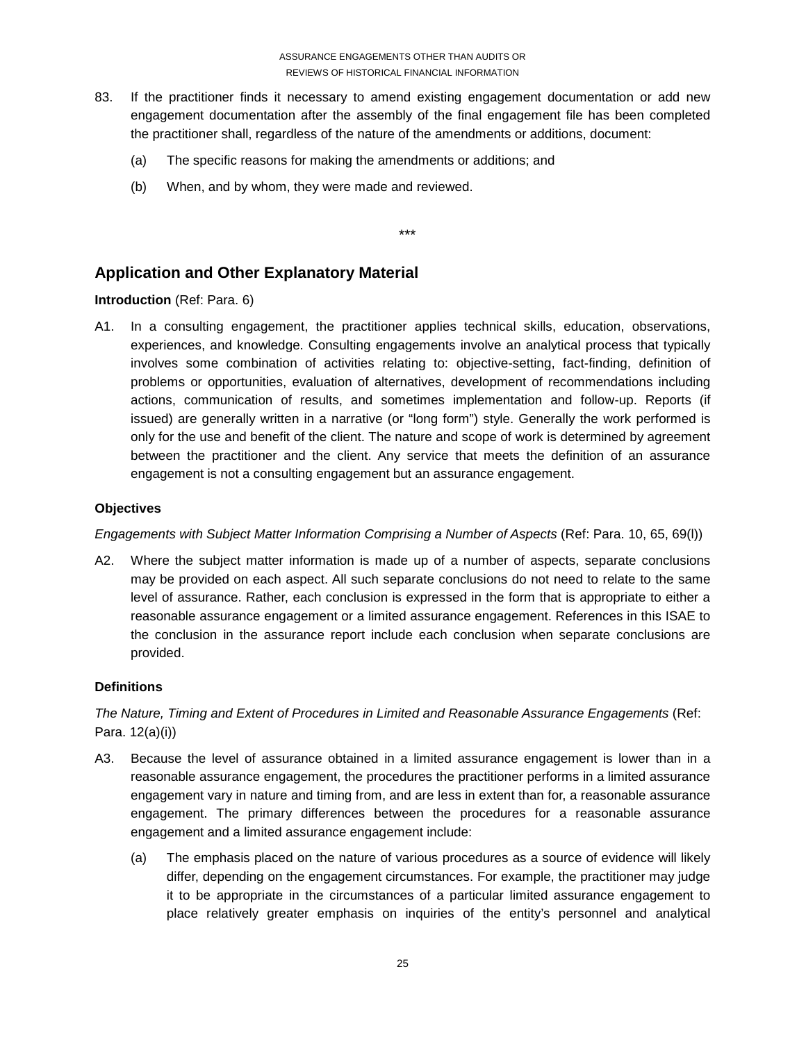83. If the practitioner finds it necessary to amend existing engagement documentation or add new engagement documentation after the assembly of the final engagement file has been completed the practitioner shall, regardless of the nature of the amendments or additions, document:

(a) The specific reasons for making the amendments or additions; and

(b) When, and by whom, they were made and reviewed.

***

## Application and Other Explanatory Material

**Introduction** (Ref: Para. 6)

A1. In a consulting engagement, the practitioner applies technical skills, education, observations, experiences, and knowledge. Consulting engagements involve an analytical process that typically involves some combination of activities relating to: objective-setting, fact-finding, definition of problems or opportunities, evaluation of alternatives, development of recommendations including actions, communication of results, and sometimes implementation and follow-up. Reports (if issued) are generally written in a narrative (or "long form") style. Generally the work performed is only for the use and benefit of the client. The nature and scope of work is determined by agreement between the practitioner and the client. Any service that meets the definition of an assurance engagement is not a consulting engagement but an assurance engagement.

**Objectives**

*Engagements with Subject Matter Information Comprising a Number of Aspects* (Ref: Para. 10, 65, 69(l))

A2. Where the subject matter information is made up of a number of aspects, separate conclusions may be provided on each aspect. All such separate conclusions do not need to relate to the same level of assurance. Rather, each conclusion is expressed in the form that is appropriate to either a reasonable assurance engagement or a limited assurance engagement. References in this ISAE to the conclusion in the assurance report include each conclusion when separate conclusions are provided.

**Definitions**

*The Nature, Timing and Extent of Procedures in Limited and Reasonable Assurance Engagements* (Ref: Para. 12(a)(i))

A3. Because the level of assurance obtained in a limited assurance engagement is lower than in a reasonable assurance engagement, the procedures the practitioner performs in a limited assurance engagement vary in nature and timing from, and are less in extent than for, a reasonable assurance engagement. The primary differences between the procedures for a reasonable assurance engagement and a limited assurance engagement include:

(a) The emphasis placed on the nature of various procedures as a source of evidence will likely differ, depending on the engagement circumstances. For example, the practitioner may judge it to be appropriate in the circumstances of a particular limited assurance engagement to place relatively greater emphasis on inquiries of the entity's personnel and analytical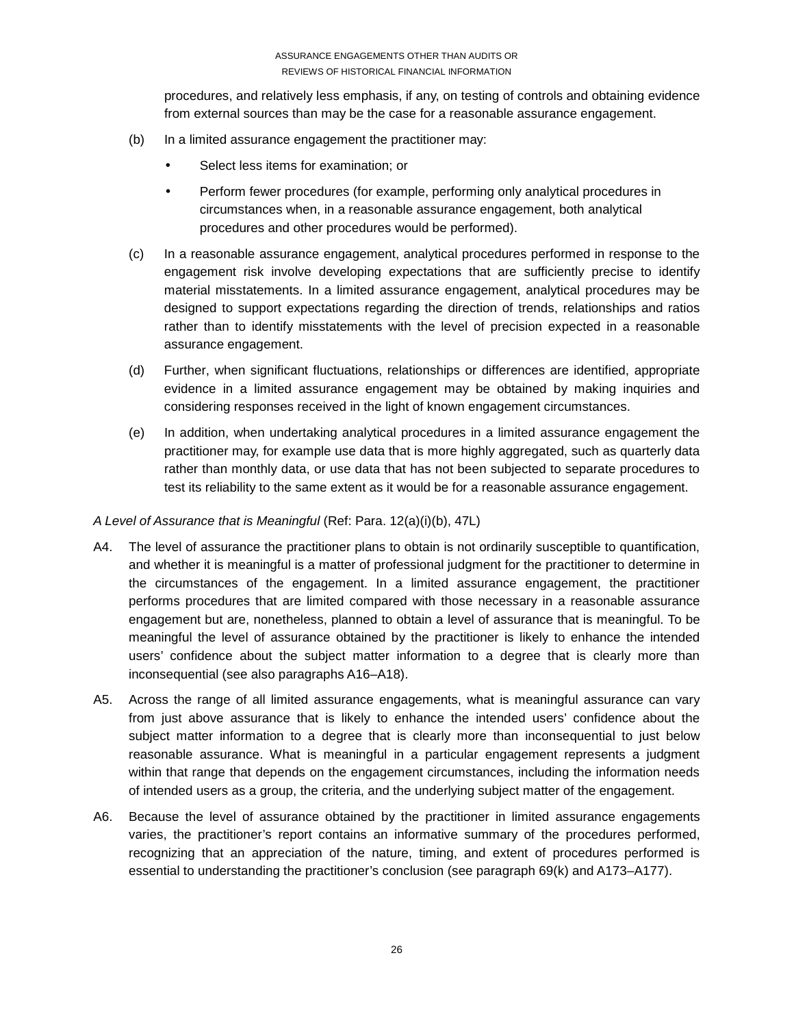procedures, and relatively less emphasis, if any, on testing of controls and obtaining evidence from external sources than may be the case for a reasonable assurance engagement.

(b) In a limited assurance engagement the practitioner may:

- Select less items for examination; or
- Perform fewer procedures (for example, performing only analytical procedures in circumstances when, in a reasonable assurance engagement, both analytical procedures and other procedures would be performed).

(c) In a reasonable assurance engagement, analytical procedures performed in response to the engagement risk involve developing expectations that are sufficiently precise to identify material misstatements. In a limited assurance engagement, analytical procedures may be designed to support expectations regarding the direction of trends, relationships and ratios rather than to identify misstatements with the level of precision expected in a reasonable assurance engagement.

(d) Further, when significant fluctuations, relationships or differences are identified, appropriate evidence in a limited assurance engagement may be obtained by making inquiries and considering responses received in the light of known engagement circumstances.

(e) In addition, when undertaking analytical procedures in a limited assurance engagement the practitioner may, for example use data that is more highly aggregated, such as quarterly data rather than monthly data, or use data that has not been subjected to separate procedures to test its reliability to the same extent as it would be for a reasonable assurance engagement.

*A Level of Assurance that is Meaningful* (Ref: Para. 12(a)(i)(b), 47L)

A4. The level of assurance the practitioner plans to obtain is not ordinarily susceptible to quantification, and whether it is meaningful is a matter of professional judgment for the practitioner to determine in the circumstances of the engagement. In a limited assurance engagement, the practitioner performs procedures that are limited compared with those necessary in a reasonable assurance engagement but are, nonetheless, planned to obtain a level of assurance that is meaningful. To be meaningful the level of assurance obtained by the practitioner is likely to enhance the intended users' confidence about the subject matter information to a degree that is clearly more than inconsequential (see also paragraphs A16–A18).

A5. Across the range of all limited assurance engagements, what is meaningful assurance can vary from just above assurance that is likely to enhance the intended users' confidence about the subject matter information to a degree that is clearly more than inconsequential to just below reasonable assurance. What is meaningful in a particular engagement represents a judgment within that range that depends on the engagement circumstances, including the information needs of intended users as a group, the criteria, and the underlying subject matter of the engagement.

A6. Because the level of assurance obtained by the practitioner in limited assurance engagements varies, the practitioner's report contains an informative summary of the procedures performed, recognizing that an appreciation of the nature, timing, and extent of procedures performed is essential to understanding the practitioner's conclusion (see paragraph 69(k) and A173–A177).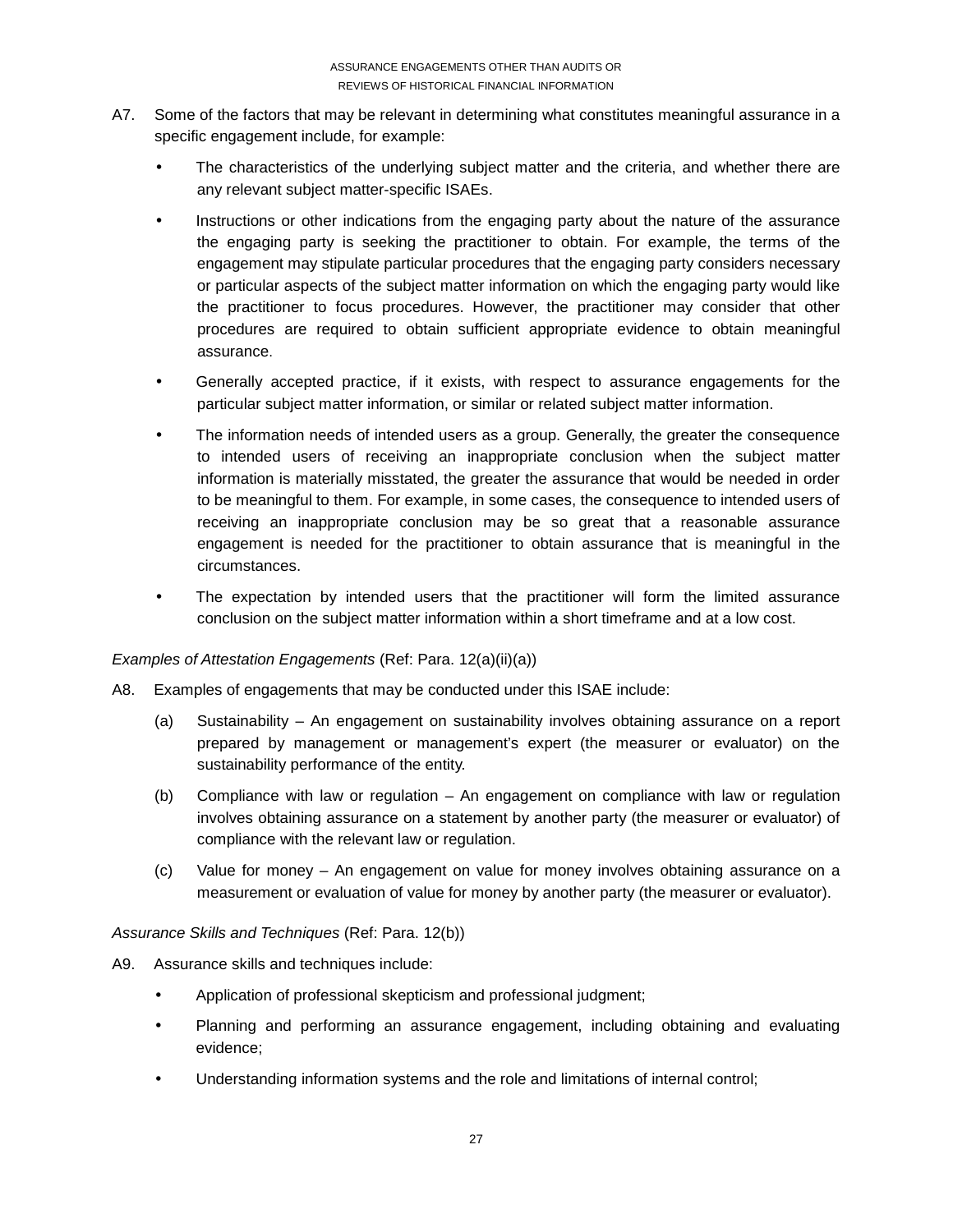A7. Some of the factors that may be relevant in determining what constitutes meaningful assurance in a specific engagement include, for example:

- The characteristics of the underlying subject matter and the criteria, and whether there are any relevant subject matter-specific ISAEs.
- Instructions or other indications from the engaging party about the nature of the assurance the engaging party is seeking the practitioner to obtain. For example, the terms of the engagement may stipulate particular procedures that the engaging party considers necessary or particular aspects of the subject matter information on which the engaging party would like the practitioner to focus procedures. However, the practitioner may consider that other procedures are required to obtain sufficient appropriate evidence to obtain meaningful assurance.
- Generally accepted practice, if it exists, with respect to assurance engagements for the particular subject matter information, or similar or related subject matter information.
- The information needs of intended users as a group. Generally, the greater the consequence to intended users of receiving an inappropriate conclusion when the subject matter information is materially misstated, the greater the assurance that would be needed in order to be meaningful to them. For example, in some cases, the consequence to intended users of receiving an inappropriate conclusion may be so great that a reasonable assurance engagement is needed for the practitioner to obtain assurance that is meaningful in the circumstances.
- The expectation by intended users that the practitioner will form the limited assurance conclusion on the subject matter information within a short timeframe and at a low cost.

*Examples of Attestation Engagements* (Ref: Para. 12(a)(ii)(a))

A8. Examples of engagements that may be conducted under this ISAE include:

(a) Sustainability – An engagement on sustainability involves obtaining assurance on a report prepared by management or management's expert (the measurer or evaluator) on the sustainability performance of the entity.

(b) Compliance with law or regulation – An engagement on compliance with law or regulation involves obtaining assurance on a statement by another party (the measurer or evaluator) of compliance with the relevant law or regulation.

(c) Value for money – An engagement on value for money involves obtaining assurance on a measurement or evaluation of value for money by another party (the measurer or evaluator).

*Assurance Skills and Techniques* (Ref: Para. 12(b))

A9. Assurance skills and techniques include:

- Application of professional skepticism and professional judgment;
- Planning and performing an assurance engagement, including obtaining and evaluating evidence;
- Understanding information systems and the role and limitations of internal control;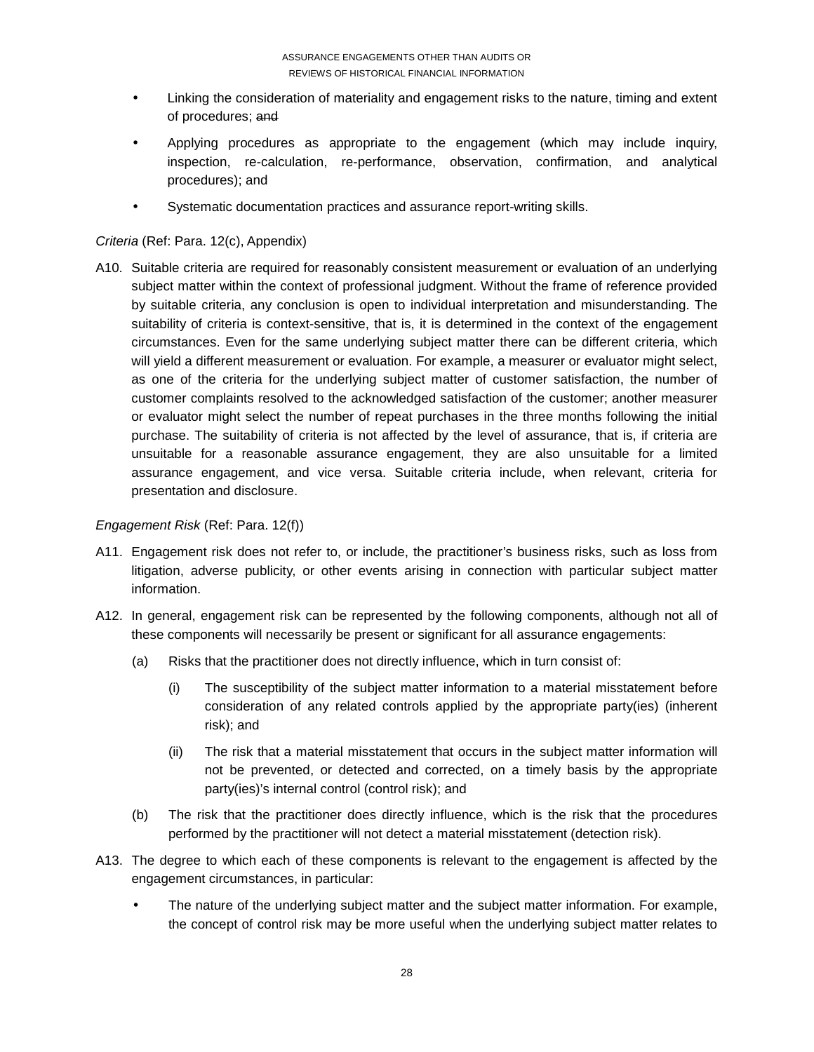- Linking the consideration of materiality and engagement risks to the nature, timing and extent of procedures; ~~and~~
- Applying procedures as appropriate to the engagement (which may include inquiry, inspection, re-calculation, re-performance, observation, confirmation, and analytical procedures); and
- Systematic documentation practices and assurance report-writing skills.

*Criteria* (Ref: Para. 12(c), Appendix)

A10. Suitable criteria are required for reasonably consistent measurement or evaluation of an underlying subject matter within the context of professional judgment. Without the frame of reference provided by suitable criteria, any conclusion is open to individual interpretation and misunderstanding. The suitability of criteria is context-sensitive, that is, it is determined in the context of the engagement circumstances. Even for the same underlying subject matter there can be different criteria, which will yield a different measurement or evaluation. For example, a measurer or evaluator might select, as one of the criteria for the underlying subject matter of customer satisfaction, the number of customer complaints resolved to the acknowledged satisfaction of the customer; another measurer or evaluator might select the number of repeat purchases in the three months following the initial purchase. The suitability of criteria is not affected by the level of assurance, that is, if criteria are unsuitable for a reasonable assurance engagement, they are also unsuitable for a limited assurance engagement, and vice versa. Suitable criteria include, when relevant, criteria for presentation and disclosure.

*Engagement Risk* (Ref: Para. 12(f))

A11. Engagement risk does not refer to, or include, the practitioner's business risks, such as loss from litigation, adverse publicity, or other events arising in connection with particular subject matter information.

A12. In general, engagement risk can be represented by the following components, although not all of these components will necessarily be present or significant for all assurance engagements:

(a) Risks that the practitioner does not directly influence, which in turn consist of:

  (i) The susceptibility of the subject matter information to a material misstatement before consideration of any related controls applied by the appropriate party(ies) (inherent risk); and

  (ii) The risk that a material misstatement that occurs in the subject matter information will not be prevented, or detected and corrected, on a timely basis by the appropriate party(ies)'s internal control (control risk); and

(b) The risk that the practitioner does directly influence, which is the risk that the procedures performed by the practitioner will not detect a material misstatement (detection risk).

A13. The degree to which each of these components is relevant to the engagement is affected by the engagement circumstances, in particular:

- The nature of the underlying subject matter and the subject matter information. For example, the concept of control risk may be more useful when the underlying subject matter relates to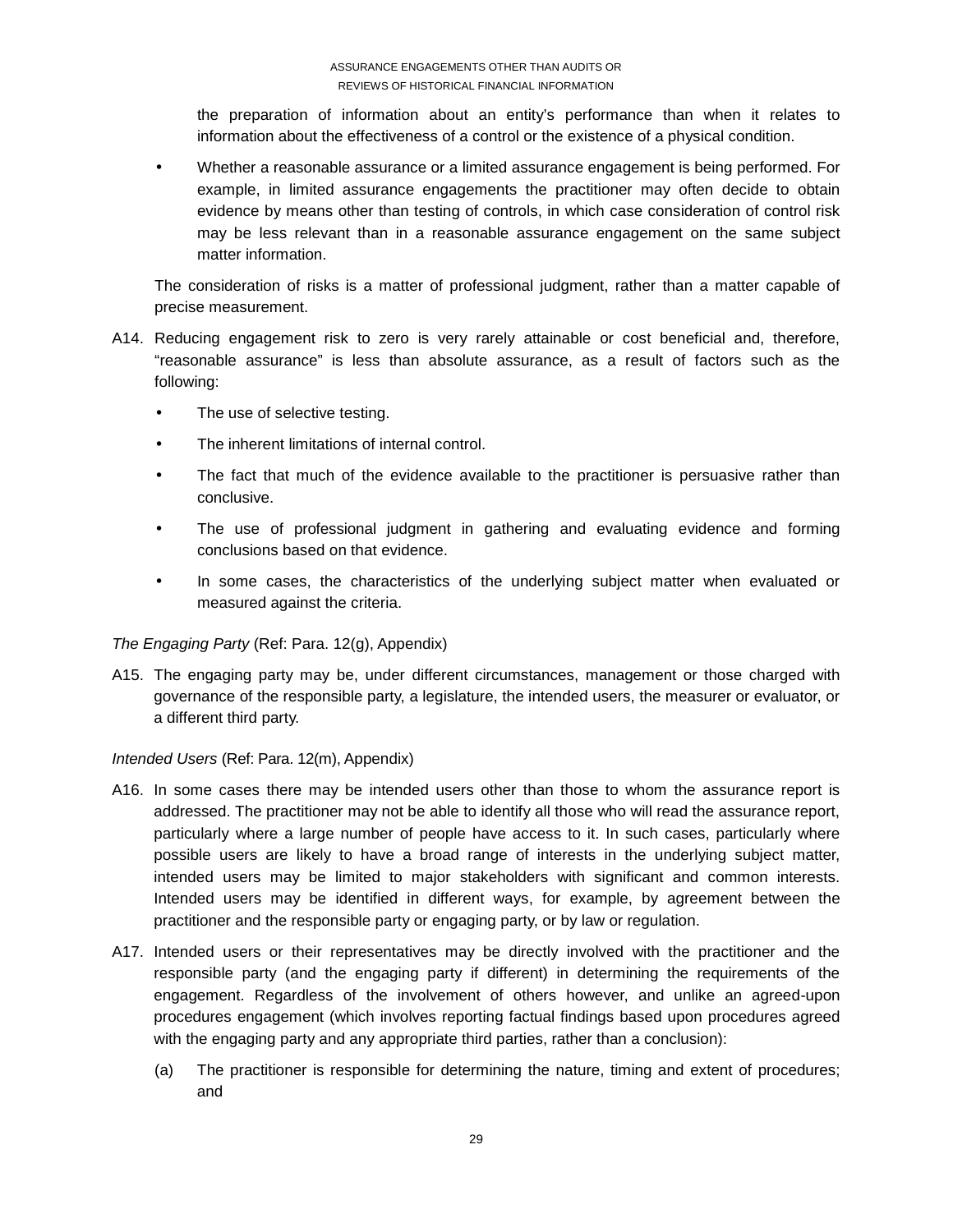the preparation of information about an entity's performance than when it relates to information about the effectiveness of a control or the existence of a physical condition.

- Whether a reasonable assurance or a limited assurance engagement is being performed. For example, in limited assurance engagements the practitioner may often decide to obtain evidence by means other than testing of controls, in which case consideration of control risk may be less relevant than in a reasonable assurance engagement on the same subject matter information.

The consideration of risks is a matter of professional judgment, rather than a matter capable of precise measurement.

A14. Reducing engagement risk to zero is very rarely attainable or cost beneficial and, therefore, "reasonable assurance" is less than absolute assurance, as a result of factors such as the following:

- The use of selective testing.
- The inherent limitations of internal control.
- The fact that much of the evidence available to the practitioner is persuasive rather than conclusive.
- The use of professional judgment in gathering and evaluating evidence and forming conclusions based on that evidence.
- In some cases, the characteristics of the underlying subject matter when evaluated or measured against the criteria.

*The Engaging Party* (Ref: Para. 12(g), Appendix)

A15. The engaging party may be, under different circumstances, management or those charged with governance of the responsible party, a legislature, the intended users, the measurer or evaluator, or a different third party.

*Intended Users* (Ref: Para. 12(m), Appendix)

A16. In some cases there may be intended users other than those to whom the assurance report is addressed. The practitioner may not be able to identify all those who will read the assurance report, particularly where a large number of people have access to it. In such cases, particularly where possible users are likely to have a broad range of interests in the underlying subject matter, intended users may be limited to major stakeholders with significant and common interests. Intended users may be identified in different ways, for example, by agreement between the practitioner and the responsible party or engaging party, or by law or regulation.

A17. Intended users or their representatives may be directly involved with the practitioner and the responsible party (and the engaging party if different) in determining the requirements of the engagement. Regardless of the involvement of others however, and unlike an agreed-upon procedures engagement (which involves reporting factual findings based upon procedures agreed with the engaging party and any appropriate third parties, rather than a conclusion):

(a) The practitioner is responsible for determining the nature, timing and extent of procedures; and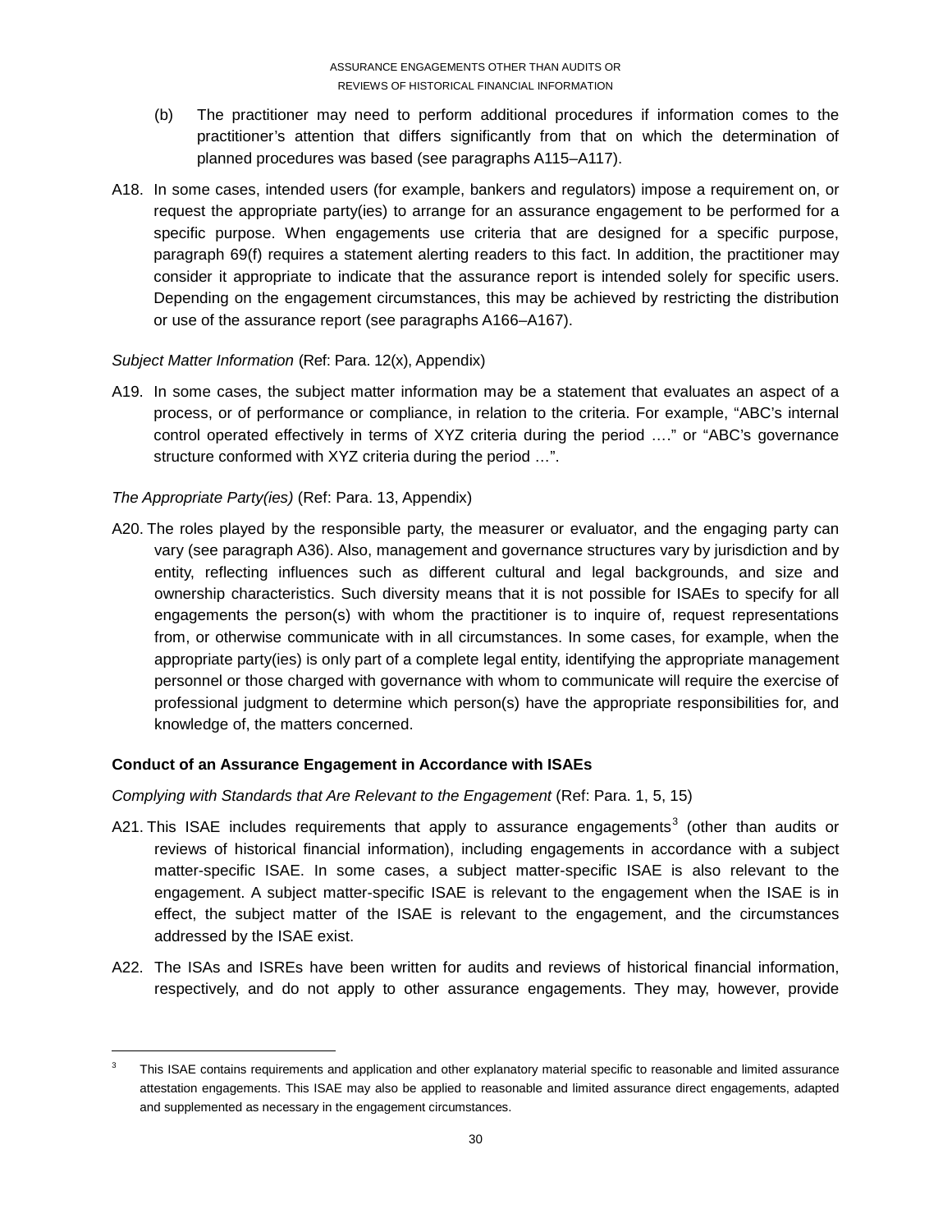(b) The practitioner may need to perform additional procedures if information comes to the practitioner's attention that differs significantly from that on which the determination of planned procedures was based (see paragraphs A115–A117).

A18. In some cases, intended users (for example, bankers and regulators) impose a requirement on, or request the appropriate party(ies) to arrange for an assurance engagement to be performed for a specific purpose. When engagements use criteria that are designed for a specific purpose, paragraph 69(f) requires a statement alerting readers to this fact. In addition, the practitioner may consider it appropriate to indicate that the assurance report is intended solely for specific users. Depending on the engagement circumstances, this may be achieved by restricting the distribution or use of the assurance report (see paragraphs A166–A167).

*Subject Matter Information* (Ref: Para. 12(x), Appendix)

A19. In some cases, the subject matter information may be a statement that evaluates an aspect of a process, or of performance or compliance, in relation to the criteria. For example, "ABC's internal control operated effectively in terms of XYZ criteria during the period …." or "ABC's governance structure conformed with XYZ criteria during the period …".

*The Appropriate Party(ies)* (Ref: Para. 13, Appendix)

A20. The roles played by the responsible party, the measurer or evaluator, and the engaging party can vary (see paragraph A36). Also, management and governance structures vary by jurisdiction and by entity, reflecting influences such as different cultural and legal backgrounds, and size and ownership characteristics. Such diversity means that it is not possible for ISAEs to specify for all engagements the person(s) with whom the practitioner is to inquire of, request representations from, or otherwise communicate with in all circumstances. In some cases, for example, when the appropriate party(ies) is only part of a complete legal entity, identifying the appropriate management personnel or those charged with governance with whom to communicate will require the exercise of professional judgment to determine which person(s) have the appropriate responsibilities for, and knowledge of, the matters concerned.

**Conduct of an Assurance Engagement in Accordance with ISAEs**

*Complying with Standards that Are Relevant to the Engagement* (Ref: Para. 1, 5, 15)

A21. This ISAE includes requirements that apply to assurance engagements[3] (other than audits or reviews of historical financial information), including engagements in accordance with a subject matter-specific ISAE. In some cases, a subject matter-specific ISAE is also relevant to the engagement. A subject matter-specific ISAE is relevant to the engagement when the ISAE is in effect, the subject matter of the ISAE is relevant to the engagement, and the circumstances addressed by the ISAE exist.

A22. The ISAs and ISREs have been written for audits and reviews of historical financial information, respectively, and do not apply to other assurance engagements. They may, however, provide

[3] This ISAE contains requirements and application and other explanatory material specific to reasonable and limited assurance attestation engagements. This ISAE may also be applied to reasonable and limited assurance direct engagements, adapted and supplemented as necessary in the engagement circumstances.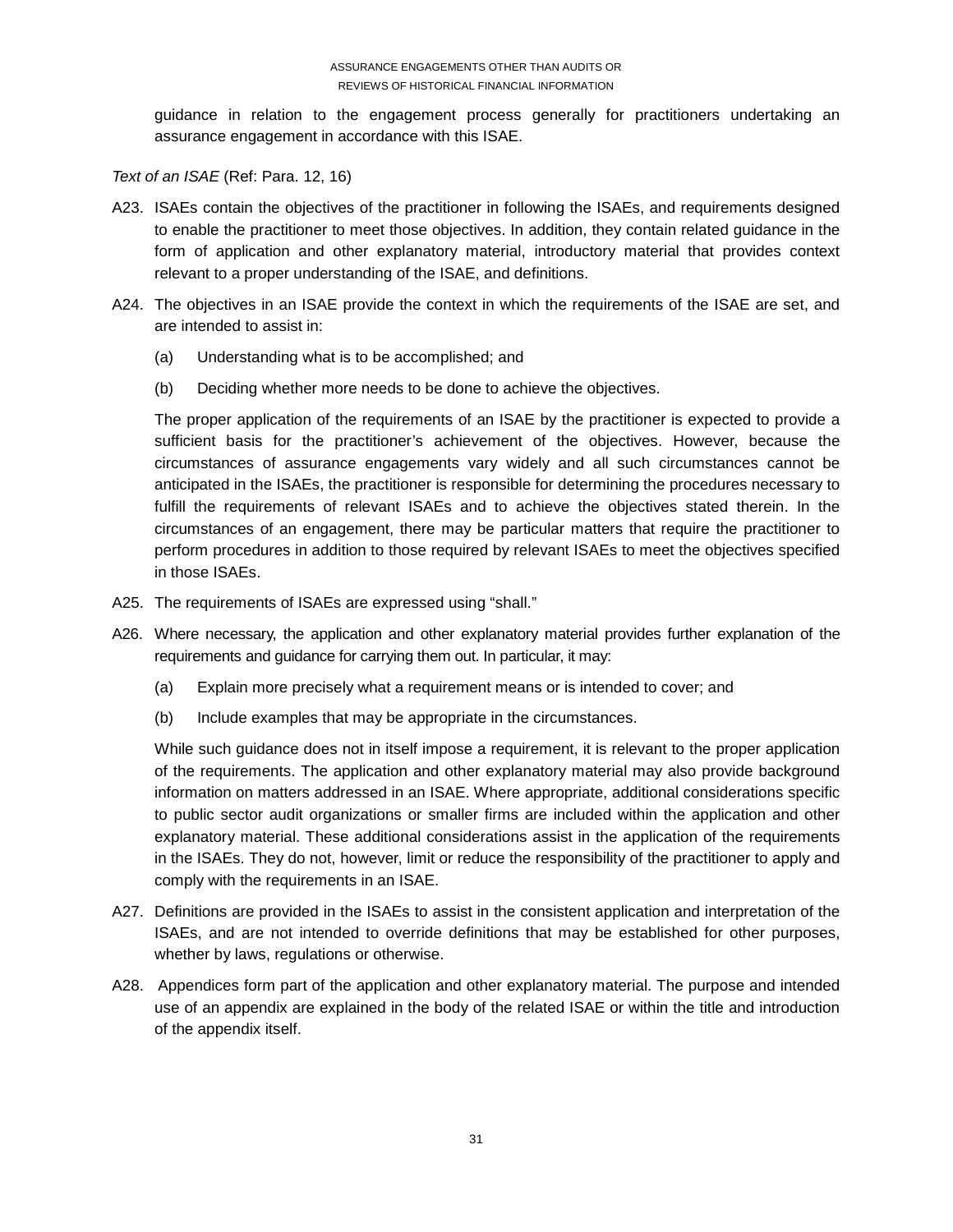guidance in relation to the engagement process generally for practitioners undertaking an assurance engagement in accordance with this ISAE.

*Text of an ISAE* (Ref: Para. 12, 16)

A23. ISAEs contain the objectives of the practitioner in following the ISAEs, and requirements designed to enable the practitioner to meet those objectives. In addition, they contain related guidance in the form of application and other explanatory material, introductory material that provides context relevant to a proper understanding of the ISAE, and definitions.

A24. The objectives in an ISAE provide the context in which the requirements of the ISAE are set, and are intended to assist in:

(a) Understanding what is to be accomplished; and

(b) Deciding whether more needs to be done to achieve the objectives.

The proper application of the requirements of an ISAE by the practitioner is expected to provide a sufficient basis for the practitioner's achievement of the objectives. However, because the circumstances of assurance engagements vary widely and all such circumstances cannot be anticipated in the ISAEs, the practitioner is responsible for determining the procedures necessary to fulfill the requirements of relevant ISAEs and to achieve the objectives stated therein. In the circumstances of an engagement, there may be particular matters that require the practitioner to perform procedures in addition to those required by relevant ISAEs to meet the objectives specified in those ISAEs.

A25. The requirements of ISAEs are expressed using "shall."

A26. Where necessary, the application and other explanatory material provides further explanation of the requirements and guidance for carrying them out. In particular, it may:

(a) Explain more precisely what a requirement means or is intended to cover; and

(b) Include examples that may be appropriate in the circumstances.

While such guidance does not in itself impose a requirement, it is relevant to the proper application of the requirements. The application and other explanatory material may also provide background information on matters addressed in an ISAE. Where appropriate, additional considerations specific to public sector audit organizations or smaller firms are included within the application and other explanatory material. These additional considerations assist in the application of the requirements in the ISAEs. They do not, however, limit or reduce the responsibility of the practitioner to apply and comply with the requirements in an ISAE.

A27. Definitions are provided in the ISAEs to assist in the consistent application and interpretation of the ISAEs, and are not intended to override definitions that may be established for other purposes, whether by laws, regulations or otherwise.

A28. Appendices form part of the application and other explanatory material. The purpose and intended use of an appendix are explained in the body of the related ISAE or within the title and introduction of the appendix itself.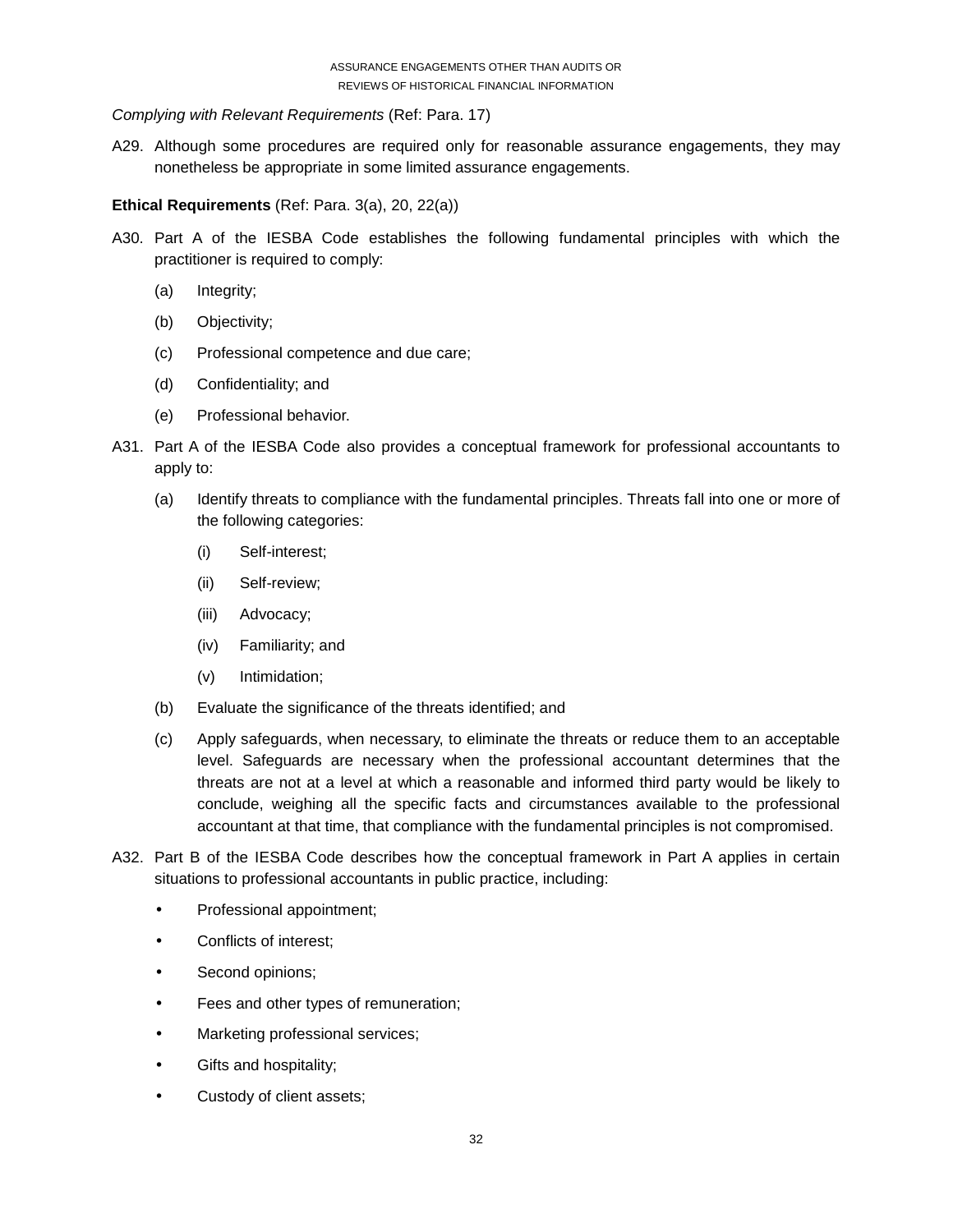*Complying with Relevant Requirements* (Ref: Para. 17)

A29. Although some procedures are required only for reasonable assurance engagements, they may nonetheless be appropriate in some limited assurance engagements.

**Ethical Requirements** (Ref: Para. 3(a), 20, 22(a))

A30. Part A of the IESBA Code establishes the following fundamental principles with which the practitioner is required to comply:

(a) Integrity;

(b) Objectivity;

(c) Professional competence and due care;

(d) Confidentiality; and

(e) Professional behavior.

A31. Part A of the IESBA Code also provides a conceptual framework for professional accountants to apply to:

(a) Identify threats to compliance with the fundamental principles. Threats fall into one or more of the following categories:

(i) Self-interest;

(ii) Self-review;

(iii) Advocacy;

(iv) Familiarity; and

(v) Intimidation;

(b) Evaluate the significance of the threats identified; and

(c) Apply safeguards, when necessary, to eliminate the threats or reduce them to an acceptable level. Safeguards are necessary when the professional accountant determines that the threats are not at a level at which a reasonable and informed third party would be likely to conclude, weighing all the specific facts and circumstances available to the professional accountant at that time, that compliance with the fundamental principles is not compromised.

A32. Part B of the IESBA Code describes how the conceptual framework in Part A applies in certain situations to professional accountants in public practice, including:

- Professional appointment;
- Conflicts of interest;
- Second opinions;
- Fees and other types of remuneration;
- Marketing professional services;
- Gifts and hospitality;
- Custody of client assets;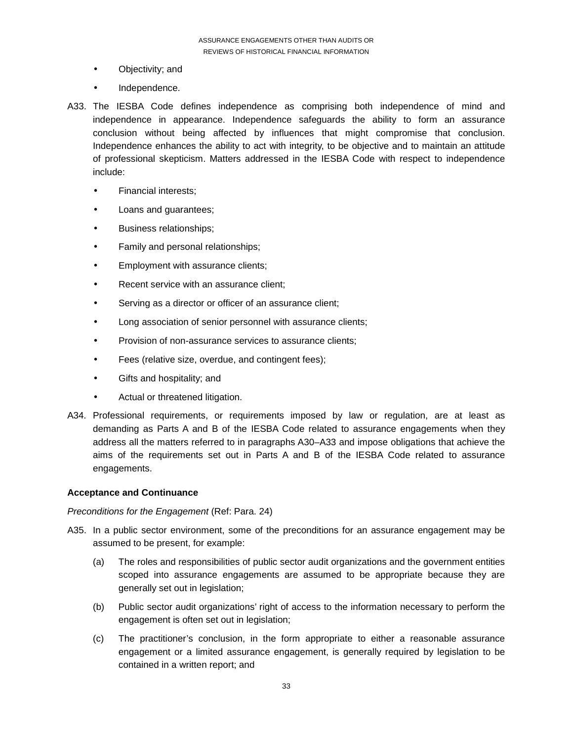- Objectivity; and
- Independence.

A33. The IESBA Code defines independence as comprising both independence of mind and independence in appearance. Independence safeguards the ability to form an assurance conclusion without being affected by influences that might compromise that conclusion. Independence enhances the ability to act with integrity, to be objective and to maintain an attitude of professional skepticism. Matters addressed in the IESBA Code with respect to independence include:

- Financial interests;
- Loans and guarantees;
- Business relationships;
- Family and personal relationships;
- Employment with assurance clients;
- Recent service with an assurance client;
- Serving as a director or officer of an assurance client;
- Long association of senior personnel with assurance clients;
- Provision of non-assurance services to assurance clients;
- Fees (relative size, overdue, and contingent fees);
- Gifts and hospitality; and
- Actual or threatened litigation.

A34. Professional requirements, or requirements imposed by law or regulation, are at least as demanding as Parts A and B of the IESBA Code related to assurance engagements when they address all the matters referred to in paragraphs A30–A33 and impose obligations that achieve the aims of the requirements set out in Parts A and B of the IESBA Code related to assurance engagements.

**Acceptance and Continuance**

*Preconditions for the Engagement* (Ref: Para. 24)

A35. In a public sector environment, some of the preconditions for an assurance engagement may be assumed to be present, for example:

(a) The roles and responsibilities of public sector audit organizations and the government entities scoped into assurance engagements are assumed to be appropriate because they are generally set out in legislation;

(b) Public sector audit organizations' right of access to the information necessary to perform the engagement is often set out in legislation;

(c) The practitioner's conclusion, in the form appropriate to either a reasonable assurance engagement or a limited assurance engagement, is generally required by legislation to be contained in a written report; and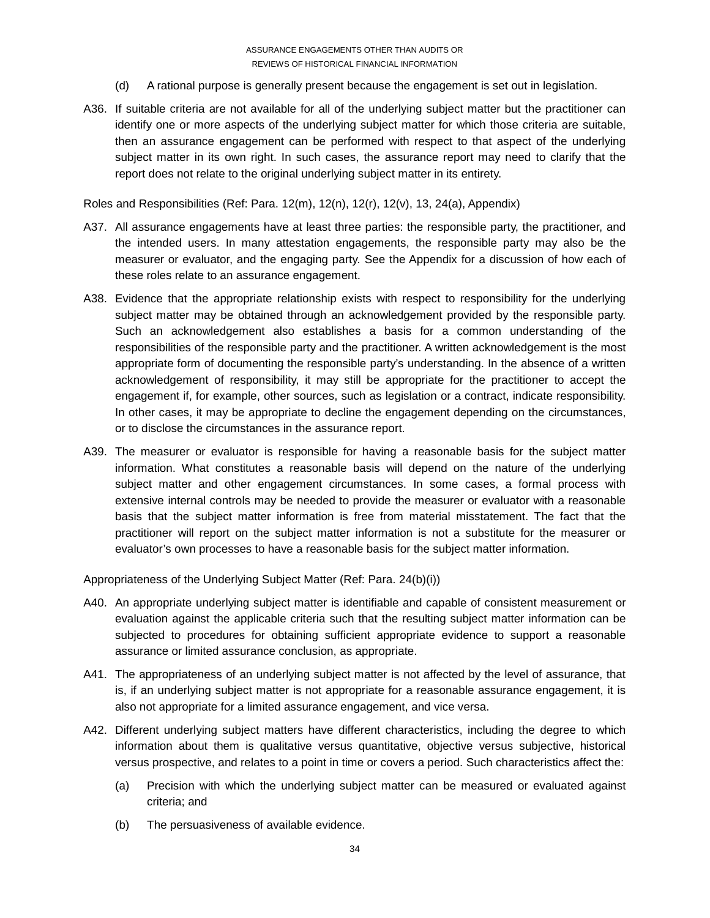(d) A rational purpose is generally present because the engagement is set out in legislation.

A36. If suitable criteria are not available for all of the underlying subject matter but the practitioner can identify one or more aspects of the underlying subject matter for which those criteria are suitable, then an assurance engagement can be performed with respect to that aspect of the underlying subject matter in its own right. In such cases, the assurance report may need to clarify that the report does not relate to the original underlying subject matter in its entirety.

Roles and Responsibilities (Ref: Para. 12(m), 12(n), 12(r), 12(v), 13, 24(a), Appendix)

A37. All assurance engagements have at least three parties: the responsible party, the practitioner, and the intended users. In many attestation engagements, the responsible party may also be the measurer or evaluator, and the engaging party. See the Appendix for a discussion of how each of these roles relate to an assurance engagement.

A38. Evidence that the appropriate relationship exists with respect to responsibility for the underlying subject matter may be obtained through an acknowledgement provided by the responsible party. Such an acknowledgement also establishes a basis for a common understanding of the responsibilities of the responsible party and the practitioner. A written acknowledgement is the most appropriate form of documenting the responsible party's understanding. In the absence of a written acknowledgement of responsibility, it may still be appropriate for the practitioner to accept the engagement if, for example, other sources, such as legislation or a contract, indicate responsibility. In other cases, it may be appropriate to decline the engagement depending on the circumstances, or to disclose the circumstances in the assurance report.

A39. The measurer or evaluator is responsible for having a reasonable basis for the subject matter information. What constitutes a reasonable basis will depend on the nature of the underlying subject matter and other engagement circumstances. In some cases, a formal process with extensive internal controls may be needed to provide the measurer or evaluator with a reasonable basis that the subject matter information is free from material misstatement. The fact that the practitioner will report on the subject matter information is not a substitute for the measurer or evaluator's own processes to have a reasonable basis for the subject matter information.

Appropriateness of the Underlying Subject Matter (Ref: Para. 24(b)(i))

A40. An appropriate underlying subject matter is identifiable and capable of consistent measurement or evaluation against the applicable criteria such that the resulting subject matter information can be subjected to procedures for obtaining sufficient appropriate evidence to support a reasonable assurance or limited assurance conclusion, as appropriate.

A41. The appropriateness of an underlying subject matter is not affected by the level of assurance, that is, if an underlying subject matter is not appropriate for a reasonable assurance engagement, it is also not appropriate for a limited assurance engagement, and vice versa.

A42. Different underlying subject matters have different characteristics, including the degree to which information about them is qualitative versus quantitative, objective versus subjective, historical versus prospective, and relates to a point in time or covers a period. Such characteristics affect the:

(a) Precision with which the underlying subject matter can be measured or evaluated against criteria; and

(b) The persuasiveness of available evidence.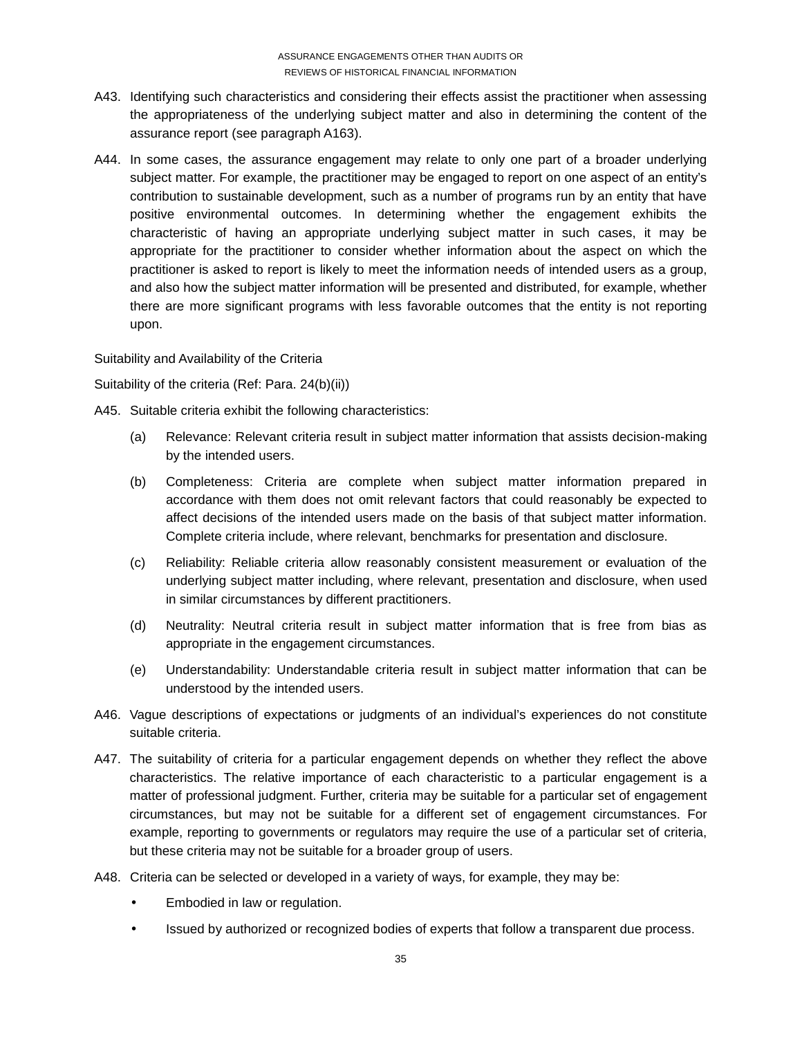A43. Identifying such characteristics and considering their effects assist the practitioner when assessing the appropriateness of the underlying subject matter and also in determining the content of the assurance report (see paragraph A163).

A44. In some cases, the assurance engagement may relate to only one part of a broader underlying subject matter. For example, the practitioner may be engaged to report on one aspect of an entity's contribution to sustainable development, such as a number of programs run by an entity that have positive environmental outcomes. In determining whether the engagement exhibits the characteristic of having an appropriate underlying subject matter in such cases, it may be appropriate for the practitioner to consider whether information about the aspect on which the practitioner is asked to report is likely to meet the information needs of intended users as a group, and also how the subject matter information will be presented and distributed, for example, whether there are more significant programs with less favorable outcomes that the entity is not reporting upon.

Suitability and Availability of the Criteria

Suitability of the criteria (Ref: Para. 24(b)(ii))

A45. Suitable criteria exhibit the following characteristics:

(a) Relevance: Relevant criteria result in subject matter information that assists decision-making by the intended users.

(b) Completeness: Criteria are complete when subject matter information prepared in accordance with them does not omit relevant factors that could reasonably be expected to affect decisions of the intended users made on the basis of that subject matter information. Complete criteria include, where relevant, benchmarks for presentation and disclosure.

(c) Reliability: Reliable criteria allow reasonably consistent measurement or evaluation of the underlying subject matter including, where relevant, presentation and disclosure, when used in similar circumstances by different practitioners.

(d) Neutrality: Neutral criteria result in subject matter information that is free from bias as appropriate in the engagement circumstances.

(e) Understandability: Understandable criteria result in subject matter information that can be understood by the intended users.

A46. Vague descriptions of expectations or judgments of an individual's experiences do not constitute suitable criteria.

A47. The suitability of criteria for a particular engagement depends on whether they reflect the above characteristics. The relative importance of each characteristic to a particular engagement is a matter of professional judgment. Further, criteria may be suitable for a particular set of engagement circumstances, but may not be suitable for a different set of engagement circumstances. For example, reporting to governments or regulators may require the use of a particular set of criteria, but these criteria may not be suitable for a broader group of users.

A48. Criteria can be selected or developed in a variety of ways, for example, they may be:

- Embodied in law or regulation.
- Issued by authorized or recognized bodies of experts that follow a transparent due process.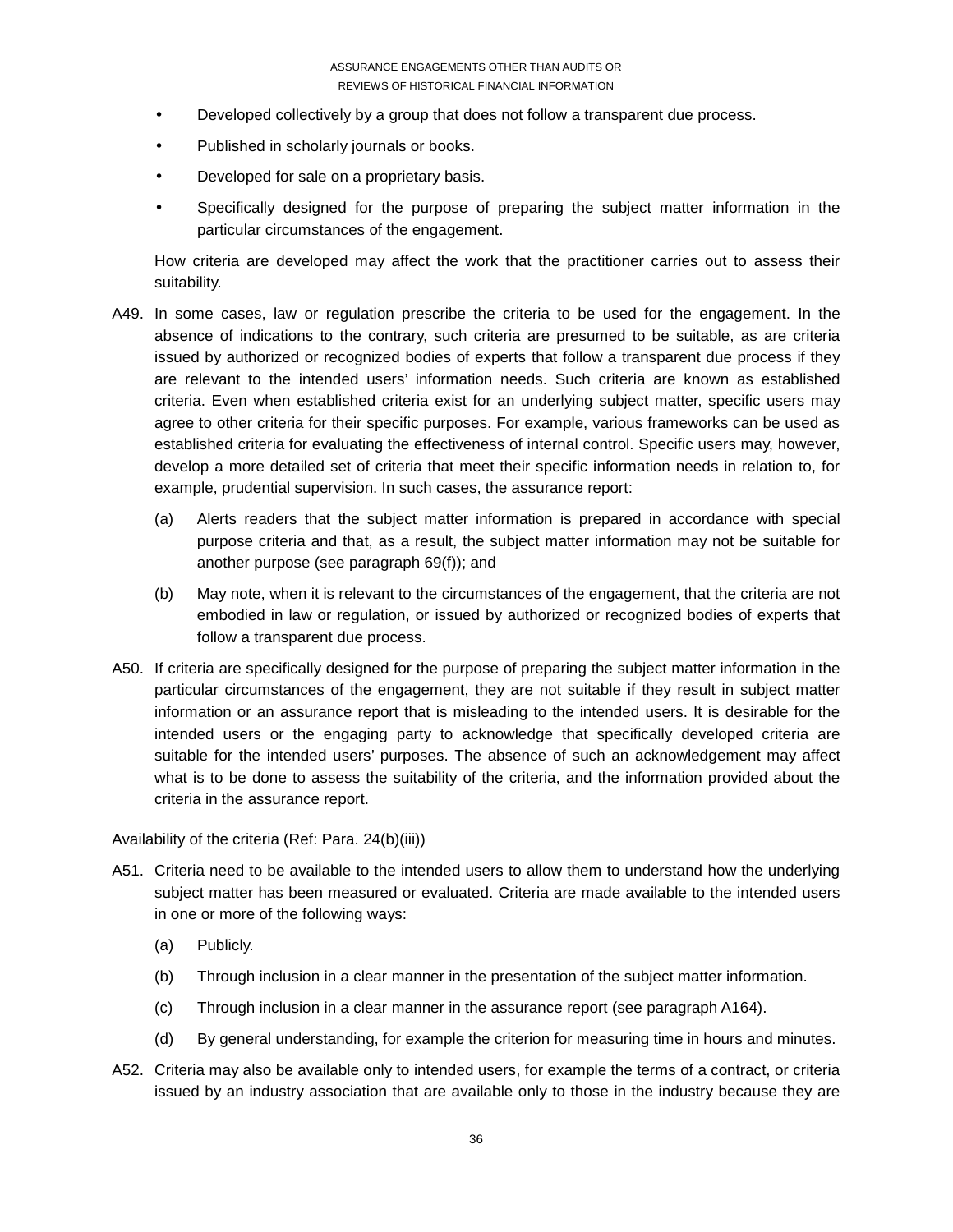- Developed collectively by a group that does not follow a transparent due process.
- Published in scholarly journals or books.
- Developed for sale on a proprietary basis.
- Specifically designed for the purpose of preparing the subject matter information in the particular circumstances of the engagement.

How criteria are developed may affect the work that the practitioner carries out to assess their suitability.

A49. In some cases, law or regulation prescribe the criteria to be used for the engagement. In the absence of indications to the contrary, such criteria are presumed to be suitable, as are criteria issued by authorized or recognized bodies of experts that follow a transparent due process if they are relevant to the intended users' information needs. Such criteria are known as established criteria. Even when established criteria exist for an underlying subject matter, specific users may agree to other criteria for their specific purposes. For example, various frameworks can be used as established criteria for evaluating the effectiveness of internal control. Specific users may, however, develop a more detailed set of criteria that meet their specific information needs in relation to, for example, prudential supervision. In such cases, the assurance report:

(a) Alerts readers that the subject matter information is prepared in accordance with special purpose criteria and that, as a result, the subject matter information may not be suitable for another purpose (see paragraph 69(f)); and

(b) May note, when it is relevant to the circumstances of the engagement, that the criteria are not embodied in law or regulation, or issued by authorized or recognized bodies of experts that follow a transparent due process.

A50. If criteria are specifically designed for the purpose of preparing the subject matter information in the particular circumstances of the engagement, they are not suitable if they result in subject matter information or an assurance report that is misleading to the intended users. It is desirable for the intended users or the engaging party to acknowledge that specifically developed criteria are suitable for the intended users' purposes. The absence of such an acknowledgement may affect what is to be done to assess the suitability of the criteria, and the information provided about the criteria in the assurance report.

Availability of the criteria (Ref: Para. 24(b)(iii))

A51. Criteria need to be available to the intended users to allow them to understand how the underlying subject matter has been measured or evaluated. Criteria are made available to the intended users in one or more of the following ways:

(a) Publicly.

(b) Through inclusion in a clear manner in the presentation of the subject matter information.

(c) Through inclusion in a clear manner in the assurance report (see paragraph A164).

(d) By general understanding, for example the criterion for measuring time in hours and minutes.

A52. Criteria may also be available only to intended users, for example the terms of a contract, or criteria issued by an industry association that are available only to those in the industry because they are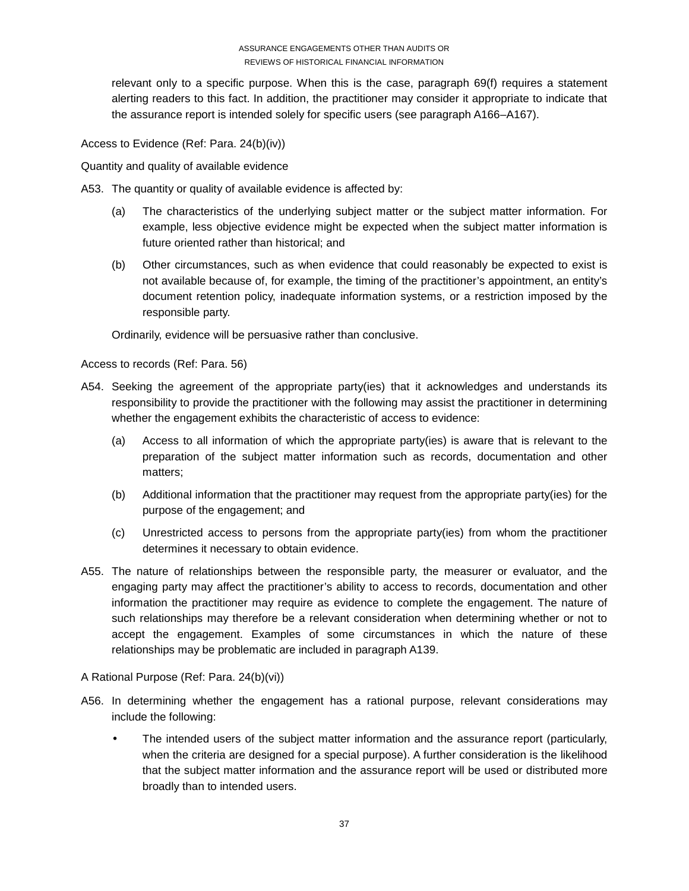relevant only to a specific purpose. When this is the case, paragraph 69(f) requires a statement alerting readers to this fact. In addition, the practitioner may consider it appropriate to indicate that the assurance report is intended solely for specific users (see paragraph A166–A167).

Access to Evidence (Ref: Para. 24(b)(iv))

Quantity and quality of available evidence

A53. The quantity or quality of available evidence is affected by:

(a) The characteristics of the underlying subject matter or the subject matter information. For example, less objective evidence might be expected when the subject matter information is future oriented rather than historical; and

(b) Other circumstances, such as when evidence that could reasonably be expected to exist is not available because of, for example, the timing of the practitioner's appointment, an entity's document retention policy, inadequate information systems, or a restriction imposed by the responsible party.

Ordinarily, evidence will be persuasive rather than conclusive.

Access to records (Ref: Para. 56)

A54. Seeking the agreement of the appropriate party(ies) that it acknowledges and understands its responsibility to provide the practitioner with the following may assist the practitioner in determining whether the engagement exhibits the characteristic of access to evidence:

(a) Access to all information of which the appropriate party(ies) is aware that is relevant to the preparation of the subject matter information such as records, documentation and other matters;

(b) Additional information that the practitioner may request from the appropriate party(ies) for the purpose of the engagement; and

(c) Unrestricted access to persons from the appropriate party(ies) from whom the practitioner determines it necessary to obtain evidence.

A55. The nature of relationships between the responsible party, the measurer or evaluator, and the engaging party may affect the practitioner's ability to access to records, documentation and other information the practitioner may require as evidence to complete the engagement. The nature of such relationships may therefore be a relevant consideration when determining whether or not to accept the engagement. Examples of some circumstances in which the nature of these relationships may be problematic are included in paragraph A139.

A Rational Purpose (Ref: Para. 24(b)(vi))

A56. In determining whether the engagement has a rational purpose, relevant considerations may include the following:

- The intended users of the subject matter information and the assurance report (particularly, when the criteria are designed for a special purpose). A further consideration is the likelihood that the subject matter information and the assurance report will be used or distributed more broadly than to intended users.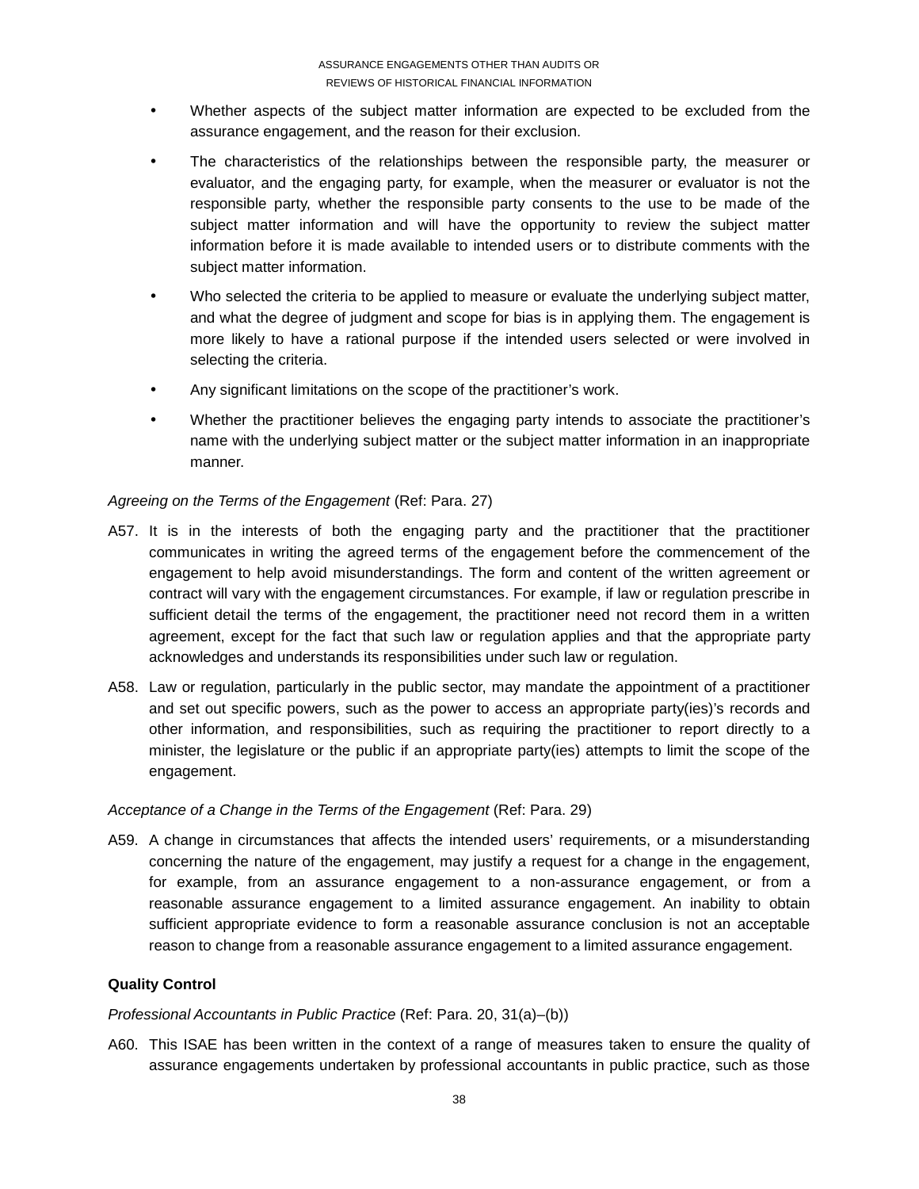- Whether aspects of the subject matter information are expected to be excluded from the assurance engagement, and the reason for their exclusion.
- The characteristics of the relationships between the responsible party, the measurer or evaluator, and the engaging party, for example, when the measurer or evaluator is not the responsible party, whether the responsible party consents to the use to be made of the subject matter information and will have the opportunity to review the subject matter information before it is made available to intended users or to distribute comments with the subject matter information.
- Who selected the criteria to be applied to measure or evaluate the underlying subject matter, and what the degree of judgment and scope for bias is in applying them. The engagement is more likely to have a rational purpose if the intended users selected or were involved in selecting the criteria.
- Any significant limitations on the scope of the practitioner's work.
- Whether the practitioner believes the engaging party intends to associate the practitioner's name with the underlying subject matter or the subject matter information in an inappropriate manner.

*Agreeing on the Terms of the Engagement* (Ref: Para. 27)

A57. It is in the interests of both the engaging party and the practitioner that the practitioner communicates in writing the agreed terms of the engagement before the commencement of the engagement to help avoid misunderstandings. The form and content of the written agreement or contract will vary with the engagement circumstances. For example, if law or regulation prescribe in sufficient detail the terms of the engagement, the practitioner need not record them in a written agreement, except for the fact that such law or regulation applies and that the appropriate party acknowledges and understands its responsibilities under such law or regulation.

A58. Law or regulation, particularly in the public sector, may mandate the appointment of a practitioner and set out specific powers, such as the power to access an appropriate party(ies)'s records and other information, and responsibilities, such as requiring the practitioner to report directly to a minister, the legislature or the public if an appropriate party(ies) attempts to limit the scope of the engagement.

*Acceptance of a Change in the Terms of the Engagement* (Ref: Para. 29)

A59. A change in circumstances that affects the intended users' requirements, or a misunderstanding concerning the nature of the engagement, may justify a request for a change in the engagement, for example, from an assurance engagement to a non-assurance engagement, or from a reasonable assurance engagement to a limited assurance engagement. An inability to obtain sufficient appropriate evidence to form a reasonable assurance conclusion is not an acceptable reason to change from a reasonable assurance engagement to a limited assurance engagement.

**Quality Control**

*Professional Accountants in Public Practice* (Ref: Para. 20, 31(a)–(b))

A60. This ISAE has been written in the context of a range of measures taken to ensure the quality of assurance engagements undertaken by professional accountants in public practice, such as those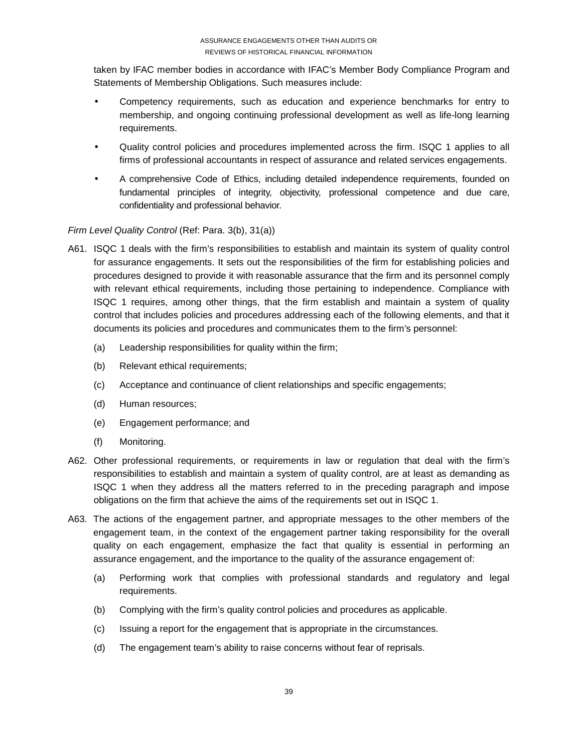taken by IFAC member bodies in accordance with IFAC's Member Body Compliance Program and Statements of Membership Obligations. Such measures include:

- Competency requirements, such as education and experience benchmarks for entry to membership, and ongoing continuing professional development as well as life-long learning requirements.
- Quality control policies and procedures implemented across the firm. ISQC 1 applies to all firms of professional accountants in respect of assurance and related services engagements.
- A comprehensive Code of Ethics, including detailed independence requirements, founded on fundamental principles of integrity, objectivity, professional competence and due care, confidentiality and professional behavior.

*Firm Level Quality Control* (Ref: Para. 3(b), 31(a))

A61. ISQC 1 deals with the firm's responsibilities to establish and maintain its system of quality control for assurance engagements. It sets out the responsibilities of the firm for establishing policies and procedures designed to provide it with reasonable assurance that the firm and its personnel comply with relevant ethical requirements, including those pertaining to independence. Compliance with ISQC 1 requires, among other things, that the firm establish and maintain a system of quality control that includes policies and procedures addressing each of the following elements, and that it documents its policies and procedures and communicates them to the firm's personnel:

(a) Leadership responsibilities for quality within the firm;

(b) Relevant ethical requirements;

(c) Acceptance and continuance of client relationships and specific engagements;

(d) Human resources;

(e) Engagement performance; and

(f) Monitoring.

A62. Other professional requirements, or requirements in law or regulation that deal with the firm's responsibilities to establish and maintain a system of quality control, are at least as demanding as ISQC 1 when they address all the matters referred to in the preceding paragraph and impose obligations on the firm that achieve the aims of the requirements set out in ISQC 1.

A63. The actions of the engagement partner, and appropriate messages to the other members of the engagement team, in the context of the engagement partner taking responsibility for the overall quality on each engagement, emphasize the fact that quality is essential in performing an assurance engagement, and the importance to the quality of the assurance engagement of:

(a) Performing work that complies with professional standards and regulatory and legal requirements.

(b) Complying with the firm's quality control policies and procedures as applicable.

(c) Issuing a report for the engagement that is appropriate in the circumstances.

(d) The engagement team's ability to raise concerns without fear of reprisals.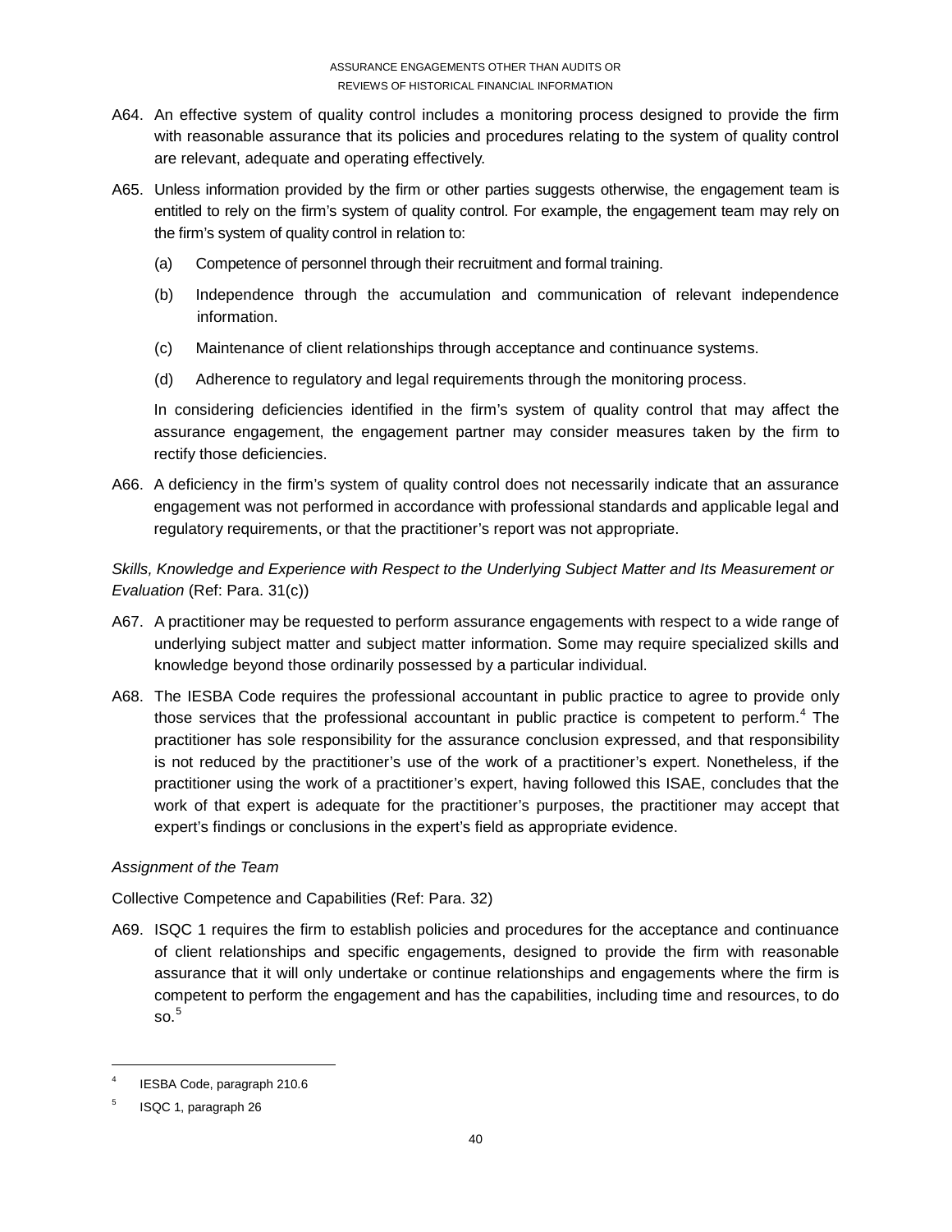A64. An effective system of quality control includes a monitoring process designed to provide the firm with reasonable assurance that its policies and procedures relating to the system of quality control are relevant, adequate and operating effectively.

A65. Unless information provided by the firm or other parties suggests otherwise, the engagement team is entitled to rely on the firm's system of quality control. For example, the engagement team may rely on the firm's system of quality control in relation to:

(a) Competence of personnel through their recruitment and formal training.

(b) Independence through the accumulation and communication of relevant independence information.

(c) Maintenance of client relationships through acceptance and continuance systems.

(d) Adherence to regulatory and legal requirements through the monitoring process.

In considering deficiencies identified in the firm's system of quality control that may affect the assurance engagement, the engagement partner may consider measures taken by the firm to rectify those deficiencies.

A66. A deficiency in the firm's system of quality control does not necessarily indicate that an assurance engagement was not performed in accordance with professional standards and applicable legal and regulatory requirements, or that the practitioner's report was not appropriate.

*Skills, Knowledge and Experience with Respect to the Underlying Subject Matter and Its Measurement or Evaluation* (Ref: Para. 31(c))

A67. A practitioner may be requested to perform assurance engagements with respect to a wide range of underlying subject matter and subject matter information. Some may require specialized skills and knowledge beyond those ordinarily possessed by a particular individual.

A68. The IESBA Code requires the professional accountant in public practice to agree to provide only those services that the professional accountant in public practice is competent to perform.[4] The practitioner has sole responsibility for the assurance conclusion expressed, and that responsibility is not reduced by the practitioner's use of the work of a practitioner's expert. Nonetheless, if the practitioner using the work of a practitioner's expert, having followed this ISAE, concludes that the work of that expert is adequate for the practitioner's purposes, the practitioner may accept that expert's findings or conclusions in the expert's field as appropriate evidence.

*Assignment of the Team*

Collective Competence and Capabilities (Ref: Para. 32)

A69. ISQC 1 requires the firm to establish policies and procedures for the acceptance and continuance of client relationships and specific engagements, designed to provide the firm with reasonable assurance that it will only undertake or continue relationships and engagements where the firm is competent to perform the engagement and has the capabilities, including time and resources, to do so.[5]

---

[4] IESBA Code, paragraph 210.6

[5] ISQC 1, paragraph 26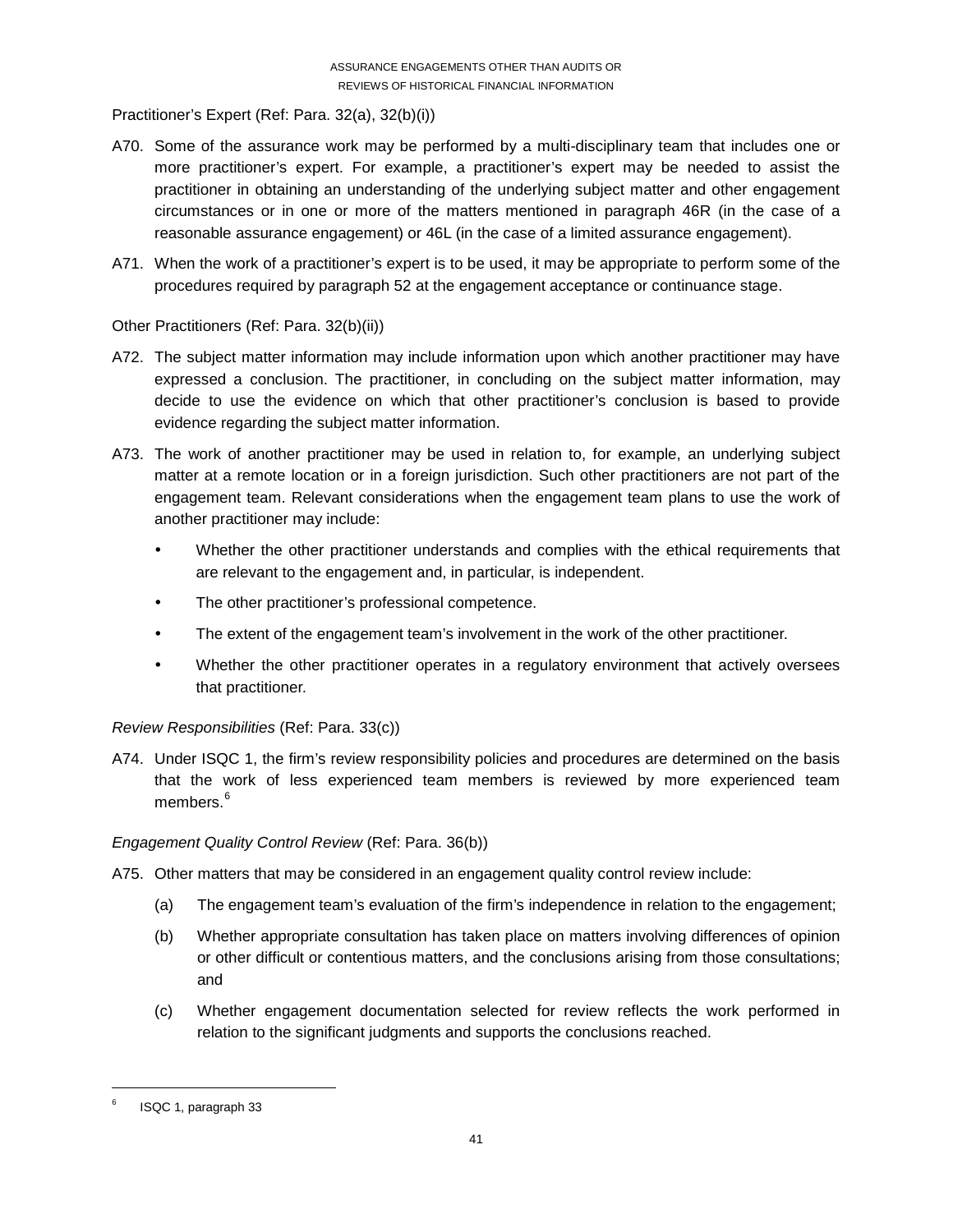Practitioner's Expert (Ref: Para. 32(a), 32(b)(i))

A70. Some of the assurance work may be performed by a multi-disciplinary team that includes one or more practitioner's expert. For example, a practitioner's expert may be needed to assist the practitioner in obtaining an understanding of the underlying subject matter and other engagement circumstances or in one or more of the matters mentioned in paragraph 46R (in the case of a reasonable assurance engagement) or 46L (in the case of a limited assurance engagement).

A71. When the work of a practitioner's expert is to be used, it may be appropriate to perform some of the procedures required by paragraph 52 at the engagement acceptance or continuance stage.

Other Practitioners (Ref: Para. 32(b)(ii))

A72. The subject matter information may include information upon which another practitioner may have expressed a conclusion. The practitioner, in concluding on the subject matter information, may decide to use the evidence on which that other practitioner's conclusion is based to provide evidence regarding the subject matter information.

A73. The work of another practitioner may be used in relation to, for example, an underlying subject matter at a remote location or in a foreign jurisdiction. Such other practitioners are not part of the engagement team. Relevant considerations when the engagement team plans to use the work of another practitioner may include:

- Whether the other practitioner understands and complies with the ethical requirements that are relevant to the engagement and, in particular, is independent.
- The other practitioner's professional competence.
- The extent of the engagement team's involvement in the work of the other practitioner.
- Whether the other practitioner operates in a regulatory environment that actively oversees that practitioner.

*Review Responsibilities* (Ref: Para. 33(c))

A74. Under ISQC 1, the firm's review responsibility policies and procedures are determined on the basis that the work of less experienced team members is reviewed by more experienced team members.[6]

*Engagement Quality Control Review* (Ref: Para. 36(b))

A75. Other matters that may be considered in an engagement quality control review include:

(a) The engagement team's evaluation of the firm's independence in relation to the engagement;

(b) Whether appropriate consultation has taken place on matters involving differences of opinion or other difficult or contentious matters, and the conclusions arising from those consultations; and

(c) Whether engagement documentation selected for review reflects the work performed in relation to the significant judgments and supports the conclusions reached.

---

[6] ISQC 1, paragraph 33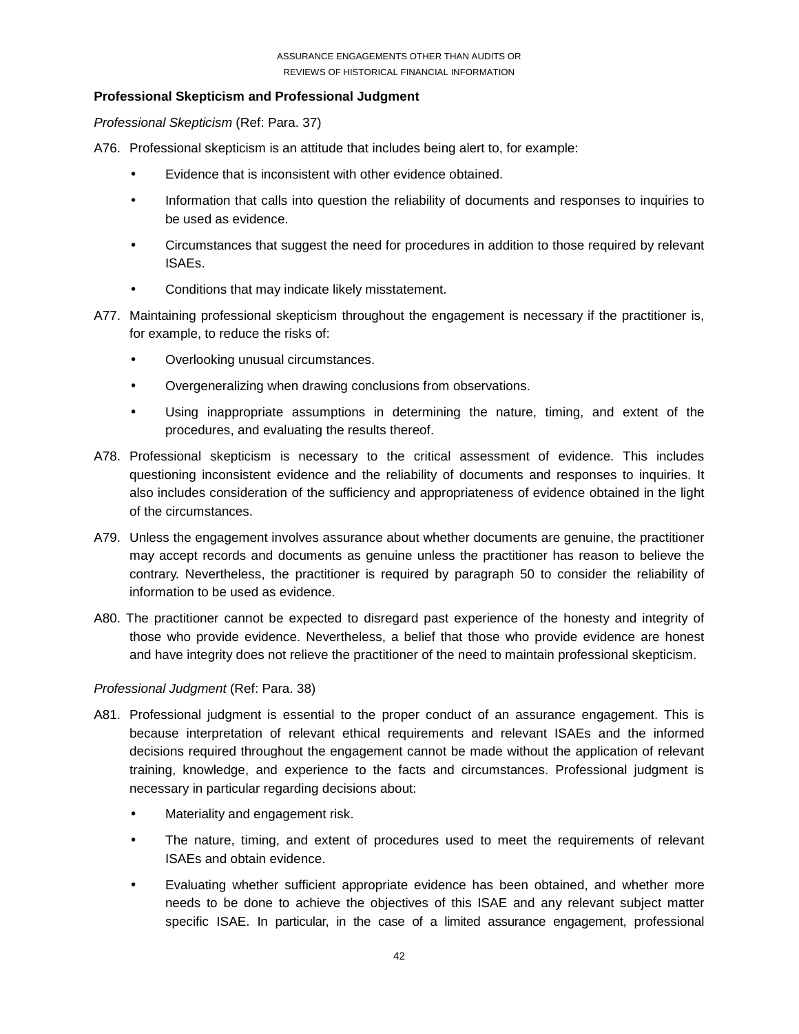**Professional Skepticism and Professional Judgment**

*Professional Skepticism* (Ref: Para. 37)

A76. Professional skepticism is an attitude that includes being alert to, for example:

- Evidence that is inconsistent with other evidence obtained.
- Information that calls into question the reliability of documents and responses to inquiries to be used as evidence.
- Circumstances that suggest the need for procedures in addition to those required by relevant ISAEs.
- Conditions that may indicate likely misstatement.

A77. Maintaining professional skepticism throughout the engagement is necessary if the practitioner is, for example, to reduce the risks of:

- Overlooking unusual circumstances.
- Overgeneralizing when drawing conclusions from observations.
- Using inappropriate assumptions in determining the nature, timing, and extent of the procedures, and evaluating the results thereof.

A78. Professional skepticism is necessary to the critical assessment of evidence. This includes questioning inconsistent evidence and the reliability of documents and responses to inquiries. It also includes consideration of the sufficiency and appropriateness of evidence obtained in the light of the circumstances.

A79. Unless the engagement involves assurance about whether documents are genuine, the practitioner may accept records and documents as genuine unless the practitioner has reason to believe the contrary. Nevertheless, the practitioner is required by paragraph 50 to consider the reliability of information to be used as evidence.

A80. The practitioner cannot be expected to disregard past experience of the honesty and integrity of those who provide evidence. Nevertheless, a belief that those who provide evidence are honest and have integrity does not relieve the practitioner of the need to maintain professional skepticism.

*Professional Judgment* (Ref: Para. 38)

A81. Professional judgment is essential to the proper conduct of an assurance engagement. This is because interpretation of relevant ethical requirements and relevant ISAEs and the informed decisions required throughout the engagement cannot be made without the application of relevant training, knowledge, and experience to the facts and circumstances. Professional judgment is necessary in particular regarding decisions about:

- Materiality and engagement risk.
- The nature, timing, and extent of procedures used to meet the requirements of relevant ISAEs and obtain evidence.
- Evaluating whether sufficient appropriate evidence has been obtained, and whether more needs to be done to achieve the objectives of this ISAE and any relevant subject matter specific ISAE. In particular, in the case of a limited assurance engagement, professional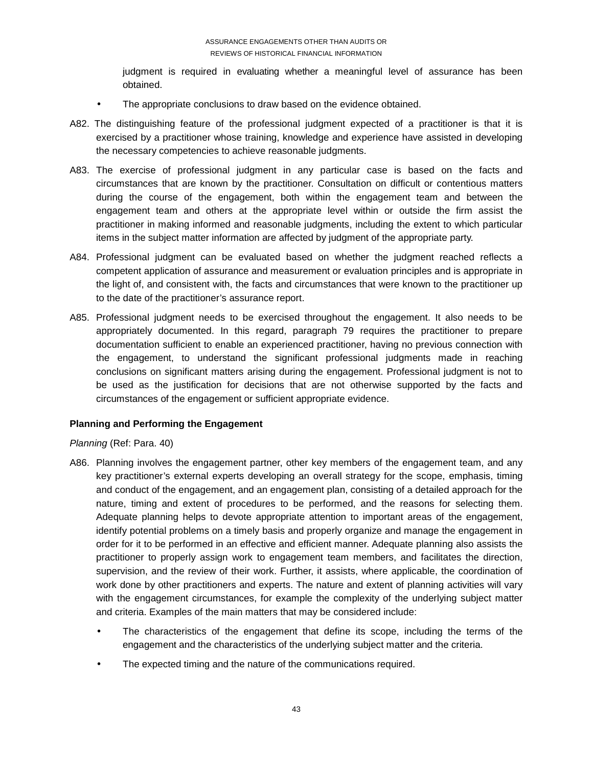judgment is required in evaluating whether a meaningful level of assurance has been obtained.

- The appropriate conclusions to draw based on the evidence obtained.

A82. The distinguishing feature of the professional judgment expected of a practitioner is that it is exercised by a practitioner whose training, knowledge and experience have assisted in developing the necessary competencies to achieve reasonable judgments.

A83. The exercise of professional judgment in any particular case is based on the facts and circumstances that are known by the practitioner. Consultation on difficult or contentious matters during the course of the engagement, both within the engagement team and between the engagement team and others at the appropriate level within or outside the firm assist the practitioner in making informed and reasonable judgments, including the extent to which particular items in the subject matter information are affected by judgment of the appropriate party.

A84. Professional judgment can be evaluated based on whether the judgment reached reflects a competent application of assurance and measurement or evaluation principles and is appropriate in the light of, and consistent with, the facts and circumstances that were known to the practitioner up to the date of the practitioner's assurance report.

A85. Professional judgment needs to be exercised throughout the engagement. It also needs to be appropriately documented. In this regard, paragraph 79 requires the practitioner to prepare documentation sufficient to enable an experienced practitioner, having no previous connection with the engagement, to understand the significant professional judgments made in reaching conclusions on significant matters arising during the engagement. Professional judgment is not to be used as the justification for decisions that are not otherwise supported by the facts and circumstances of the engagement or sufficient appropriate evidence.

**Planning and Performing the Engagement**

*Planning* (Ref: Para. 40)

A86. Planning involves the engagement partner, other key members of the engagement team, and any key practitioner's external experts developing an overall strategy for the scope, emphasis, timing and conduct of the engagement, and an engagement plan, consisting of a detailed approach for the nature, timing and extent of procedures to be performed, and the reasons for selecting them. Adequate planning helps to devote appropriate attention to important areas of the engagement, identify potential problems on a timely basis and properly organize and manage the engagement in order for it to be performed in an effective and efficient manner. Adequate planning also assists the practitioner to properly assign work to engagement team members, and facilitates the direction, supervision, and the review of their work. Further, it assists, where applicable, the coordination of work done by other practitioners and experts. The nature and extent of planning activities will vary with the engagement circumstances, for example the complexity of the underlying subject matter and criteria. Examples of the main matters that may be considered include:

- The characteristics of the engagement that define its scope, including the terms of the engagement and the characteristics of the underlying subject matter and the criteria.
- The expected timing and the nature of the communications required.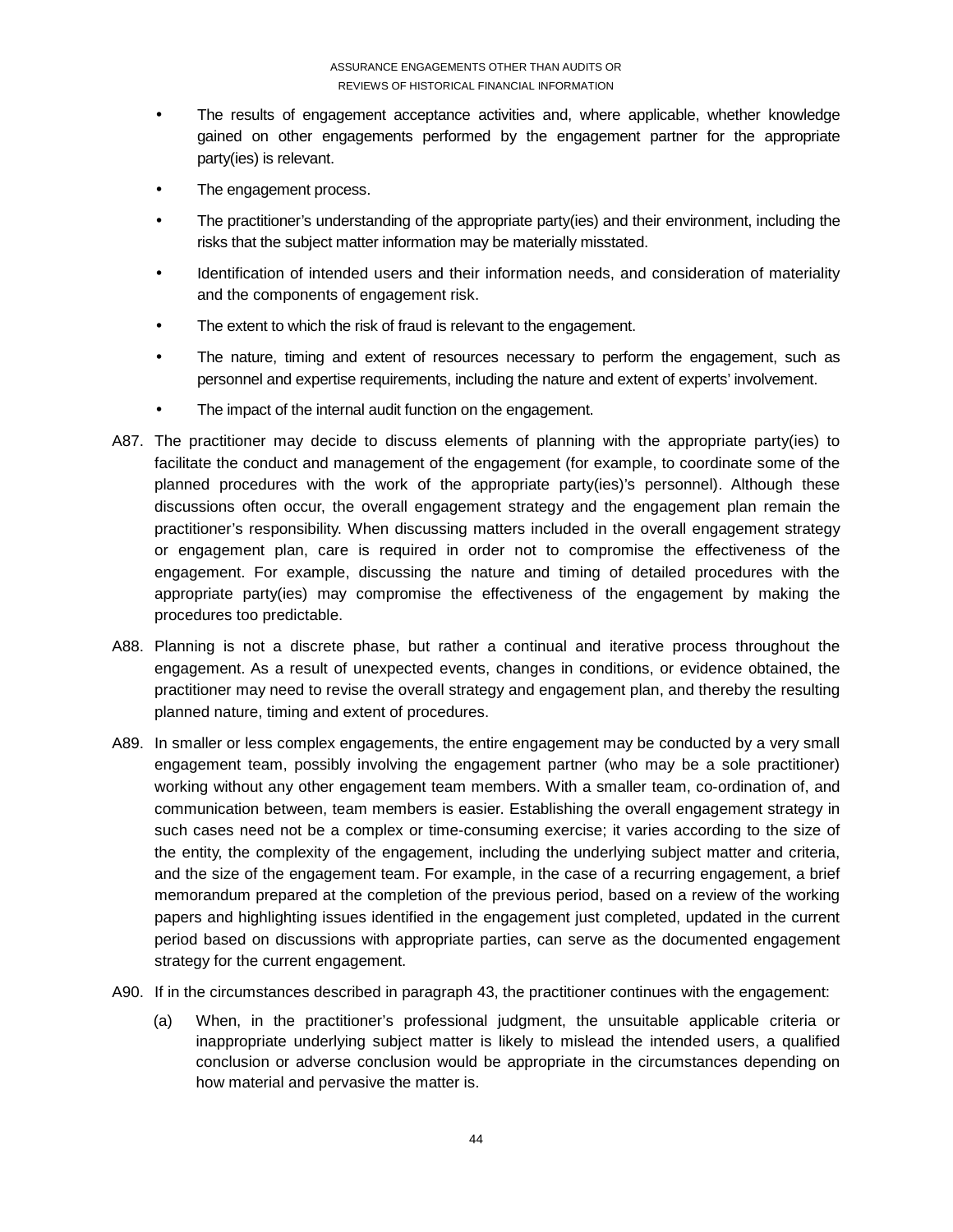- The results of engagement acceptance activities and, where applicable, whether knowledge gained on other engagements performed by the engagement partner for the appropriate party(ies) is relevant.
- The engagement process.
- The practitioner's understanding of the appropriate party(ies) and their environment, including the risks that the subject matter information may be materially misstated.
- Identification of intended users and their information needs, and consideration of materiality and the components of engagement risk.
- The extent to which the risk of fraud is relevant to the engagement.
- The nature, timing and extent of resources necessary to perform the engagement, such as personnel and expertise requirements, including the nature and extent of experts' involvement.
- The impact of the internal audit function on the engagement.

A87. The practitioner may decide to discuss elements of planning with the appropriate party(ies) to facilitate the conduct and management of the engagement (for example, to coordinate some of the planned procedures with the work of the appropriate party(ies)'s personnel). Although these discussions often occur, the overall engagement strategy and the engagement plan remain the practitioner's responsibility. When discussing matters included in the overall engagement strategy or engagement plan, care is required in order not to compromise the effectiveness of the engagement. For example, discussing the nature and timing of detailed procedures with the appropriate party(ies) may compromise the effectiveness of the engagement by making the procedures too predictable.

A88. Planning is not a discrete phase, but rather a continual and iterative process throughout the engagement. As a result of unexpected events, changes in conditions, or evidence obtained, the practitioner may need to revise the overall strategy and engagement plan, and thereby the resulting planned nature, timing and extent of procedures.

A89. In smaller or less complex engagements, the entire engagement may be conducted by a very small engagement team, possibly involving the engagement partner (who may be a sole practitioner) working without any other engagement team members. With a smaller team, co-ordination of, and communication between, team members is easier. Establishing the overall engagement strategy in such cases need not be a complex or time-consuming exercise; it varies according to the size of the entity, the complexity of the engagement, including the underlying subject matter and criteria, and the size of the engagement team. For example, in the case of a recurring engagement, a brief memorandum prepared at the completion of the previous period, based on a review of the working papers and highlighting issues identified in the engagement just completed, updated in the current period based on discussions with appropriate parties, can serve as the documented engagement strategy for the current engagement.

A90. If in the circumstances described in paragraph 43, the practitioner continues with the engagement:

(a) When, in the practitioner's professional judgment, the unsuitable applicable criteria or inappropriate underlying subject matter is likely to mislead the intended users, a qualified conclusion or adverse conclusion would be appropriate in the circumstances depending on how material and pervasive the matter is.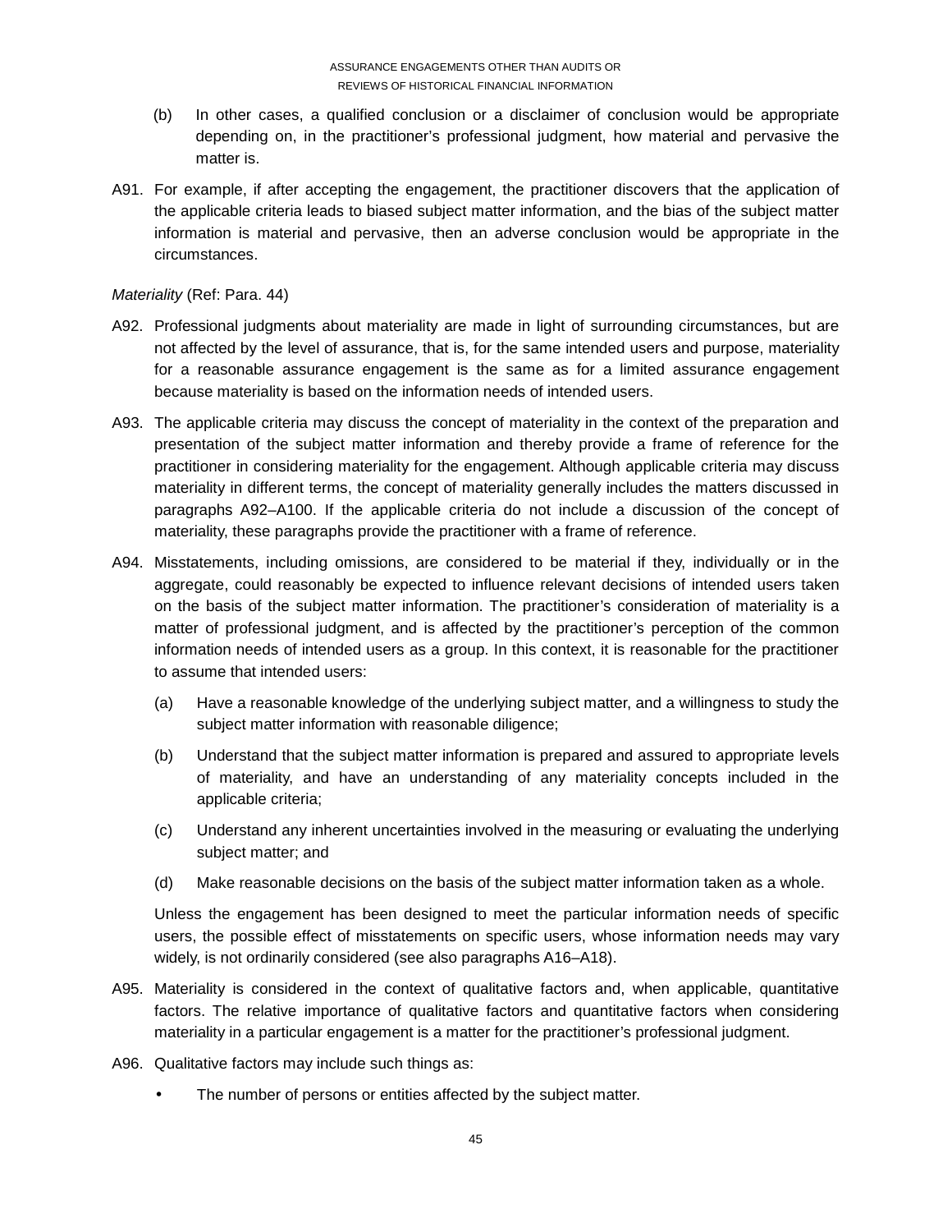(b) In other cases, a qualified conclusion or a disclaimer of conclusion would be appropriate depending on, in the practitioner's professional judgment, how material and pervasive the matter is.

A91. For example, if after accepting the engagement, the practitioner discovers that the application of the applicable criteria leads to biased subject matter information, and the bias of the subject matter information is material and pervasive, then an adverse conclusion would be appropriate in the circumstances.

*Materiality* (Ref: Para. 44)

A92. Professional judgments about materiality are made in light of surrounding circumstances, but are not affected by the level of assurance, that is, for the same intended users and purpose, materiality for a reasonable assurance engagement is the same as for a limited assurance engagement because materiality is based on the information needs of intended users.

A93. The applicable criteria may discuss the concept of materiality in the context of the preparation and presentation of the subject matter information and thereby provide a frame of reference for the practitioner in considering materiality for the engagement. Although applicable criteria may discuss materiality in different terms, the concept of materiality generally includes the matters discussed in paragraphs A92–A100. If the applicable criteria do not include a discussion of the concept of materiality, these paragraphs provide the practitioner with a frame of reference.

A94. Misstatements, including omissions, are considered to be material if they, individually or in the aggregate, could reasonably be expected to influence relevant decisions of intended users taken on the basis of the subject matter information. The practitioner's consideration of materiality is a matter of professional judgment, and is affected by the practitioner's perception of the common information needs of intended users as a group. In this context, it is reasonable for the practitioner to assume that intended users:

(a) Have a reasonable knowledge of the underlying subject matter, and a willingness to study the subject matter information with reasonable diligence;

(b) Understand that the subject matter information is prepared and assured to appropriate levels of materiality, and have an understanding of any materiality concepts included in the applicable criteria;

(c) Understand any inherent uncertainties involved in the measuring or evaluating the underlying subject matter; and

(d) Make reasonable decisions on the basis of the subject matter information taken as a whole.

Unless the engagement has been designed to meet the particular information needs of specific users, the possible effect of misstatements on specific users, whose information needs may vary widely, is not ordinarily considered (see also paragraphs A16–A18).

A95. Materiality is considered in the context of qualitative factors and, when applicable, quantitative factors. The relative importance of qualitative factors and quantitative factors when considering materiality in a particular engagement is a matter for the practitioner's professional judgment.

A96. Qualitative factors may include such things as:

- The number of persons or entities affected by the subject matter.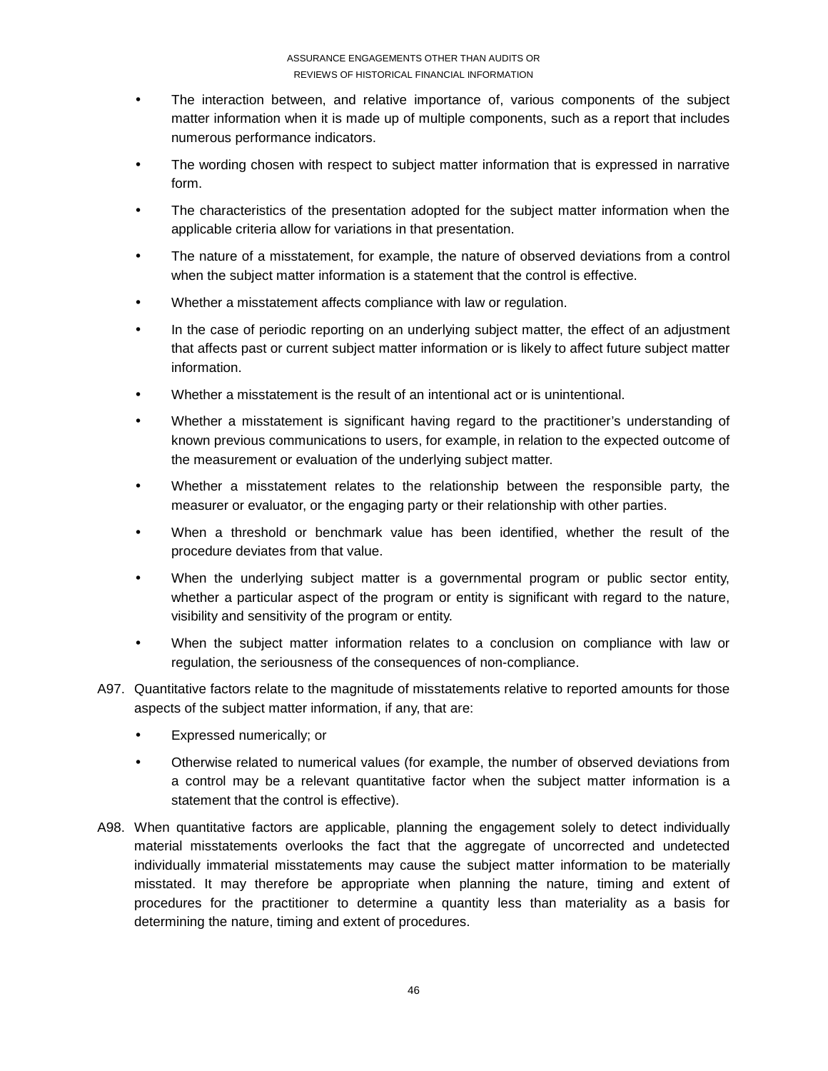- The interaction between, and relative importance of, various components of the subject matter information when it is made up of multiple components, such as a report that includes numerous performance indicators.
- The wording chosen with respect to subject matter information that is expressed in narrative form.
- The characteristics of the presentation adopted for the subject matter information when the applicable criteria allow for variations in that presentation.
- The nature of a misstatement, for example, the nature of observed deviations from a control when the subject matter information is a statement that the control is effective.
- Whether a misstatement affects compliance with law or regulation.
- In the case of periodic reporting on an underlying subject matter, the effect of an adjustment that affects past or current subject matter information or is likely to affect future subject matter information.
- Whether a misstatement is the result of an intentional act or is unintentional.
- Whether a misstatement is significant having regard to the practitioner's understanding of known previous communications to users, for example, in relation to the expected outcome of the measurement or evaluation of the underlying subject matter.
- Whether a misstatement relates to the relationship between the responsible party, the measurer or evaluator, or the engaging party or their relationship with other parties.
- When a threshold or benchmark value has been identified, whether the result of the procedure deviates from that value.
- When the underlying subject matter is a governmental program or public sector entity, whether a particular aspect of the program or entity is significant with regard to the nature, visibility and sensitivity of the program or entity.
- When the subject matter information relates to a conclusion on compliance with law or regulation, the seriousness of the consequences of non-compliance.

A97. Quantitative factors relate to the magnitude of misstatements relative to reported amounts for those aspects of the subject matter information, if any, that are:

- Expressed numerically; or
- Otherwise related to numerical values (for example, the number of observed deviations from a control may be a relevant quantitative factor when the subject matter information is a statement that the control is effective).

A98. When quantitative factors are applicable, planning the engagement solely to detect individually material misstatements overlooks the fact that the aggregate of uncorrected and undetected individually immaterial misstatements may cause the subject matter information to be materially misstated. It may therefore be appropriate when planning the nature, timing and extent of procedures for the practitioner to determine a quantity less than materiality as a basis for determining the nature, timing and extent of procedures.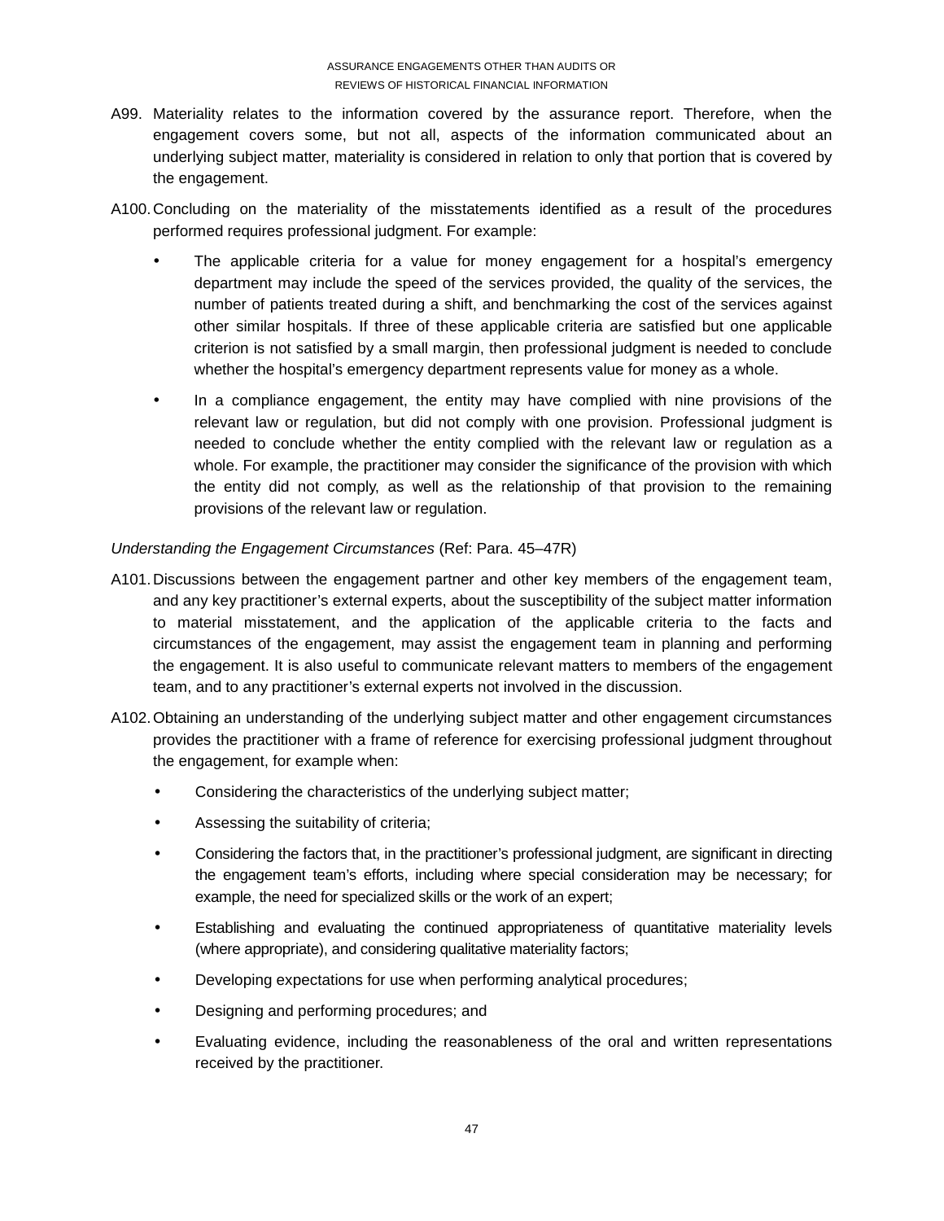A99. Materiality relates to the information covered by the assurance report. Therefore, when the engagement covers some, but not all, aspects of the information communicated about an underlying subject matter, materiality is considered in relation to only that portion that is covered by the engagement.

A100. Concluding on the materiality of the misstatements identified as a result of the procedures performed requires professional judgment. For example:

- The applicable criteria for a value for money engagement for a hospital's emergency department may include the speed of the services provided, the quality of the services, the number of patients treated during a shift, and benchmarking the cost of the services against other similar hospitals. If three of these applicable criteria are satisfied but one applicable criterion is not satisfied by a small margin, then professional judgment is needed to conclude whether the hospital's emergency department represents value for money as a whole.
- In a compliance engagement, the entity may have complied with nine provisions of the relevant law or regulation, but did not comply with one provision. Professional judgment is needed to conclude whether the entity complied with the relevant law or regulation as a whole. For example, the practitioner may consider the significance of the provision with which the entity did not comply, as well as the relationship of that provision to the remaining provisions of the relevant law or regulation.

*Understanding the Engagement Circumstances* (Ref: Para. 45–47R)

A101. Discussions between the engagement partner and other key members of the engagement team, and any key practitioner's external experts, about the susceptibility of the subject matter information to material misstatement, and the application of the applicable criteria to the facts and circumstances of the engagement, may assist the engagement team in planning and performing the engagement. It is also useful to communicate relevant matters to members of the engagement team, and to any practitioner's external experts not involved in the discussion.

A102. Obtaining an understanding of the underlying subject matter and other engagement circumstances provides the practitioner with a frame of reference for exercising professional judgment throughout the engagement, for example when:

- Considering the characteristics of the underlying subject matter;
- Assessing the suitability of criteria;
- Considering the factors that, in the practitioner's professional judgment, are significant in directing the engagement team's efforts, including where special consideration may be necessary; for example, the need for specialized skills or the work of an expert;
- Establishing and evaluating the continued appropriateness of quantitative materiality levels (where appropriate), and considering qualitative materiality factors;
- Developing expectations for use when performing analytical procedures;
- Designing and performing procedures; and
- Evaluating evidence, including the reasonableness of the oral and written representations received by the practitioner.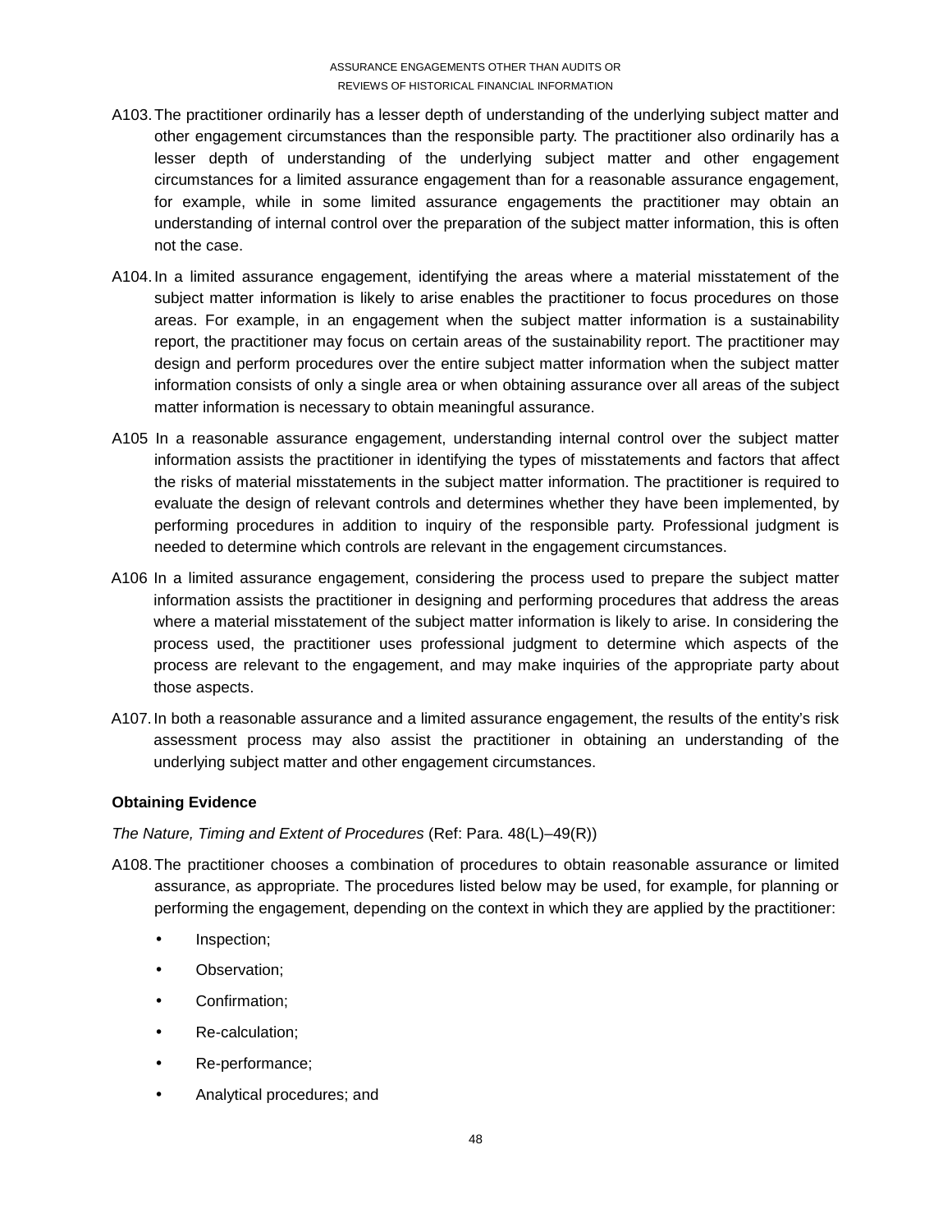A103. The practitioner ordinarily has a lesser depth of understanding of the underlying subject matter and other engagement circumstances than the responsible party. The practitioner also ordinarily has a lesser depth of understanding of the underlying subject matter and other engagement circumstances for a limited assurance engagement than for a reasonable assurance engagement, for example, while in some limited assurance engagements the practitioner may obtain an understanding of internal control over the preparation of the subject matter information, this is often not the case.

A104. In a limited assurance engagement, identifying the areas where a material misstatement of the subject matter information is likely to arise enables the practitioner to focus procedures on those areas. For example, in an engagement when the subject matter information is a sustainability report, the practitioner may focus on certain areas of the sustainability report. The practitioner may design and perform procedures over the entire subject matter information when the subject matter information consists of only a single area or when obtaining assurance over all areas of the subject matter information is necessary to obtain meaningful assurance.

A105 In a reasonable assurance engagement, understanding internal control over the subject matter information assists the practitioner in identifying the types of misstatements and factors that affect the risks of material misstatements in the subject matter information. The practitioner is required to evaluate the design of relevant controls and determines whether they have been implemented, by performing procedures in addition to inquiry of the responsible party. Professional judgment is needed to determine which controls are relevant in the engagement circumstances.

A106 In a limited assurance engagement, considering the process used to prepare the subject matter information assists the practitioner in designing and performing procedures that address the areas where a material misstatement of the subject matter information is likely to arise. In considering the process used, the practitioner uses professional judgment to determine which aspects of the process are relevant to the engagement, and may make inquiries of the appropriate party about those aspects.

A107. In both a reasonable assurance and a limited assurance engagement, the results of the entity's risk assessment process may also assist the practitioner in obtaining an understanding of the underlying subject matter and other engagement circumstances.

**Obtaining Evidence**

*The Nature, Timing and Extent of Procedures* (Ref: Para. 48(L)–49(R))

A108. The practitioner chooses a combination of procedures to obtain reasonable assurance or limited assurance, as appropriate. The procedures listed below may be used, for example, for planning or performing the engagement, depending on the context in which they are applied by the practitioner:

- Inspection;
- Observation;
- Confirmation;
- Re-calculation;
- Re-performance;
- Analytical procedures; and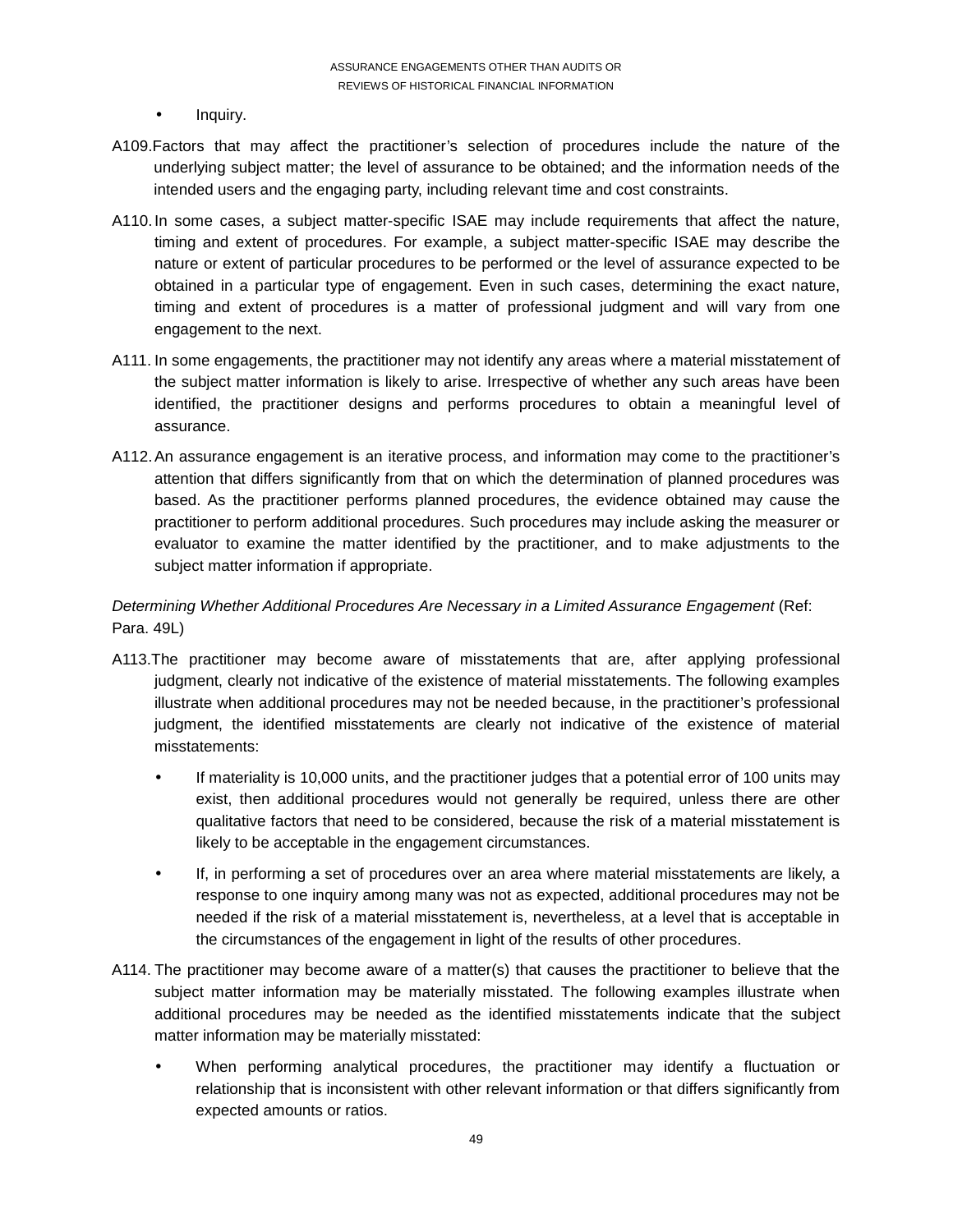- Inquiry.

A109. Factors that may affect the practitioner's selection of procedures include the nature of the underlying subject matter; the level of assurance to be obtained; and the information needs of the intended users and the engaging party, including relevant time and cost constraints.

A110. In some cases, a subject matter-specific ISAE may include requirements that affect the nature, timing and extent of procedures. For example, a subject matter-specific ISAE may describe the nature or extent of particular procedures to be performed or the level of assurance expected to be obtained in a particular type of engagement. Even in such cases, determining the exact nature, timing and extent of procedures is a matter of professional judgment and will vary from one engagement to the next.

A111. In some engagements, the practitioner may not identify any areas where a material misstatement of the subject matter information is likely to arise. Irrespective of whether any such areas have been identified, the practitioner designs and performs procedures to obtain a meaningful level of assurance.

A112. An assurance engagement is an iterative process, and information may come to the practitioner's attention that differs significantly from that on which the determination of planned procedures was based. As the practitioner performs planned procedures, the evidence obtained may cause the practitioner to perform additional procedures. Such procedures may include asking the measurer or evaluator to examine the matter identified by the practitioner, and to make adjustments to the subject matter information if appropriate.

*Determining Whether Additional Procedures Are Necessary in a Limited Assurance Engagement* (Ref: Para. 49L)

A113. The practitioner may become aware of misstatements that are, after applying professional judgment, clearly not indicative of the existence of material misstatements. The following examples illustrate when additional procedures may not be needed because, in the practitioner's professional judgment, the identified misstatements are clearly not indicative of the existence of material misstatements:

- If materiality is 10,000 units, and the practitioner judges that a potential error of 100 units may exist, then additional procedures would not generally be required, unless there are other qualitative factors that need to be considered, because the risk of a material misstatement is likely to be acceptable in the engagement circumstances.
- If, in performing a set of procedures over an area where material misstatements are likely, a response to one inquiry among many was not as expected, additional procedures may not be needed if the risk of a material misstatement is, nevertheless, at a level that is acceptable in the circumstances of the engagement in light of the results of other procedures.

A114. The practitioner may become aware of a matter(s) that causes the practitioner to believe that the subject matter information may be materially misstated. The following examples illustrate when additional procedures may be needed as the identified misstatements indicate that the subject matter information may be materially misstated:

- When performing analytical procedures, the practitioner may identify a fluctuation or relationship that is inconsistent with other relevant information or that differs significantly from expected amounts or ratios.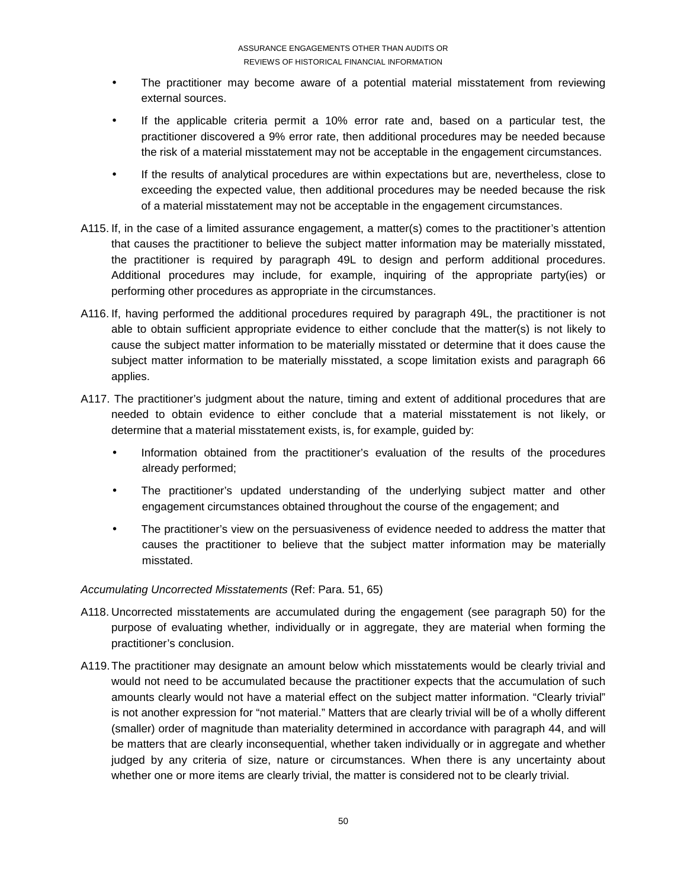- The practitioner may become aware of a potential material misstatement from reviewing external sources.
- If the applicable criteria permit a 10% error rate and, based on a particular test, the practitioner discovered a 9% error rate, then additional procedures may be needed because the risk of a material misstatement may not be acceptable in the engagement circumstances.
- If the results of analytical procedures are within expectations but are, nevertheless, close to exceeding the expected value, then additional procedures may be needed because the risk of a material misstatement may not be acceptable in the engagement circumstances.

A115. If, in the case of a limited assurance engagement, a matter(s) comes to the practitioner's attention that causes the practitioner to believe the subject matter information may be materially misstated, the practitioner is required by paragraph 49L to design and perform additional procedures. Additional procedures may include, for example, inquiring of the appropriate party(ies) or performing other procedures as appropriate in the circumstances.

A116. If, having performed the additional procedures required by paragraph 49L, the practitioner is not able to obtain sufficient appropriate evidence to either conclude that the matter(s) is not likely to cause the subject matter information to be materially misstated or determine that it does cause the subject matter information to be materially misstated, a scope limitation exists and paragraph 66 applies.

A117. The practitioner's judgment about the nature, timing and extent of additional procedures that are needed to obtain evidence to either conclude that a material misstatement is not likely, or determine that a material misstatement exists, is, for example, guided by:

- Information obtained from the practitioner's evaluation of the results of the procedures already performed;
- The practitioner's updated understanding of the underlying subject matter and other engagement circumstances obtained throughout the course of the engagement; and
- The practitioner's view on the persuasiveness of evidence needed to address the matter that causes the practitioner to believe that the subject matter information may be materially misstated.

*Accumulating Uncorrected Misstatements* (Ref: Para. 51, 65)

A118. Uncorrected misstatements are accumulated during the engagement (see paragraph 50) for the purpose of evaluating whether, individually or in aggregate, they are material when forming the practitioner's conclusion.

A119. The practitioner may designate an amount below which misstatements would be clearly trivial and would not need to be accumulated because the practitioner expects that the accumulation of such amounts clearly would not have a material effect on the subject matter information. "Clearly trivial" is not another expression for "not material." Matters that are clearly trivial will be of a wholly different (smaller) order of magnitude than materiality determined in accordance with paragraph 44, and will be matters that are clearly inconsequential, whether taken individually or in aggregate and whether judged by any criteria of size, nature or circumstances. When there is any uncertainty about whether one or more items are clearly trivial, the matter is considered not to be clearly trivial.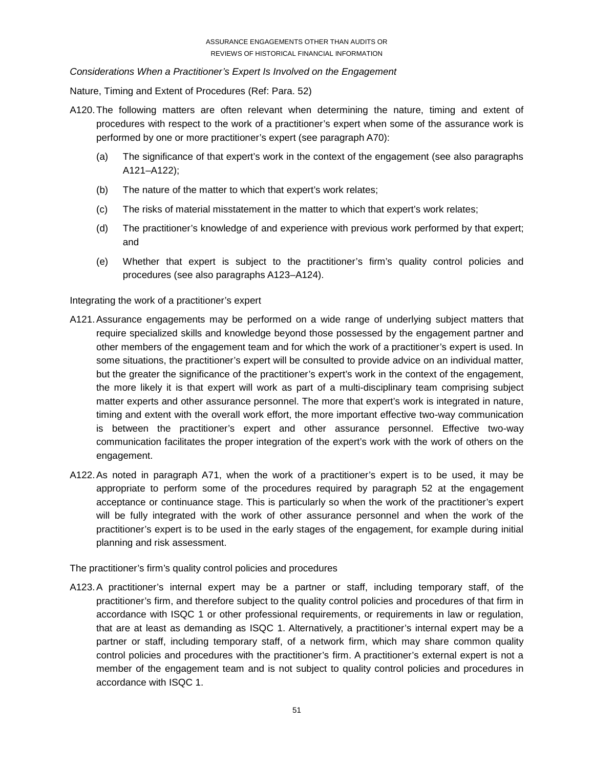*Considerations When a Practitioner's Expert Is Involved on the Engagement*

Nature, Timing and Extent of Procedures (Ref: Para. 52)

A120. The following matters are often relevant when determining the nature, timing and extent of procedures with respect to the work of a practitioner's expert when some of the assurance work is performed by one or more practitioner's expert (see paragraph A70):

(a) The significance of that expert's work in the context of the engagement (see also paragraphs A121–A122);

(b) The nature of the matter to which that expert's work relates;

(c) The risks of material misstatement in the matter to which that expert's work relates;

(d) The practitioner's knowledge of and experience with previous work performed by that expert; and

(e) Whether that expert is subject to the practitioner's firm's quality control policies and procedures (see also paragraphs A123–A124).

Integrating the work of a practitioner's expert

A121. Assurance engagements may be performed on a wide range of underlying subject matters that require specialized skills and knowledge beyond those possessed by the engagement partner and other members of the engagement team and for which the work of a practitioner's expert is used. In some situations, the practitioner's expert will be consulted to provide advice on an individual matter, but the greater the significance of the practitioner's expert's work in the context of the engagement, the more likely it is that expert will work as part of a multi-disciplinary team comprising subject matter experts and other assurance personnel. The more that expert's work is integrated in nature, timing and extent with the overall work effort, the more important effective two-way communication is between the practitioner's expert and other assurance personnel. Effective two-way communication facilitates the proper integration of the expert's work with the work of others on the engagement.

A122. As noted in paragraph A71, when the work of a practitioner's expert is to be used, it may be appropriate to perform some of the procedures required by paragraph 52 at the engagement acceptance or continuance stage. This is particularly so when the work of the practitioner's expert will be fully integrated with the work of other assurance personnel and when the work of the practitioner's expert is to be used in the early stages of the engagement, for example during initial planning and risk assessment.

The practitioner's firm's quality control policies and procedures

A123. A practitioner's internal expert may be a partner or staff, including temporary staff, of the practitioner's firm, and therefore subject to the quality control policies and procedures of that firm in accordance with ISQC 1 or other professional requirements, or requirements in law or regulation, that are at least as demanding as ISQC 1. Alternatively, a practitioner's internal expert may be a partner or staff, including temporary staff, of a network firm, which may share common quality control policies and procedures with the practitioner's firm. A practitioner's external expert is not a member of the engagement team and is not subject to quality control policies and procedures in accordance with ISQC 1.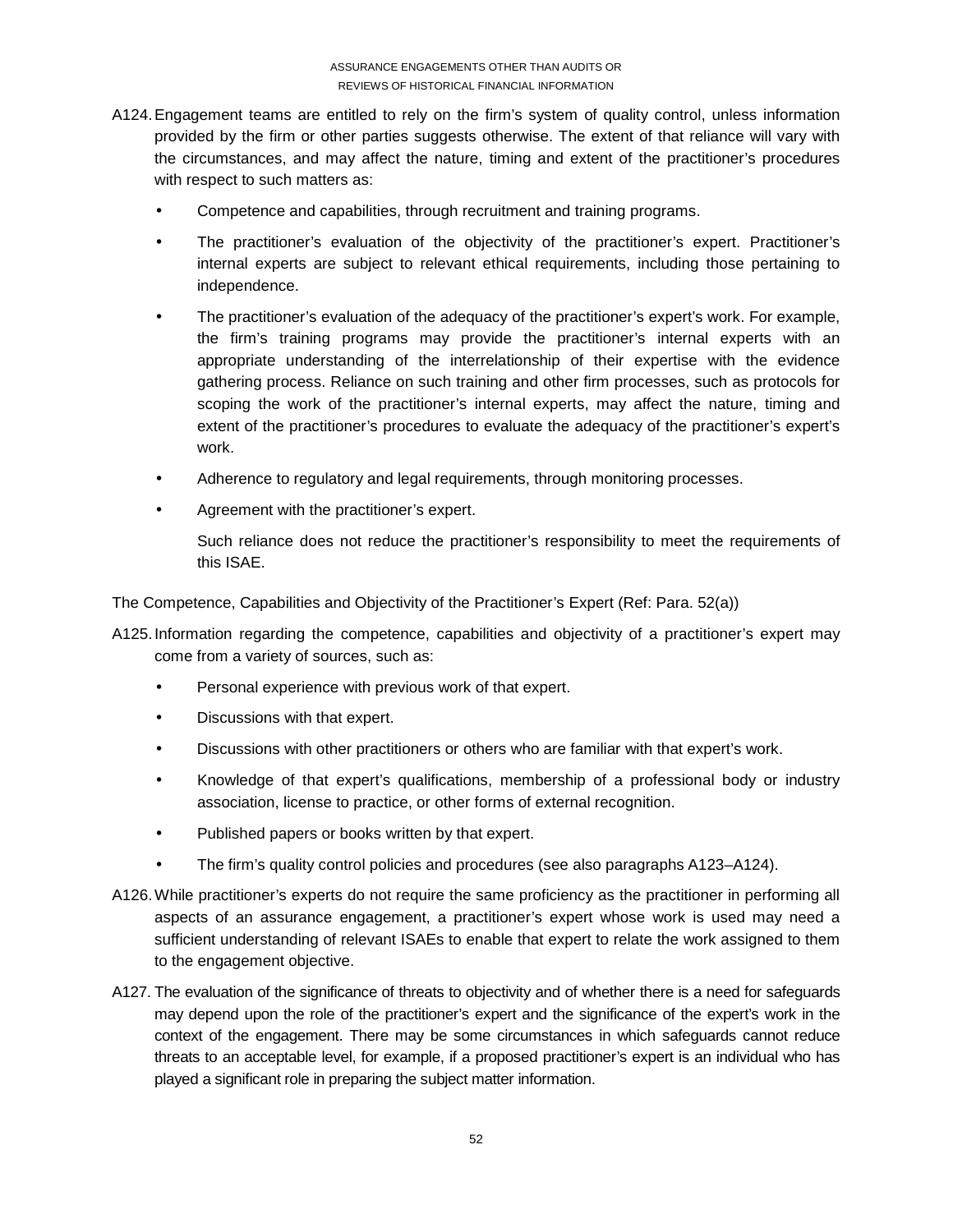A124. Engagement teams are entitled to rely on the firm's system of quality control, unless information provided by the firm or other parties suggests otherwise. The extent of that reliance will vary with the circumstances, and may affect the nature, timing and extent of the practitioner's procedures with respect to such matters as:

- Competence and capabilities, through recruitment and training programs.
- The practitioner's evaluation of the objectivity of the practitioner's expert. Practitioner's internal experts are subject to relevant ethical requirements, including those pertaining to independence.
- The practitioner's evaluation of the adequacy of the practitioner's expert's work. For example, the firm's training programs may provide the practitioner's internal experts with an appropriate understanding of the interrelationship of their expertise with the evidence gathering process. Reliance on such training and other firm processes, such as protocols for scoping the work of the practitioner's internal experts, may affect the nature, timing and extent of the practitioner's procedures to evaluate the adequacy of the practitioner's expert's work.
- Adherence to regulatory and legal requirements, through monitoring processes.
- Agreement with the practitioner's expert.

  Such reliance does not reduce the practitioner's responsibility to meet the requirements of this ISAE.

The Competence, Capabilities and Objectivity of the Practitioner's Expert (Ref: Para. 52(a))

A125. Information regarding the competence, capabilities and objectivity of a practitioner's expert may come from a variety of sources, such as:

- Personal experience with previous work of that expert.
- Discussions with that expert.
- Discussions with other practitioners or others who are familiar with that expert's work.
- Knowledge of that expert's qualifications, membership of a professional body or industry association, license to practice, or other forms of external recognition.
- Published papers or books written by that expert.
- The firm's quality control policies and procedures (see also paragraphs A123–A124).

A126. While practitioner's experts do not require the same proficiency as the practitioner in performing all aspects of an assurance engagement, a practitioner's expert whose work is used may need a sufficient understanding of relevant ISAEs to enable that expert to relate the work assigned to them to the engagement objective.

A127. The evaluation of the significance of threats to objectivity and of whether there is a need for safeguards may depend upon the role of the practitioner's expert and the significance of the expert's work in the context of the engagement. There may be some circumstances in which safeguards cannot reduce threats to an acceptable level, for example, if a proposed practitioner's expert is an individual who has played a significant role in preparing the subject matter information.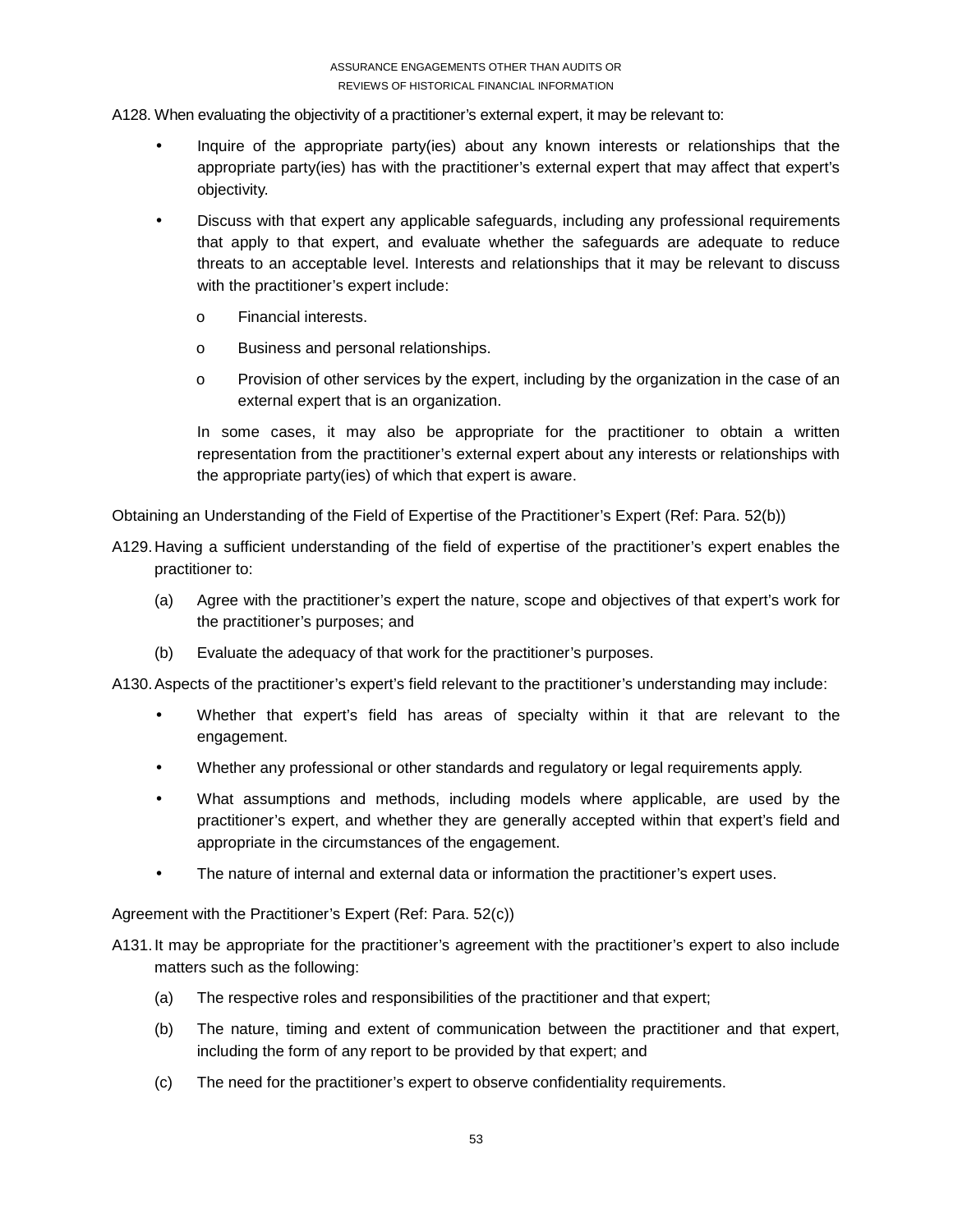A128. When evaluating the objectivity of a practitioner's external expert, it may be relevant to:

- Inquire of the appropriate party(ies) about any known interests or relationships that the appropriate party(ies) has with the practitioner's external expert that may affect that expert's objectivity.
- Discuss with that expert any applicable safeguards, including any professional requirements that apply to that expert, and evaluate whether the safeguards are adequate to reduce threats to an acceptable level. Interests and relationships that it may be relevant to discuss with the practitioner's expert include:
  - Financial interests.
  - Business and personal relationships.
  - Provision of other services by the expert, including by the organization in the case of an external expert that is an organization.

  In some cases, it may also be appropriate for the practitioner to obtain a written representation from the practitioner's external expert about any interests or relationships with the appropriate party(ies) of which that expert is aware.

Obtaining an Understanding of the Field of Expertise of the Practitioner's Expert (Ref: Para. 52(b))

A129. Having a sufficient understanding of the field of expertise of the practitioner's expert enables the practitioner to:

(a) Agree with the practitioner's expert the nature, scope and objectives of that expert's work for the practitioner's purposes; and

(b) Evaluate the adequacy of that work for the practitioner's purposes.

A130. Aspects of the practitioner's expert's field relevant to the practitioner's understanding may include:

- Whether that expert's field has areas of specialty within it that are relevant to the engagement.
- Whether any professional or other standards and regulatory or legal requirements apply.
- What assumptions and methods, including models where applicable, are used by the practitioner's expert, and whether they are generally accepted within that expert's field and appropriate in the circumstances of the engagement.
- The nature of internal and external data or information the practitioner's expert uses.

Agreement with the Practitioner's Expert (Ref: Para. 52(c))

A131. It may be appropriate for the practitioner's agreement with the practitioner's expert to also include matters such as the following:

(a) The respective roles and responsibilities of the practitioner and that expert;

(b) The nature, timing and extent of communication between the practitioner and that expert, including the form of any report to be provided by that expert; and

(c) The need for the practitioner's expert to observe confidentiality requirements.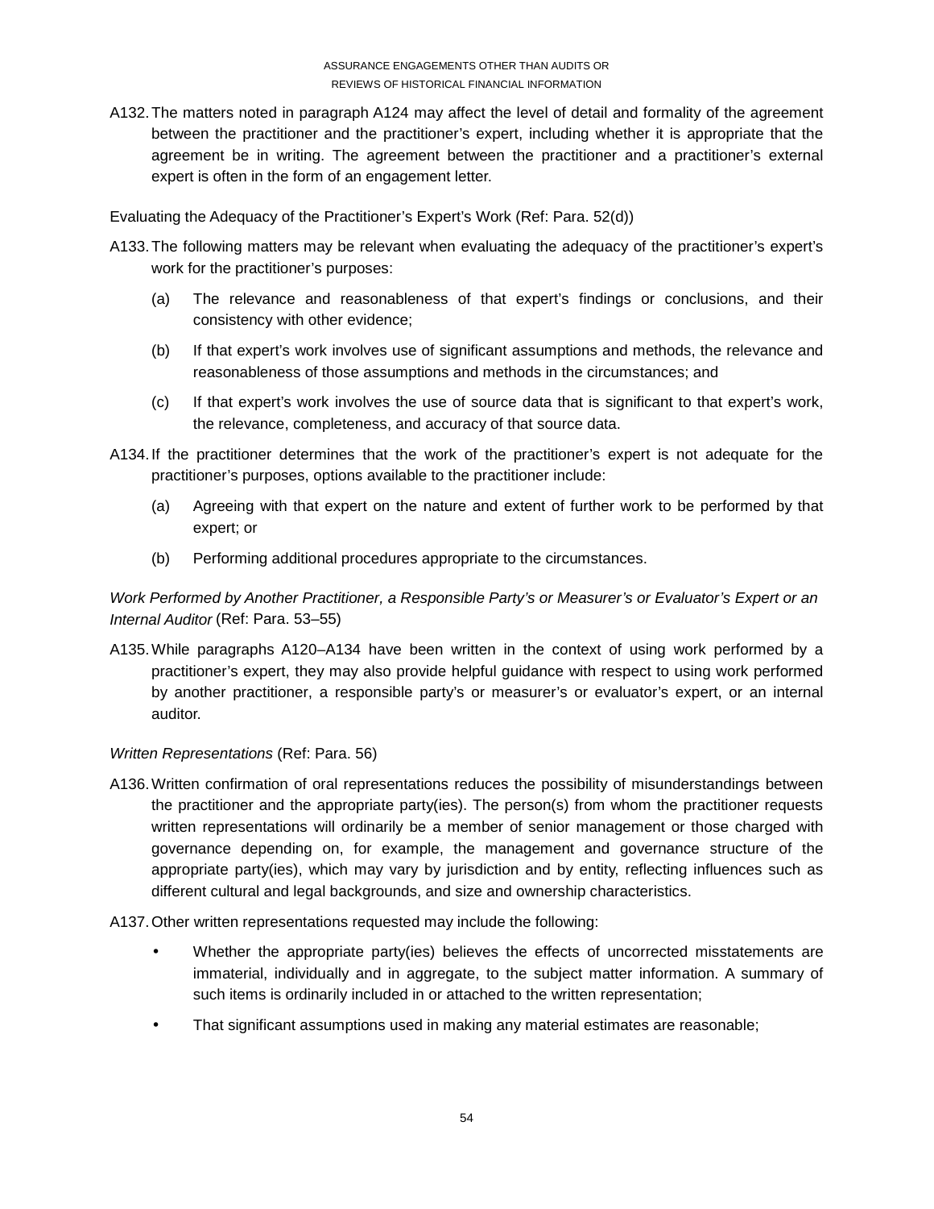A132. The matters noted in paragraph A124 may affect the level of detail and formality of the agreement between the practitioner and the practitioner's expert, including whether it is appropriate that the agreement be in writing. The agreement between the practitioner and a practitioner's external expert is often in the form of an engagement letter.

Evaluating the Adequacy of the Practitioner's Expert's Work (Ref: Para. 52(d))

A133. The following matters may be relevant when evaluating the adequacy of the practitioner's expert's work for the practitioner's purposes:

(a) The relevance and reasonableness of that expert's findings or conclusions, and their consistency with other evidence;

(b) If that expert's work involves use of significant assumptions and methods, the relevance and reasonableness of those assumptions and methods in the circumstances; and

(c) If that expert's work involves the use of source data that is significant to that expert's work, the relevance, completeness, and accuracy of that source data.

A134. If the practitioner determines that the work of the practitioner's expert is not adequate for the practitioner's purposes, options available to the practitioner include:

(a) Agreeing with that expert on the nature and extent of further work to be performed by that expert; or

(b) Performing additional procedures appropriate to the circumstances.

*Work Performed by Another Practitioner, a Responsible Party's or Measurer's or Evaluator's Expert or an Internal Auditor* (Ref: Para. 53–55)

A135. While paragraphs A120–A134 have been written in the context of using work performed by a practitioner's expert, they may also provide helpful guidance with respect to using work performed by another practitioner, a responsible party's or measurer's or evaluator's expert, or an internal auditor.

*Written Representations* (Ref: Para. 56)

A136. Written confirmation of oral representations reduces the possibility of misunderstandings between the practitioner and the appropriate party(ies). The person(s) from whom the practitioner requests written representations will ordinarily be a member of senior management or those charged with governance depending on, for example, the management and governance structure of the appropriate party(ies), which may vary by jurisdiction and by entity, reflecting influences such as different cultural and legal backgrounds, and size and ownership characteristics.

A137. Other written representations requested may include the following:

- Whether the appropriate party(ies) believes the effects of uncorrected misstatements are immaterial, individually and in aggregate, to the subject matter information. A summary of such items is ordinarily included in or attached to the written representation;
- That significant assumptions used in making any material estimates are reasonable;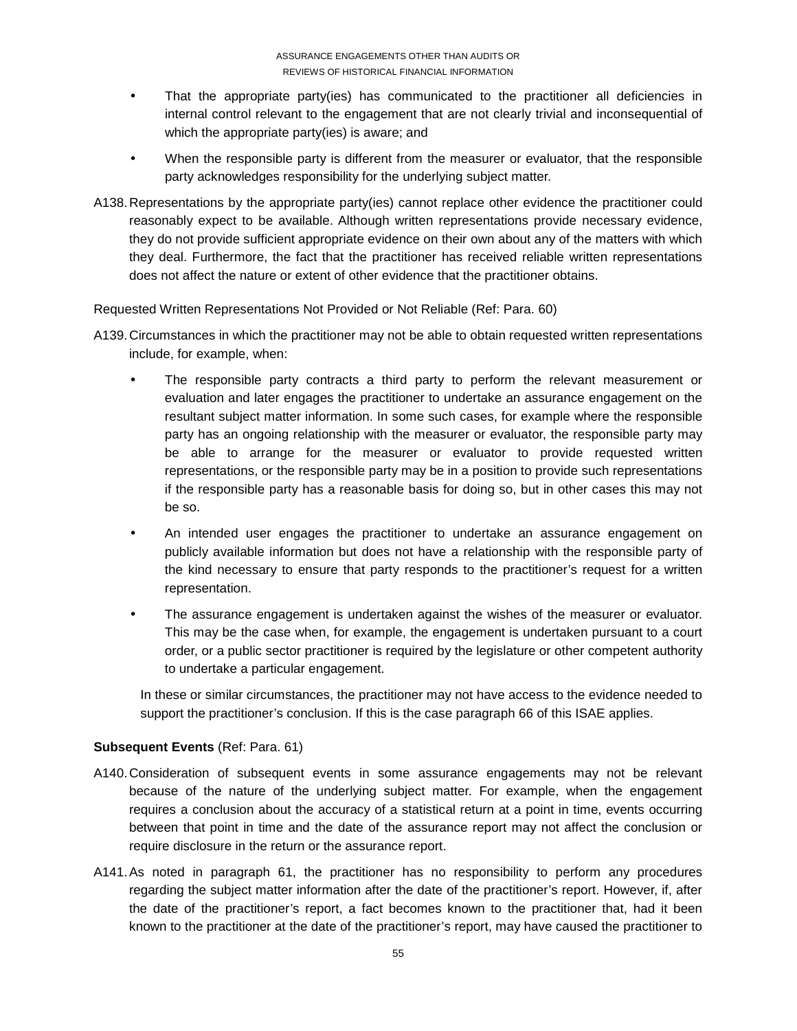- That the appropriate party(ies) has communicated to the practitioner all deficiencies in internal control relevant to the engagement that are not clearly trivial and inconsequential of which the appropriate party(ies) is aware; and
- When the responsible party is different from the measurer or evaluator, that the responsible party acknowledges responsibility for the underlying subject matter.

A138. Representations by the appropriate party(ies) cannot replace other evidence the practitioner could reasonably expect to be available. Although written representations provide necessary evidence, they do not provide sufficient appropriate evidence on their own about any of the matters with which they deal. Furthermore, the fact that the practitioner has received reliable written representations does not affect the nature or extent of other evidence that the practitioner obtains.

Requested Written Representations Not Provided or Not Reliable (Ref: Para. 60)

A139. Circumstances in which the practitioner may not be able to obtain requested written representations include, for example, when:

- The responsible party contracts a third party to perform the relevant measurement or evaluation and later engages the practitioner to undertake an assurance engagement on the resultant subject matter information. In some such cases, for example where the responsible party has an ongoing relationship with the measurer or evaluator, the responsible party may be able to arrange for the measurer or evaluator to provide requested written representations, or the responsible party may be in a position to provide such representations if the responsible party has a reasonable basis for doing so, but in other cases this may not be so.
- An intended user engages the practitioner to undertake an assurance engagement on publicly available information but does not have a relationship with the responsible party of the kind necessary to ensure that party responds to the practitioner's request for a written representation.
- The assurance engagement is undertaken against the wishes of the measurer or evaluator. This may be the case when, for example, the engagement is undertaken pursuant to a court order, or a public sector practitioner is required by the legislature or other competent authority to undertake a particular engagement.

In these or similar circumstances, the practitioner may not have access to the evidence needed to support the practitioner's conclusion. If this is the case paragraph 66 of this ISAE applies.

**Subsequent Events** (Ref: Para. 61)

A140. Consideration of subsequent events in some assurance engagements may not be relevant because of the nature of the underlying subject matter. For example, when the engagement requires a conclusion about the accuracy of a statistical return at a point in time, events occurring between that point in time and the date of the assurance report may not affect the conclusion or require disclosure in the return or the assurance report.

A141. As noted in paragraph 61, the practitioner has no responsibility to perform any procedures regarding the subject matter information after the date of the practitioner's report. However, if, after the date of the practitioner's report, a fact becomes known to the practitioner that, had it been known to the practitioner at the date of the practitioner's report, may have caused the practitioner to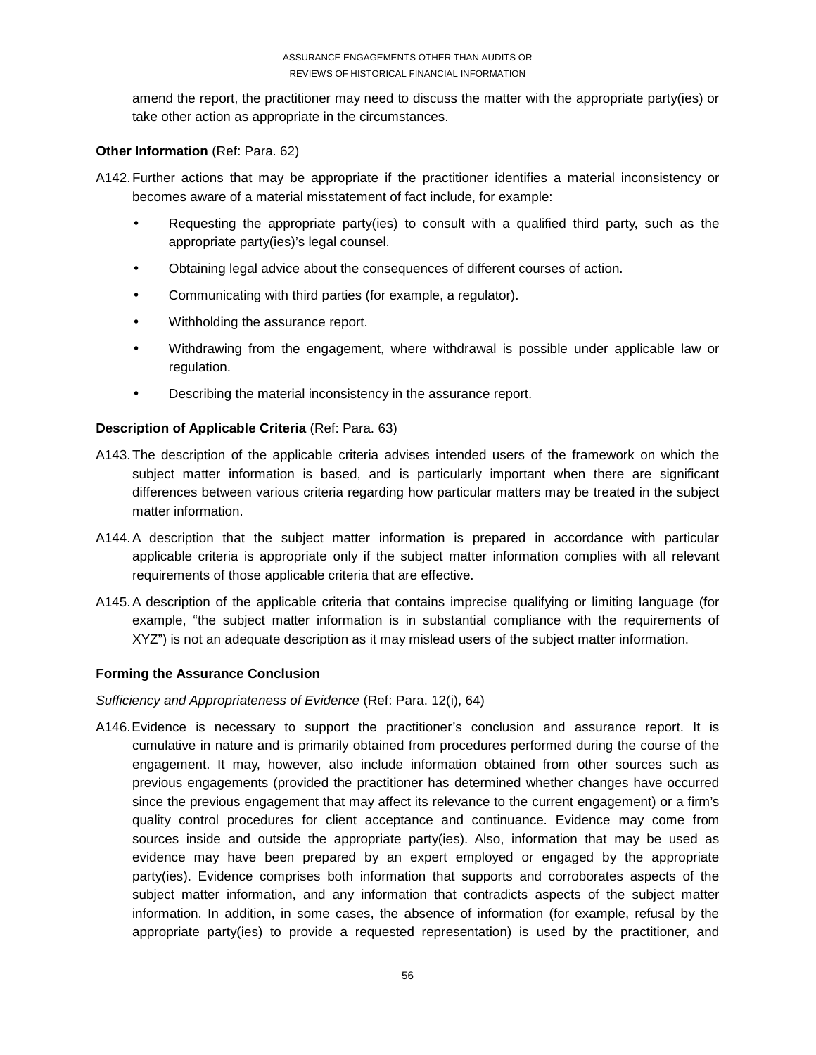amend the report, the practitioner may need to discuss the matter with the appropriate party(ies) or take other action as appropriate in the circumstances.

**Other Information** (Ref: Para. 62)

A142. Further actions that may be appropriate if the practitioner identifies a material inconsistency or becomes aware of a material misstatement of fact include, for example:

- Requesting the appropriate party(ies) to consult with a qualified third party, such as the appropriate party(ies)'s legal counsel.
- Obtaining legal advice about the consequences of different courses of action.
- Communicating with third parties (for example, a regulator).
- Withholding the assurance report.
- Withdrawing from the engagement, where withdrawal is possible under applicable law or regulation.
- Describing the material inconsistency in the assurance report.

**Description of Applicable Criteria** (Ref: Para. 63)

A143. The description of the applicable criteria advises intended users of the framework on which the subject matter information is based, and is particularly important when there are significant differences between various criteria regarding how particular matters may be treated in the subject matter information.

A144. A description that the subject matter information is prepared in accordance with particular applicable criteria is appropriate only if the subject matter information complies with all relevant requirements of those applicable criteria that are effective.

A145. A description of the applicable criteria that contains imprecise qualifying or limiting language (for example, "the subject matter information is in substantial compliance with the requirements of XYZ") is not an adequate description as it may mislead users of the subject matter information.

**Forming the Assurance Conclusion**

*Sufficiency and Appropriateness of Evidence* (Ref: Para. 12(i), 64)

A146. Evidence is necessary to support the practitioner's conclusion and assurance report. It is cumulative in nature and is primarily obtained from procedures performed during the course of the engagement. It may, however, also include information obtained from other sources such as previous engagements (provided the practitioner has determined whether changes have occurred since the previous engagement that may affect its relevance to the current engagement) or a firm's quality control procedures for client acceptance and continuance. Evidence may come from sources inside and outside the appropriate party(ies). Also, information that may be used as evidence may have been prepared by an expert employed or engaged by the appropriate party(ies). Evidence comprises both information that supports and corroborates aspects of the subject matter information, and any information that contradicts aspects of the subject matter information. In addition, in some cases, the absence of information (for example, refusal by the appropriate party(ies) to provide a requested representation) is used by the practitioner, and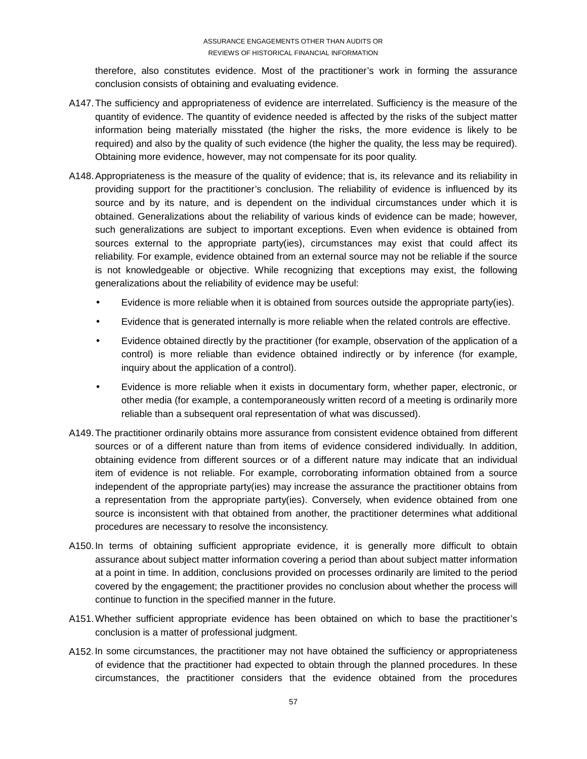therefore, also constitutes evidence. Most of the practitioner's work in forming the assurance conclusion consists of obtaining and evaluating evidence.

A147. The sufficiency and appropriateness of evidence are interrelated. Sufficiency is the measure of the quantity of evidence. The quantity of evidence needed is affected by the risks of the subject matter information being materially misstated (the higher the risks, the more evidence is likely to be required) and also by the quality of such evidence (the higher the quality, the less may be required). Obtaining more evidence, however, may not compensate for its poor quality.

A148. Appropriateness is the measure of the quality of evidence; that is, its relevance and its reliability in providing support for the practitioner's conclusion. The reliability of evidence is influenced by its source and by its nature, and is dependent on the individual circumstances under which it is obtained. Generalizations about the reliability of various kinds of evidence can be made; however, such generalizations are subject to important exceptions. Even when evidence is obtained from sources external to the appropriate party(ies), circumstances may exist that could affect its reliability. For example, evidence obtained from an external source may not be reliable if the source is not knowledgeable or objective. While recognizing that exceptions may exist, the following generalizations about the reliability of evidence may be useful:

- Evidence is more reliable when it is obtained from sources outside the appropriate party(ies).
- Evidence that is generated internally is more reliable when the related controls are effective.
- Evidence obtained directly by the practitioner (for example, observation of the application of a control) is more reliable than evidence obtained indirectly or by inference (for example, inquiry about the application of a control).
- Evidence is more reliable when it exists in documentary form, whether paper, electronic, or other media (for example, a contemporaneously written record of a meeting is ordinarily more reliable than a subsequent oral representation of what was discussed).

A149. The practitioner ordinarily obtains more assurance from consistent evidence obtained from different sources or of a different nature than from items of evidence considered individually. In addition, obtaining evidence from different sources or of a different nature may indicate that an individual item of evidence is not reliable. For example, corroborating information obtained from a source independent of the appropriate party(ies) may increase the assurance the practitioner obtains from a representation from the appropriate party(ies). Conversely, when evidence obtained from one source is inconsistent with that obtained from another, the practitioner determines what additional procedures are necessary to resolve the inconsistency.

A150. In terms of obtaining sufficient appropriate evidence, it is generally more difficult to obtain assurance about subject matter information covering a period than about subject matter information at a point in time. In addition, conclusions provided on processes ordinarily are limited to the period covered by the engagement; the practitioner provides no conclusion about whether the process will continue to function in the specified manner in the future.

A151. Whether sufficient appropriate evidence has been obtained on which to base the practitioner's conclusion is a matter of professional judgment.

A152. In some circumstances, the practitioner may not have obtained the sufficiency or appropriateness of evidence that the practitioner had expected to obtain through the planned procedures. In these circumstances, the practitioner considers that the evidence obtained from the procedures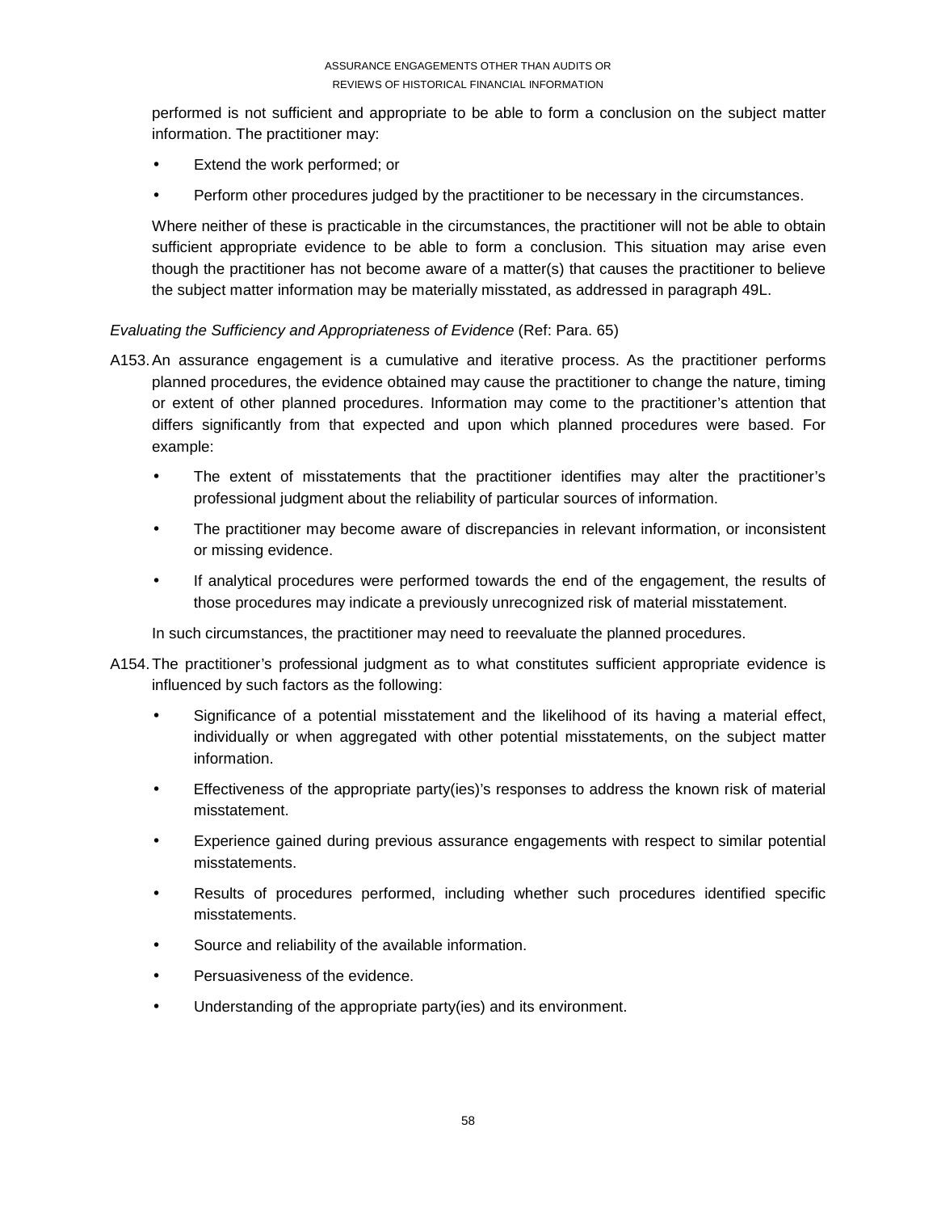performed is not sufficient and appropriate to be able to form a conclusion on the subject matter information. The practitioner may:

- Extend the work performed; or
- Perform other procedures judged by the practitioner to be necessary in the circumstances.

Where neither of these is practicable in the circumstances, the practitioner will not be able to obtain sufficient appropriate evidence to be able to form a conclusion. This situation may arise even though the practitioner has not become aware of a matter(s) that causes the practitioner to believe the subject matter information may be materially misstated, as addressed in paragraph 49L.

*Evaluating the Sufficiency and Appropriateness of Evidence* (Ref: Para. 65)

A153. An assurance engagement is a cumulative and iterative process. As the practitioner performs planned procedures, the evidence obtained may cause the practitioner to change the nature, timing or extent of other planned procedures. Information may come to the practitioner's attention that differs significantly from that expected and upon which planned procedures were based. For example:

- The extent of misstatements that the practitioner identifies may alter the practitioner's professional judgment about the reliability of particular sources of information.
- The practitioner may become aware of discrepancies in relevant information, or inconsistent or missing evidence.
- If analytical procedures were performed towards the end of the engagement, the results of those procedures may indicate a previously unrecognized risk of material misstatement.

In such circumstances, the practitioner may need to reevaluate the planned procedures.

A154. The practitioner's professional judgment as to what constitutes sufficient appropriate evidence is influenced by such factors as the following:

- Significance of a potential misstatement and the likelihood of its having a material effect, individually or when aggregated with other potential misstatements, on the subject matter information.
- Effectiveness of the appropriate party(ies)'s responses to address the known risk of material misstatement.
- Experience gained during previous assurance engagements with respect to similar potential misstatements.
- Results of procedures performed, including whether such procedures identified specific misstatements.
- Source and reliability of the available information.
- Persuasiveness of the evidence.
- Understanding of the appropriate party(ies) and its environment.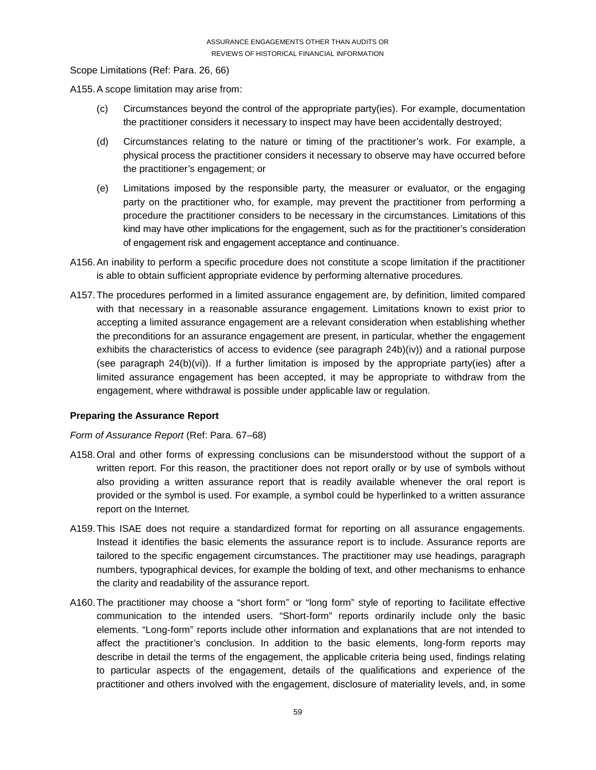Scope Limitations (Ref: Para. 26, 66)

A155. A scope limitation may arise from:

(c) Circumstances beyond the control of the appropriate party(ies). For example, documentation the practitioner considers it necessary to inspect may have been accidentally destroyed;

(d) Circumstances relating to the nature or timing of the practitioner's work. For example, a physical process the practitioner considers it necessary to observe may have occurred before the practitioner's engagement; or

(e) Limitations imposed by the responsible party, the measurer or evaluator, or the engaging party on the practitioner who, for example, may prevent the practitioner from performing a procedure the practitioner considers to be necessary in the circumstances. Limitations of this kind may have other implications for the engagement, such as for the practitioner's consideration of engagement risk and engagement acceptance and continuance.

A156. An inability to perform a specific procedure does not constitute a scope limitation if the practitioner is able to obtain sufficient appropriate evidence by performing alternative procedures.

A157. The procedures performed in a limited assurance engagement are, by definition, limited compared with that necessary in a reasonable assurance engagement. Limitations known to exist prior to accepting a limited assurance engagement are a relevant consideration when establishing whether the preconditions for an assurance engagement are present, in particular, whether the engagement exhibits the characteristics of access to evidence (see paragraph 24b)(iv)) and a rational purpose (see paragraph 24(b)(vi)). If a further limitation is imposed by the appropriate party(ies) after a limited assurance engagement has been accepted, it may be appropriate to withdraw from the engagement, where withdrawal is possible under applicable law or regulation.

**Preparing the Assurance Report**

*Form of Assurance Report* (Ref: Para. 67–68)

A158. Oral and other forms of expressing conclusions can be misunderstood without the support of a written report. For this reason, the practitioner does not report orally or by use of symbols without also providing a written assurance report that is readily available whenever the oral report is provided or the symbol is used. For example, a symbol could be hyperlinked to a written assurance report on the Internet.

A159. This ISAE does not require a standardized format for reporting on all assurance engagements. Instead it identifies the basic elements the assurance report is to include. Assurance reports are tailored to the specific engagement circumstances. The practitioner may use headings, paragraph numbers, typographical devices, for example the bolding of text, and other mechanisms to enhance the clarity and readability of the assurance report.

A160. The practitioner may choose a "short form" or "long form" style of reporting to facilitate effective communication to the intended users. "Short-form" reports ordinarily include only the basic elements. "Long-form" reports include other information and explanations that are not intended to affect the practitioner's conclusion. In addition to the basic elements, long-form reports may describe in detail the terms of the engagement, the applicable criteria being used, findings relating to particular aspects of the engagement, details of the qualifications and experience of the practitioner and others involved with the engagement, disclosure of materiality levels, and, in some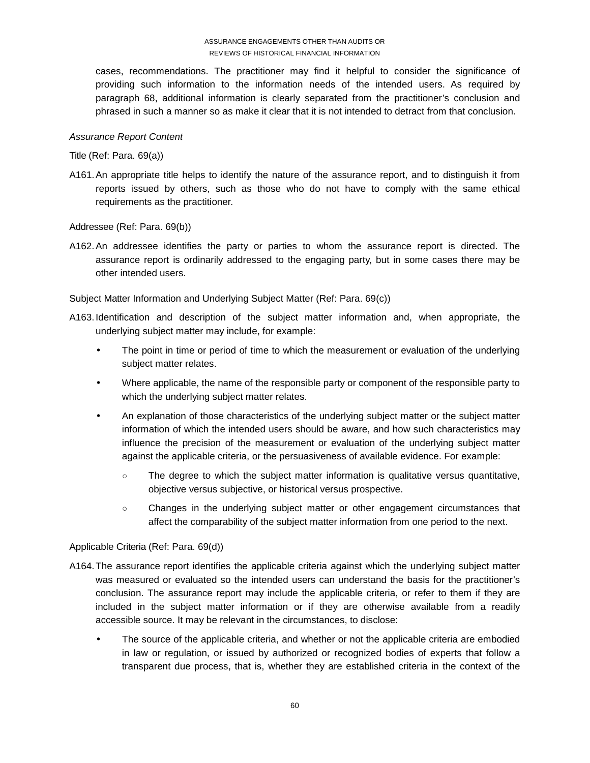cases, recommendations. The practitioner may find it helpful to consider the significance of providing such information to the information needs of the intended users. As required by paragraph 68, additional information is clearly separated from the practitioner's conclusion and phrased in such a manner so as make it clear that it is not intended to detract from that conclusion.

*Assurance Report Content*

Title (Ref: Para. 69(a))

A161. An appropriate title helps to identify the nature of the assurance report, and to distinguish it from reports issued by others, such as those who do not have to comply with the same ethical requirements as the practitioner.

Addressee (Ref: Para. 69(b))

A162. An addressee identifies the party or parties to whom the assurance report is directed. The assurance report is ordinarily addressed to the engaging party, but in some cases there may be other intended users.

Subject Matter Information and Underlying Subject Matter (Ref: Para. 69(c))

A163. Identification and description of the subject matter information and, when appropriate, the underlying subject matter may include, for example:

- The point in time or period of time to which the measurement or evaluation of the underlying subject matter relates.
- Where applicable, the name of the responsible party or component of the responsible party to which the underlying subject matter relates.
- An explanation of those characteristics of the underlying subject matter or the subject matter information of which the intended users should be aware, and how such characteristics may influence the precision of the measurement or evaluation of the underlying subject matter against the applicable criteria, or the persuasiveness of available evidence. For example:
  - The degree to which the subject matter information is qualitative versus quantitative, objective versus subjective, or historical versus prospective.
  - Changes in the underlying subject matter or other engagement circumstances that affect the comparability of the subject matter information from one period to the next.

Applicable Criteria (Ref: Para. 69(d))

A164. The assurance report identifies the applicable criteria against which the underlying subject matter was measured or evaluated so the intended users can understand the basis for the practitioner's conclusion. The assurance report may include the applicable criteria, or refer to them if they are included in the subject matter information or if they are otherwise available from a readily accessible source. It may be relevant in the circumstances, to disclose:

- The source of the applicable criteria, and whether or not the applicable criteria are embodied in law or regulation, or issued by authorized or recognized bodies of experts that follow a transparent due process, that is, whether they are established criteria in the context of the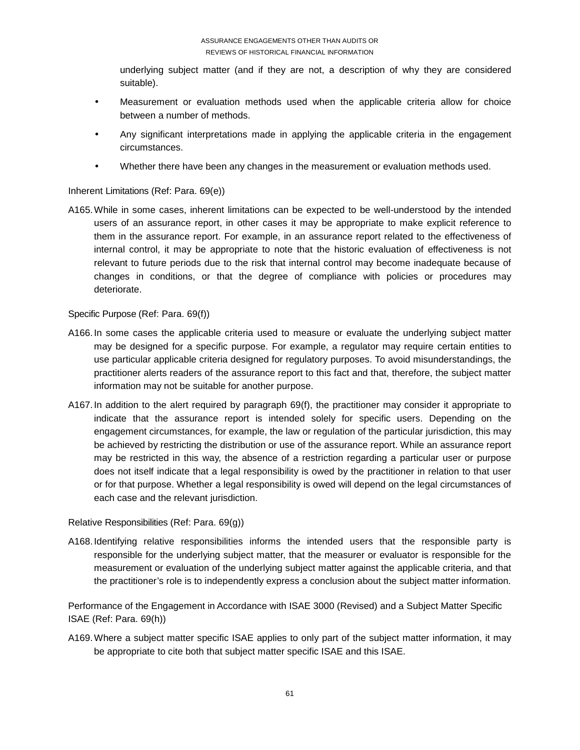underlying subject matter (and if they are not, a description of why they are considered suitable).

- Measurement or evaluation methods used when the applicable criteria allow for choice between a number of methods.
- Any significant interpretations made in applying the applicable criteria in the engagement circumstances.
- Whether there have been any changes in the measurement or evaluation methods used.

Inherent Limitations (Ref: Para. 69(e))

A165. While in some cases, inherent limitations can be expected to be well-understood by the intended users of an assurance report, in other cases it may be appropriate to make explicit reference to them in the assurance report. For example, in an assurance report related to the effectiveness of internal control, it may be appropriate to note that the historic evaluation of effectiveness is not relevant to future periods due to the risk that internal control may become inadequate because of changes in conditions, or that the degree of compliance with policies or procedures may deteriorate.

Specific Purpose (Ref: Para. 69(f))

A166. In some cases the applicable criteria used to measure or evaluate the underlying subject matter may be designed for a specific purpose. For example, a regulator may require certain entities to use particular applicable criteria designed for regulatory purposes. To avoid misunderstandings, the practitioner alerts readers of the assurance report to this fact and that, therefore, the subject matter information may not be suitable for another purpose.

A167. In addition to the alert required by paragraph 69(f), the practitioner may consider it appropriate to indicate that the assurance report is intended solely for specific users. Depending on the engagement circumstances, for example, the law or regulation of the particular jurisdiction, this may be achieved by restricting the distribution or use of the assurance report. While an assurance report may be restricted in this way, the absence of a restriction regarding a particular user or purpose does not itself indicate that a legal responsibility is owed by the practitioner in relation to that user or for that purpose. Whether a legal responsibility is owed will depend on the legal circumstances of each case and the relevant jurisdiction.

Relative Responsibilities (Ref: Para. 69(g))

A168. Identifying relative responsibilities informs the intended users that the responsible party is responsible for the underlying subject matter, that the measurer or evaluator is responsible for the measurement or evaluation of the underlying subject matter against the applicable criteria, and that the practitioner's role is to independently express a conclusion about the subject matter information.

Performance of the Engagement in Accordance with ISAE 3000 (Revised) and a Subject Matter Specific ISAE (Ref: Para. 69(h))

A169. Where a subject matter specific ISAE applies to only part of the subject matter information, it may be appropriate to cite both that subject matter specific ISAE and this ISAE.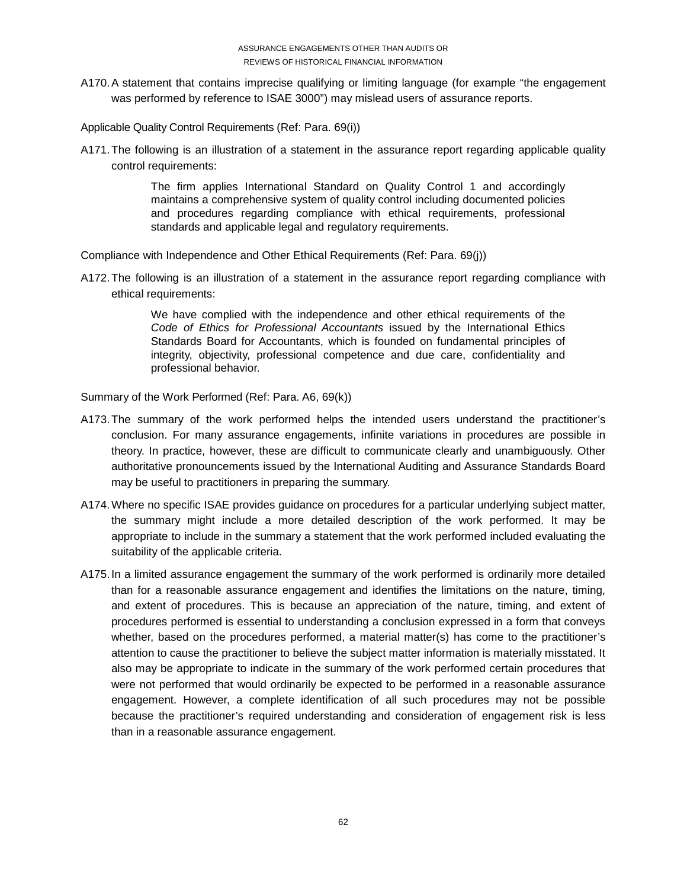A170. A statement that contains imprecise qualifying or limiting language (for example "the engagement was performed by reference to ISAE 3000") may mislead users of assurance reports.

Applicable Quality Control Requirements (Ref: Para. 69(i))

A171. The following is an illustration of a statement in the assurance report regarding applicable quality control requirements:

> The firm applies International Standard on Quality Control 1 and accordingly maintains a comprehensive system of quality control including documented policies and procedures regarding compliance with ethical requirements, professional standards and applicable legal and regulatory requirements.

Compliance with Independence and Other Ethical Requirements (Ref: Para. 69(j))

A172. The following is an illustration of a statement in the assurance report regarding compliance with ethical requirements:

> We have complied with the independence and other ethical requirements of the *Code of Ethics for Professional Accountants* issued by the International Ethics Standards Board for Accountants, which is founded on fundamental principles of integrity, objectivity, professional competence and due care, confidentiality and professional behavior.

Summary of the Work Performed (Ref: Para. A6, 69(k))

A173. The summary of the work performed helps the intended users understand the practitioner's conclusion. For many assurance engagements, infinite variations in procedures are possible in theory. In practice, however, these are difficult to communicate clearly and unambiguously. Other authoritative pronouncements issued by the International Auditing and Assurance Standards Board may be useful to practitioners in preparing the summary.

A174. Where no specific ISAE provides guidance on procedures for a particular underlying subject matter, the summary might include a more detailed description of the work performed. It may be appropriate to include in the summary a statement that the work performed included evaluating the suitability of the applicable criteria.

A175. In a limited assurance engagement the summary of the work performed is ordinarily more detailed than for a reasonable assurance engagement and identifies the limitations on the nature, timing, and extent of procedures. This is because an appreciation of the nature, timing, and extent of procedures performed is essential to understanding a conclusion expressed in a form that conveys whether, based on the procedures performed, a material matter(s) has come to the practitioner's attention to cause the practitioner to believe the subject matter information is materially misstated. It also may be appropriate to indicate in the summary of the work performed certain procedures that were not performed that would ordinarily be expected to be performed in a reasonable assurance engagement. However, a complete identification of all such procedures may not be possible because the practitioner's required understanding and consideration of engagement risk is less than in a reasonable assurance engagement.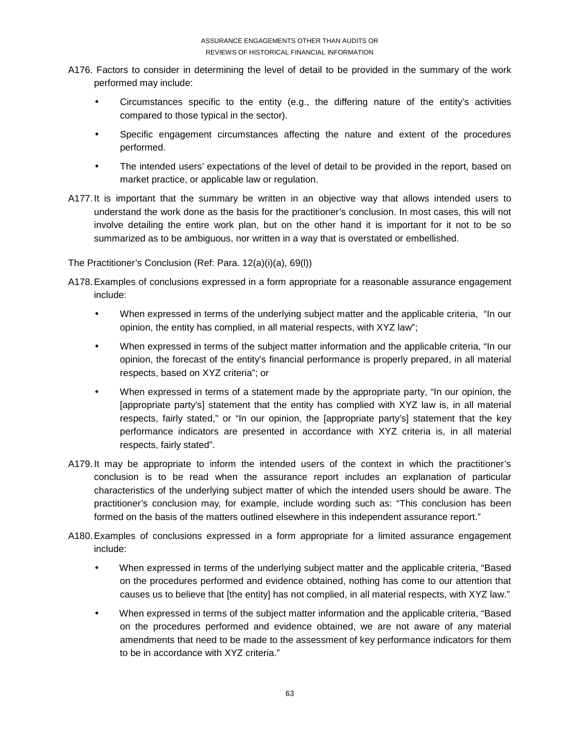A176. Factors to consider in determining the level of detail to be provided in the summary of the work performed may include:

- Circumstances specific to the entity (e.g., the differing nature of the entity's activities compared to those typical in the sector).
- Specific engagement circumstances affecting the nature and extent of the procedures performed.
- The intended users' expectations of the level of detail to be provided in the report, based on market practice, or applicable law or regulation.

A177. It is important that the summary be written in an objective way that allows intended users to understand the work done as the basis for the practitioner's conclusion. In most cases, this will not involve detailing the entire work plan, but on the other hand it is important for it not to be so summarized as to be ambiguous, nor written in a way that is overstated or embellished.

The Practitioner's Conclusion (Ref: Para. 12(a)(i)(a), 69(l))

A178. Examples of conclusions expressed in a form appropriate for a reasonable assurance engagement include:

- When expressed in terms of the underlying subject matter and the applicable criteria, "In our opinion, the entity has complied, in all material respects, with XYZ law";
- When expressed in terms of the subject matter information and the applicable criteria, "In our opinion, the forecast of the entity's financial performance is properly prepared, in all material respects, based on XYZ criteria"; or
- When expressed in terms of a statement made by the appropriate party, "In our opinion, the [appropriate party's] statement that the entity has complied with XYZ law is, in all material respects, fairly stated," or "In our opinion, the [appropriate party's] statement that the key performance indicators are presented in accordance with XYZ criteria is, in all material respects, fairly stated".

A179. It may be appropriate to inform the intended users of the context in which the practitioner's conclusion is to be read when the assurance report includes an explanation of particular characteristics of the underlying subject matter of which the intended users should be aware. The practitioner's conclusion may, for example, include wording such as: "This conclusion has been formed on the basis of the matters outlined elsewhere in this independent assurance report."

A180. Examples of conclusions expressed in a form appropriate for a limited assurance engagement include:

- When expressed in terms of the underlying subject matter and the applicable criteria, "Based on the procedures performed and evidence obtained, nothing has come to our attention that causes us to believe that [the entity] has not complied, in all material respects, with XYZ law."
- When expressed in terms of the subject matter information and the applicable criteria, "Based on the procedures performed and evidence obtained, we are not aware of any material amendments that need to be made to the assessment of key performance indicators for them to be in accordance with XYZ criteria."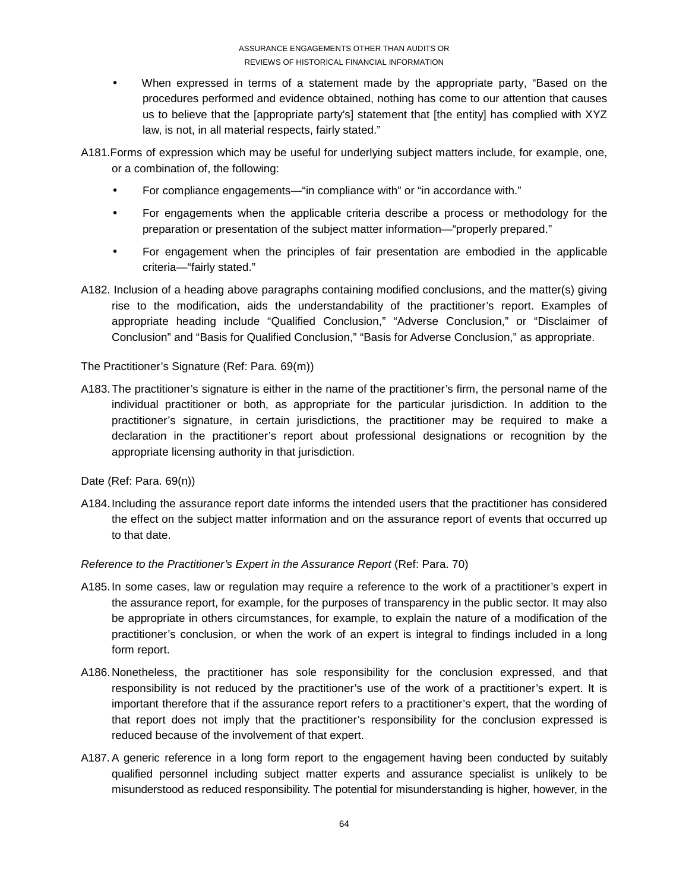- When expressed in terms of a statement made by the appropriate party, "Based on the procedures performed and evidence obtained, nothing has come to our attention that causes us to believe that the [appropriate party's] statement that [the entity] has complied with XYZ law, is not, in all material respects, fairly stated."

A181. Forms of expression which may be useful for underlying subject matters include, for example, one, or a combination of, the following:

- For compliance engagements—"in compliance with" or "in accordance with."
- For engagements when the applicable criteria describe a process or methodology for the preparation or presentation of the subject matter information—"properly prepared."
- For engagement when the principles of fair presentation are embodied in the applicable criteria—"fairly stated."

A182. Inclusion of a heading above paragraphs containing modified conclusions, and the matter(s) giving rise to the modification, aids the understandability of the practitioner's report. Examples of appropriate heading include "Qualified Conclusion," "Adverse Conclusion," or "Disclaimer of Conclusion" and "Basis for Qualified Conclusion," "Basis for Adverse Conclusion," as appropriate.

The Practitioner's Signature (Ref: Para. 69(m))

A183. The practitioner's signature is either in the name of the practitioner's firm, the personal name of the individual practitioner or both, as appropriate for the particular jurisdiction. In addition to the practitioner's signature, in certain jurisdictions, the practitioner may be required to make a declaration in the practitioner's report about professional designations or recognition by the appropriate licensing authority in that jurisdiction.

Date (Ref: Para. 69(n))

A184. Including the assurance report date informs the intended users that the practitioner has considered the effect on the subject matter information and on the assurance report of events that occurred up to that date.

*Reference to the Practitioner's Expert in the Assurance Report* (Ref: Para. 70)

A185. In some cases, law or regulation may require a reference to the work of a practitioner's expert in the assurance report, for example, for the purposes of transparency in the public sector. It may also be appropriate in others circumstances, for example, to explain the nature of a modification of the practitioner's conclusion, or when the work of an expert is integral to findings included in a long form report.

A186. Nonetheless, the practitioner has sole responsibility for the conclusion expressed, and that responsibility is not reduced by the practitioner's use of the work of a practitioner's expert. It is important therefore that if the assurance report refers to a practitioner's expert, that the wording of that report does not imply that the practitioner's responsibility for the conclusion expressed is reduced because of the involvement of that expert.

A187. A generic reference in a long form report to the engagement having been conducted by suitably qualified personnel including subject matter experts and assurance specialist is unlikely to be misunderstood as reduced responsibility. The potential for misunderstanding is higher, however, in the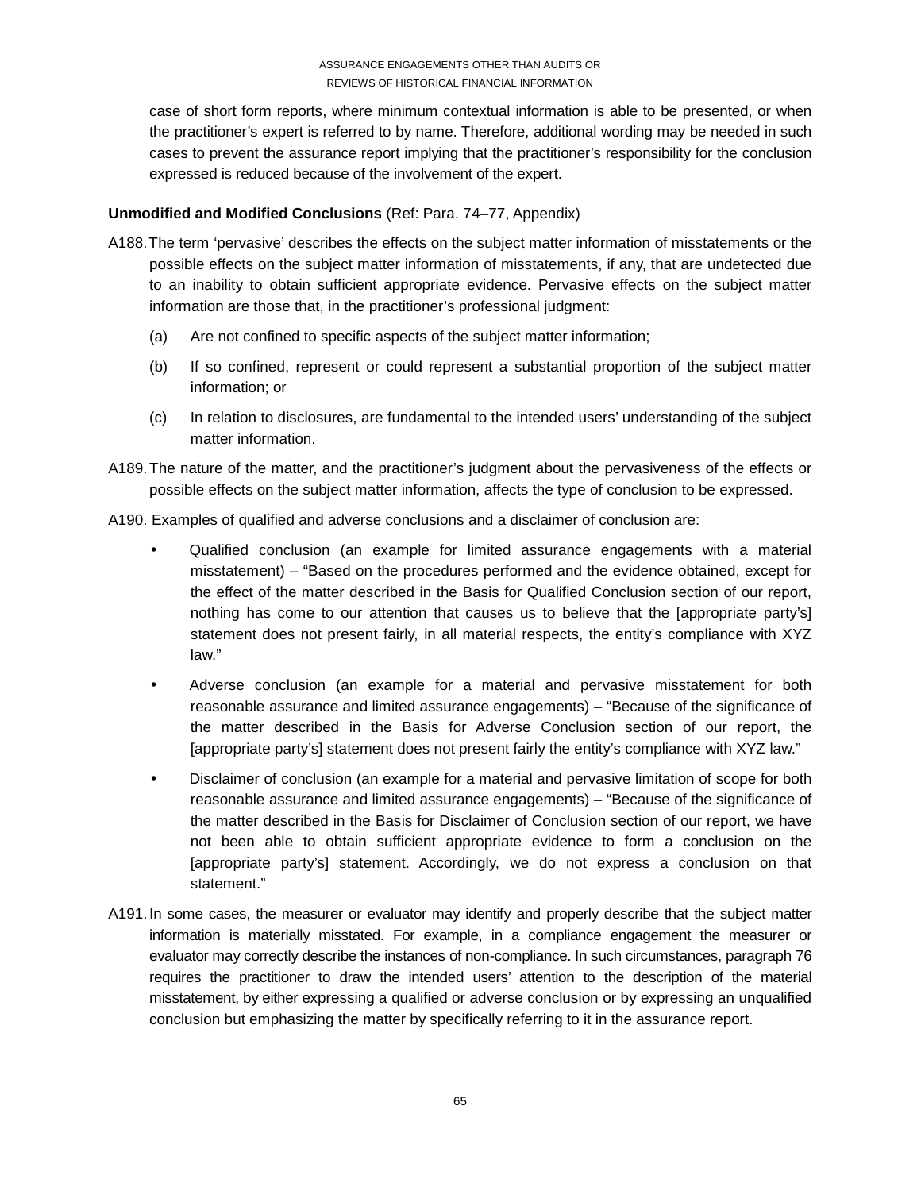case of short form reports, where minimum contextual information is able to be presented, or when the practitioner's expert is referred to by name. Therefore, additional wording may be needed in such cases to prevent the assurance report implying that the practitioner's responsibility for the conclusion expressed is reduced because of the involvement of the expert.

**Unmodified and Modified Conclusions** (Ref: Para. 74–77, Appendix)

A188. The term 'pervasive' describes the effects on the subject matter information of misstatements or the possible effects on the subject matter information of misstatements, if any, that are undetected due to an inability to obtain sufficient appropriate evidence. Pervasive effects on the subject matter information are those that, in the practitioner's professional judgment:

(a) Are not confined to specific aspects of the subject matter information;

(b) If so confined, represent or could represent a substantial proportion of the subject matter information; or

(c) In relation to disclosures, are fundamental to the intended users' understanding of the subject matter information.

A189. The nature of the matter, and the practitioner's judgment about the pervasiveness of the effects or possible effects on the subject matter information, affects the type of conclusion to be expressed.

A190. Examples of qualified and adverse conclusions and a disclaimer of conclusion are:

- Qualified conclusion (an example for limited assurance engagements with a material misstatement) – "Based on the procedures performed and the evidence obtained, except for the effect of the matter described in the Basis for Qualified Conclusion section of our report, nothing has come to our attention that causes us to believe that the [appropriate party's] statement does not present fairly, in all material respects, the entity's compliance with XYZ law."
- Adverse conclusion (an example for a material and pervasive misstatement for both reasonable assurance and limited assurance engagements) – "Because of the significance of the matter described in the Basis for Adverse Conclusion section of our report, the [appropriate party's] statement does not present fairly the entity's compliance with XYZ law."
- Disclaimer of conclusion (an example for a material and pervasive limitation of scope for both reasonable assurance and limited assurance engagements) – "Because of the significance of the matter described in the Basis for Disclaimer of Conclusion section of our report, we have not been able to obtain sufficient appropriate evidence to form a conclusion on the [appropriate party's] statement. Accordingly, we do not express a conclusion on that statement."

A191. In some cases, the measurer or evaluator may identify and properly describe that the subject matter information is materially misstated. For example, in a compliance engagement the measurer or evaluator may correctly describe the instances of non-compliance. In such circumstances, paragraph 76 requires the practitioner to draw the intended users' attention to the description of the material misstatement, by either expressing a qualified or adverse conclusion or by expressing an unqualified conclusion but emphasizing the matter by specifically referring to it in the assurance report.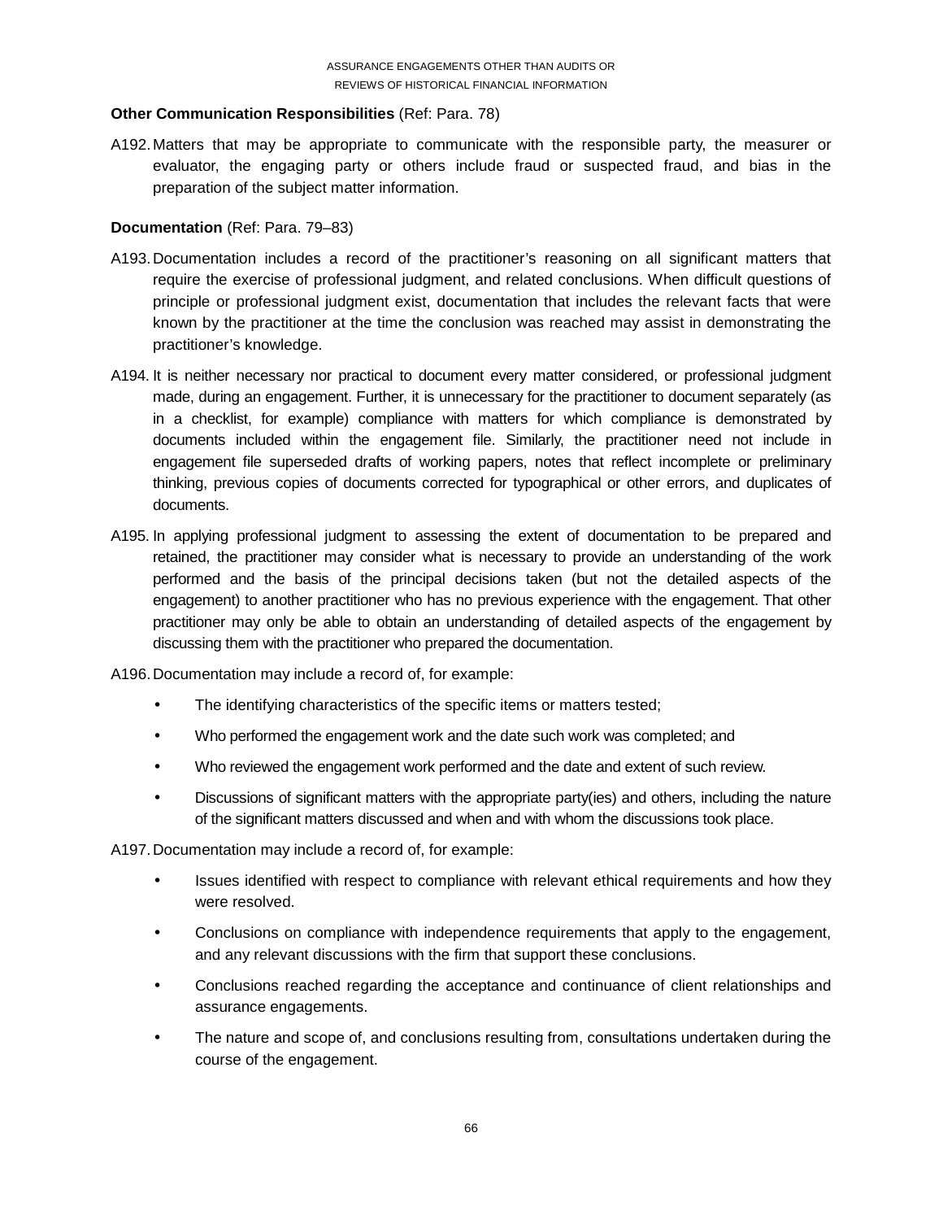**Other Communication Responsibilities** (Ref: Para. 78)

A192. Matters that may be appropriate to communicate with the responsible party, the measurer or evaluator, the engaging party or others include fraud or suspected fraud, and bias in the preparation of the subject matter information.

**Documentation** (Ref: Para. 79–83)

A193. Documentation includes a record of the practitioner's reasoning on all significant matters that require the exercise of professional judgment, and related conclusions. When difficult questions of principle or professional judgment exist, documentation that includes the relevant facts that were known by the practitioner at the time the conclusion was reached may assist in demonstrating the practitioner's knowledge.

A194. It is neither necessary nor practical to document every matter considered, or professional judgment made, during an engagement. Further, it is unnecessary for the practitioner to document separately (as in a checklist, for example) compliance with matters for which compliance is demonstrated by documents included within the engagement file. Similarly, the practitioner need not include in engagement file superseded drafts of working papers, notes that reflect incomplete or preliminary thinking, previous copies of documents corrected for typographical or other errors, and duplicates of documents.

A195. In applying professional judgment to assessing the extent of documentation to be prepared and retained, the practitioner may consider what is necessary to provide an understanding of the work performed and the basis of the principal decisions taken (but not the detailed aspects of the engagement) to another practitioner who has no previous experience with the engagement. That other practitioner may only be able to obtain an understanding of detailed aspects of the engagement by discussing them with the practitioner who prepared the documentation.

A196. Documentation may include a record of, for example:

- The identifying characteristics of the specific items or matters tested;
- Who performed the engagement work and the date such work was completed; and
- Who reviewed the engagement work performed and the date and extent of such review.
- Discussions of significant matters with the appropriate party(ies) and others, including the nature of the significant matters discussed and when and with whom the discussions took place.

A197. Documentation may include a record of, for example:

- Issues identified with respect to compliance with relevant ethical requirements and how they were resolved.
- Conclusions on compliance with independence requirements that apply to the engagement, and any relevant discussions with the firm that support these conclusions.
- Conclusions reached regarding the acceptance and continuance of client relationships and assurance engagements.
- The nature and scope of, and conclusions resulting from, consultations undertaken during the course of the engagement.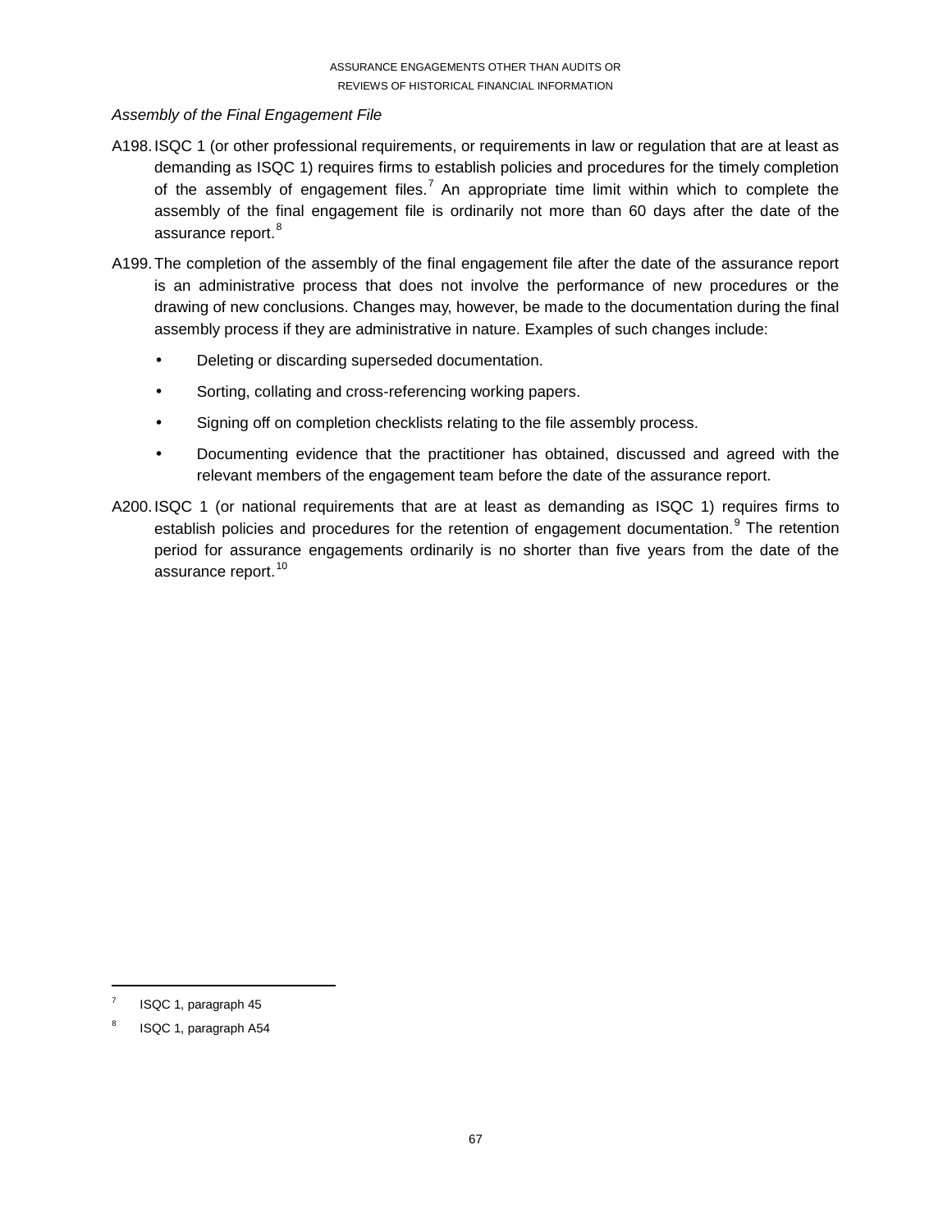*Assembly of the Final Engagement File*

A198. ISQC 1 (or other professional requirements, or requirements in law or regulation that are at least as demanding as ISQC 1) requires firms to establish policies and procedures for the timely completion of the assembly of engagement files.[7] An appropriate time limit within which to complete the assembly of the final engagement file is ordinarily not more than 60 days after the date of the assurance report.[8]

A199. The completion of the assembly of the final engagement file after the date of the assurance report is an administrative process that does not involve the performance of new procedures or the drawing of new conclusions. Changes may, however, be made to the documentation during the final assembly process if they are administrative in nature. Examples of such changes include:

- Deleting or discarding superseded documentation.
- Sorting, collating and cross-referencing working papers.
- Signing off on completion checklists relating to the file assembly process.
- Documenting evidence that the practitioner has obtained, discussed and agreed with the relevant members of the engagement team before the date of the assurance report.

A200. ISQC 1 (or national requirements that are at least as demanding as ISQC 1) requires firms to establish policies and procedures for the retention of engagement documentation.[9] The retention period for assurance engagements ordinarily is no shorter than five years from the date of the assurance report.[10]

---

[7] ISQC 1, paragraph 45

[8] ISQC 1, paragraph A54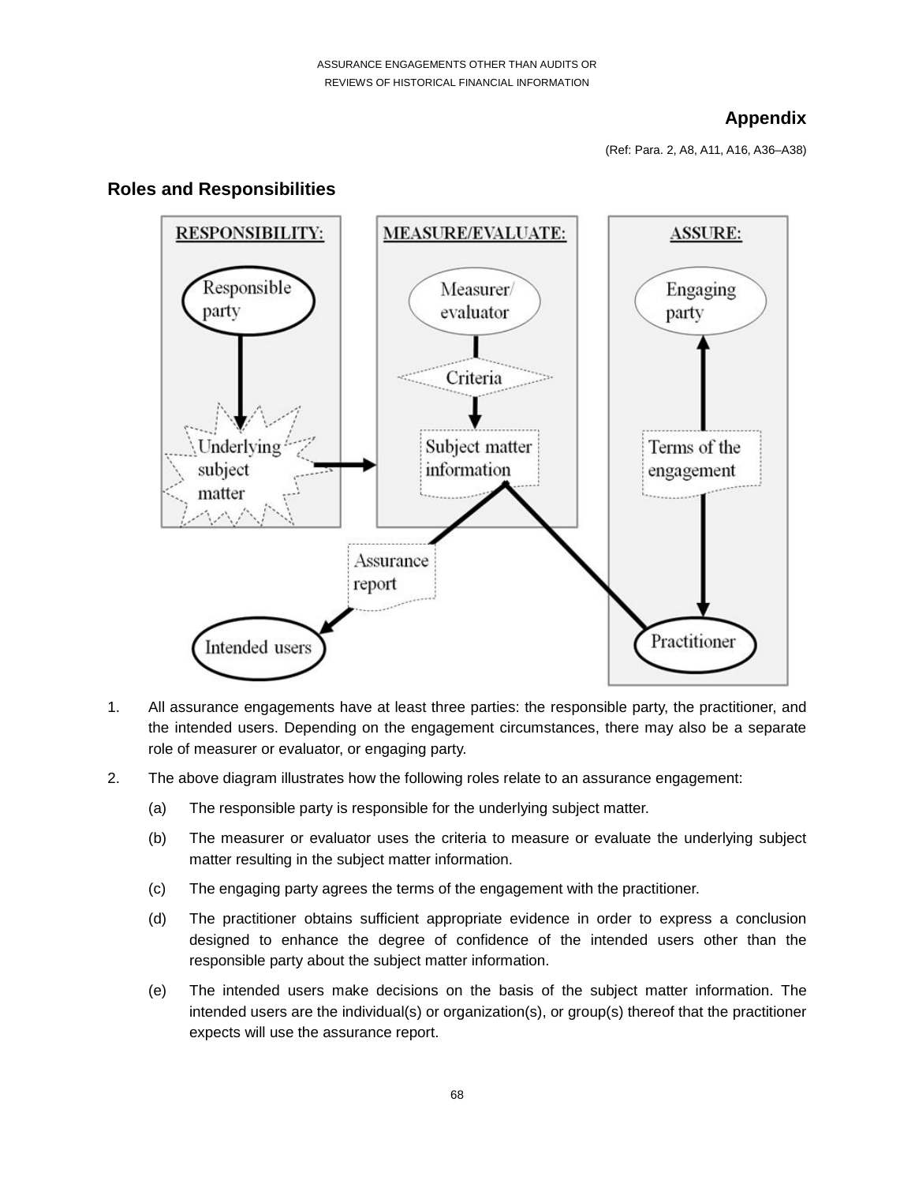## Appendix

(Ref: Para. 2, A8, A11, A16, A36–A38)

### Roles and Responsibilities

1. All assurance engagements have at least three parties: the responsible party, the practitioner, and the intended users. Depending on the engagement circumstances, there may also be a separate role of measurer or evaluator, or engaging party.

2. The above diagram illustrates how the following roles relate to an assurance engagement:

   (a) The responsible party is responsible for the underlying subject matter.

   (b) The measurer or evaluator uses the criteria to measure or evaluate the underlying subject matter resulting in the subject matter information.

   (c) The engaging party agrees the terms of the engagement with the practitioner.

   (d) The practitioner obtains sufficient appropriate evidence in order to express a conclusion designed to enhance the degree of confidence of the intended users other than the responsible party about the subject matter information.

   (e) The intended users make decisions on the basis of the subject matter information. The intended users are the individual(s) or organization(s), or group(s) thereof that the practitioner expects will use the assurance report.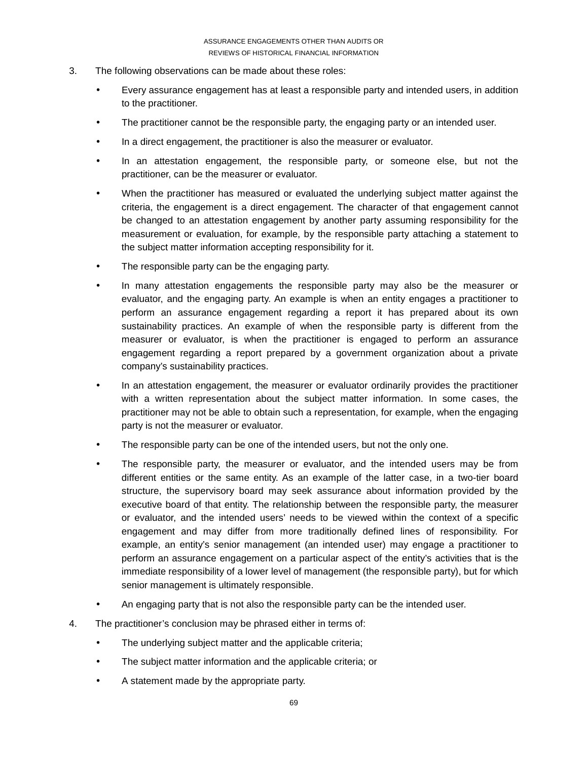3. The following observations can be made about these roles:

   - Every assurance engagement has at least a responsible party and intended users, in addition to the practitioner.
   - The practitioner cannot be the responsible party, the engaging party or an intended user.
   - In a direct engagement, the practitioner is also the measurer or evaluator.
   - In an attestation engagement, the responsible party, or someone else, but not the practitioner, can be the measurer or evaluator.
   - When the practitioner has measured or evaluated the underlying subject matter against the criteria, the engagement is a direct engagement. The character of that engagement cannot be changed to an attestation engagement by another party assuming responsibility for the measurement or evaluation, for example, by the responsible party attaching a statement to the subject matter information accepting responsibility for it.
   - The responsible party can be the engaging party.
   - In many attestation engagements the responsible party may also be the measurer or evaluator, and the engaging party. An example is when an entity engages a practitioner to perform an assurance engagement regarding a report it has prepared about its own sustainability practices. An example of when the responsible party is different from the measurer or evaluator, is when the practitioner is engaged to perform an assurance engagement regarding a report prepared by a government organization about a private company's sustainability practices.
   - In an attestation engagement, the measurer or evaluator ordinarily provides the practitioner with a written representation about the subject matter information. In some cases, the practitioner may not be able to obtain such a representation, for example, when the engaging party is not the measurer or evaluator.
   - The responsible party can be one of the intended users, but not the only one.
   - The responsible party, the measurer or evaluator, and the intended users may be from different entities or the same entity. As an example of the latter case, in a two-tier board structure, the supervisory board may seek assurance about information provided by the executive board of that entity. The relationship between the responsible party, the measurer or evaluator, and the intended users' needs to be viewed within the context of a specific engagement and may differ from more traditionally defined lines of responsibility. For example, an entity's senior management (an intended user) may engage a practitioner to perform an assurance engagement on a particular aspect of the entity's activities that is the immediate responsibility of a lower level of management (the responsible party), but for which senior management is ultimately responsible.
   - An engaging party that is not also the responsible party can be the intended user.

4. The practitioner's conclusion may be phrased either in terms of:

   - The underlying subject matter and the applicable criteria;
   - The subject matter information and the applicable criteria; or
   - A statement made by the appropriate party.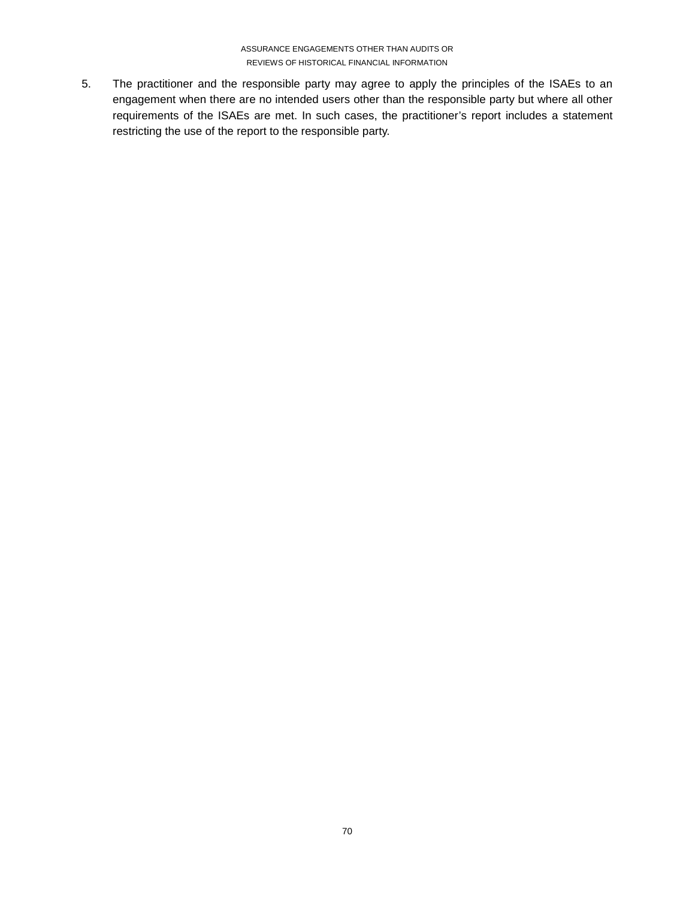5. The practitioner and the responsible party may agree to apply the principles of the ISAEs to an engagement when there are no intended users other than the responsible party but where all other requirements of the ISAEs are met. In such cases, the practitioner's report includes a statement restricting the use of the report to the responsible party.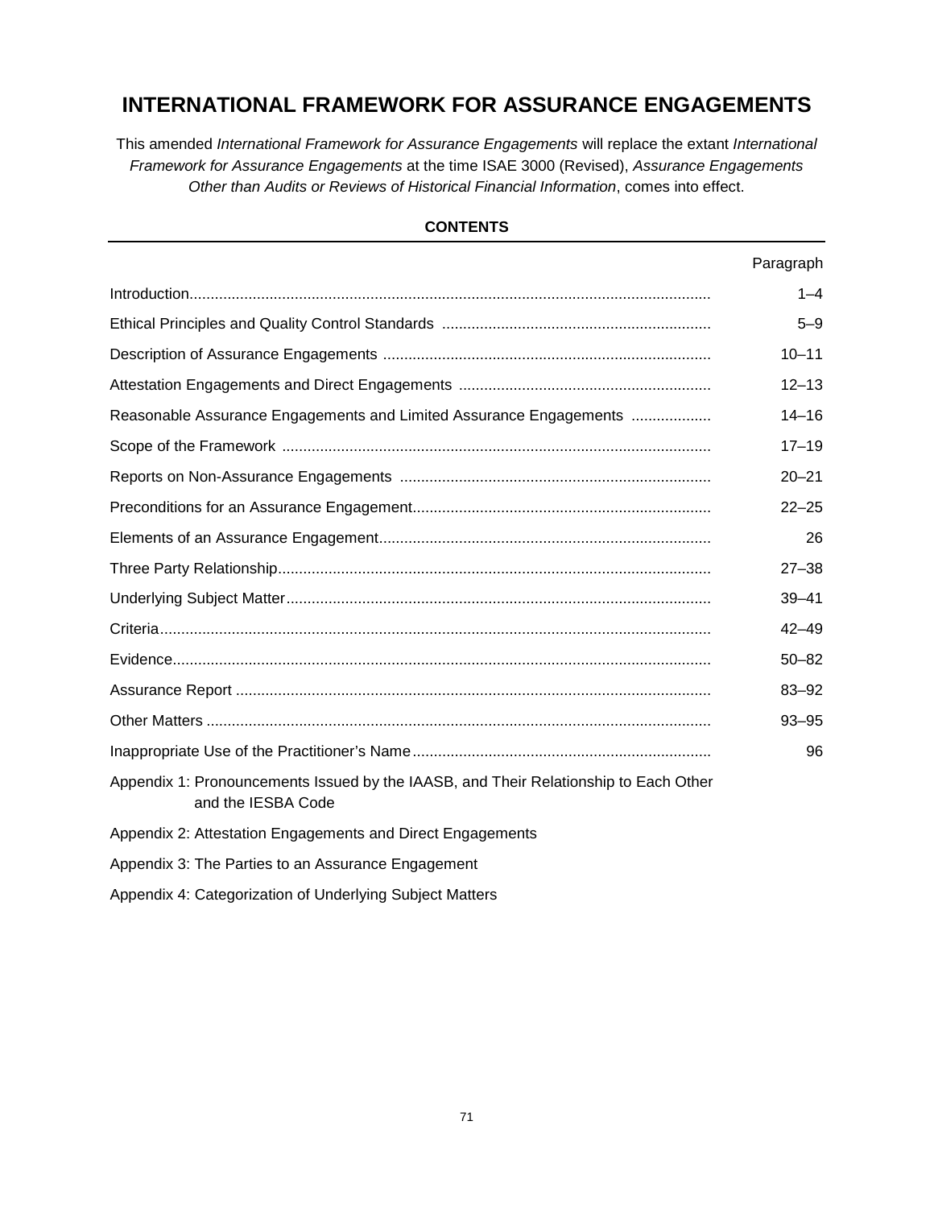# INTERNATIONAL FRAMEWORK FOR ASSURANCE ENGAGEMENTS

This amended *International Framework for Assurance Engagements* will replace the extant *International Framework for Assurance Engagements* at the time ISAE 3000 (Revised), *Assurance Engagements Other than Audits or Reviews of Historical Financial Information*, comes into effect.

**CONTENTS**

| | Paragraph |
|---|---|
| Introduction | 1–4 |
| Ethical Principles and Quality Control Standards | 5–9 |
| Description of Assurance Engagements | 10–11 |
| Attestation Engagements and Direct Engagements | 12–13 |
| Reasonable Assurance Engagements and Limited Assurance Engagements | 14–16 |
| Scope of the Framework | 17–19 |
| Reports on Non-Assurance Engagements | 20–21 |
| Preconditions for an Assurance Engagement | 22–25 |
| Elements of an Assurance Engagement | 26 |
| Three Party Relationship | 27–38 |
| Underlying Subject Matter | 39–41 |
| Criteria | 42–49 |
| Evidence | 50–82 |
| Assurance Report | 83–92 |
| Other Matters | 93–95 |
| Inappropriate Use of the Practitioner's Name | 96 |
| Appendix 1: Pronouncements Issued by the IAASB, and Their Relationship to Each Other and the IESBA Code | |
| Appendix 2: Attestation Engagements and Direct Engagements | |
| Appendix 3: The Parties to an Assurance Engagement | |
| Appendix 4: Categorization of Underlying Subject Matters | |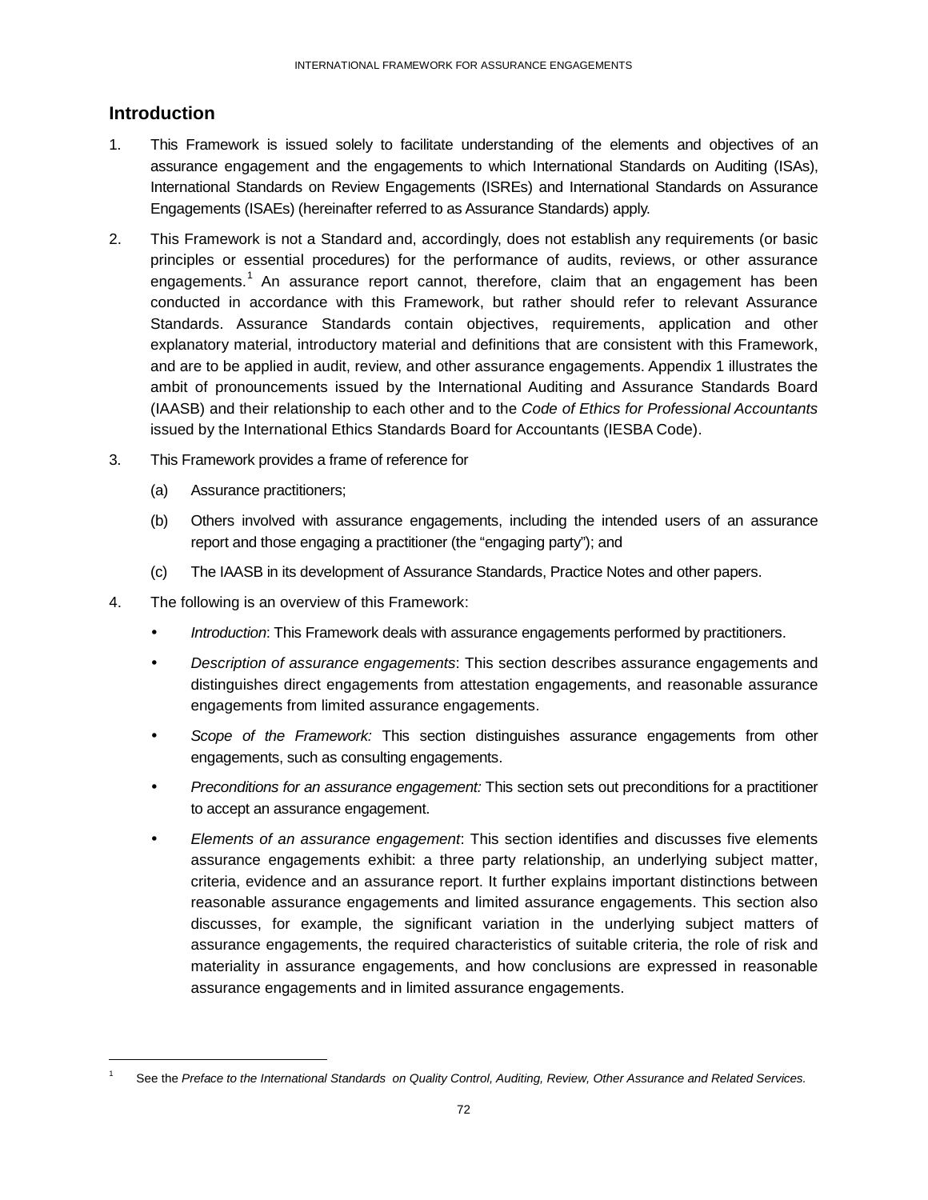## Introduction

1. This Framework is issued solely to facilitate understanding of the elements and objectives of an assurance engagement and the engagements to which International Standards on Auditing (ISAs), International Standards on Review Engagements (ISREs) and International Standards on Assurance Engagements (ISAEs) (hereinafter referred to as Assurance Standards) apply.

2. This Framework is not a Standard and, accordingly, does not establish any requirements (or basic principles or essential procedures) for the performance of audits, reviews, or other assurance engagements.[1] An assurance report cannot, therefore, claim that an engagement has been conducted in accordance with this Framework, but rather should refer to relevant Assurance Standards. Assurance Standards contain objectives, requirements, application and other explanatory material, introductory material and definitions that are consistent with this Framework, and are to be applied in audit, review, and other assurance engagements. Appendix 1 illustrates the ambit of pronouncements issued by the International Auditing and Assurance Standards Board (IAASB) and their relationship to each other and to the *Code of Ethics for Professional Accountants* issued by the International Ethics Standards Board for Accountants (IESBA Code).

3. This Framework provides a frame of reference for

   (a) Assurance practitioners;

   (b) Others involved with assurance engagements, including the intended users of an assurance report and those engaging a practitioner (the "engaging party"); and

   (c) The IAASB in its development of Assurance Standards, Practice Notes and other papers.

4. The following is an overview of this Framework:

   - *Introduction*: This Framework deals with assurance engagements performed by practitioners.
   - *Description of assurance engagements*: This section describes assurance engagements and distinguishes direct engagements from attestation engagements, and reasonable assurance engagements from limited assurance engagements.
   - *Scope of the Framework:* This section distinguishes assurance engagements from other engagements, such as consulting engagements.
   - *Preconditions for an assurance engagement:* This section sets out preconditions for a practitioner to accept an assurance engagement.
   - *Elements of an assurance engagement*: This section identifies and discusses five elements assurance engagements exhibit: a three party relationship, an underlying subject matter, criteria, evidence and an assurance report. It further explains important distinctions between reasonable assurance engagements and limited assurance engagements. This section also discusses, for example, the significant variation in the underlying subject matters of assurance engagements, the required characteristics of suitable criteria, the role of risk and materiality in assurance engagements, and how conclusions are expressed in reasonable assurance engagements and in limited assurance engagements.

---

[1] See the *Preface to the International Standards on Quality Control, Auditing, Review, Other Assurance and Related Services.*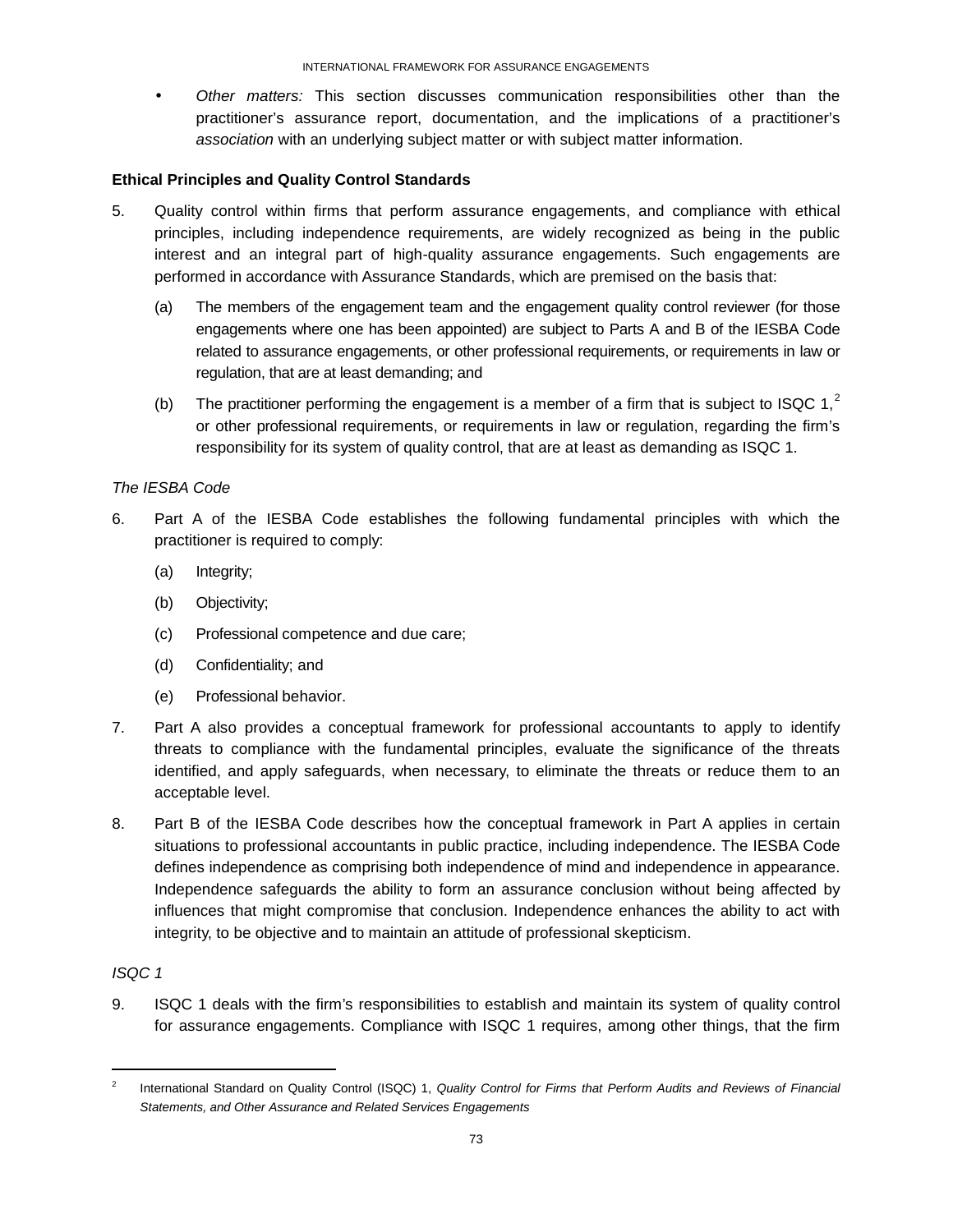- *Other matters:* This section discusses communication responsibilities other than the practitioner's assurance report, documentation, and the implications of a practitioner's *association* with an underlying subject matter or with subject matter information.

**Ethical Principles and Quality Control Standards**

5. Quality control within firms that perform assurance engagements, and compliance with ethical principles, including independence requirements, are widely recognized as being in the public interest and an integral part of high-quality assurance engagements. Such engagements are performed in accordance with Assurance Standards, which are premised on the basis that:

   (a) The members of the engagement team and the engagement quality control reviewer (for those engagements where one has been appointed) are subject to Parts A and B of the IESBA Code related to assurance engagements, or other professional requirements, or requirements in law or regulation, that are at least demanding; and

   (b) The practitioner performing the engagement is a member of a firm that is subject to ISQC 1,[2] or other professional requirements, or requirements in law or regulation, regarding the firm's responsibility for its system of quality control, that are at least as demanding as ISQC 1.

*The IESBA Code*

6. Part A of the IESBA Code establishes the following fundamental principles with which the practitioner is required to comply:

   (a) Integrity;

   (b) Objectivity;

   (c) Professional competence and due care;

   (d) Confidentiality; and

   (e) Professional behavior.

7. Part A also provides a conceptual framework for professional accountants to apply to identify threats to compliance with the fundamental principles, evaluate the significance of the threats identified, and apply safeguards, when necessary, to eliminate the threats or reduce them to an acceptable level.

8. Part B of the IESBA Code describes how the conceptual framework in Part A applies in certain situations to professional accountants in public practice, including independence. The IESBA Code defines independence as comprising both independence of mind and independence in appearance. Independence safeguards the ability to form an assurance conclusion without being affected by influences that might compromise that conclusion. Independence enhances the ability to act with integrity, to be objective and to maintain an attitude of professional skepticism.

*ISQC 1*

9. ISQC 1 deals with the firm's responsibilities to establish and maintain its system of quality control for assurance engagements. Compliance with ISQC 1 requires, among other things, that the firm

---

[2] International Standard on Quality Control (ISQC) 1, *Quality Control for Firms that Perform Audits and Reviews of Financial Statements, and Other Assurance and Related Services Engagements*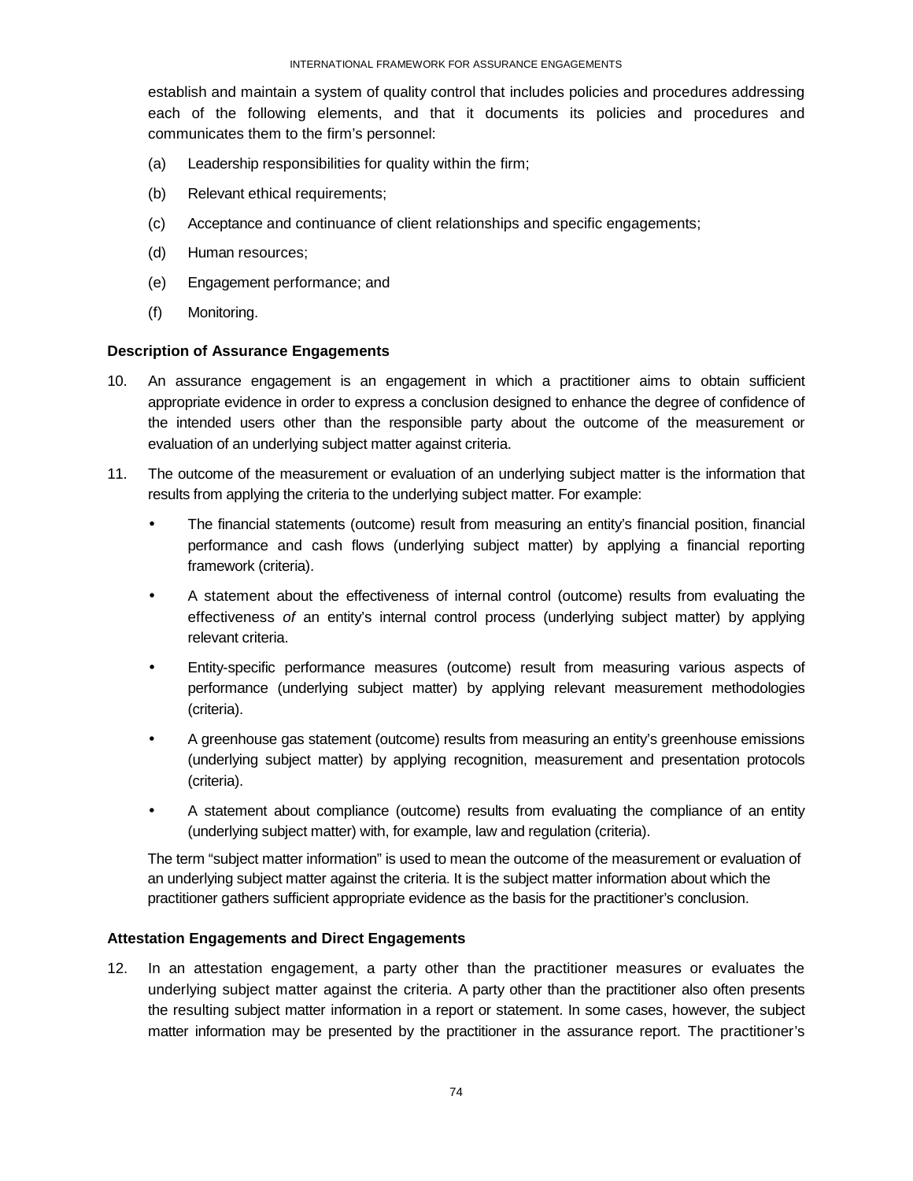establish and maintain a system of quality control that includes policies and procedures addressing each of the following elements, and that it documents its policies and procedures and communicates them to the firm's personnel:

(a) Leadership responsibilities for quality within the firm;

(b) Relevant ethical requirements;

(c) Acceptance and continuance of client relationships and specific engagements;

(d) Human resources;

(e) Engagement performance; and

(f) Monitoring.

### Description of Assurance Engagements

10. An assurance engagement is an engagement in which a practitioner aims to obtain sufficient appropriate evidence in order to express a conclusion designed to enhance the degree of confidence of the intended users other than the responsible party about the outcome of the measurement or evaluation of an underlying subject matter against criteria.

11. The outcome of the measurement or evaluation of an underlying subject matter is the information that results from applying the criteria to the underlying subject matter. For example:

    - The financial statements (outcome) result from measuring an entity's financial position, financial performance and cash flows (underlying subject matter) by applying a financial reporting framework (criteria).
    - A statement about the effectiveness of internal control (outcome) results from evaluating the effectiveness *of* an entity's internal control process (underlying subject matter) by applying relevant criteria.
    - Entity-specific performance measures (outcome) result from measuring various aspects of performance (underlying subject matter) by applying relevant measurement methodologies (criteria).
    - A greenhouse gas statement (outcome) results from measuring an entity's greenhouse emissions (underlying subject matter) by applying recognition, measurement and presentation protocols (criteria).
    - A statement about compliance (outcome) results from evaluating the compliance of an entity (underlying subject matter) with, for example, law and regulation (criteria).

    The term "subject matter information" is used to mean the outcome of the measurement or evaluation of an underlying subject matter against the criteria. It is the subject matter information about which the practitioner gathers sufficient appropriate evidence as the basis for the practitioner's conclusion.

### Attestation Engagements and Direct Engagements

12. In an attestation engagement, a party other than the practitioner measures or evaluates the underlying subject matter against the criteria. A party other than the practitioner also often presents the resulting subject matter information in a report or statement. In some cases, however, the subject matter information may be presented by the practitioner in the assurance report. The practitioner's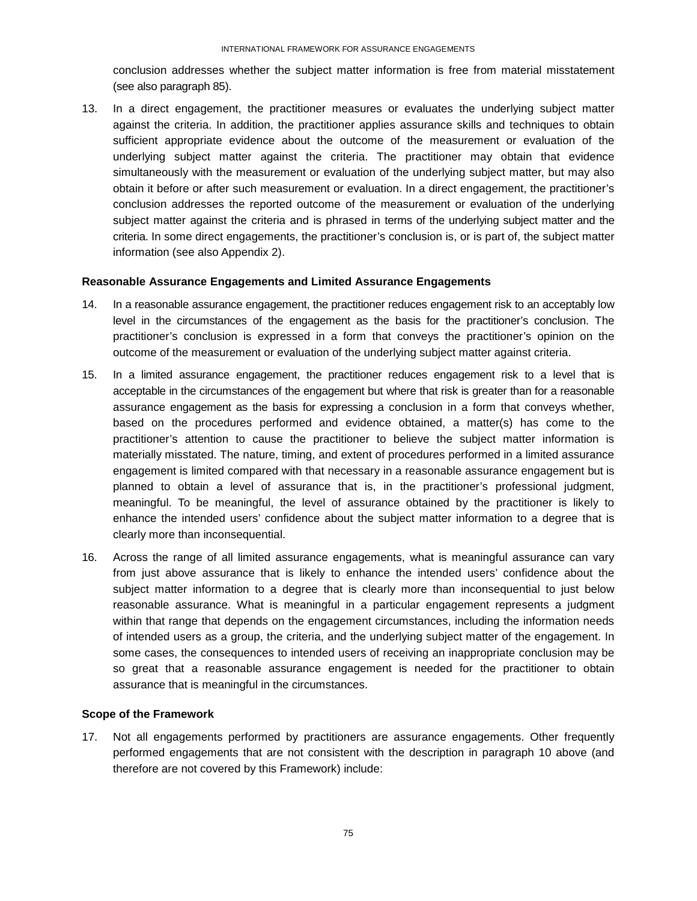conclusion addresses whether the subject matter information is free from material misstatement (see also paragraph 85).

13. In a direct engagement, the practitioner measures or evaluates the underlying subject matter against the criteria. In addition, the practitioner applies assurance skills and techniques to obtain sufficient appropriate evidence about the outcome of the measurement or evaluation of the underlying subject matter against the criteria. The practitioner may obtain that evidence simultaneously with the measurement or evaluation of the underlying subject matter, but may also obtain it before or after such measurement or evaluation. In a direct engagement, the practitioner's conclusion addresses the reported outcome of the measurement or evaluation of the underlying subject matter against the criteria and is phrased in terms of the underlying subject matter and the criteria. In some direct engagements, the practitioner's conclusion is, or is part of, the subject matter information (see also Appendix 2).

### Reasonable Assurance Engagements and Limited Assurance Engagements

14. In a reasonable assurance engagement, the practitioner reduces engagement risk to an acceptably low level in the circumstances of the engagement as the basis for the practitioner's conclusion. The practitioner's conclusion is expressed in a form that conveys the practitioner's opinion on the outcome of the measurement or evaluation of the underlying subject matter against criteria.

15. In a limited assurance engagement, the practitioner reduces engagement risk to a level that is acceptable in the circumstances of the engagement but where that risk is greater than for a reasonable assurance engagement as the basis for expressing a conclusion in a form that conveys whether, based on the procedures performed and evidence obtained, a matter(s) has come to the practitioner's attention to cause the practitioner to believe the subject matter information is materially misstated. The nature, timing, and extent of procedures performed in a limited assurance engagement is limited compared with that necessary in a reasonable assurance engagement but is planned to obtain a level of assurance that is, in the practitioner's professional judgment, meaningful. To be meaningful, the level of assurance obtained by the practitioner is likely to enhance the intended users' confidence about the subject matter information to a degree that is clearly more than inconsequential.

16. Across the range of all limited assurance engagements, what is meaningful assurance can vary from just above assurance that is likely to enhance the intended users' confidence about the subject matter information to a degree that is clearly more than inconsequential to just below reasonable assurance. What is meaningful in a particular engagement represents a judgment within that range that depends on the engagement circumstances, including the information needs of intended users as a group, the criteria, and the underlying subject matter of the engagement. In some cases, the consequences to intended users of receiving an inappropriate conclusion may be so great that a reasonable assurance engagement is needed for the practitioner to obtain assurance that is meaningful in the circumstances.

### Scope of the Framework

17. Not all engagements performed by practitioners are assurance engagements. Other frequently performed engagements that are not consistent with the description in paragraph 10 above (and therefore are not covered by this Framework) include: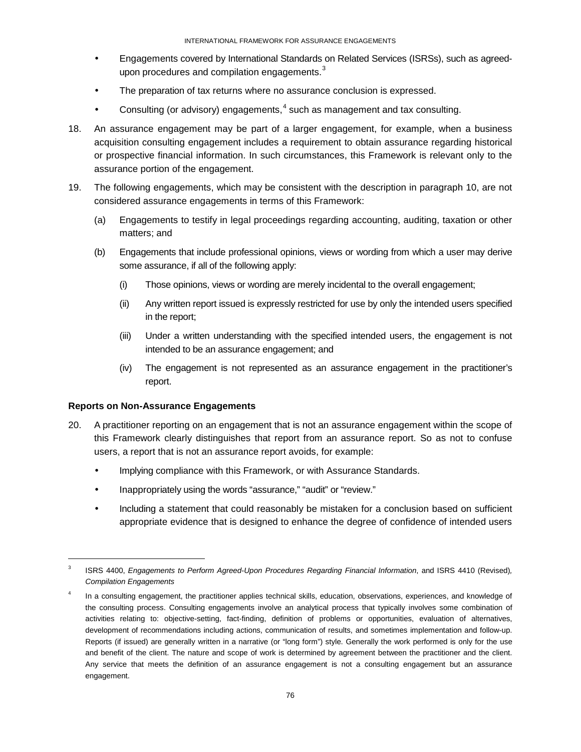- Engagements covered by International Standards on Related Services (ISRSs), such as agreed-upon procedures and compilation engagements.[3]
- The preparation of tax returns where no assurance conclusion is expressed.
- Consulting (or advisory) engagements,[4] such as management and tax consulting.

18. An assurance engagement may be part of a larger engagement, for example, when a business acquisition consulting engagement includes a requirement to obtain assurance regarding historical or prospective financial information. In such circumstances, this Framework is relevant only to the assurance portion of the engagement.

19. The following engagements, which may be consistent with the description in paragraph 10, are not considered assurance engagements in terms of this Framework:

    (a) Engagements to testify in legal proceedings regarding accounting, auditing, taxation or other matters; and

    (b) Engagements that include professional opinions, views or wording from which a user may derive some assurance, if all of the following apply:

        (i) Those opinions, views or wording are merely incidental to the overall engagement;

        (ii) Any written report issued is expressly restricted for use by only the intended users specified in the report;

        (iii) Under a written understanding with the specified intended users, the engagement is not intended to be an assurance engagement; and

        (iv) The engagement is not represented as an assurance engagement in the practitioner's report.

**Reports on Non-Assurance Engagements**

20. A practitioner reporting on an engagement that is not an assurance engagement within the scope of this Framework clearly distinguishes that report from an assurance report. So as not to confuse users, a report that is not an assurance report avoids, for example:

    - Implying compliance with this Framework, or with Assurance Standards.
    - Inappropriately using the words "assurance," "audit" or "review."
    - Including a statement that could reasonably be mistaken for a conclusion based on sufficient appropriate evidence that is designed to enhance the degree of confidence of intended users

---

[3] ISRS 4400, *Engagements to Perform Agreed-Upon Procedures Regarding Financial Information*, and ISRS 4410 (Revised), *Compilation Engagements*

[4] In a consulting engagement, the practitioner applies technical skills, education, observations, experiences, and knowledge of the consulting process. Consulting engagements involve an analytical process that typically involves some combination of activities relating to: objective-setting, fact-finding, definition of problems or opportunities, evaluation of alternatives, development of recommendations including actions, communication of results, and sometimes implementation and follow-up. Reports (if issued) are generally written in a narrative (or "long form") style. Generally the work performed is only for the use and benefit of the client. The nature and scope of work is determined by agreement between the practitioner and the client. Any service that meets the definition of an assurance engagement is not a consulting engagement but an assurance engagement.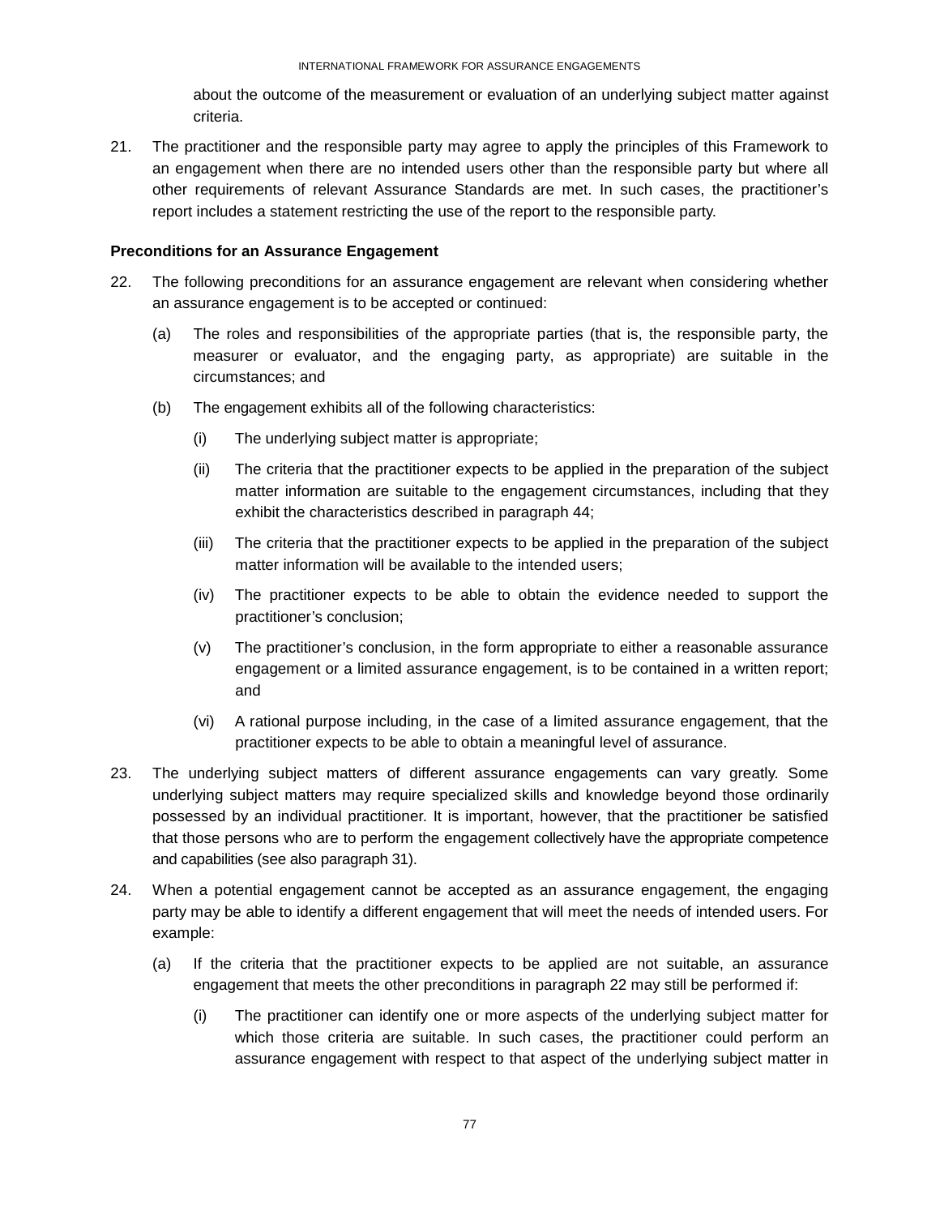about the outcome of the measurement or evaluation of an underlying subject matter against criteria.

21. The practitioner and the responsible party may agree to apply the principles of this Framework to an engagement when there are no intended users other than the responsible party but where all other requirements of relevant Assurance Standards are met. In such cases, the practitioner's report includes a statement restricting the use of the report to the responsible party.

**Preconditions for an Assurance Engagement**

22. The following preconditions for an assurance engagement are relevant when considering whether an assurance engagement is to be accepted or continued:

    (a) The roles and responsibilities of the appropriate parties (that is, the responsible party, the measurer or evaluator, and the engaging party, as appropriate) are suitable in the circumstances; and

    (b) The engagement exhibits all of the following characteristics:

        (i) The underlying subject matter is appropriate;

        (ii) The criteria that the practitioner expects to be applied in the preparation of the subject matter information are suitable to the engagement circumstances, including that they exhibit the characteristics described in paragraph 44;

        (iii) The criteria that the practitioner expects to be applied in the preparation of the subject matter information will be available to the intended users;

        (iv) The practitioner expects to be able to obtain the evidence needed to support the practitioner's conclusion;

        (v) The practitioner's conclusion, in the form appropriate to either a reasonable assurance engagement or a limited assurance engagement, is to be contained in a written report; and

        (vi) A rational purpose including, in the case of a limited assurance engagement, that the practitioner expects to be able to obtain a meaningful level of assurance.

23. The underlying subject matters of different assurance engagements can vary greatly. Some underlying subject matters may require specialized skills and knowledge beyond those ordinarily possessed by an individual practitioner. It is important, however, that the practitioner be satisfied that those persons who are to perform the engagement collectively have the appropriate competence and capabilities (see also paragraph 31).

24. When a potential engagement cannot be accepted as an assurance engagement, the engaging party may be able to identify a different engagement that will meet the needs of intended users. For example:

    (a) If the criteria that the practitioner expects to be applied are not suitable, an assurance engagement that meets the other preconditions in paragraph 22 may still be performed if:

        (i) The practitioner can identify one or more aspects of the underlying subject matter for which those criteria are suitable. In such cases, the practitioner could perform an assurance engagement with respect to that aspect of the underlying subject matter in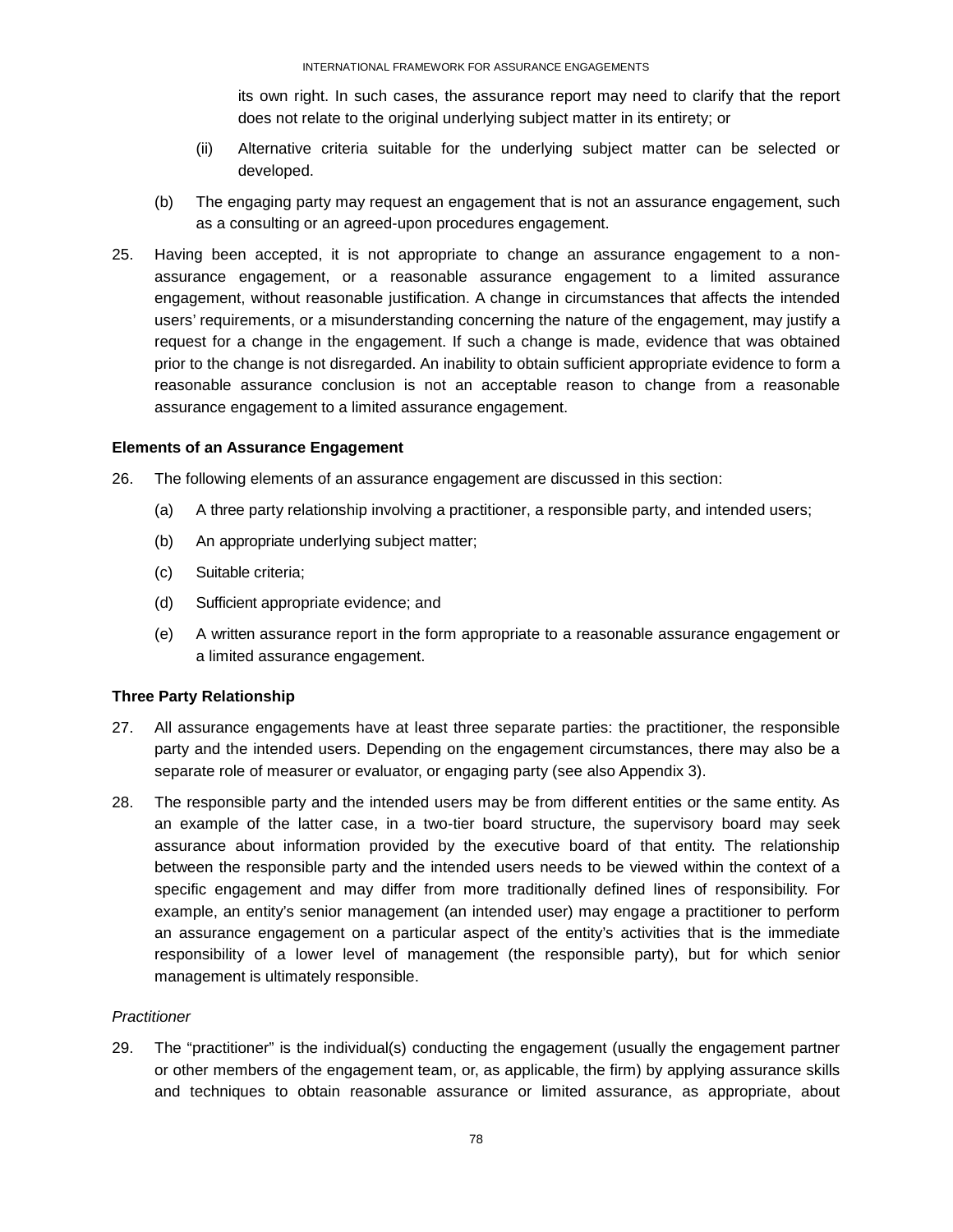its own right. In such cases, the assurance report may need to clarify that the report does not relate to the original underlying subject matter in its entirety; or

(ii) Alternative criteria suitable for the underlying subject matter can be selected or developed.

(b) The engaging party may request an engagement that is not an assurance engagement, such as a consulting or an agreed-upon procedures engagement.

25. Having been accepted, it is not appropriate to change an assurance engagement to a non-assurance engagement, or a reasonable assurance engagement to a limited assurance engagement, without reasonable justification. A change in circumstances that affects the intended users' requirements, or a misunderstanding concerning the nature of the engagement, may justify a request for a change in the engagement. If such a change is made, evidence that was obtained prior to the change is not disregarded. An inability to obtain sufficient appropriate evidence to form a reasonable assurance conclusion is not an acceptable reason to change from a reasonable assurance engagement to a limited assurance engagement.

**Elements of an Assurance Engagement**

26. The following elements of an assurance engagement are discussed in this section:

(a) A three party relationship involving a practitioner, a responsible party, and intended users;

(b) An appropriate underlying subject matter;

(c) Suitable criteria;

(d) Sufficient appropriate evidence; and

(e) A written assurance report in the form appropriate to a reasonable assurance engagement or a limited assurance engagement.

**Three Party Relationship**

27. All assurance engagements have at least three separate parties: the practitioner, the responsible party and the intended users. Depending on the engagement circumstances, there may also be a separate role of measurer or evaluator, or engaging party (see also Appendix 3).

28. The responsible party and the intended users may be from different entities or the same entity. As an example of the latter case, in a two-tier board structure, the supervisory board may seek assurance about information provided by the executive board of that entity. The relationship between the responsible party and the intended users needs to be viewed within the context of a specific engagement and may differ from more traditionally defined lines of responsibility. For example, an entity's senior management (an intended user) may engage a practitioner to perform an assurance engagement on a particular aspect of the entity's activities that is the immediate responsibility of a lower level of management (the responsible party), but for which senior management is ultimately responsible.

*Practitioner*

29. The "practitioner" is the individual(s) conducting the engagement (usually the engagement partner or other members of the engagement team, or, as applicable, the firm) by applying assurance skills and techniques to obtain reasonable assurance or limited assurance, as appropriate, about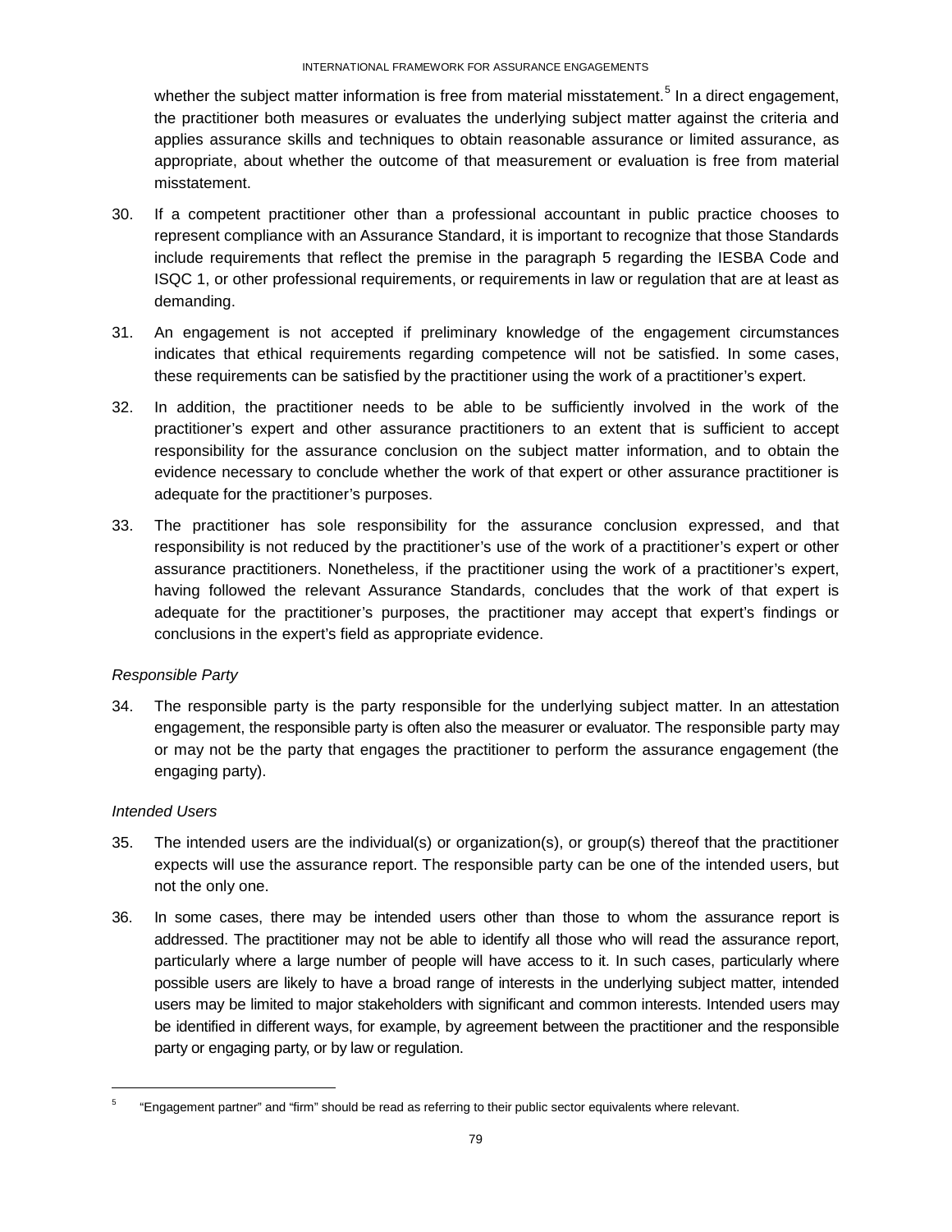whether the subject matter information is free from material misstatement.[5] In a direct engagement, the practitioner both measures or evaluates the underlying subject matter against the criteria and applies assurance skills and techniques to obtain reasonable assurance or limited assurance, as appropriate, about whether the outcome of that measurement or evaluation is free from material misstatement.

30. If a competent practitioner other than a professional accountant in public practice chooses to represent compliance with an Assurance Standard, it is important to recognize that those Standards include requirements that reflect the premise in the paragraph 5 regarding the IESBA Code and ISQC 1, or other professional requirements, or requirements in law or regulation that are at least as demanding.

31. An engagement is not accepted if preliminary knowledge of the engagement circumstances indicates that ethical requirements regarding competence will not be satisfied. In some cases, these requirements can be satisfied by the practitioner using the work of a practitioner's expert.

32. In addition, the practitioner needs to be able to be sufficiently involved in the work of the practitioner's expert and other assurance practitioners to an extent that is sufficient to accept responsibility for the assurance conclusion on the subject matter information, and to obtain the evidence necessary to conclude whether the work of that expert or other assurance practitioner is adequate for the practitioner's purposes.

33. The practitioner has sole responsibility for the assurance conclusion expressed, and that responsibility is not reduced by the practitioner's use of the work of a practitioner's expert or other assurance practitioners. Nonetheless, if the practitioner using the work of a practitioner's expert, having followed the relevant Assurance Standards, concludes that the work of that expert is adequate for the practitioner's purposes, the practitioner may accept that expert's findings or conclusions in the expert's field as appropriate evidence.

*Responsible Party*

34. The responsible party is the party responsible for the underlying subject matter. In an attestation engagement, the responsible party is often also the measurer or evaluator. The responsible party may or may not be the party that engages the practitioner to perform the assurance engagement (the engaging party).

*Intended Users*

35. The intended users are the individual(s) or organization(s), or group(s) thereof that the practitioner expects will use the assurance report. The responsible party can be one of the intended users, but not the only one.

36. In some cases, there may be intended users other than those to whom the assurance report is addressed. The practitioner may not be able to identify all those who will read the assurance report, particularly where a large number of people will have access to it. In such cases, particularly where possible users are likely to have a broad range of interests in the underlying subject matter, intended users may be limited to major stakeholders with significant and common interests. Intended users may be identified in different ways, for example, by agreement between the practitioner and the responsible party or engaging party, or by law or regulation.

---

[5] "Engagement partner" and "firm" should be read as referring to their public sector equivalents where relevant.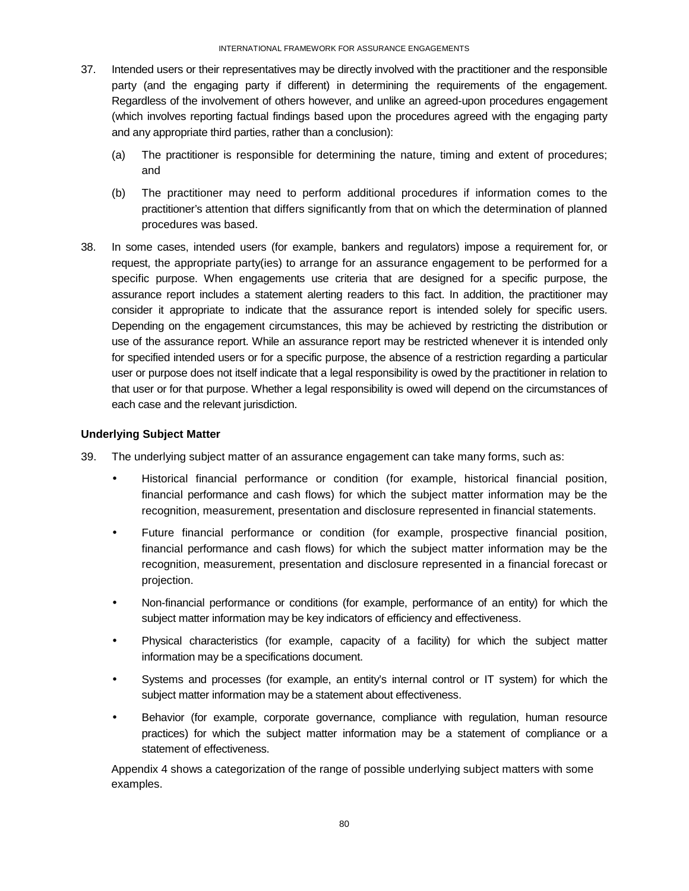37. Intended users or their representatives may be directly involved with the practitioner and the responsible party (and the engaging party if different) in determining the requirements of the engagement. Regardless of the involvement of others however, and unlike an agreed-upon procedures engagement (which involves reporting factual findings based upon the procedures agreed with the engaging party and any appropriate third parties, rather than a conclusion):

    (a) The practitioner is responsible for determining the nature, timing and extent of procedures; and

    (b) The practitioner may need to perform additional procedures if information comes to the practitioner's attention that differs significantly from that on which the determination of planned procedures was based.

38. In some cases, intended users (for example, bankers and regulators) impose a requirement for, or request, the appropriate party(ies) to arrange for an assurance engagement to be performed for a specific purpose. When engagements use criteria that are designed for a specific purpose, the assurance report includes a statement alerting readers to this fact. In addition, the practitioner may consider it appropriate to indicate that the assurance report is intended solely for specific users. Depending on the engagement circumstances, this may be achieved by restricting the distribution or use of the assurance report. While an assurance report may be restricted whenever it is intended only for specified intended users or for a specific purpose, the absence of a restriction regarding a particular user or purpose does not itself indicate that a legal responsibility is owed by the practitioner in relation to that user or for that purpose. Whether a legal responsibility is owed will depend on the circumstances of each case and the relevant jurisdiction.

**Underlying Subject Matter**

39. The underlying subject matter of an assurance engagement can take many forms, such as:

    - Historical financial performance or condition (for example, historical financial position, financial performance and cash flows) for which the subject matter information may be the recognition, measurement, presentation and disclosure represented in financial statements.
    - Future financial performance or condition (for example, prospective financial position, financial performance and cash flows) for which the subject matter information may be the recognition, measurement, presentation and disclosure represented in a financial forecast or projection.
    - Non-financial performance or conditions (for example, performance of an entity) for which the subject matter information may be key indicators of efficiency and effectiveness.
    - Physical characteristics (for example, capacity of a facility) for which the subject matter information may be a specifications document.
    - Systems and processes (for example, an entity's internal control or IT system) for which the subject matter information may be a statement about effectiveness.
    - Behavior (for example, corporate governance, compliance with regulation, human resource practices) for which the subject matter information may be a statement of compliance or a statement of effectiveness.

    Appendix 4 shows a categorization of the range of possible underlying subject matters with some examples.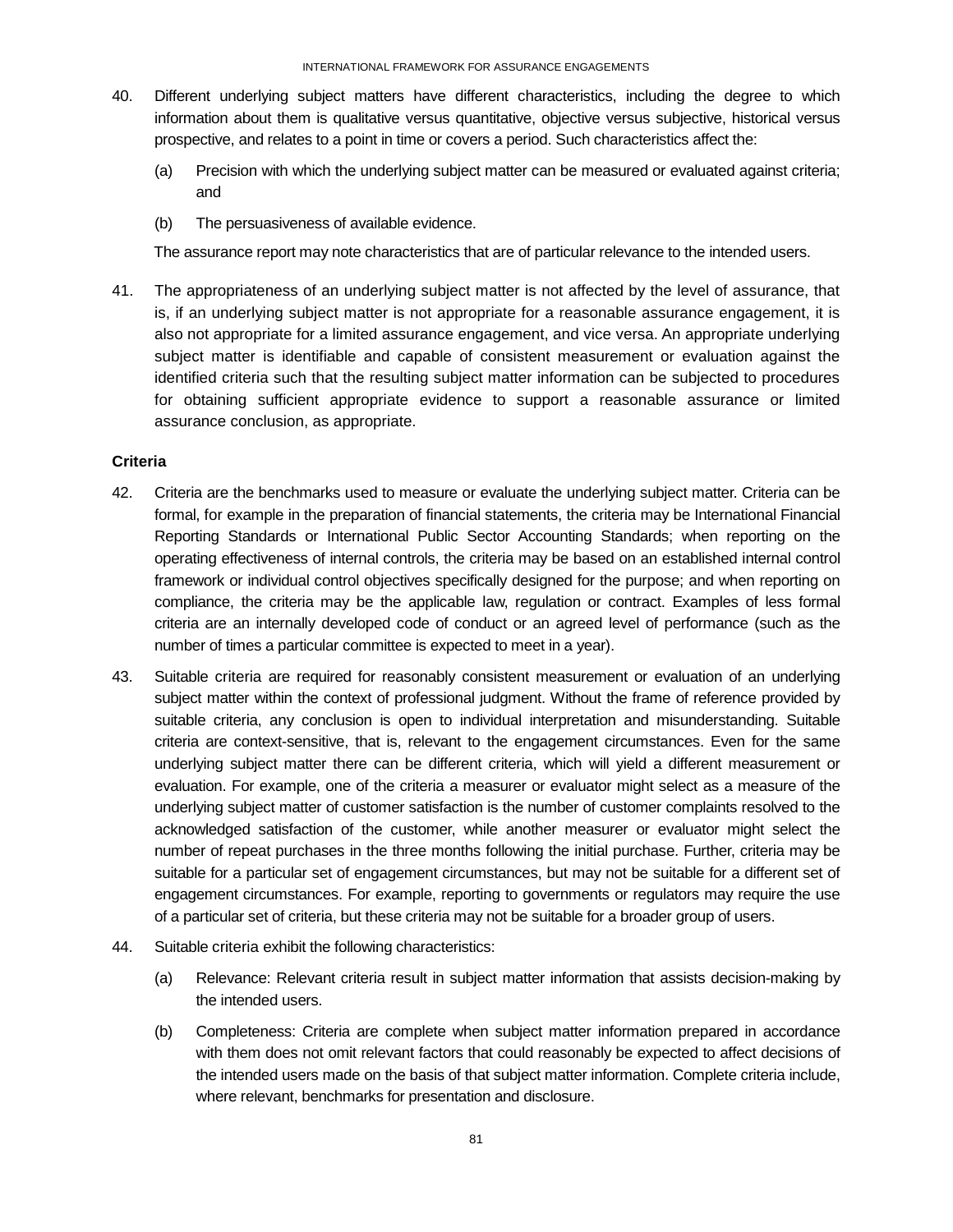40. Different underlying subject matters have different characteristics, including the degree to which information about them is qualitative versus quantitative, objective versus subjective, historical versus prospective, and relates to a point in time or covers a period. Such characteristics affect the:

    (a) Precision with which the underlying subject matter can be measured or evaluated against criteria; and

    (b) The persuasiveness of available evidence.

    The assurance report may note characteristics that are of particular relevance to the intended users.

41. The appropriateness of an underlying subject matter is not affected by the level of assurance, that is, if an underlying subject matter is not appropriate for a reasonable assurance engagement, it is also not appropriate for a limited assurance engagement, and vice versa. An appropriate underlying subject matter is identifiable and capable of consistent measurement or evaluation against the identified criteria such that the resulting subject matter information can be subjected to procedures for obtaining sufficient appropriate evidence to support a reasonable assurance or limited assurance conclusion, as appropriate.

### Criteria

42. Criteria are the benchmarks used to measure or evaluate the underlying subject matter. Criteria can be formal, for example in the preparation of financial statements, the criteria may be International Financial Reporting Standards or International Public Sector Accounting Standards; when reporting on the operating effectiveness of internal controls, the criteria may be based on an established internal control framework or individual control objectives specifically designed for the purpose; and when reporting on compliance, the criteria may be the applicable law, regulation or contract. Examples of less formal criteria are an internally developed code of conduct or an agreed level of performance (such as the number of times a particular committee is expected to meet in a year).

43. Suitable criteria are required for reasonably consistent measurement or evaluation of an underlying subject matter within the context of professional judgment. Without the frame of reference provided by suitable criteria, any conclusion is open to individual interpretation and misunderstanding. Suitable criteria are context-sensitive, that is, relevant to the engagement circumstances. Even for the same underlying subject matter there can be different criteria, which will yield a different measurement or evaluation. For example, one of the criteria a measurer or evaluator might select as a measure of the underlying subject matter of customer satisfaction is the number of customer complaints resolved to the acknowledged satisfaction of the customer, while another measurer or evaluator might select the number of repeat purchases in the three months following the initial purchase. Further, criteria may be suitable for a particular set of engagement circumstances, but may not be suitable for a different set of engagement circumstances. For example, reporting to governments or regulators may require the use of a particular set of criteria, but these criteria may not be suitable for a broader group of users.

44. Suitable criteria exhibit the following characteristics:

    (a) Relevance: Relevant criteria result in subject matter information that assists decision-making by the intended users.

    (b) Completeness: Criteria are complete when subject matter information prepared in accordance with them does not omit relevant factors that could reasonably be expected to affect decisions of the intended users made on the basis of that subject matter information. Complete criteria include, where relevant, benchmarks for presentation and disclosure.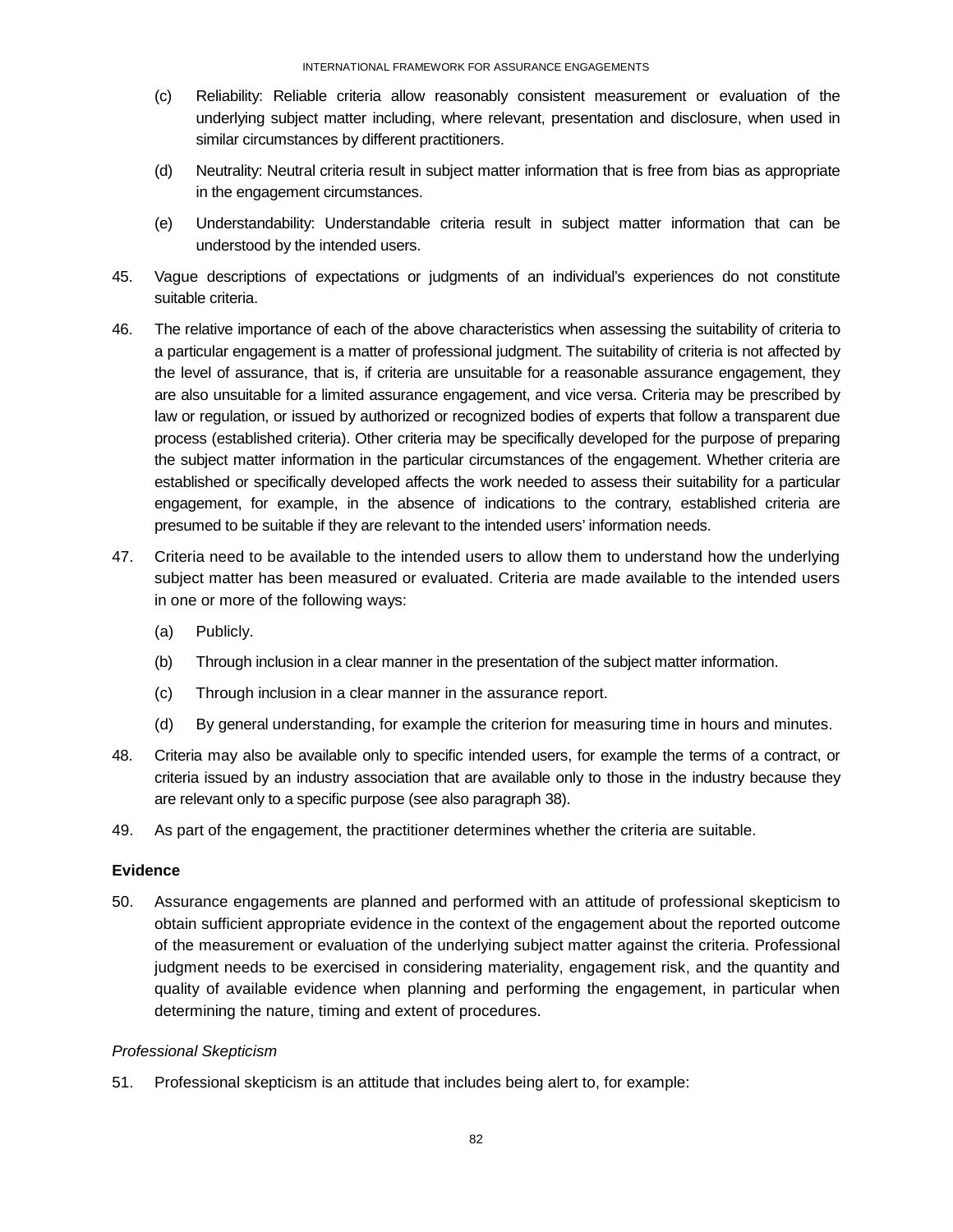(c) Reliability: Reliable criteria allow reasonably consistent measurement or evaluation of the underlying subject matter including, where relevant, presentation and disclosure, when used in similar circumstances by different practitioners.

(d) Neutrality: Neutral criteria result in subject matter information that is free from bias as appropriate in the engagement circumstances.

(e) Understandability: Understandable criteria result in subject matter information that can be understood by the intended users.

45. Vague descriptions of expectations or judgments of an individual's experiences do not constitute suitable criteria.

46. The relative importance of each of the above characteristics when assessing the suitability of criteria to a particular engagement is a matter of professional judgment. The suitability of criteria is not affected by the level of assurance, that is, if criteria are unsuitable for a reasonable assurance engagement, they are also unsuitable for a limited assurance engagement, and vice versa. Criteria may be prescribed by law or regulation, or issued by authorized or recognized bodies of experts that follow a transparent due process (established criteria). Other criteria may be specifically developed for the purpose of preparing the subject matter information in the particular circumstances of the engagement. Whether criteria are established or specifically developed affects the work needed to assess their suitability for a particular engagement, for example, in the absence of indications to the contrary, established criteria are presumed to be suitable if they are relevant to the intended users' information needs.

47. Criteria need to be available to the intended users to allow them to understand how the underlying subject matter has been measured or evaluated. Criteria are made available to the intended users in one or more of the following ways:

(a) Publicly.

(b) Through inclusion in a clear manner in the presentation of the subject matter information.

(c) Through inclusion in a clear manner in the assurance report.

(d) By general understanding, for example the criterion for measuring time in hours and minutes.

48. Criteria may also be available only to specific intended users, for example the terms of a contract, or criteria issued by an industry association that are available only to those in the industry because they are relevant only to a specific purpose (see also paragraph 38).

49. As part of the engagement, the practitioner determines whether the criteria are suitable.

### Evidence

50. Assurance engagements are planned and performed with an attitude of professional skepticism to obtain sufficient appropriate evidence in the context of the engagement about the reported outcome of the measurement or evaluation of the underlying subject matter against the criteria. Professional judgment needs to be exercised in considering materiality, engagement risk, and the quantity and quality of available evidence when planning and performing the engagement, in particular when determining the nature, timing and extent of procedures.

#### *Professional Skepticism*

51. Professional skepticism is an attitude that includes being alert to, for example: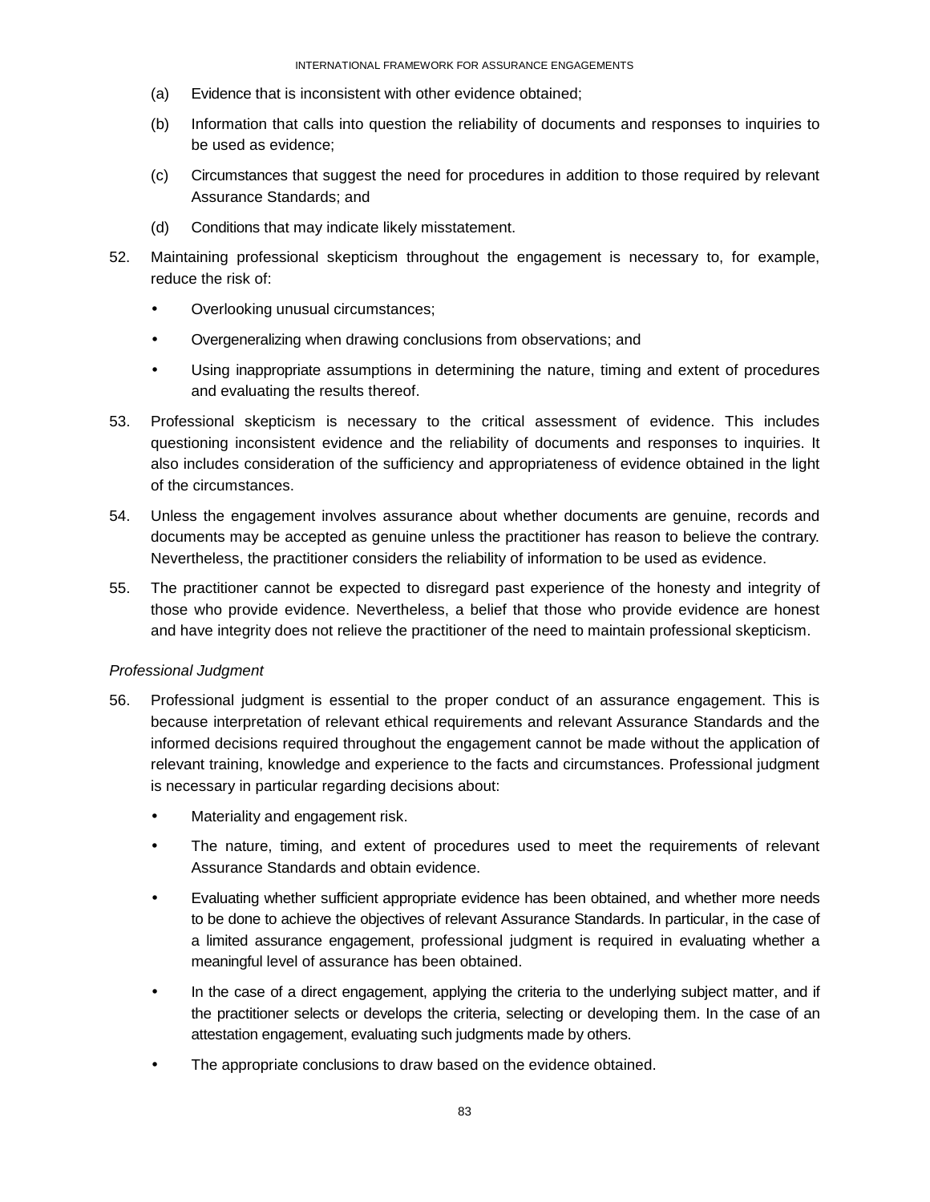(a) Evidence that is inconsistent with other evidence obtained;

(b) Information that calls into question the reliability of documents and responses to inquiries to be used as evidence;

(c) Circumstances that suggest the need for procedures in addition to those required by relevant Assurance Standards; and

(d) Conditions that may indicate likely misstatement.

52. Maintaining professional skepticism throughout the engagement is necessary to, for example, reduce the risk of:

- Overlooking unusual circumstances;
- Overgeneralizing when drawing conclusions from observations; and
- Using inappropriate assumptions in determining the nature, timing and extent of procedures and evaluating the results thereof.

53. Professional skepticism is necessary to the critical assessment of evidence. This includes questioning inconsistent evidence and the reliability of documents and responses to inquiries. It also includes consideration of the sufficiency and appropriateness of evidence obtained in the light of the circumstances.

54. Unless the engagement involves assurance about whether documents are genuine, records and documents may be accepted as genuine unless the practitioner has reason to believe the contrary. Nevertheless, the practitioner considers the reliability of information to be used as evidence.

55. The practitioner cannot be expected to disregard past experience of the honesty and integrity of those who provide evidence. Nevertheless, a belief that those who provide evidence are honest and have integrity does not relieve the practitioner of the need to maintain professional skepticism.

*Professional Judgment*

56. Professional judgment is essential to the proper conduct of an assurance engagement. This is because interpretation of relevant ethical requirements and relevant Assurance Standards and the informed decisions required throughout the engagement cannot be made without the application of relevant training, knowledge and experience to the facts and circumstances. Professional judgment is necessary in particular regarding decisions about:

- Materiality and engagement risk.
- The nature, timing, and extent of procedures used to meet the requirements of relevant Assurance Standards and obtain evidence.
- Evaluating whether sufficient appropriate evidence has been obtained, and whether more needs to be done to achieve the objectives of relevant Assurance Standards. In particular, in the case of a limited assurance engagement, professional judgment is required in evaluating whether a meaningful level of assurance has been obtained.
- In the case of a direct engagement, applying the criteria to the underlying subject matter, and if the practitioner selects or develops the criteria, selecting or developing them. In the case of an attestation engagement, evaluating such judgments made by others.
- The appropriate conclusions to draw based on the evidence obtained.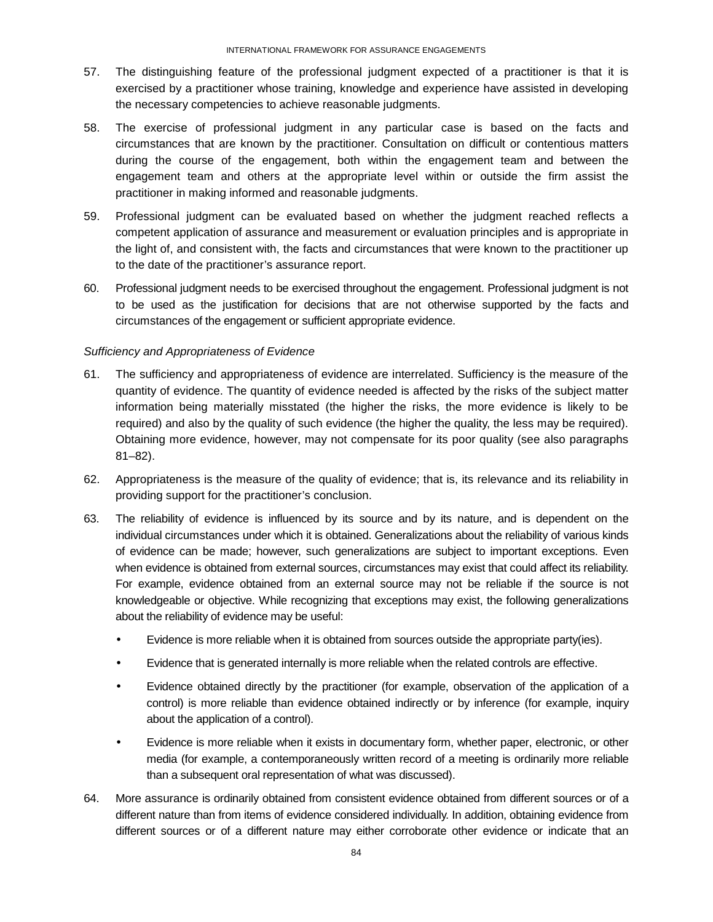57. The distinguishing feature of the professional judgment expected of a practitioner is that it is exercised by a practitioner whose training, knowledge and experience have assisted in developing the necessary competencies to achieve reasonable judgments.

58. The exercise of professional judgment in any particular case is based on the facts and circumstances that are known by the practitioner. Consultation on difficult or contentious matters during the course of the engagement, both within the engagement team and between the engagement team and others at the appropriate level within or outside the firm assist the practitioner in making informed and reasonable judgments.

59. Professional judgment can be evaluated based on whether the judgment reached reflects a competent application of assurance and measurement or evaluation principles and is appropriate in the light of, and consistent with, the facts and circumstances that were known to the practitioner up to the date of the practitioner's assurance report.

60. Professional judgment needs to be exercised throughout the engagement. Professional judgment is not to be used as the justification for decisions that are not otherwise supported by the facts and circumstances of the engagement or sufficient appropriate evidence.

*Sufficiency and Appropriateness of Evidence*

61. The sufficiency and appropriateness of evidence are interrelated. Sufficiency is the measure of the quantity of evidence. The quantity of evidence needed is affected by the risks of the subject matter information being materially misstated (the higher the risks, the more evidence is likely to be required) and also by the quality of such evidence (the higher the quality, the less may be required). Obtaining more evidence, however, may not compensate for its poor quality (see also paragraphs 81–82).

62. Appropriateness is the measure of the quality of evidence; that is, its relevance and its reliability in providing support for the practitioner's conclusion.

63. The reliability of evidence is influenced by its source and by its nature, and is dependent on the individual circumstances under which it is obtained. Generalizations about the reliability of various kinds of evidence can be made; however, such generalizations are subject to important exceptions. Even when evidence is obtained from external sources, circumstances may exist that could affect its reliability. For example, evidence obtained from an external source may not be reliable if the source is not knowledgeable or objective. While recognizing that exceptions may exist, the following generalizations about the reliability of evidence may be useful:

   - Evidence is more reliable when it is obtained from sources outside the appropriate party(ies).
   - Evidence that is generated internally is more reliable when the related controls are effective.
   - Evidence obtained directly by the practitioner (for example, observation of the application of a control) is more reliable than evidence obtained indirectly or by inference (for example, inquiry about the application of a control).
   - Evidence is more reliable when it exists in documentary form, whether paper, electronic, or other media (for example, a contemporaneously written record of a meeting is ordinarily more reliable than a subsequent oral representation of what was discussed).

64. More assurance is ordinarily obtained from consistent evidence obtained from different sources or of a different nature than from items of evidence considered individually. In addition, obtaining evidence from different sources or of a different nature may either corroborate other evidence or indicate that an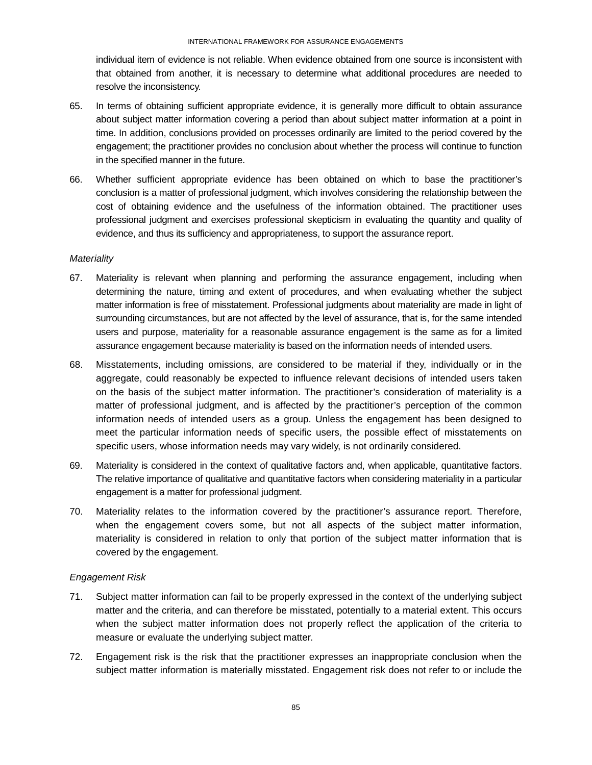individual item of evidence is not reliable. When evidence obtained from one source is inconsistent with that obtained from another, it is necessary to determine what additional procedures are needed to resolve the inconsistency.

65. In terms of obtaining sufficient appropriate evidence, it is generally more difficult to obtain assurance about subject matter information covering a period than about subject matter information at a point in time. In addition, conclusions provided on processes ordinarily are limited to the period covered by the engagement; the practitioner provides no conclusion about whether the process will continue to function in the specified manner in the future.

66. Whether sufficient appropriate evidence has been obtained on which to base the practitioner's conclusion is a matter of professional judgment, which involves considering the relationship between the cost of obtaining evidence and the usefulness of the information obtained. The practitioner uses professional judgment and exercises professional skepticism in evaluating the quantity and quality of evidence, and thus its sufficiency and appropriateness, to support the assurance report.

*Materiality*

67. Materiality is relevant when planning and performing the assurance engagement, including when determining the nature, timing and extent of procedures, and when evaluating whether the subject matter information is free of misstatement. Professional judgments about materiality are made in light of surrounding circumstances, but are not affected by the level of assurance, that is, for the same intended users and purpose, materiality for a reasonable assurance engagement is the same as for a limited assurance engagement because materiality is based on the information needs of intended users.

68. Misstatements, including omissions, are considered to be material if they, individually or in the aggregate, could reasonably be expected to influence relevant decisions of intended users taken on the basis of the subject matter information. The practitioner's consideration of materiality is a matter of professional judgment, and is affected by the practitioner's perception of the common information needs of intended users as a group. Unless the engagement has been designed to meet the particular information needs of specific users, the possible effect of misstatements on specific users, whose information needs may vary widely, is not ordinarily considered.

69. Materiality is considered in the context of qualitative factors and, when applicable, quantitative factors. The relative importance of qualitative and quantitative factors when considering materiality in a particular engagement is a matter for professional judgment.

70. Materiality relates to the information covered by the practitioner's assurance report. Therefore, when the engagement covers some, but not all aspects of the subject matter information, materiality is considered in relation to only that portion of the subject matter information that is covered by the engagement.

*Engagement Risk*

71. Subject matter information can fail to be properly expressed in the context of the underlying subject matter and the criteria, and can therefore be misstated, potentially to a material extent. This occurs when the subject matter information does not properly reflect the application of the criteria to measure or evaluate the underlying subject matter.

72. Engagement risk is the risk that the practitioner expresses an inappropriate conclusion when the subject matter information is materially misstated. Engagement risk does not refer to or include the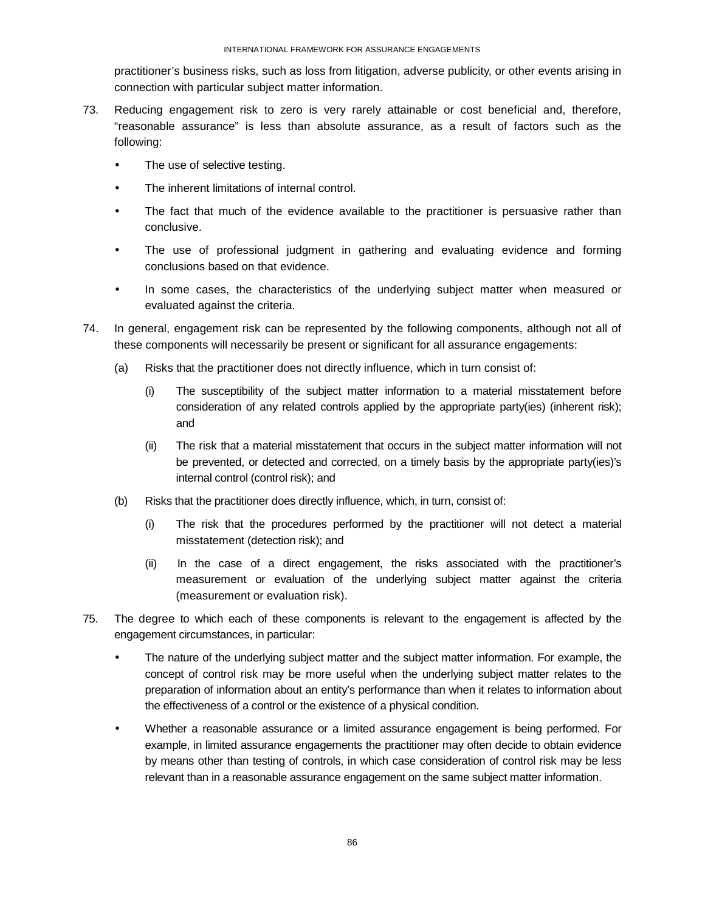practitioner's business risks, such as loss from litigation, adverse publicity, or other events arising in connection with particular subject matter information.

73. Reducing engagement risk to zero is very rarely attainable or cost beneficial and, therefore, "reasonable assurance" is less than absolute assurance, as a result of factors such as the following:

    - The use of selective testing.
    - The inherent limitations of internal control.
    - The fact that much of the evidence available to the practitioner is persuasive rather than conclusive.
    - The use of professional judgment in gathering and evaluating evidence and forming conclusions based on that evidence.
    - In some cases, the characteristics of the underlying subject matter when measured or evaluated against the criteria.

74. In general, engagement risk can be represented by the following components, although not all of these components will necessarily be present or significant for all assurance engagements:

    (a) Risks that the practitioner does not directly influence, which in turn consist of:

        (i) The susceptibility of the subject matter information to a material misstatement before consideration of any related controls applied by the appropriate party(ies) (inherent risk); and

        (ii) The risk that a material misstatement that occurs in the subject matter information will not be prevented, or detected and corrected, on a timely basis by the appropriate party(ies)'s internal control (control risk); and

    (b) Risks that the practitioner does directly influence, which, in turn, consist of:

        (i) The risk that the procedures performed by the practitioner will not detect a material misstatement (detection risk); and

        (ii) In the case of a direct engagement, the risks associated with the practitioner's measurement or evaluation of the underlying subject matter against the criteria (measurement or evaluation risk).

75. The degree to which each of these components is relevant to the engagement is affected by the engagement circumstances, in particular:

    - The nature of the underlying subject matter and the subject matter information. For example, the concept of control risk may be more useful when the underlying subject matter relates to the preparation of information about an entity's performance than when it relates to information about the effectiveness of a control or the existence of a physical condition.
    - Whether a reasonable assurance or a limited assurance engagement is being performed. For example, in limited assurance engagements the practitioner may often decide to obtain evidence by means other than testing of controls, in which case consideration of control risk may be less relevant than in a reasonable assurance engagement on the same subject matter information.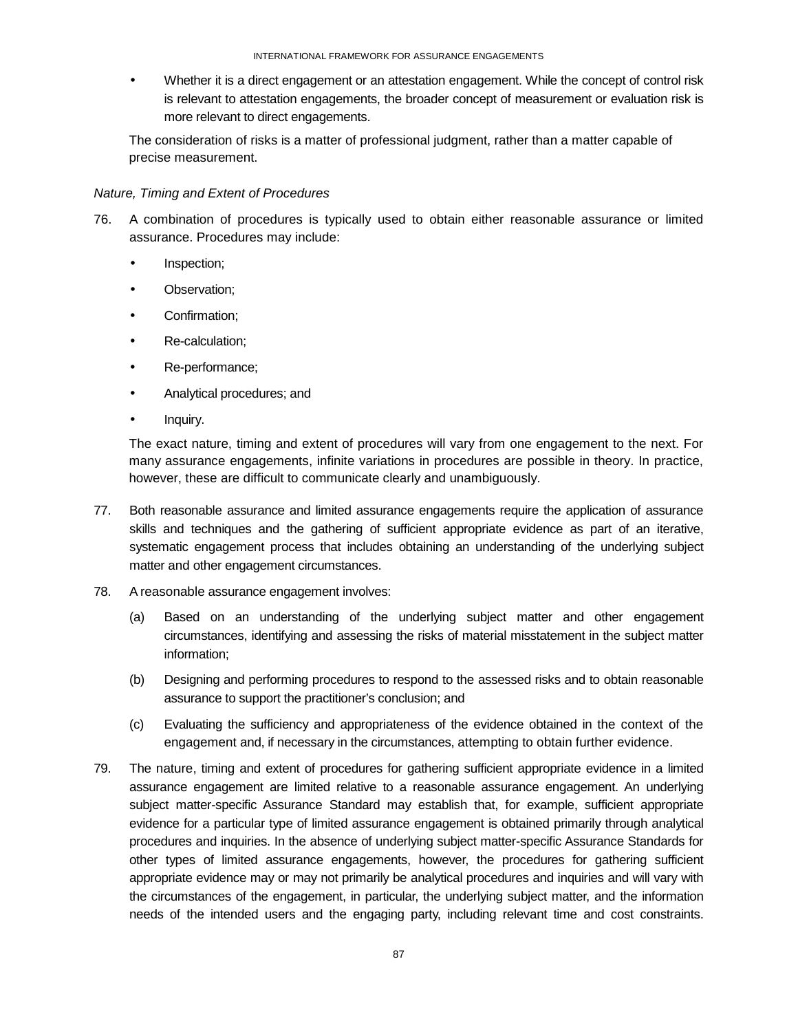- Whether it is a direct engagement or an attestation engagement. While the concept of control risk is relevant to attestation engagements, the broader concept of measurement or evaluation risk is more relevant to direct engagements.

The consideration of risks is a matter of professional judgment, rather than a matter capable of precise measurement.

*Nature, Timing and Extent of Procedures*

76. A combination of procedures is typically used to obtain either reasonable assurance or limited assurance. Procedures may include:

    - Inspection;
    - Observation;
    - Confirmation;
    - Re-calculation;
    - Re-performance;
    - Analytical procedures; and
    - Inquiry.

    The exact nature, timing and extent of procedures will vary from one engagement to the next. For many assurance engagements, infinite variations in procedures are possible in theory. In practice, however, these are difficult to communicate clearly and unambiguously.

77. Both reasonable assurance and limited assurance engagements require the application of assurance skills and techniques and the gathering of sufficient appropriate evidence as part of an iterative, systematic engagement process that includes obtaining an understanding of the underlying subject matter and other engagement circumstances.

78. A reasonable assurance engagement involves:

    (a) Based on an understanding of the underlying subject matter and other engagement circumstances, identifying and assessing the risks of material misstatement in the subject matter information;

    (b) Designing and performing procedures to respond to the assessed risks and to obtain reasonable assurance to support the practitioner's conclusion; and

    (c) Evaluating the sufficiency and appropriateness of the evidence obtained in the context of the engagement and, if necessary in the circumstances, attempting to obtain further evidence.

79. The nature, timing and extent of procedures for gathering sufficient appropriate evidence in a limited assurance engagement are limited relative to a reasonable assurance engagement. An underlying subject matter-specific Assurance Standard may establish that, for example, sufficient appropriate evidence for a particular type of limited assurance engagement is obtained primarily through analytical procedures and inquiries. In the absence of underlying subject matter-specific Assurance Standards for other types of limited assurance engagements, however, the procedures for gathering sufficient appropriate evidence may or may not primarily be analytical procedures and inquiries and will vary with the circumstances of the engagement, in particular, the underlying subject matter, and the information needs of the intended users and the engaging party, including relevant time and cost constraints.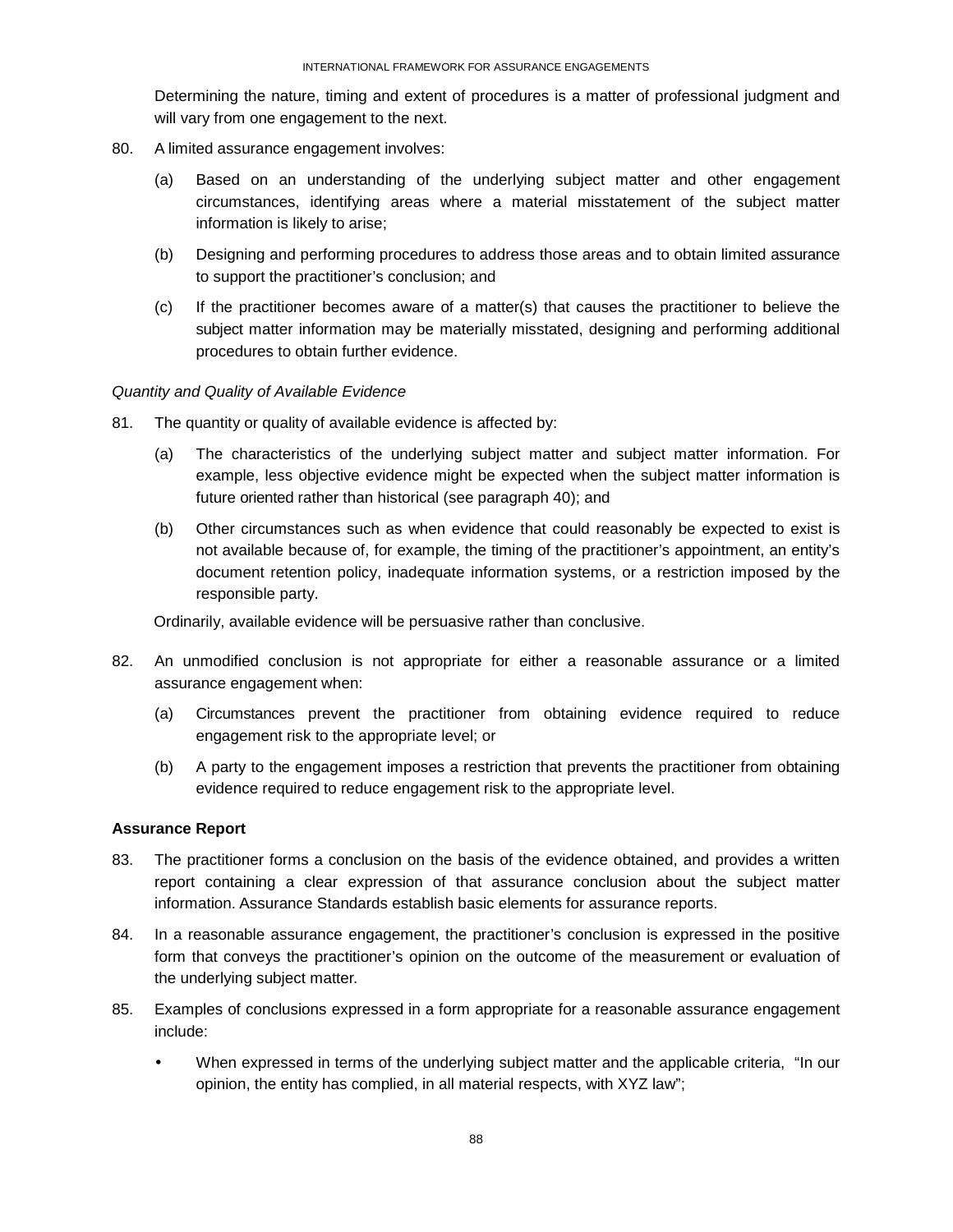Determining the nature, timing and extent of procedures is a matter of professional judgment and will vary from one engagement to the next.

80. A limited assurance engagement involves:

    (a) Based on an understanding of the underlying subject matter and other engagement circumstances, identifying areas where a material misstatement of the subject matter information is likely to arise;

    (b) Designing and performing procedures to address those areas and to obtain limited assurance to support the practitioner's conclusion; and

    (c) If the practitioner becomes aware of a matter(s) that causes the practitioner to believe the subject matter information may be materially misstated, designing and performing additional procedures to obtain further evidence.

*Quantity and Quality of Available Evidence*

81. The quantity or quality of available evidence is affected by:

    (a) The characteristics of the underlying subject matter and subject matter information. For example, less objective evidence might be expected when the subject matter information is future oriented rather than historical (see paragraph 40); and

    (b) Other circumstances such as when evidence that could reasonably be expected to exist is not available because of, for example, the timing of the practitioner's appointment, an entity's document retention policy, inadequate information systems, or a restriction imposed by the responsible party.

    Ordinarily, available evidence will be persuasive rather than conclusive.

82. An unmodified conclusion is not appropriate for either a reasonable assurance or a limited assurance engagement when:

    (a) Circumstances prevent the practitioner from obtaining evidence required to reduce engagement risk to the appropriate level; or

    (b) A party to the engagement imposes a restriction that prevents the practitioner from obtaining evidence required to reduce engagement risk to the appropriate level.

**Assurance Report**

83. The practitioner forms a conclusion on the basis of the evidence obtained, and provides a written report containing a clear expression of that assurance conclusion about the subject matter information. Assurance Standards establish basic elements for assurance reports.

84. In a reasonable assurance engagement, the practitioner's conclusion is expressed in the positive form that conveys the practitioner's opinion on the outcome of the measurement or evaluation of the underlying subject matter.

85. Examples of conclusions expressed in a form appropriate for a reasonable assurance engagement include:

    - When expressed in terms of the underlying subject matter and the applicable criteria, "In our opinion, the entity has complied, in all material respects, with XYZ law";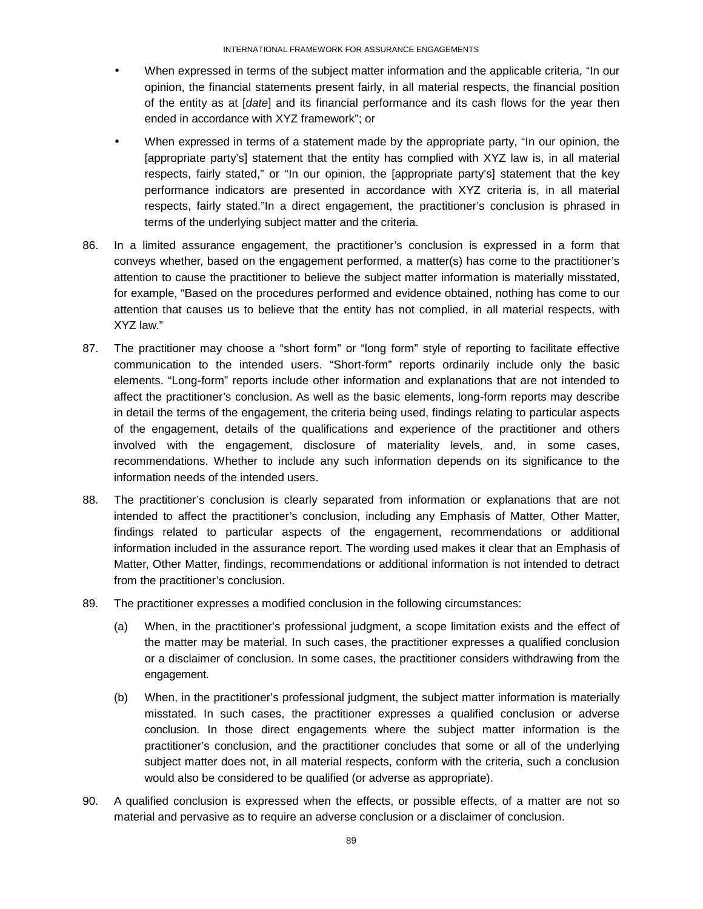- When expressed in terms of the subject matter information and the applicable criteria, "In our opinion, the financial statements present fairly, in all material respects, the financial position of the entity as at [*date*] and its financial performance and its cash flows for the year then ended in accordance with XYZ framework"; or
- When expressed in terms of a statement made by the appropriate party, "In our opinion, the [appropriate party's] statement that the entity has complied with XYZ law is, in all material respects, fairly stated," or "In our opinion, the [appropriate party's] statement that the key performance indicators are presented in accordance with XYZ criteria is, in all material respects, fairly stated."In a direct engagement, the practitioner's conclusion is phrased in terms of the underlying subject matter and the criteria.

86. In a limited assurance engagement, the practitioner's conclusion is expressed in a form that conveys whether, based on the engagement performed, a matter(s) has come to the practitioner's attention to cause the practitioner to believe the subject matter information is materially misstated, for example, "Based on the procedures performed and evidence obtained, nothing has come to our attention that causes us to believe that the entity has not complied, in all material respects, with XYZ law."

87. The practitioner may choose a "short form" or "long form" style of reporting to facilitate effective communication to the intended users. "Short-form" reports ordinarily include only the basic elements. "Long-form" reports include other information and explanations that are not intended to affect the practitioner's conclusion. As well as the basic elements, long-form reports may describe in detail the terms of the engagement, the criteria being used, findings relating to particular aspects of the engagement, details of the qualifications and experience of the practitioner and others involved with the engagement, disclosure of materiality levels, and, in some cases, recommendations. Whether to include any such information depends on its significance to the information needs of the intended users.

88. The practitioner's conclusion is clearly separated from information or explanations that are not intended to affect the practitioner's conclusion, including any Emphasis of Matter, Other Matter, findings related to particular aspects of the engagement, recommendations or additional information included in the assurance report. The wording used makes it clear that an Emphasis of Matter, Other Matter, findings, recommendations or additional information is not intended to detract from the practitioner's conclusion.

89. The practitioner expresses a modified conclusion in the following circumstances:

    (a) When, in the practitioner's professional judgment, a scope limitation exists and the effect of the matter may be material. In such cases, the practitioner expresses a qualified conclusion or a disclaimer of conclusion. In some cases, the practitioner considers withdrawing from the engagement.

    (b) When, in the practitioner's professional judgment, the subject matter information is materially misstated. In such cases, the practitioner expresses a qualified conclusion or adverse conclusion. In those direct engagements where the subject matter information is the practitioner's conclusion, and the practitioner concludes that some or all of the underlying subject matter does not, in all material respects, conform with the criteria, such a conclusion would also be considered to be qualified (or adverse as appropriate).

90. A qualified conclusion is expressed when the effects, or possible effects, of a matter are not so material and pervasive as to require an adverse conclusion or a disclaimer of conclusion.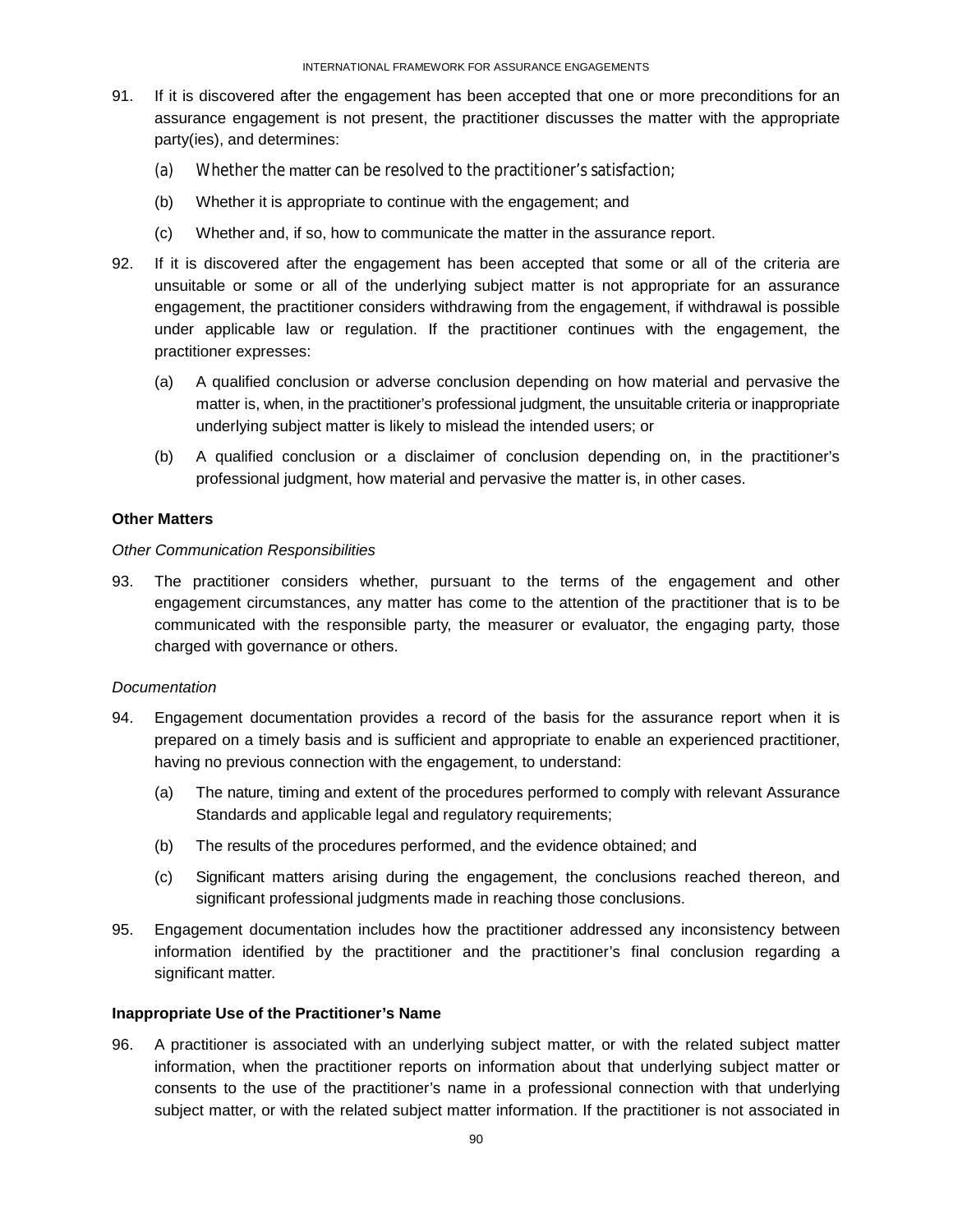91. If it is discovered after the engagement has been accepted that one or more preconditions for an assurance engagement is not present, the practitioner discusses the matter with the appropriate party(ies), and determines:

    (a) Whether the matter can be resolved to the practitioner's satisfaction;

    (b) Whether it is appropriate to continue with the engagement; and

    (c) Whether and, if so, how to communicate the matter in the assurance report.

92. If it is discovered after the engagement has been accepted that some or all of the criteria are unsuitable or some or all of the underlying subject matter is not appropriate for an assurance engagement, the practitioner considers withdrawing from the engagement, if withdrawal is possible under applicable law or regulation. If the practitioner continues with the engagement, the practitioner expresses:

    (a) A qualified conclusion or adverse conclusion depending on how material and pervasive the matter is, when, in the practitioner's professional judgment, the unsuitable criteria or inappropriate underlying subject matter is likely to mislead the intended users; or

    (b) A qualified conclusion or a disclaimer of conclusion depending on, in the practitioner's professional judgment, how material and pervasive the matter is, in other cases.

### Other Matters

*Other Communication Responsibilities*

93. The practitioner considers whether, pursuant to the terms of the engagement and other engagement circumstances, any matter has come to the attention of the practitioner that is to be communicated with the responsible party, the measurer or evaluator, the engaging party, those charged with governance or others.

*Documentation*

94. Engagement documentation provides a record of the basis for the assurance report when it is prepared on a timely basis and is sufficient and appropriate to enable an experienced practitioner, having no previous connection with the engagement, to understand:

    (a) The nature, timing and extent of the procedures performed to comply with relevant Assurance Standards and applicable legal and regulatory requirements;

    (b) The results of the procedures performed, and the evidence obtained; and

    (c) Significant matters arising during the engagement, the conclusions reached thereon, and significant professional judgments made in reaching those conclusions.

95. Engagement documentation includes how the practitioner addressed any inconsistency between information identified by the practitioner and the practitioner's final conclusion regarding a significant matter.

### Inappropriate Use of the Practitioner's Name

96. A practitioner is associated with an underlying subject matter, or with the related subject matter information, when the practitioner reports on information about that underlying subject matter or consents to the use of the practitioner's name in a professional connection with that underlying subject matter, or with the related subject matter information. If the practitioner is not associated in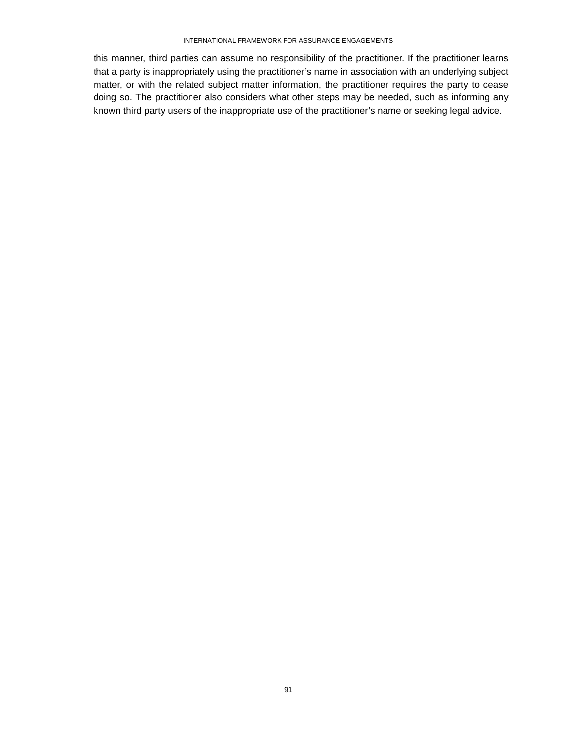this manner, third parties can assume no responsibility of the practitioner. If the practitioner learns that a party is inappropriately using the practitioner's name in association with an underlying subject matter, or with the related subject matter information, the practitioner requires the party to cease doing so. The practitioner also considers what other steps may be needed, such as informing any known third party users of the inappropriate use of the practitioner's name or seeking legal advice.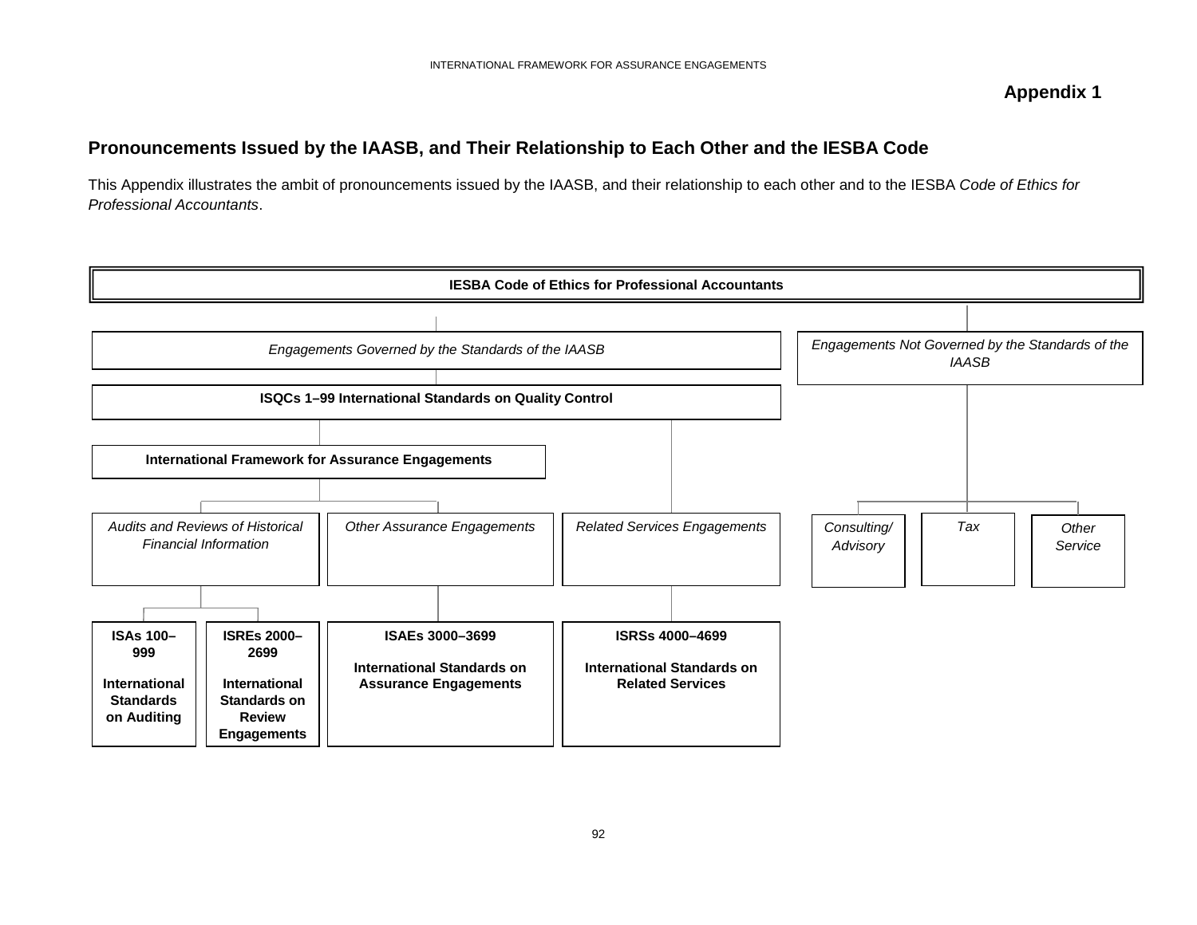## Appendix 1

## Pronouncements Issued by the IAASB, and Their Relationship to Each Other and the IESBA Code

This Appendix illustrates the ambit of pronouncements issued by the IAASB, and their relationship to each other and to the IESBA *Code of Ethics for Professional Accountants*.

**IESBA Code of Ethics for Professional Accountants**

*Engagements Governed by the Standards of the IAASB*

**ISQCs 1–99 International Standards on Quality Control**

**International Framework for Assurance Engagements**

*Audits and Reviews of Historical Financial Information*

- **ISAs 100–999 International Standards on Auditing**
- **ISREs 2000–2699 International Standards on Review Engagements**

*Other Assurance Engagements*

- **ISAEs 3000–3699 International Standards on Assurance Engagements**

*Related Services Engagements*

- **ISRSs 4000–4699 International Standards on Related Services**

*Engagements Not Governed by the Standards of the IAASB*

- *Consulting/Advisory*
- *Tax*
- *Other Service*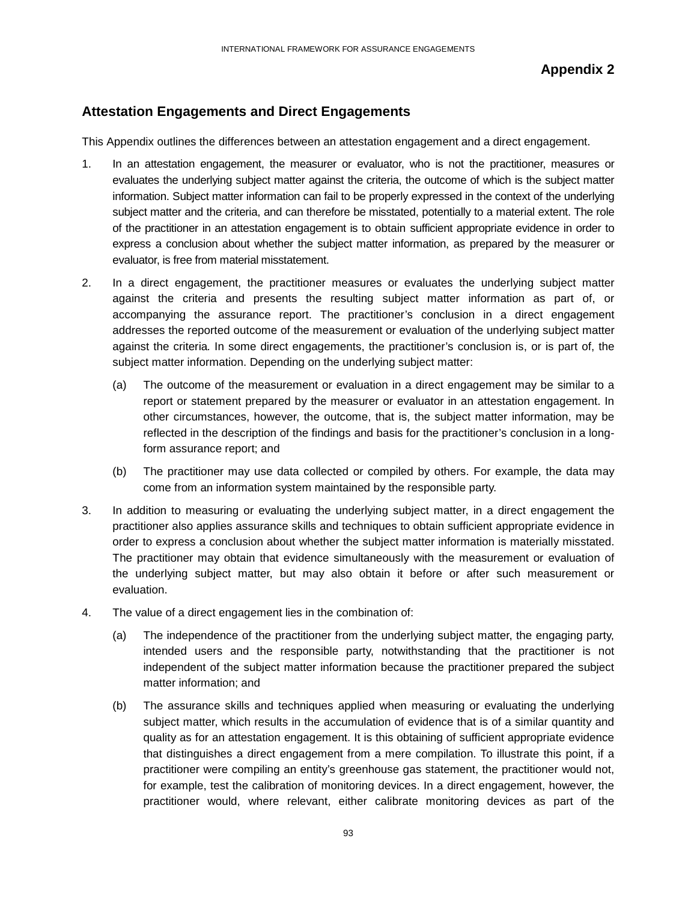## Appendix 2

### Attestation Engagements and Direct Engagements

This Appendix outlines the differences between an attestation engagement and a direct engagement.

1. In an attestation engagement, the measurer or evaluator, who is not the practitioner, measures or evaluates the underlying subject matter against the criteria, the outcome of which is the subject matter information. Subject matter information can fail to be properly expressed in the context of the underlying subject matter and the criteria, and can therefore be misstated, potentially to a material extent. The role of the practitioner in an attestation engagement is to obtain sufficient appropriate evidence in order to express a conclusion about whether the subject matter information, as prepared by the measurer or evaluator, is free from material misstatement.

2. In a direct engagement, the practitioner measures or evaluates the underlying subject matter against the criteria and presents the resulting subject matter information as part of, or accompanying the assurance report. The practitioner's conclusion in a direct engagement addresses the reported outcome of the measurement or evaluation of the underlying subject matter against the criteria. In some direct engagements, the practitioner's conclusion is, or is part of, the subject matter information. Depending on the underlying subject matter:

   (a) The outcome of the measurement or evaluation in a direct engagement may be similar to a report or statement prepared by the measurer or evaluator in an attestation engagement. In other circumstances, however, the outcome, that is, the subject matter information, may be reflected in the description of the findings and basis for the practitioner's conclusion in a long-form assurance report; and

   (b) The practitioner may use data collected or compiled by others. For example, the data may come from an information system maintained by the responsible party.

3. In addition to measuring or evaluating the underlying subject matter, in a direct engagement the practitioner also applies assurance skills and techniques to obtain sufficient appropriate evidence in order to express a conclusion about whether the subject matter information is materially misstated. The practitioner may obtain that evidence simultaneously with the measurement or evaluation of the underlying subject matter, but may also obtain it before or after such measurement or evaluation.

4. The value of a direct engagement lies in the combination of:

   (a) The independence of the practitioner from the underlying subject matter, the engaging party, intended users and the responsible party, notwithstanding that the practitioner is not independent of the subject matter information because the practitioner prepared the subject matter information; and

   (b) The assurance skills and techniques applied when measuring or evaluating the underlying subject matter, which results in the accumulation of evidence that is of a similar quantity and quality as for an attestation engagement. It is this obtaining of sufficient appropriate evidence that distinguishes a direct engagement from a mere compilation. To illustrate this point, if a practitioner were compiling an entity's greenhouse gas statement, the practitioner would not, for example, test the calibration of monitoring devices. In a direct engagement, however, the practitioner would, where relevant, either calibrate monitoring devices as part of the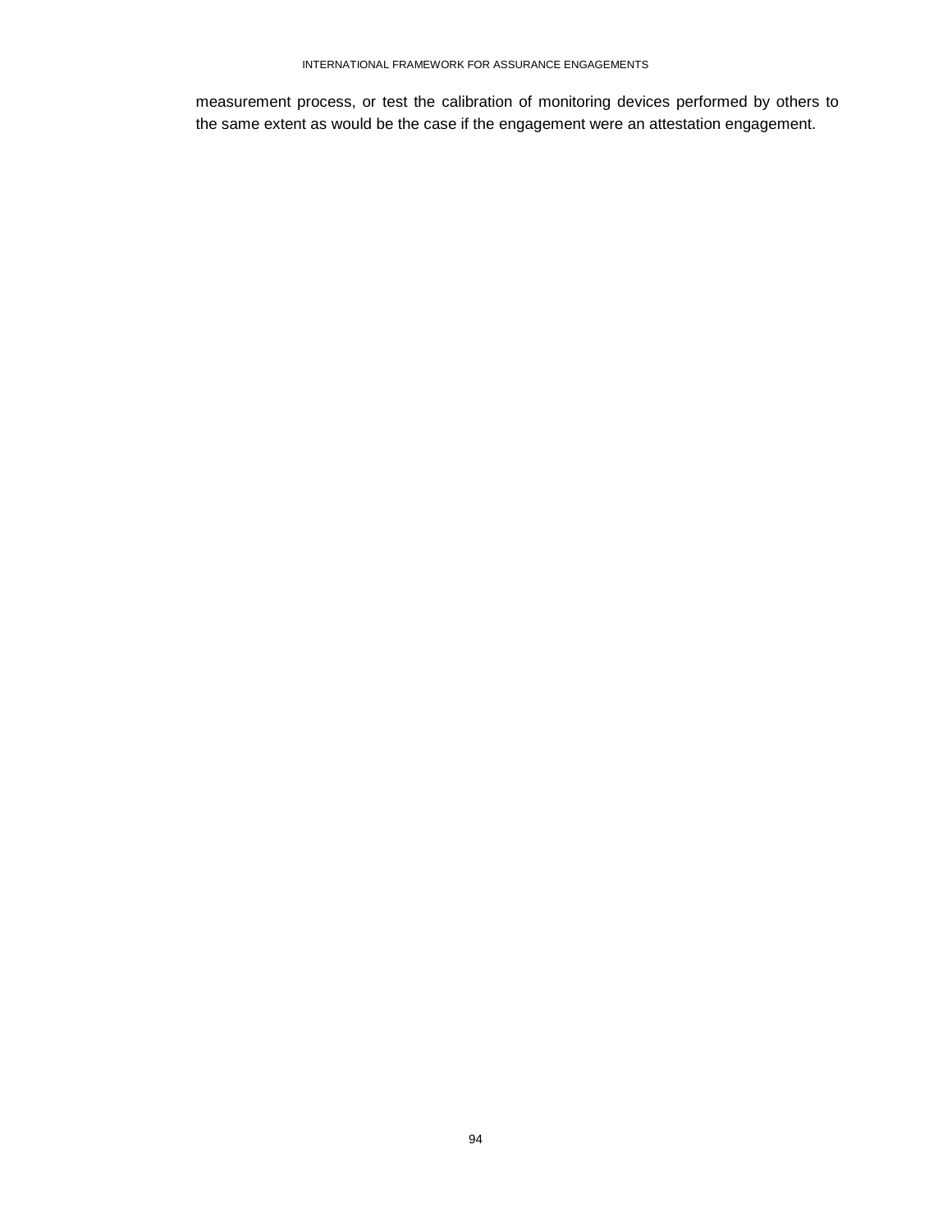measurement process, or test the calibration of monitoring devices performed by others to the same extent as would be the case if the engagement were an attestation engagement.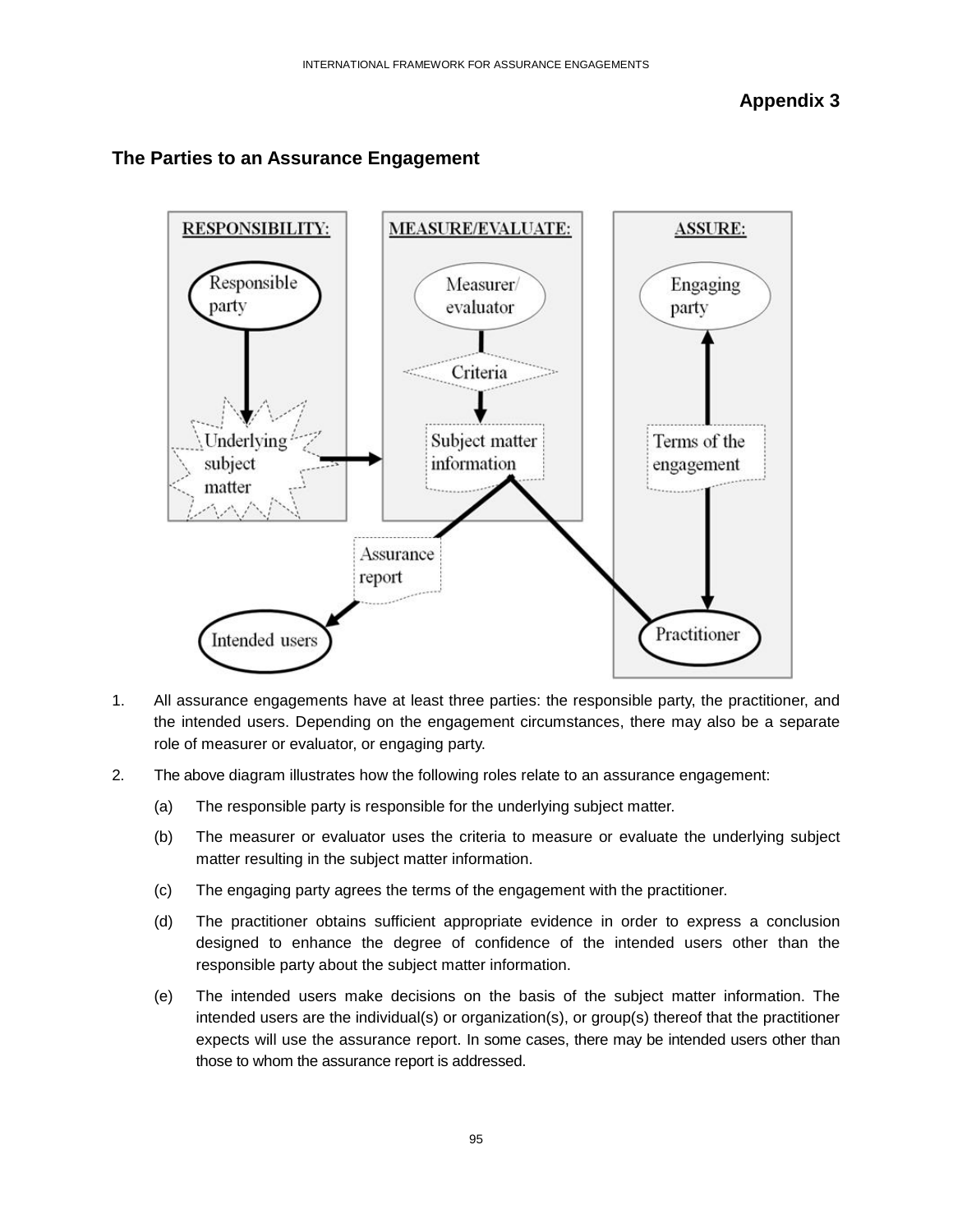**Appendix 3**

## The Parties to an Assurance Engagement

1. All assurance engagements have at least three parties: the responsible party, the practitioner, and the intended users. Depending on the engagement circumstances, there may also be a separate role of measurer or evaluator, or engaging party.

2. The above diagram illustrates how the following roles relate to an assurance engagement:

   (a) The responsible party is responsible for the underlying subject matter.

   (b) The measurer or evaluator uses the criteria to measure or evaluate the underlying subject matter resulting in the subject matter information.

   (c) The engaging party agrees the terms of the engagement with the practitioner.

   (d) The practitioner obtains sufficient appropriate evidence in order to express a conclusion designed to enhance the degree of confidence of the intended users other than the responsible party about the subject matter information.

   (e) The intended users make decisions on the basis of the subject matter information. The intended users are the individual(s) or organization(s), or group(s) thereof that the practitioner expects will use the assurance report. In some cases, there may be intended users other than those to whom the assurance report is addressed.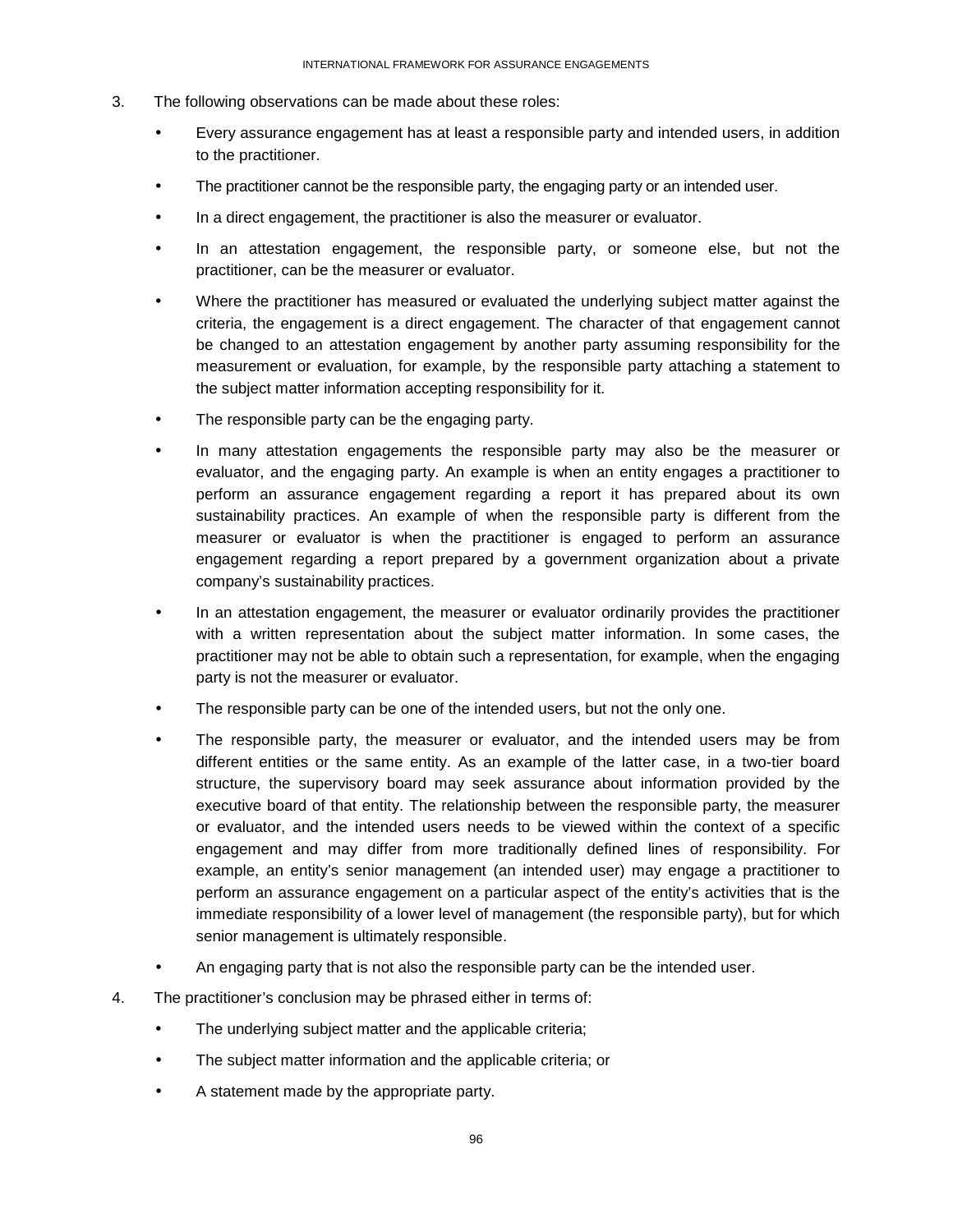3. The following observations can be made about these roles:

   - Every assurance engagement has at least a responsible party and intended users, in addition to the practitioner.
   - The practitioner cannot be the responsible party, the engaging party or an intended user.
   - In a direct engagement, the practitioner is also the measurer or evaluator.
   - In an attestation engagement, the responsible party, or someone else, but not the practitioner, can be the measurer or evaluator.
   - Where the practitioner has measured or evaluated the underlying subject matter against the criteria, the engagement is a direct engagement. The character of that engagement cannot be changed to an attestation engagement by another party assuming responsibility for the measurement or evaluation, for example, by the responsible party attaching a statement to the subject matter information accepting responsibility for it.
   - The responsible party can be the engaging party.
   - In many attestation engagements the responsible party may also be the measurer or evaluator, and the engaging party. An example is when an entity engages a practitioner to perform an assurance engagement regarding a report it has prepared about its own sustainability practices. An example of when the responsible party is different from the measurer or evaluator is when the practitioner is engaged to perform an assurance engagement regarding a report prepared by a government organization about a private company's sustainability practices.
   - In an attestation engagement, the measurer or evaluator ordinarily provides the practitioner with a written representation about the subject matter information. In some cases, the practitioner may not be able to obtain such a representation, for example, when the engaging party is not the measurer or evaluator.
   - The responsible party can be one of the intended users, but not the only one.
   - The responsible party, the measurer or evaluator, and the intended users may be from different entities or the same entity. As an example of the latter case, in a two-tier board structure, the supervisory board may seek assurance about information provided by the executive board of that entity. The relationship between the responsible party, the measurer or evaluator, and the intended users needs to be viewed within the context of a specific engagement and may differ from more traditionally defined lines of responsibility. For example, an entity's senior management (an intended user) may engage a practitioner to perform an assurance engagement on a particular aspect of the entity's activities that is the immediate responsibility of a lower level of management (the responsible party), but for which senior management is ultimately responsible.
   - An engaging party that is not also the responsible party can be the intended user.

4. The practitioner's conclusion may be phrased either in terms of:

   - The underlying subject matter and the applicable criteria;
   - The subject matter information and the applicable criteria; or
   - A statement made by the appropriate party.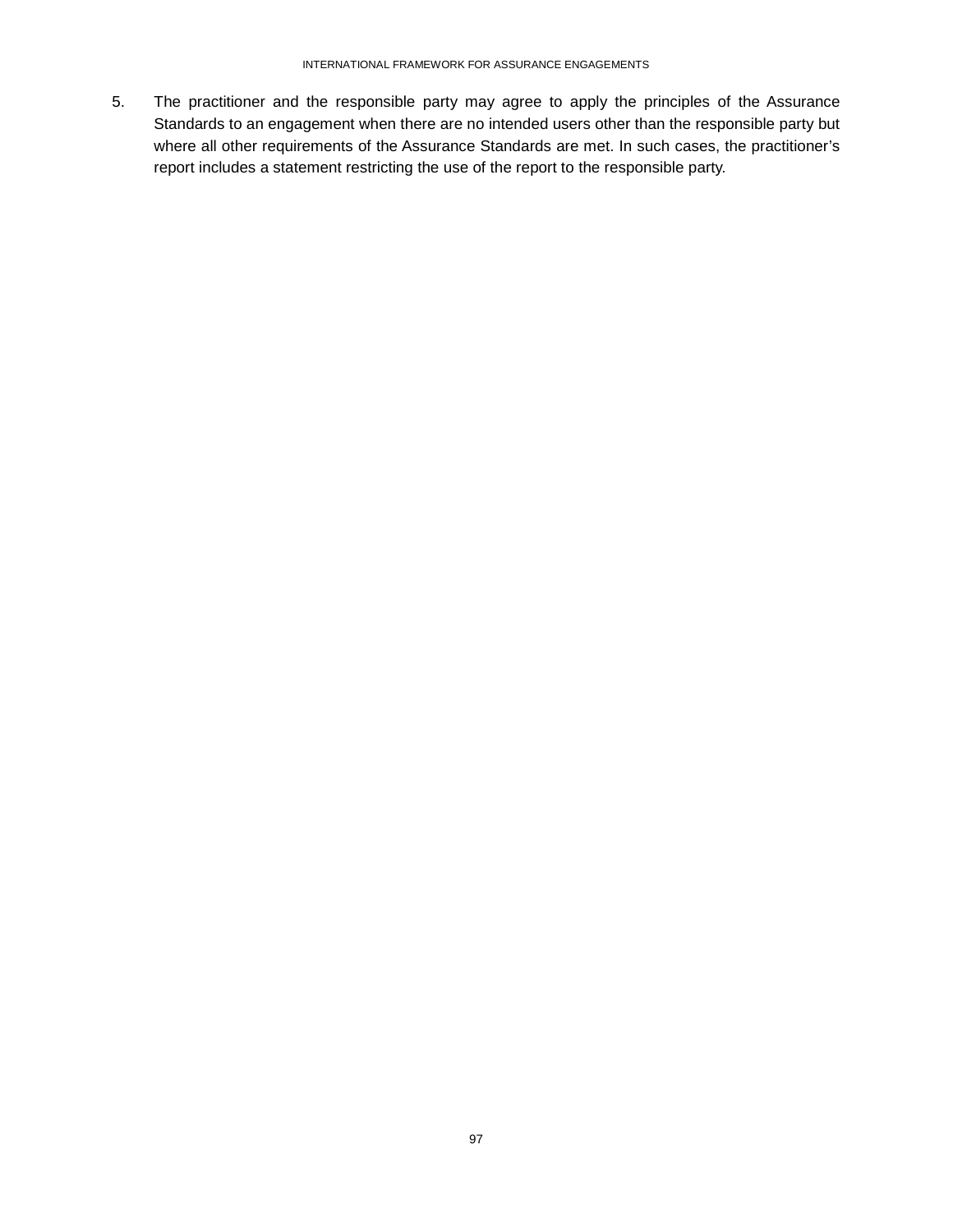5. The practitioner and the responsible party may agree to apply the principles of the Assurance Standards to an engagement when there are no intended users other than the responsible party but where all other requirements of the Assurance Standards are met. In such cases, the practitioner's report includes a statement restricting the use of the report to the responsible party.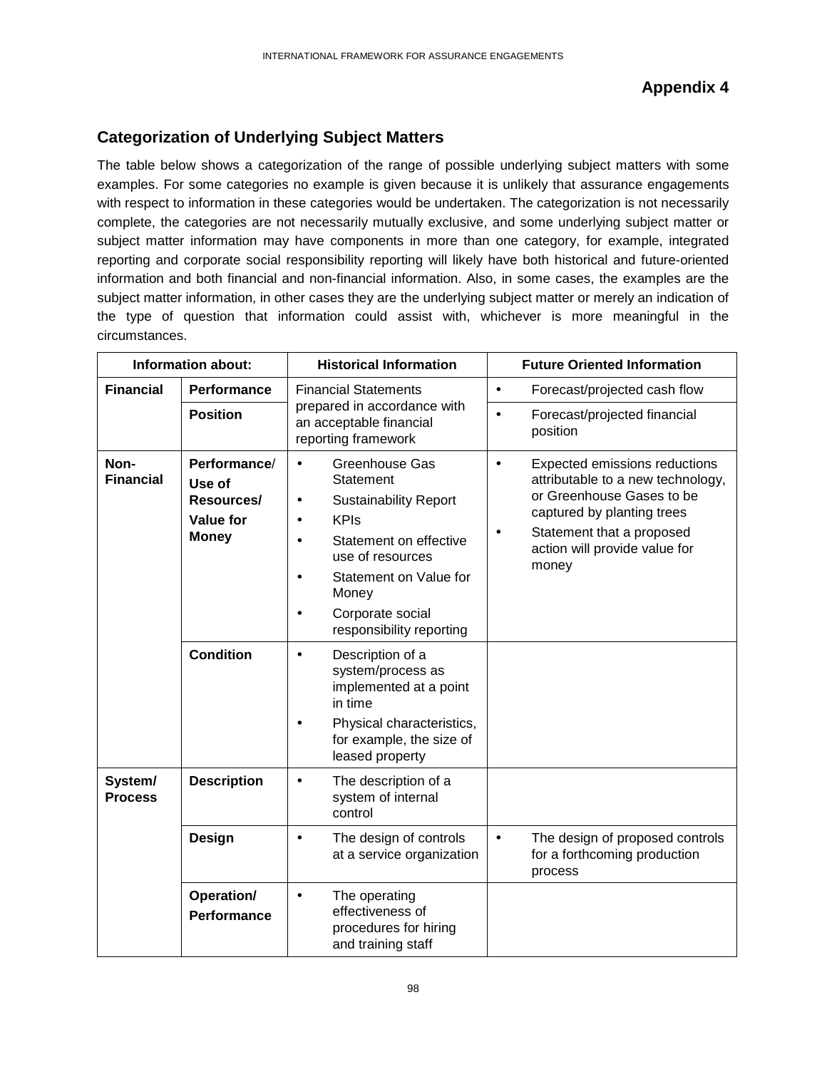## Appendix 4

### Categorization of Underlying Subject Matters

The table below shows a categorization of the range of possible underlying subject matters with some examples. For some categories no example is given because it is unlikely that assurance engagements with respect to information in these categories would be undertaken. The categorization is not necessarily complete, the categories are not necessarily mutually exclusive, and some underlying subject matter or subject matter information may have components in more than one category, for example, integrated reporting and corporate social responsibility reporting will likely have both historical and future-oriented information and both financial and non-financial information. Also, in some cases, the examples are the subject matter information, in other cases they are the underlying subject matter or merely an indication of the type of question that information could assist with, whichever is more meaningful in the circumstances.

| Information about: | | Historical Information | Future Oriented Information |
|---|---|---|---|
| **Financial** | **Performance** | Financial Statements prepared in accordance with an acceptable financial reporting framework | • Forecast/projected cash flow |
| | **Position** | | • Forecast/projected financial position |
| **Non-Financial** | **Performance/ Use of Resources/ Value for Money** | • Greenhouse Gas Statement<br>• Sustainability Report<br>• KPIs<br>• Statement on effective use of resources<br>• Statement on Value for Money<br>• Corporate social responsibility reporting | • Expected emissions reductions attributable to a new technology, or Greenhouse Gases to be captured by planting trees<br>• Statement that a proposed action will provide value for money |
| | **Condition** | • Description of a system/process as implemented at a point in time<br>• Physical characteristics, for example, the size of leased property | |
| **System/ Process** | **Description** | • The description of a system of internal control | |
| | **Design** | • The design of controls at a service organization | • The design of proposed controls for a forthcoming production process |
| | **Operation/ Performance** | • The operating effectiveness of procedures for hiring and training staff | |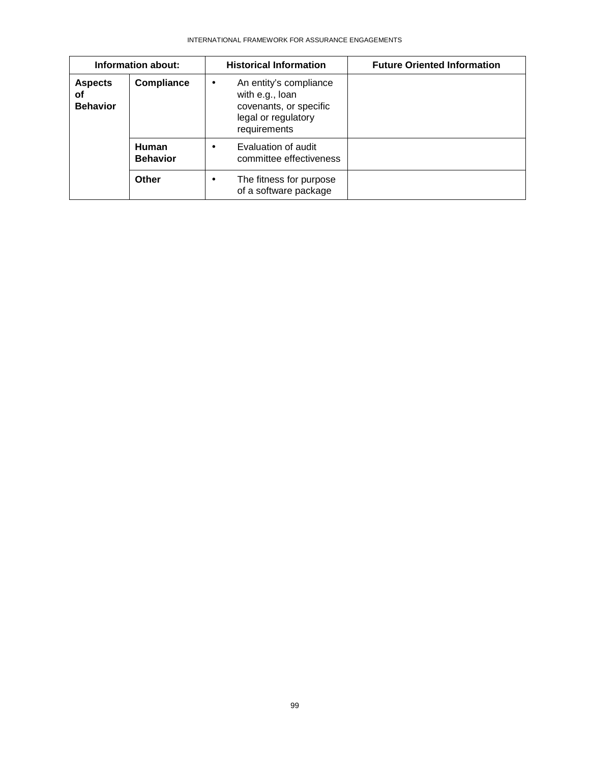| Information about: | | Historical Information | Future Oriented Information |
|---|---|---|---|
| **Aspects of Behavior** | **Compliance** | • An entity's compliance with e.g., loan covenants, or specific legal or regulatory requirements | |
| | **Human Behavior** | • Evaluation of audit committee effectiveness | |
| | **Other** | • The fitness for purpose of a software package | |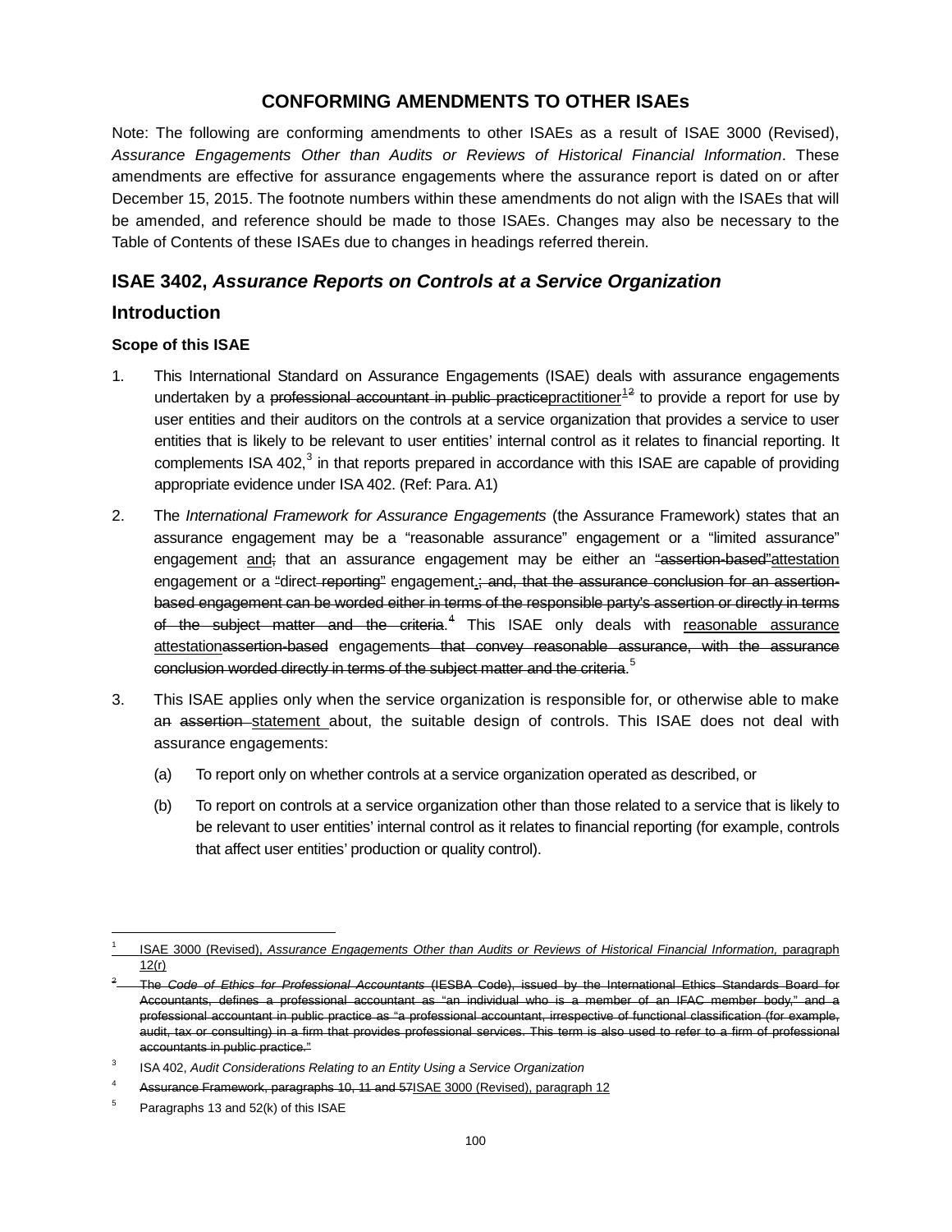## CONFORMING AMENDMENTS TO OTHER ISAEs

Note: The following are conforming amendments to other ISAEs as a result of ISAE 3000 (Revised), *Assurance Engagements Other than Audits or Reviews of Historical Financial Information*. These amendments are effective for assurance engagements where the assurance report is dated on or after December 15, 2015. The footnote numbers within these amendments do not align with the ISAEs that will be amended, and reference should be made to those ISAEs. Changes may also be necessary to the Table of Contents of these ISAEs due to changes in headings referred therein.

## ISAE 3402, *Assurance Reports on Controls at a Service Organization*

## Introduction

### Scope of this ISAE

1. This International Standard on Assurance Engagements (ISAE) deals with assurance engagements undertaken by a ~~professional accountant in public practice~~practitioner[1][2] to provide a report for use by user entities and their auditors on the controls at a service organization that provides a service to user entities that is likely to be relevant to user entities' internal control as it relates to financial reporting. It complements ISA 402,[3] in that reports prepared in accordance with this ISAE are capable of providing appropriate evidence under ISA 402. (Ref: Para. A1)

2. The *International Framework for Assurance Engagements* (the Assurance Framework) states that an assurance engagement may be a "reasonable assurance" engagement or a "limited assurance" engagement and~~;~~ that an assurance engagement may be either an ~~"assertion-based"~~attestation engagement or a ~~"~~direct ~~reporting"~~ engagement.~~; and, that the assurance conclusion for an assertion-based engagement can be worded either in terms of the responsible party's assertion or directly in terms of the subject matter and the criteria~~.[4] This ISAE only deals with reasonable assurance attestation~~assertion-based~~ engagements ~~that convey reasonable assurance, with the assurance conclusion worded directly in terms of the subject matter and the criteria~~.[5]

3. This ISAE applies only when the service organization is responsible for, or otherwise able to make a~~n~~ ~~assertion~~ statement about, the suitable design of controls. This ISAE does not deal with assurance engagements:

   (a) To report only on whether controls at a service organization operated as described, or

   (b) To report on controls at a service organization other than those related to a service that is likely to be relevant to user entities' internal control as it relates to financial reporting (for example, controls that affect user entities' production or quality control).

---

[1] ISAE 3000 (Revised), *Assurance Engagements Other than Audits or Reviews of Historical Financial Information,* paragraph 12(r)

[2] ~~The *Code of Ethics for Professional Accountants* (IESBA Code), issued by the International Ethics Standards Board for Accountants, defines a professional accountant as "an individual who is a member of an IFAC member body," and a professional accountant in public practice as "a professional accountant, irrespective of functional classification (for example, audit, tax or consulting) in a firm that provides professional services. This term is also used to refer to a firm of professional accountants in public practice."~~

[3] ISA 402, *Audit Considerations Relating to an Entity Using a Service Organization*

[4] ~~Assurance Framework, paragraphs 10, 11 and 57~~ISAE 3000 (Revised), paragraph 12

[5] Paragraphs 13 and 52(k) of this ISAE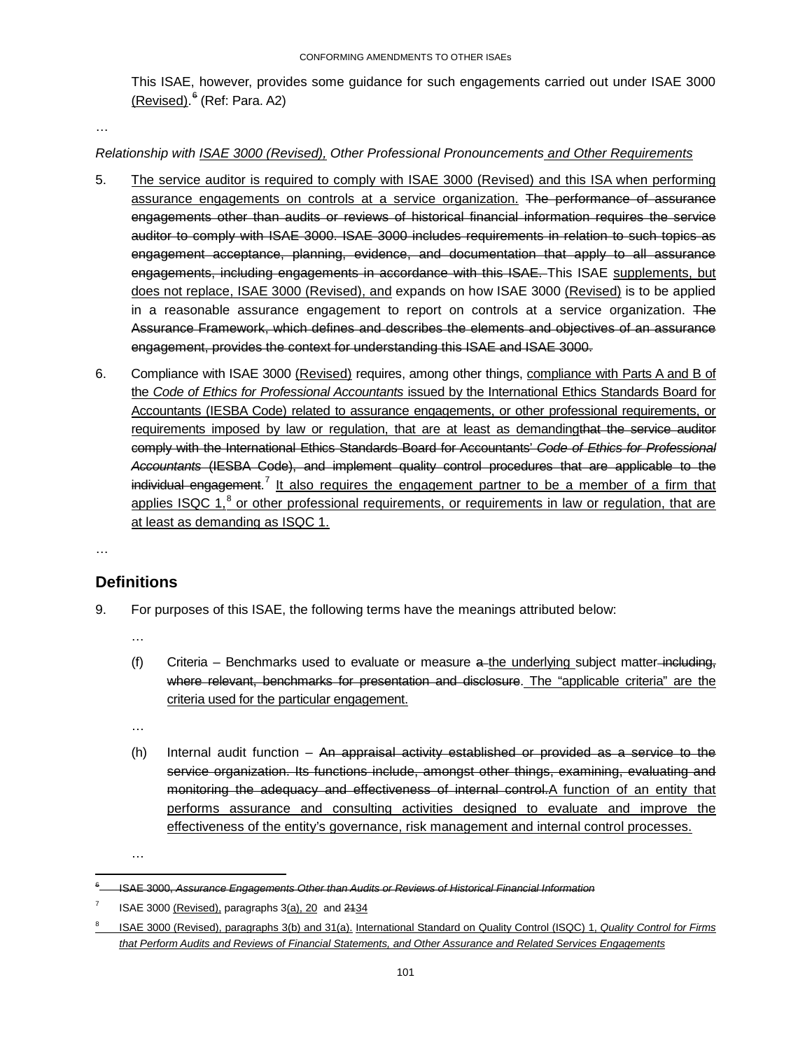This ISAE, however, provides some guidance for such engagements carried out under ISAE 3000 (Revised).[6] (Ref: Para. A2)

…

*Relationship with ISAE 3000 (Revised), Other Professional Pronouncements and Other Requirements*

5. The service auditor is required to comply with ISAE 3000 (Revised) and this ISA when performing assurance engagements on controls at a service organization. ~~The performance of assurance engagements other than audits or reviews of historical financial information requires the service auditor to comply with ISAE 3000. ISAE 3000 includes requirements in relation to such topics as engagement acceptance, planning, evidence, and documentation that apply to all assurance engagements, including engagements in accordance with this ISAE.~~ This ISAE supplements, but does not replace, ISAE 3000 (Revised), and expands on how ISAE 3000 (Revised) is to be applied in a reasonable assurance engagement to report on controls at a service organization. ~~The Assurance Framework, which defines and describes the elements and objectives of an assurance engagement, provides the context for understanding this ISAE and ISAE 3000.~~

6. Compliance with ISAE 3000 (Revised) requires, among other things, compliance with Parts A and B of the *Code of Ethics for Professional Accountants* issued by the International Ethics Standards Board for Accountants (IESBA Code) related to assurance engagements, or other professional requirements, or requirements imposed by law or regulation, that are at least as demanding~~that the service auditor comply with the International Ethics Standards Board for Accountants' *Code of Ethics for Professional Accountants* (IESBA Code), and implement quality control procedures that are applicable to the individual engagement~~.[7] It also requires the engagement partner to be a member of a firm that applies ISQC 1,[8] or other professional requirements, or requirements in law or regulation, that are at least as demanding as ISQC 1.

…

## Definitions

9. For purposes of this ISAE, the following terms have the meanings attributed below:

   …

   (f) Criteria – Benchmarks used to evaluate or measure ~~a~~ the underlying subject matter ~~including, where relevant, benchmarks for presentation and disclosure~~. The "applicable criteria" are the criteria used for the particular engagement.

   …

   (h) Internal audit function – ~~An appraisal activity established or provided as a service to the service organization. Its functions include, amongst other things, examining, evaluating and monitoring the adequacy and effectiveness of internal control.~~A function of an entity that performs assurance and consulting activities designed to evaluate and improve the effectiveness of the entity's governance, risk management and internal control processes.

   …

---

~~[6] ISAE 3000, *Assurance Engagements Other than Audits or Reviews of Historical Financial Information*~~

[7] ISAE 3000 (Revised), paragraphs 3(a), 20 and ~~21~~34

[8] ISAE 3000 (Revised), paragraphs 3(b) and 31(a). International Standard on Quality Control (ISQC) 1, *Quality Control for Firms that Perform Audits and Reviews of Financial Statements, and Other Assurance and Related Services Engagements*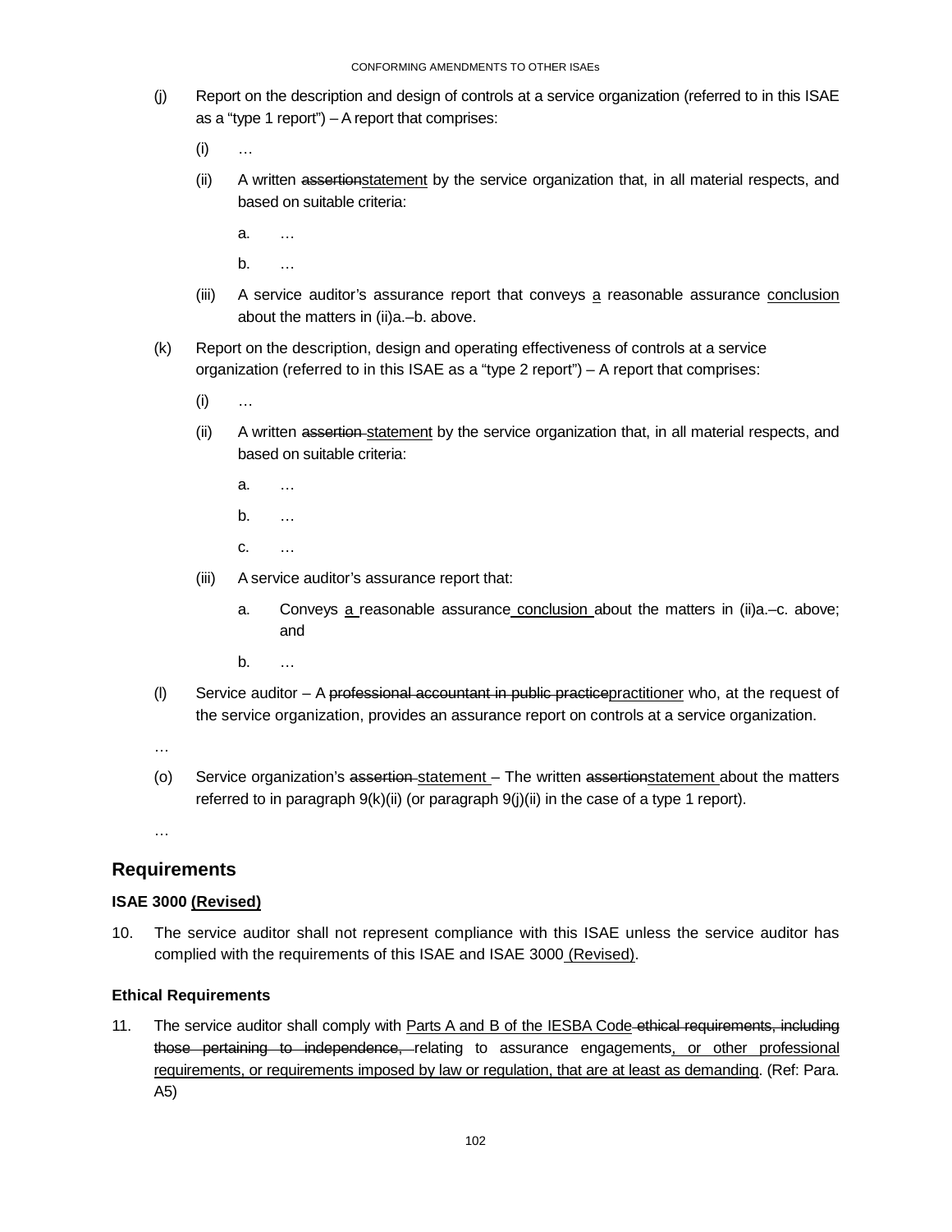(j) Report on the description and design of controls at a service organization (referred to in this ISAE as a "type 1 report") – A report that comprises:

   (i) …

   (ii) A written ~~assertion~~<u>statement</u> by the service organization that, in all material respects, and based on suitable criteria:

      a. …

      b. …

   (iii) A service auditor's assurance report that conveys <u>a</u> reasonable assurance <u>conclusion</u> about the matters in (ii)a.–b. above.

(k) Report on the description, design and operating effectiveness of controls at a service organization (referred to in this ISAE as a "type 2 report") – A report that comprises:

   (i) …

   (ii) A written ~~assertion~~ <u>statement</u> by the service organization that, in all material respects, and based on suitable criteria:

      a. …

      b. …

      c. …

   (iii) A service auditor's assurance report that:

      a. Conveys <u>a</u> reasonable assurance <u>conclusion</u> about the matters in (ii)a.–c. above; and

      b. …

(l) Service auditor – A ~~professional accountant in public practice~~<u>practitioner</u> who, at the request of the service organization, provides an assurance report on controls at a service organization.

…

(o) Service organization's ~~assertion~~ <u>statement</u> – The written ~~assertion~~<u>statement</u> about the matters referred to in paragraph 9(k)(ii) (or paragraph 9(j)(ii) in the case of a type 1 report).

…

## Requirements

### ISAE 3000 <u>(Revised)</u>

10. The service auditor shall not represent compliance with this ISAE unless the service auditor has complied with the requirements of this ISAE and ISAE 3000 <u>(Revised)</u>.

### Ethical Requirements

11. The service auditor shall comply with <u>Parts A and B of the IESBA Code</u> ~~ethical requirements, including those pertaining to independence,~~ relating to assurance engagements<u>, or other professional requirements, or requirements imposed by law or regulation, that are at least as demanding</u>. (Ref: Para. A5)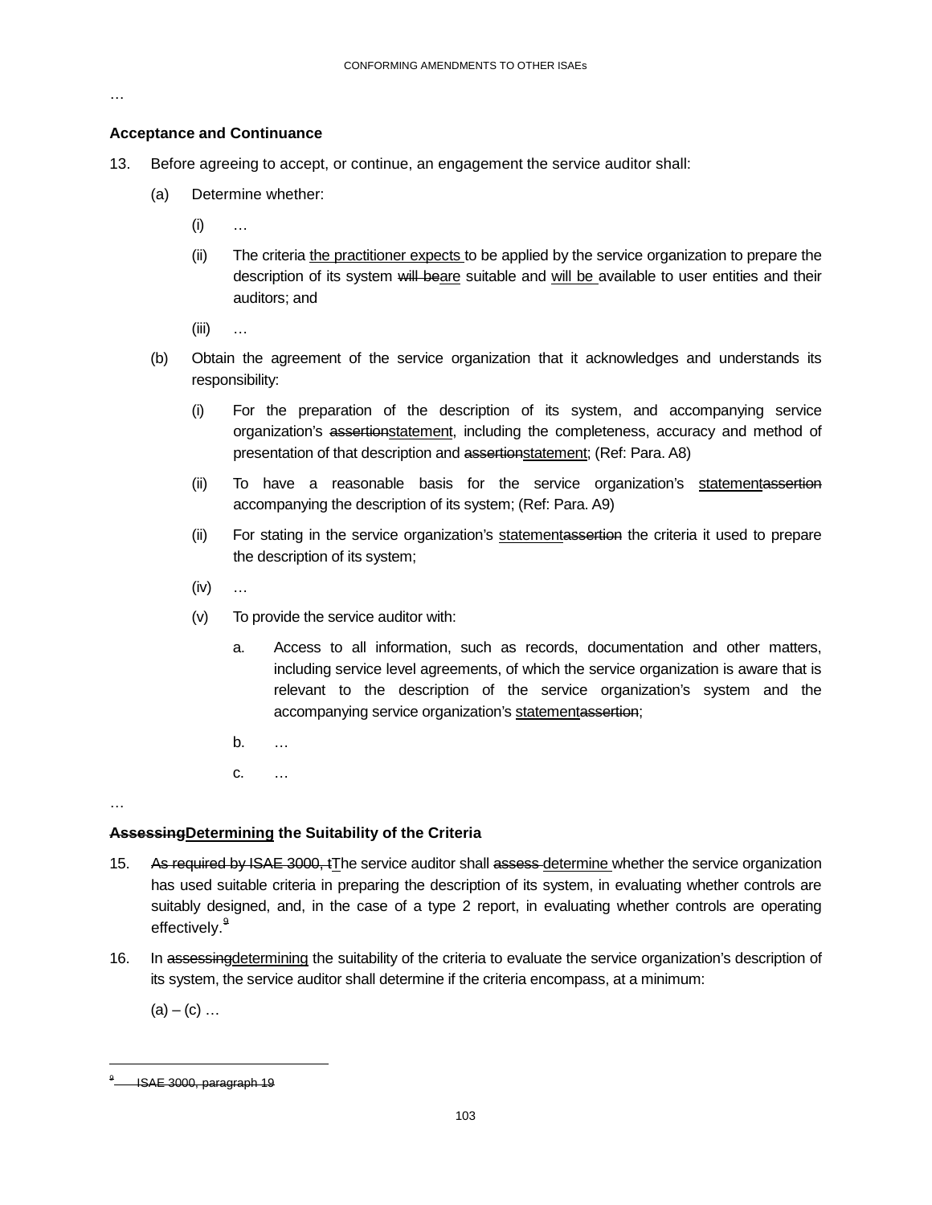…

### Acceptance and Continuance

13. Before agreeing to accept, or continue, an engagement the service auditor shall:

    (a) Determine whether:

      (i) …

      (ii) The criteria <u>the practitioner expects </u>to be applied by the service organization to prepare the description of its system ~~will be~~<u>are</u> suitable and <u>will be </u>available to user entities and their auditors; and

      (iii) …

    (b) Obtain the agreement of the service organization that it acknowledges and understands its responsibility:

      (i) For the preparation of the description of its system, and accompanying service organization's ~~assertion~~<u>statement</u>, including the completeness, accuracy and method of presentation of that description and ~~assertion~~<u>statement</u>; (Ref: Para. A8)

      (ii) To have a reasonable basis for the service organization's <u>statement</u>~~assertion~~ accompanying the description of its system; (Ref: Para. A9)

      (ii) For stating in the service organization's <u>statement</u>~~assertion~~ the criteria it used to prepare the description of its system;

      (iv) …

      (v) To provide the service auditor with:

        a. Access to all information, such as records, documentation and other matters, including service level agreements, of which the service organization is aware that is relevant to the description of the service organization's system and the accompanying service organization's <u>statement</u>~~assertion~~;

        b. …

        c. …

…

### ~~Assessing~~<u>Determining</u> the Suitability of the Criteria

15. ~~As required by ISAE 3000, t~~<u>T</u>he service auditor shall ~~assess~~ <u>determine </u>whether the service organization has used suitable criteria in preparing the description of its system, in evaluating whether controls are suitably designed, and, in the case of a type 2 report, in evaluating whether controls are operating effectively.~~[9]~~

16. In ~~assessing~~<u>determining</u> the suitability of the criteria to evaluate the service organization's description of its system, the service auditor shall determine if the criteria encompass, at a minimum:

    (a) – (c) …

---

~~[9] ISAE 3000, paragraph 19~~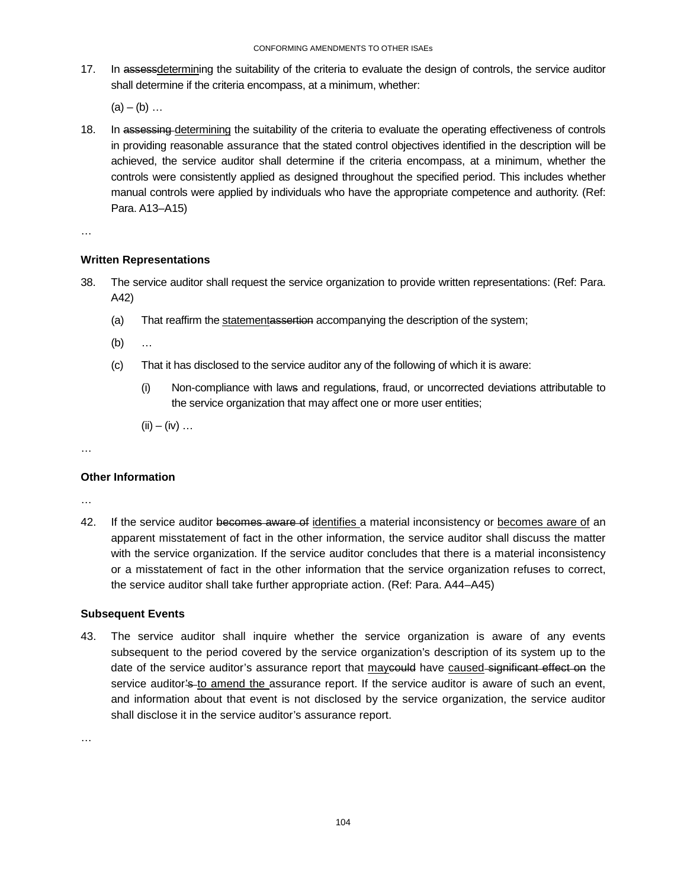17. In ~~assess~~<u>determin</u>ing the suitability of the criteria to evaluate the design of controls, the service auditor shall determine if the criteria encompass, at a minimum, whether:

    (a) – (b) …

18. In ~~assessing~~ <u>determining</u> the suitability of the criteria to evaluate the operating effectiveness of controls in providing reasonable assurance that the stated control objectives identified in the description will be achieved, the service auditor shall determine if the criteria encompass, at a minimum, whether the controls were consistently applied as designed throughout the specified period. This includes whether manual controls were applied by individuals who have the appropriate competence and authority. (Ref: Para. A13–A15)

…

### Written Representations

38. The service auditor shall request the service organization to provide written representations: (Ref: Para. A42)

    (a) That reaffirm the <u>statement</u>~~assertion~~ accompanying the description of the system;

    (b) …

    (c) That it has disclosed to the service auditor any of the following of which it is aware:

        (i) Non-compliance with law~~s~~ and regulation~~s~~, fraud, or uncorrected deviations attributable to the service organization that may affect one or more user entities;

        (ii) – (iv) …

…

### Other Information

…

42. If the service auditor ~~becomes aware of~~ <u>identifies</u> a material inconsistency or <u>becomes aware of</u> an apparent misstatement of fact in the other information, the service auditor shall discuss the matter with the service organization. If the service auditor concludes that there is a material inconsistency or a misstatement of fact in the other information that the service organization refuses to correct, the service auditor shall take further appropriate action. (Ref: Para. A44–A45)

### Subsequent Events

43. The service auditor shall inquire whether the service organization is aware of any events subsequent to the period covered by the service organization's description of its system up to the date of the service auditor's assurance report that <u>may</u>~~could~~ have <u>caused</u> ~~significant effect on~~ the service auditor~~'s~~ <u>to amend the</u> assurance report. If the service auditor is aware of such an event, and information about that event is not disclosed by the service organization, the service auditor shall disclose it in the service auditor's assurance report.

…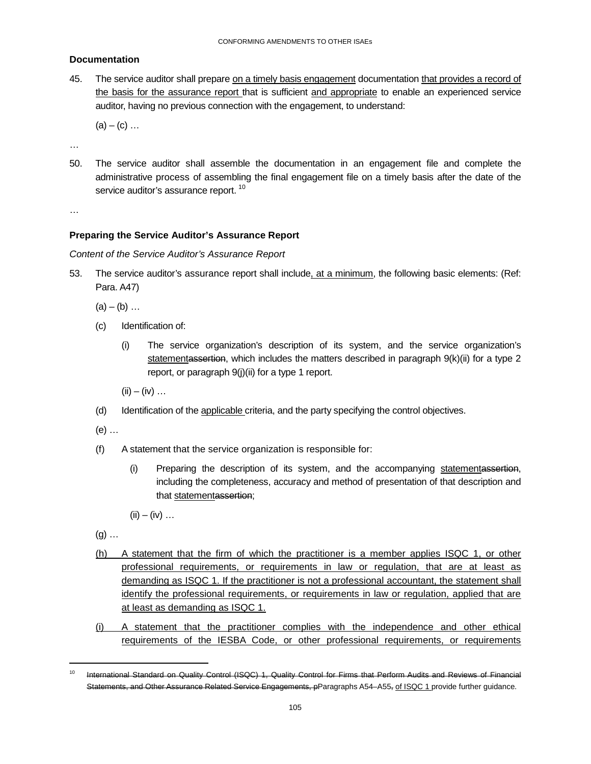## Documentation

45. The service auditor shall prepare <u>on a timely basis engagement</u> documentation <u>that provides a record of the basis for the assurance report</u> that is sufficient <u>and appropriate</u> to enable an experienced service auditor, having no previous connection with the engagement, to understand:

    (a) – (c) …

…

50. The service auditor shall assemble the documentation in an engagement file and complete the administrative process of assembling the final engagement file on a timely basis after the date of the service auditor's assurance report.[10]

…

## Preparing the Service Auditor's Assurance Report

*Content of the Service Auditor's Assurance Report*

53. The service auditor's assurance report shall include<u>, at a minimum</u>, the following basic elements: (Ref: Para. A47)

    (a) – (b) …

    (c) Identification of:

    (i) The service organization's description of its system, and the service organization's <u>statement</u>~~assertion~~, which includes the matters described in paragraph 9(k)(ii) for a type 2 report, or paragraph 9(j)(ii) for a type 1 report.

    (ii) – (iv) …

    (d) Identification of the <u>applicable</u> criteria, and the party specifying the control objectives.

    (e) …

    (f) A statement that the service organization is responsible for:

    (i) Preparing the description of its system, and the accompanying <u>statement</u>~~assertion~~, including the completeness, accuracy and method of presentation of that description and that <u>statement</u>~~assertion~~;

    (ii) – (iv) …

    (g) …

    <u>(h) A statement that the firm of which the practitioner is a member applies ISQC 1, or other professional requirements, or requirements in law or regulation, that are at least as demanding as ISQC 1. If the practitioner is not a professional accountant, the statement shall identify the professional requirements, or requirements in law or regulation, applied that are at least as demanding as ISQC 1.</u>

    <u>(i) A statement that the practitioner complies with the independence and other ethical requirements of the IESBA Code, or other professional requirements, or requirements</u>

---

[10] ~~International Standard on Quality Control (ISQC) 1, Quality Control for Firms that Perform Audits and Reviews of Financial Statements, and Other Assurance Related Service Engagements, p~~Paragraphs A54–A55~~,~~ <u>of ISQC 1</u> provide further guidance.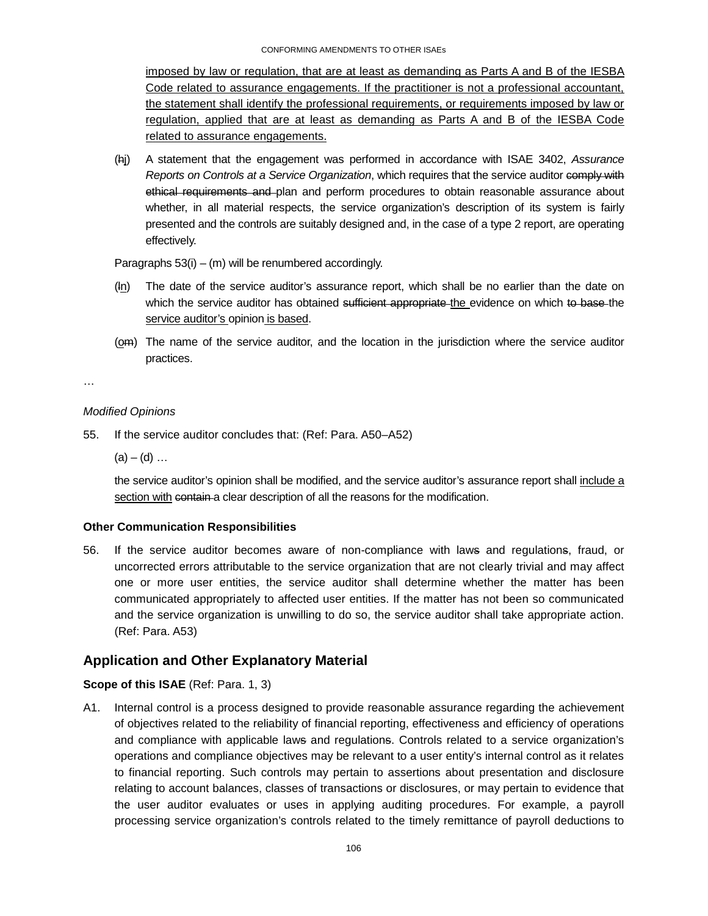imposed by law or regulation, that are at least as demanding as Parts A and B of the IESBA Code related to assurance engagements. If the practitioner is not a professional accountant, the statement shall identify the professional requirements, or requirements imposed by law or regulation, applied that are at least as demanding as Parts A and B of the IESBA Code related to assurance engagements.

(hj) A statement that the engagement was performed in accordance with ISAE 3402, *Assurance Reports on Controls at a Service Organization*, which requires that the service auditor comply with ethical requirements and plan and perform procedures to obtain reasonable assurance about whether, in all material respects, the service organization's description of its system is fairly presented and the controls are suitably designed and, in the case of a type 2 report, are operating effectively.

Paragraphs 53(i) – (m) will be renumbered accordingly.

(ln) The date of the service auditor's assurance report, which shall be no earlier than the date on which the service auditor has obtained sufficient appropriate the evidence on which to base the service auditor's opinion is based.

(om) The name of the service auditor, and the location in the jurisdiction where the service auditor practices.

…

*Modified Opinions*

55. If the service auditor concludes that: (Ref: Para. A50–A52)

(a) – (d) …

the service auditor's opinion shall be modified, and the service auditor's assurance report shall include a section with contain a clear description of all the reasons for the modification.

**Other Communication Responsibilities**

56. If the service auditor becomes aware of non-compliance with laws and regulations, fraud, or uncorrected errors attributable to the service organization that are not clearly trivial and may affect one or more user entities, the service auditor shall determine whether the matter has been communicated appropriately to affected user entities. If the matter has not been so communicated and the service organization is unwilling to do so, the service auditor shall take appropriate action. (Ref: Para. A53)

## Application and Other Explanatory Material

**Scope of this ISAE** (Ref: Para. 1, 3)

A1. Internal control is a process designed to provide reasonable assurance regarding the achievement of objectives related to the reliability of financial reporting, effectiveness and efficiency of operations and compliance with applicable laws and regulations. Controls related to a service organization's operations and compliance objectives may be relevant to a user entity's internal control as it relates to financial reporting. Such controls may pertain to assertions about presentation and disclosure relating to account balances, classes of transactions or disclosures, or may pertain to evidence that the user auditor evaluates or uses in applying auditing procedures. For example, a payroll processing service organization's controls related to the timely remittance of payroll deductions to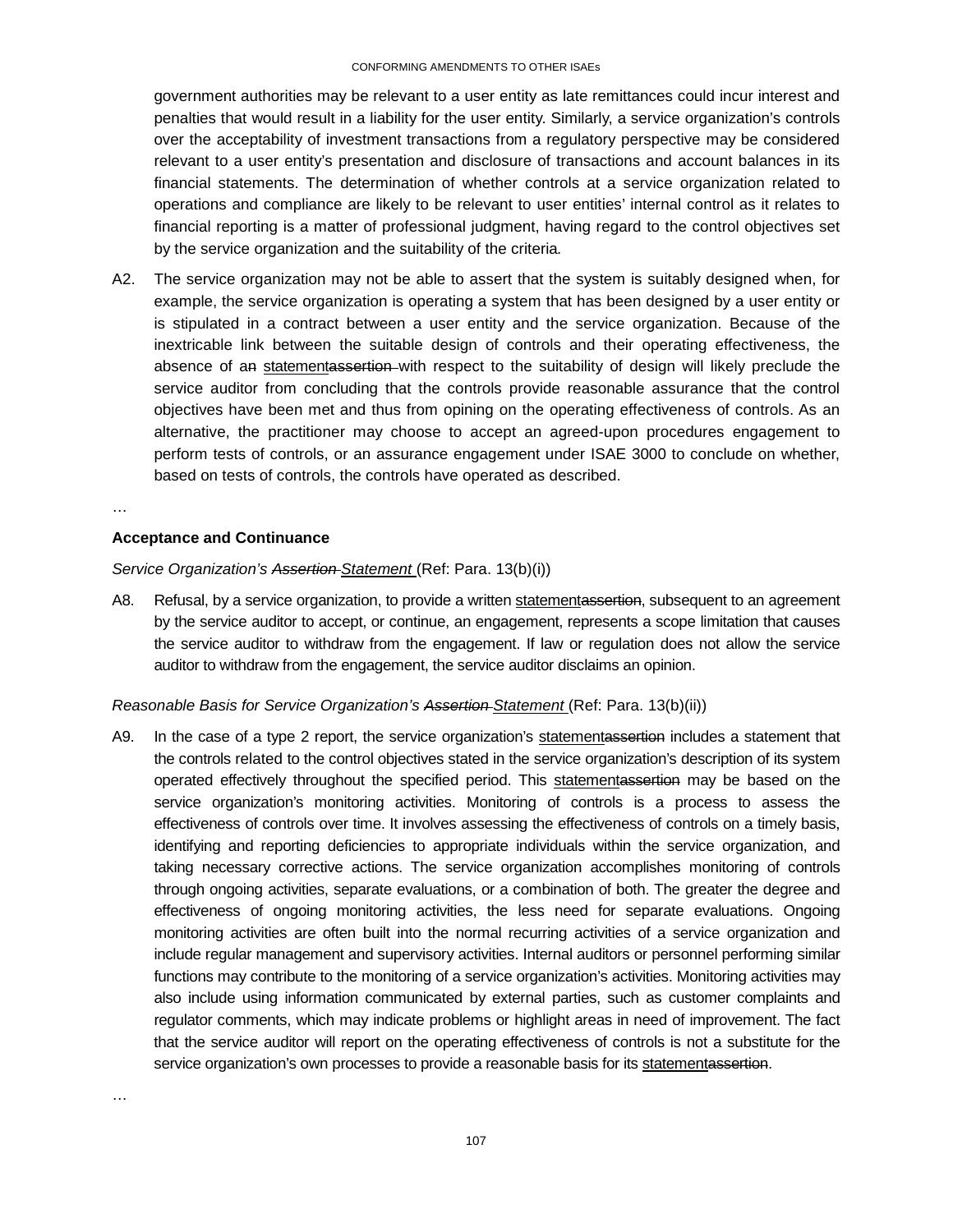government authorities may be relevant to a user entity as late remittances could incur interest and penalties that would result in a liability for the user entity. Similarly, a service organization's controls over the acceptability of investment transactions from a regulatory perspective may be considered relevant to a user entity's presentation and disclosure of transactions and account balances in its financial statements. The determination of whether controls at a service organization related to operations and compliance are likely to be relevant to user entities' internal control as it relates to financial reporting is a matter of professional judgment, having regard to the control objectives set by the service organization and the suitability of the criteria.

A2. The service organization may not be able to assert that the system is suitably designed when, for example, the service organization is operating a system that has been designed by a user entity or is stipulated in a contract between a user entity and the service organization. Because of the inextricable link between the suitable design of controls and their operating effectiveness, the absence of a<del>n</del> <ins>statement</ins><del>assertion</del> with respect to the suitability of design will likely preclude the service auditor from concluding that the controls provide reasonable assurance that the control objectives have been met and thus from opining on the operating effectiveness of controls. As an alternative, the practitioner may choose to accept an agreed-upon procedures engagement to perform tests of controls, or an assurance engagement under ISAE 3000 to conclude on whether, based on tests of controls, the controls have operated as described.

…

**Acceptance and Continuance**

*Service Organization's <del>Assertion</del> <ins>Statement</ins>* (Ref: Para. 13(b)(i))

A8. Refusal, by a service organization, to provide a written <ins>statement</ins><del>assertion</del>, subsequent to an agreement by the service auditor to accept, or continue, an engagement, represents a scope limitation that causes the service auditor to withdraw from the engagement. If law or regulation does not allow the service auditor to withdraw from the engagement, the service auditor disclaims an opinion.

*Reasonable Basis for Service Organization's <del>Assertion</del> <ins>Statement</ins>* (Ref: Para. 13(b)(ii))

A9. In the case of a type 2 report, the service organization's <ins>statement</ins><del>assertion</del> includes a statement that the controls related to the control objectives stated in the service organization's description of its system operated effectively throughout the specified period. This <ins>statement</ins><del>assertion</del> may be based on the service organization's monitoring activities. Monitoring of controls is a process to assess the effectiveness of controls over time. It involves assessing the effectiveness of controls on a timely basis, identifying and reporting deficiencies to appropriate individuals within the service organization, and taking necessary corrective actions. The service organization accomplishes monitoring of controls through ongoing activities, separate evaluations, or a combination of both. The greater the degree and effectiveness of ongoing monitoring activities, the less need for separate evaluations. Ongoing monitoring activities are often built into the normal recurring activities of a service organization and include regular management and supervisory activities. Internal auditors or personnel performing similar functions may contribute to the monitoring of a service organization's activities. Monitoring activities may also include using information communicated by external parties, such as customer complaints and regulator comments, which may indicate problems or highlight areas in need of improvement. The fact that the service auditor will report on the operating effectiveness of controls is not a substitute for the service organization's own processes to provide a reasonable basis for its <ins>statement</ins><del>assertion</del>.

…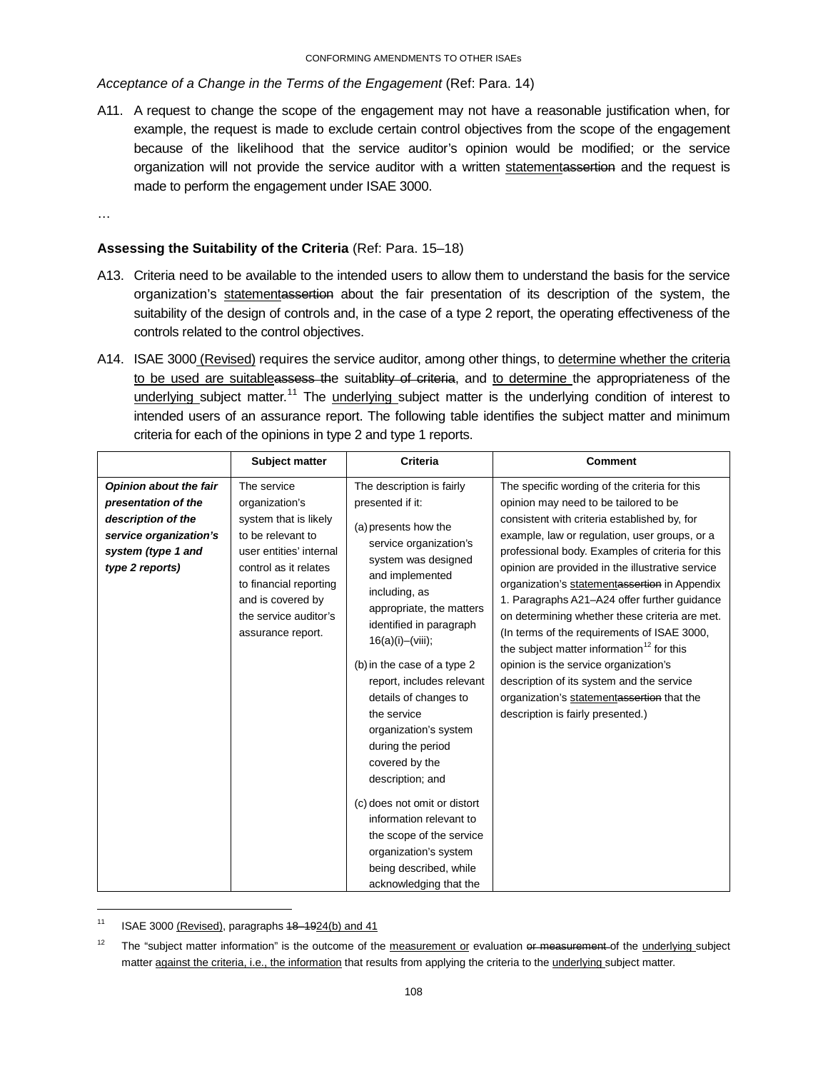*Acceptance of a Change in the Terms of the Engagement* (Ref: Para. 14)

A11. A request to change the scope of the engagement may not have a reasonable justification when, for example, the request is made to exclude certain control objectives from the scope of the engagement because of the likelihood that the service auditor's opinion would be modified; or the service organization will not provide the service auditor with a written <u>statement</u>~~assertion~~ and the request is made to perform the engagement under ISAE 3000.

…

**Assessing the Suitability of the Criteria** (Ref: Para. 15–18)

A13. Criteria need to be available to the intended users to allow them to understand the basis for the service organization's <u>statement</u>~~assertion~~ about the fair presentation of its description of the system, the suitability of the design of controls and, in the case of a type 2 report, the operating effectiveness of the controls related to the control objectives.

A14. ISAE 3000 <u>(Revised)</u> requires the service auditor, among other things, to <u>determine whether the criteria to be used are suitable</u>~~assess the~~ suitab~~lity of criteria~~, and <u>to determine</u> the appropriateness of the <u>underlying</u> subject matter.[11] The <u>underlying</u> subject matter is the underlying condition of interest to intended users of an assurance report. The following table identifies the subject matter and minimum criteria for each of the opinions in type 2 and type 1 reports.

| | Subject matter | Criteria | Comment |
|---|---|---|---|
| ***Opinion about the fair presentation of the description of the service organization's system (type 1 and type 2 reports)*** | The service organization's system that is likely to be relevant to user entities' internal control as it relates to financial reporting and is covered by the service auditor's assurance report. | The description is fairly presented if it: (a) presents how the service organization's system was designed and implemented including, as appropriate, the matters identified in paragraph 16(a)(i)–(viii); (b) in the case of a type 2 report, includes relevant details of changes to the service organization's system during the period covered by the description; and (c) does not omit or distort information relevant to the scope of the service organization's system being described, while acknowledging that the | The specific wording of the criteria for this opinion may need to be tailored to be consistent with criteria established by, for example, law or regulation, user groups, or a professional body. Examples of criteria for this opinion are provided in the illustrative service organization's <u>statement</u>~~assertion~~ in Appendix 1. Paragraphs A21–A24 offer further guidance on determining whether these criteria are met. (In terms of the requirements of ISAE 3000, the subject matter information[12] for this opinion is the service organization's description of its system and the service organization's <u>statement</u>~~assertion~~ that the description is fairly presented.) |

[11] ISAE 3000 <u>(Revised)</u>, paragraphs ~~18–19~~<u>24(b) and 41</u>

[12] The "subject matter information" is the outcome of the <u>measurement or</u> evaluation ~~or measurement~~ of the <u>underlying</u> subject matter <u>against the criteria, i.e., the information</u> that results from applying the criteria to the <u>underlying</u> subject matter.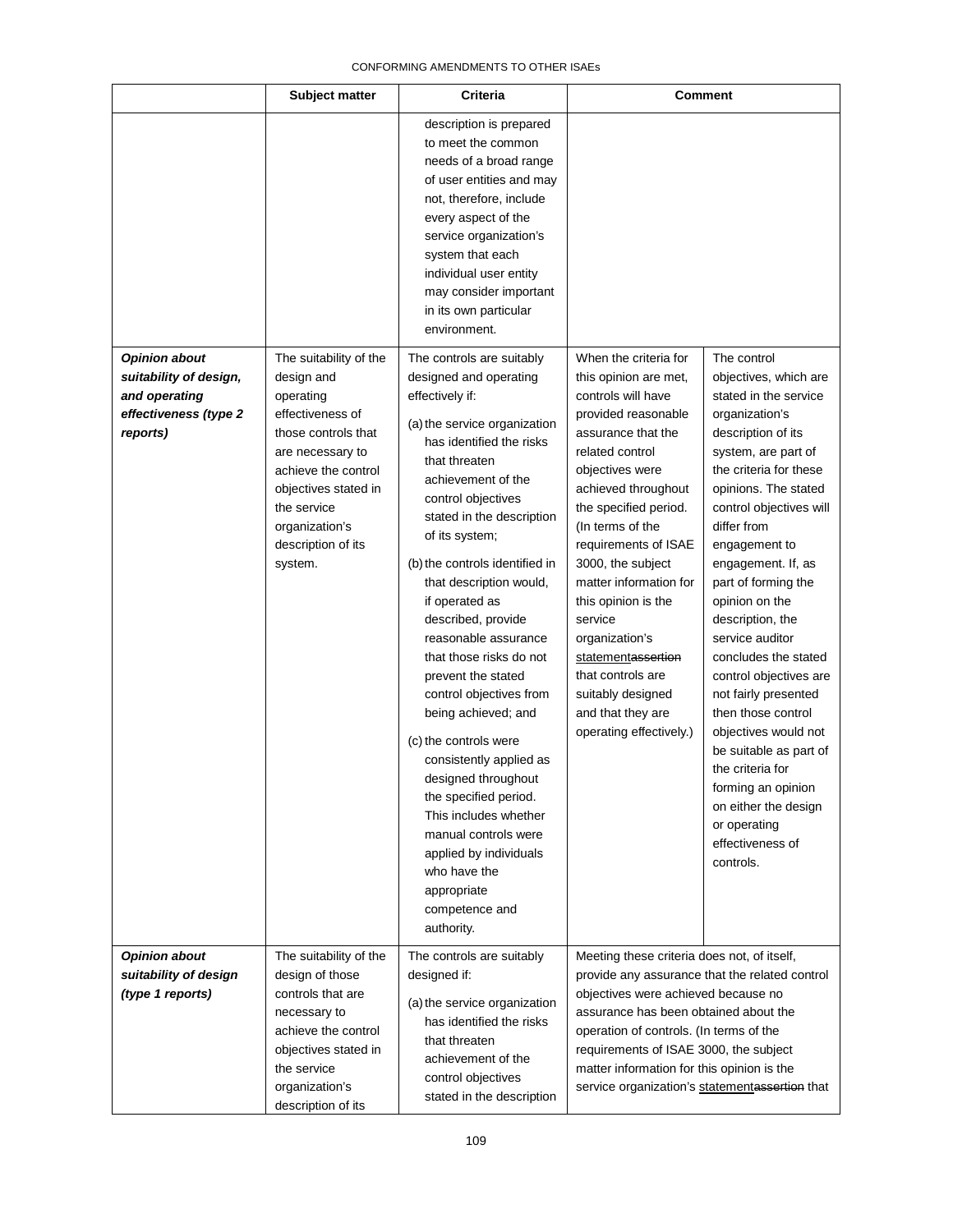| | Subject matter | Criteria | Comment | |
|---|---|---|---|---|
| | | description is prepared to meet the common needs of a broad range of user entities and may not, therefore, include every aspect of the service organization's system that each individual user entity may consider important in its own particular environment. | | |
| ***Opinion about suitability of design, and operating effectiveness (type 2 reports)*** | The suitability of the design and operating effectiveness of those controls that are necessary to achieve the control objectives stated in the service organization's description of its system. | The controls are suitably designed and operating effectively if: (a) the service organization has identified the risks that threaten achievement of the control objectives stated in the description of its system; (b) the controls identified in that description would, if operated as described, provide reasonable assurance that those risks do not prevent the stated control objectives from being achieved; and (c) the controls were consistently applied as designed throughout the specified period. This includes whether manual controls were applied by individuals who have the appropriate competence and authority. | When the criteria for this opinion are met, controls will have provided reasonable assurance that the related control objectives were achieved throughout the specified period. (In terms of the requirements of ISAE 3000, the subject matter information for this opinion is the service organization's <u>statement</u>~~assertion~~ that controls are suitably designed and that they are operating effectively.) | The control objectives, which are stated in the service organization's description of its system, are part of the criteria for these opinions. The stated control objectives will differ from engagement to engagement. If, as part of forming the opinion on the description, the service auditor concludes the stated control objectives are not fairly presented then those control objectives would not be suitable as part of the criteria for forming an opinion on either the design or operating effectiveness of controls. |
| ***Opinion about suitability of design (type 1 reports)*** | The suitability of the design of those controls that are necessary to achieve the control objectives stated in the service organization's description of its | The controls are suitably designed if: (a) the service organization has identified the risks that threaten achievement of the control objectives stated in the description | Meeting these criteria does not, of itself, provide any assurance that the related control objectives were achieved because no assurance has been obtained about the operation of controls. (In terms of the requirements of ISAE 3000, the subject matter information for this opinion is the service organization's <u>statement</u>~~assertion~~ that | |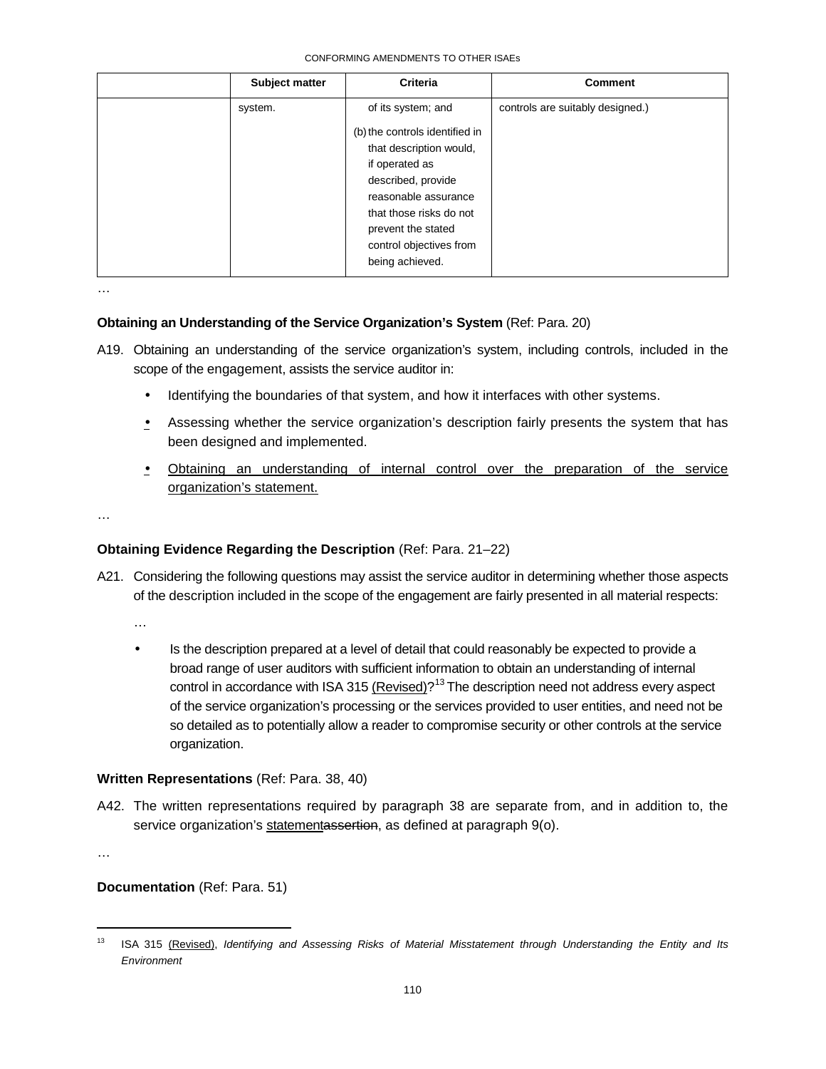| | Subject matter | Criteria | Comment |
|---|---|---|---|
| | system. | of its system; and (b) the controls identified in that description would, if operated as described, provide reasonable assurance that those risks do not prevent the stated control objectives from being achieved. | controls are suitably designed.) |

…

**Obtaining an Understanding of the Service Organization's System** (Ref: Para. 20)

A19. Obtaining an understanding of the service organization's system, including controls, included in the scope of the engagement, assists the service auditor in:

- Identifying the boundaries of that system, and how it interfaces with other systems.
- Assessing whether the service organization's description fairly presents the system that has been designed and implemented.
- Obtaining an understanding of internal control over the preparation of the service organization's statement.

…

**Obtaining Evidence Regarding the Description** (Ref: Para. 21–22)

A21. Considering the following questions may assist the service auditor in determining whether those aspects of the description included in the scope of the engagement are fairly presented in all material respects:

…

- Is the description prepared at a level of detail that could reasonably be expected to provide a broad range of user auditors with sufficient information to obtain an understanding of internal control in accordance with ISA 315 (Revised)?[13] The description need not address every aspect of the service organization's processing or the services provided to user entities, and need not be so detailed as to potentially allow a reader to compromise security or other controls at the service organization.

**Written Representations** (Ref: Para. 38, 40)

A42. The written representations required by paragraph 38 are separate from, and in addition to, the service organization's statement~~assertion~~, as defined at paragraph 9(o).

…

**Documentation** (Ref: Para. 51)

[13] ISA 315 (Revised), *Identifying and Assessing Risks of Material Misstatement through Understanding the Entity and Its Environment*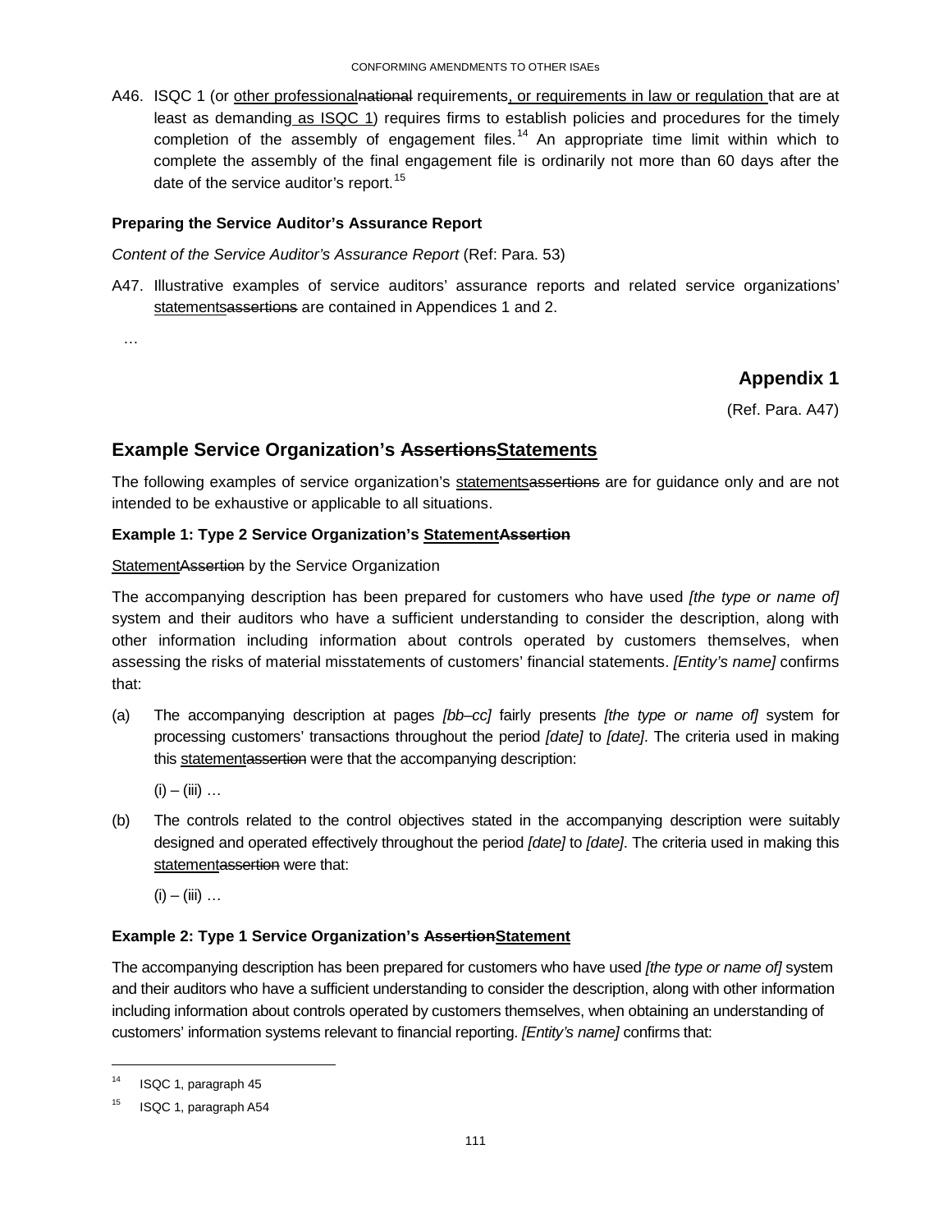A46. ISQC 1 (or other professionalnational requirements, or requirements in law or regulation that are at least as demanding as ISQC 1) requires firms to establish policies and procedures for the timely completion of the assembly of engagement files.[14] An appropriate time limit within which to complete the assembly of the final engagement file is ordinarily not more than 60 days after the date of the service auditor's report.[15]

#### Preparing the Service Auditor's Assurance Report

*Content of the Service Auditor's Assurance Report* (Ref: Para. 53)

A47. Illustrative examples of service auditors' assurance reports and related service organizations' statementsassertions are contained in Appendices 1 and 2.

…

## Appendix 1

(Ref. Para. A47)

## Example Service Organization's AssertionsStatements

The following examples of service organization's statementsassertions are for guidance only and are not intended to be exhaustive or applicable to all situations.

#### Example 1: Type 2 Service Organization's StatementAssertion

StatementAssertion by the Service Organization

The accompanying description has been prepared for customers who have used *[the type or name of]* system and their auditors who have a sufficient understanding to consider the description, along with other information including information about controls operated by customers themselves, when assessing the risks of material misstatements of customers' financial statements. *[Entity's name]* confirms that:

(a) The accompanying description at pages *[bb–cc]* fairly presents *[the type or name of]* system for processing customers' transactions throughout the period *[date]* to *[date]*. The criteria used in making this statementassertion were that the accompanying description:

(i) – (iii) …

(b) The controls related to the control objectives stated in the accompanying description were suitably designed and operated effectively throughout the period *[date]* to *[date]*. The criteria used in making this statementassertion were that:

(i) – (iii) …

#### Example 2: Type 1 Service Organization's AssertionStatement

The accompanying description has been prepared for customers who have used *[the type or name of]* system and their auditors who have a sufficient understanding to consider the description, along with other information including information about controls operated by customers themselves, when obtaining an understanding of customers' information systems relevant to financial reporting. *[Entity's name]* confirms that:

---

[14] ISQC 1, paragraph 45

[15] ISQC 1, paragraph A54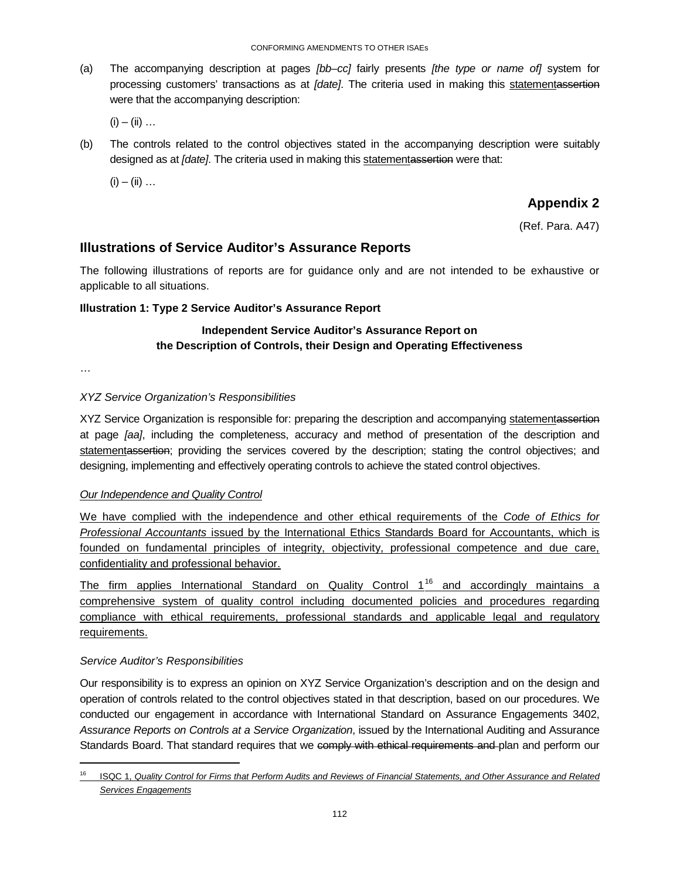(a) The accompanying description at pages *[bb–cc]* fairly presents *[the type or name of]* system for processing customers' transactions as at *[date]*. The criteria used in making this <u>statement</u>~~assertion~~ were that the accompanying description:

(i) – (ii) …

(b) The controls related to the control objectives stated in the accompanying description were suitably designed as at *[date]*. The criteria used in making this <u>statement</u>~~assertion~~ were that:

(i) – (ii) …

## Appendix 2

(Ref. Para. A47)

## Illustrations of Service Auditor's Assurance Reports

The following illustrations of reports are for guidance only and are not intended to be exhaustive or applicable to all situations.

**Illustration 1: Type 2 Service Auditor's Assurance Report**

**Independent Service Auditor's Assurance Report on the Description of Controls, their Design and Operating Effectiveness**

…

*XYZ Service Organization's Responsibilities*

XYZ Service Organization is responsible for: preparing the description and accompanying <u>statement</u>~~assertion~~ at page *[aa]*, including the completeness, accuracy and method of presentation of the description and <u>statement</u>~~assertion~~; providing the services covered by the description; stating the control objectives; and designing, implementing and effectively operating controls to achieve the stated control objectives.

<u>*Our Independence and Quality Control*</u>

<u>We have complied with the independence and other ethical requirements of the *Code of Ethics for Professional Accountants* issued by the International Ethics Standards Board for Accountants, which is founded on fundamental principles of integrity, objectivity, professional competence and due care, confidentiality and professional behavior.</u>

<u>The firm applies International Standard on Quality Control 1[16] and accordingly maintains a comprehensive system of quality control including documented policies and procedures regarding compliance with ethical requirements, professional standards and applicable legal and regulatory requirements.</u>

*Service Auditor's Responsibilities*

Our responsibility is to express an opinion on XYZ Service Organization's description and on the design and operation of controls related to the control objectives stated in that description, based on our procedures. We conducted our engagement in accordance with International Standard on Assurance Engagements 3402, *Assurance Reports on Controls at a Service Organization*, issued by the International Auditing and Assurance Standards Board. That standard requires that we ~~comply with ethical requirements and~~ plan and perform our

---

[16] <u>ISQC 1, *Quality Control for Firms that Perform Audits and Reviews of Financial Statements, and Other Assurance and Related Services Engagements*</u>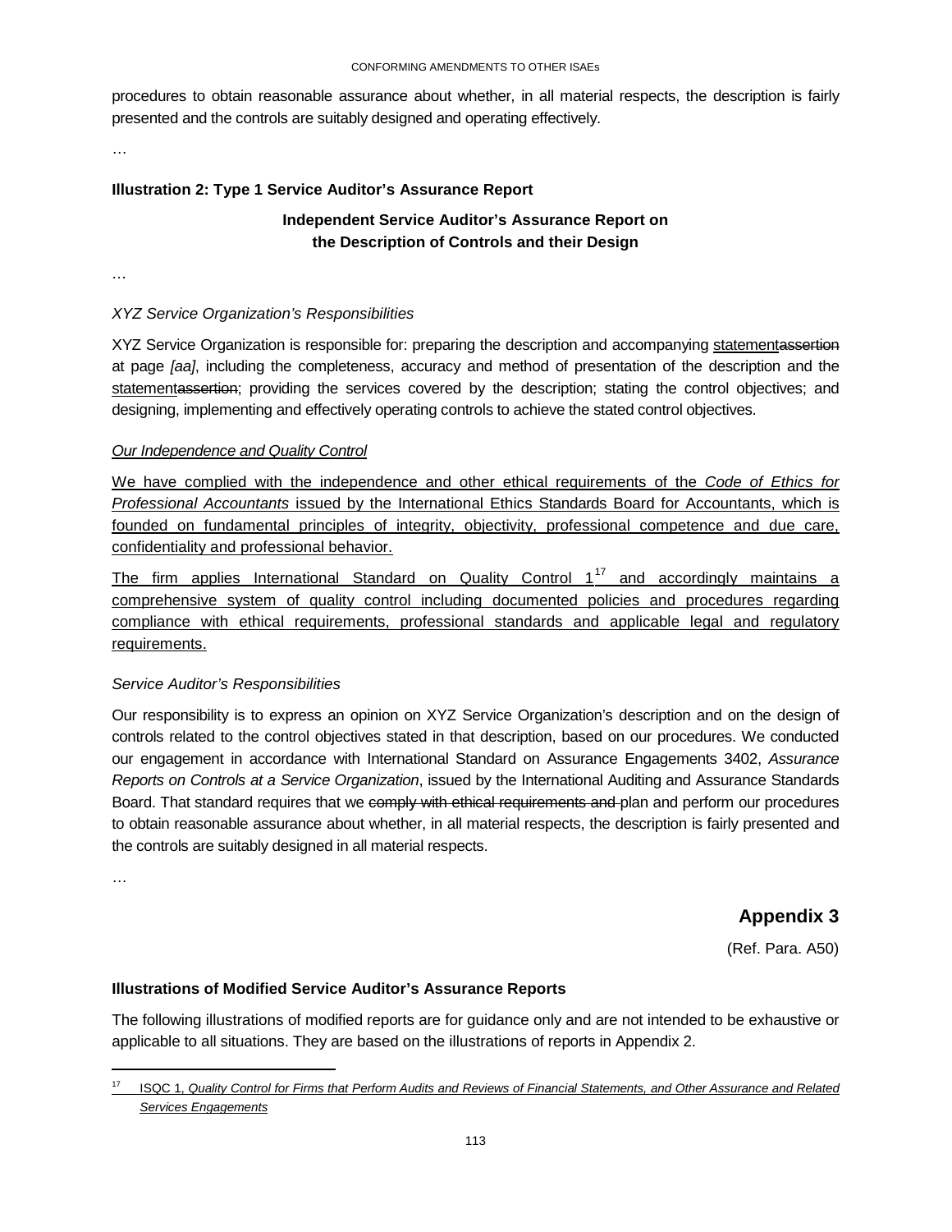procedures to obtain reasonable assurance about whether, in all material respects, the description is fairly presented and the controls are suitably designed and operating effectively.

…

**Illustration 2: Type 1 Service Auditor's Assurance Report**

**Independent Service Auditor's Assurance Report on the Description of Controls and their Design**

…

*XYZ Service Organization's Responsibilities*

XYZ Service Organization is responsible for: preparing the description and accompanying <u>statement</u>~~assertion~~ at page *[aa]*, including the completeness, accuracy and method of presentation of the description and the <u>statement</u>~~assertion~~; providing the services covered by the description; stating the control objectives; and designing, implementing and effectively operating controls to achieve the stated control objectives.

<u>*Our Independence and Quality Control*</u>

<u>We have complied with the independence and other ethical requirements of the *Code of Ethics for Professional Accountants* issued by the International Ethics Standards Board for Accountants, which is founded on fundamental principles of integrity, objectivity, professional competence and due care, confidentiality and professional behavior.</u>

<u>The firm applies International Standard on Quality Control 1[17] and accordingly maintains a comprehensive system of quality control including documented policies and procedures regarding compliance with ethical requirements, professional standards and applicable legal and regulatory requirements.</u>

*Service Auditor's Responsibilities*

Our responsibility is to express an opinion on XYZ Service Organization's description and on the design of controls related to the control objectives stated in that description, based on our procedures. We conducted our engagement in accordance with International Standard on Assurance Engagements 3402, *Assurance Reports on Controls at a Service Organization*, issued by the International Auditing and Assurance Standards Board. That standard requires that we ~~comply with ethical requirements and~~ plan and perform our procedures to obtain reasonable assurance about whether, in all material respects, the description is fairly presented and the controls are suitably designed in all material respects.

…

## Appendix 3

(Ref. Para. A50)

**Illustrations of Modified Service Auditor's Assurance Reports**

The following illustrations of modified reports are for guidance only and are not intended to be exhaustive or applicable to all situations. They are based on the illustrations of reports in Appendix 2.

---

[17] <u>ISQC 1, *Quality Control for Firms that Perform Audits and Reviews of Financial Statements, and Other Assurance and Related Services Engagements*</u>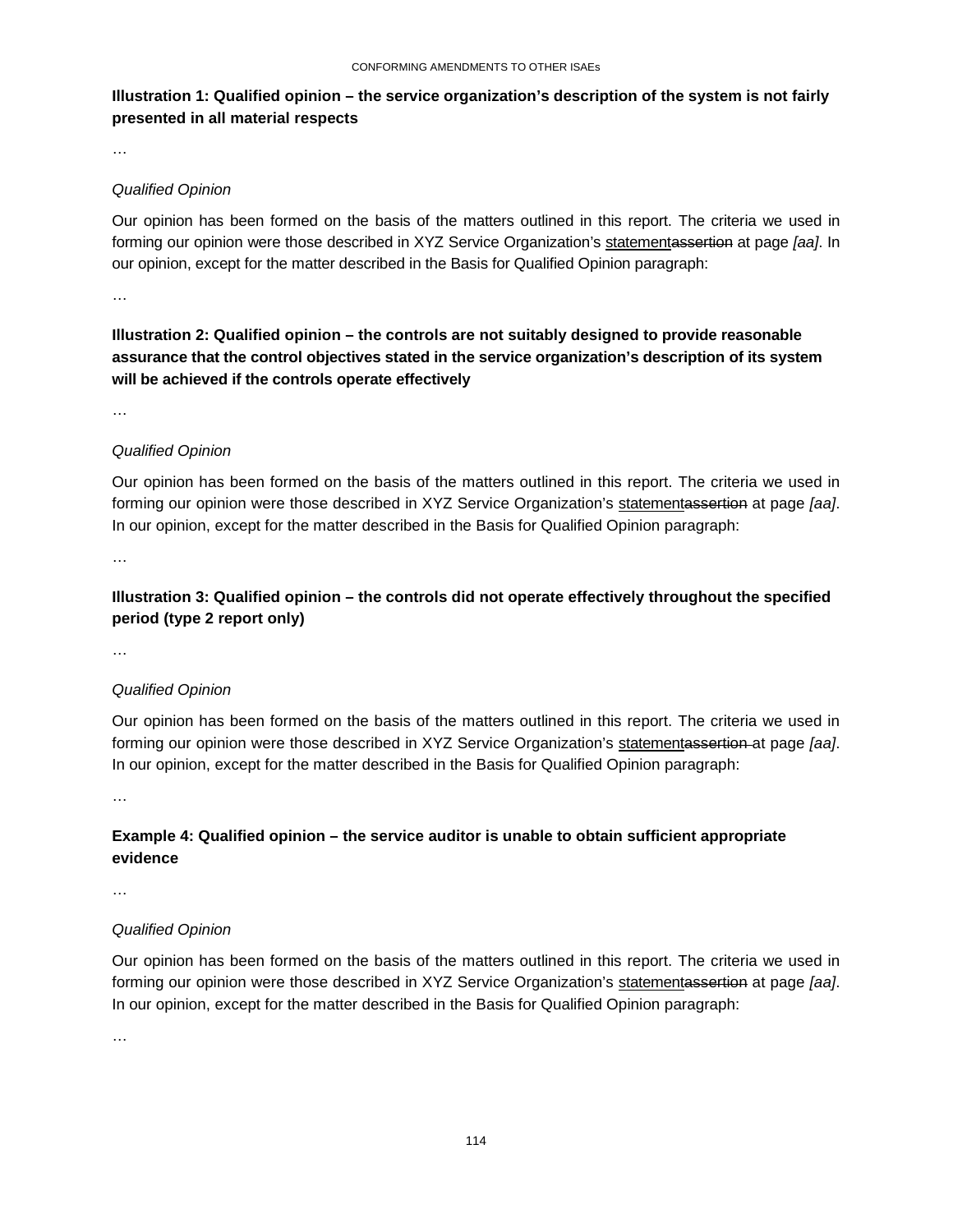**Illustration 1: Qualified opinion – the service organization's description of the system is not fairly presented in all material respects**

…

*Qualified Opinion*

Our opinion has been formed on the basis of the matters outlined in this report. The criteria we used in forming our opinion were those described in XYZ Service Organization's <u>statement</u>~~assertion~~ at page *[aa]*. In our opinion, except for the matter described in the Basis for Qualified Opinion paragraph:

…

**Illustration 2: Qualified opinion – the controls are not suitably designed to provide reasonable assurance that the control objectives stated in the service organization's description of its system will be achieved if the controls operate effectively**

…

*Qualified Opinion*

Our opinion has been formed on the basis of the matters outlined in this report. The criteria we used in forming our opinion were those described in XYZ Service Organization's <u>statement</u>~~assertion~~ at page *[aa]*. In our opinion, except for the matter described in the Basis for Qualified Opinion paragraph:

…

**Illustration 3: Qualified opinion – the controls did not operate effectively throughout the specified period (type 2 report only)**

…

*Qualified Opinion*

Our opinion has been formed on the basis of the matters outlined in this report. The criteria we used in forming our opinion were those described in XYZ Service Organization's <u>statement</u>~~assertion~~ at page *[aa]*. In our opinion, except for the matter described in the Basis for Qualified Opinion paragraph:

…

**Example 4: Qualified opinion – the service auditor is unable to obtain sufficient appropriate evidence**

…

*Qualified Opinion*

Our opinion has been formed on the basis of the matters outlined in this report. The criteria we used in forming our opinion were those described in XYZ Service Organization's <u>statement</u>~~assertion~~ at page *[aa]*. In our opinion, except for the matter described in the Basis for Qualified Opinion paragraph:

…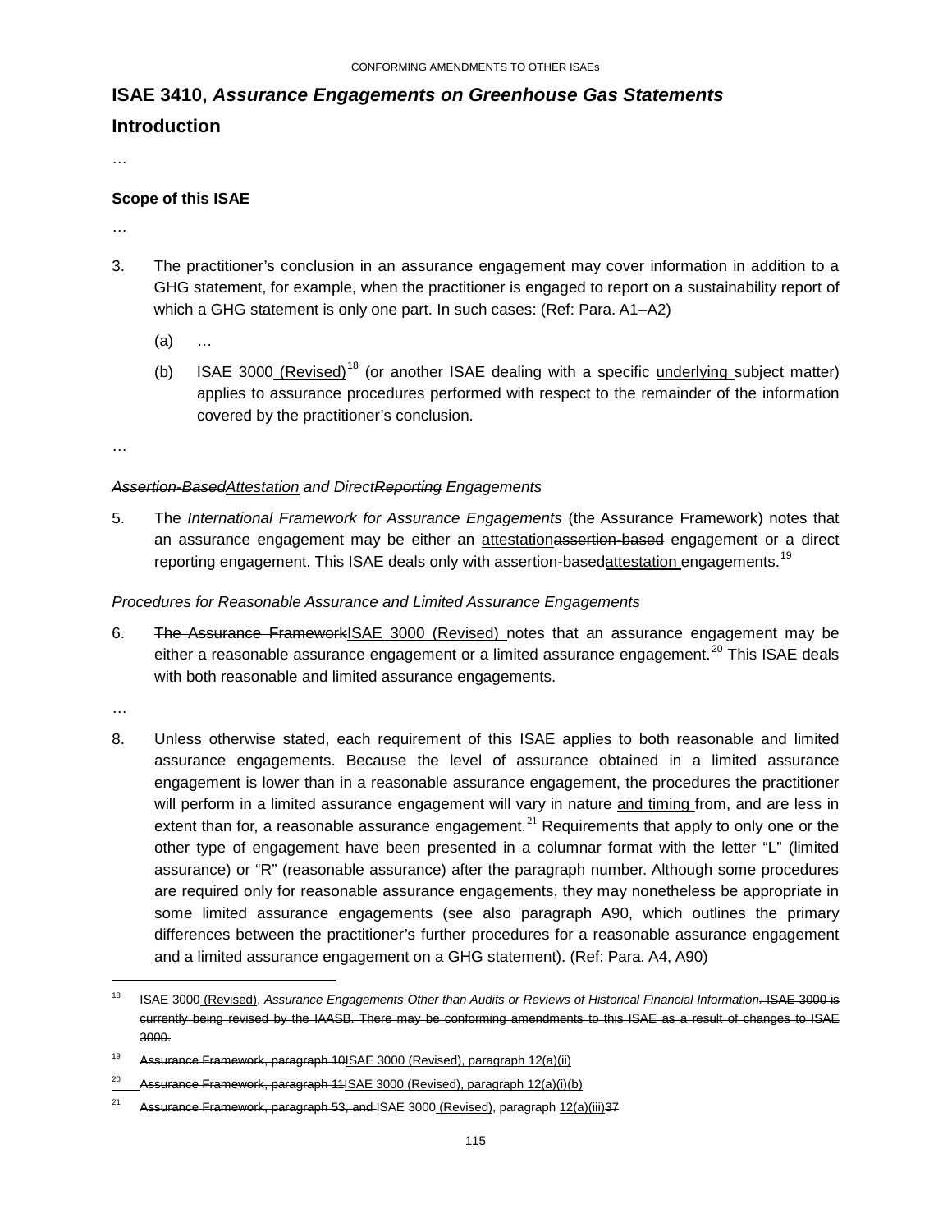## ISAE 3410, *Assurance Engagements on Greenhouse Gas Statements*

## Introduction

…

### Scope of this ISAE

…

3. The practitioner's conclusion in an assurance engagement may cover information in addition to a GHG statement, for example, when the practitioner is engaged to report on a sustainability report of which a GHG statement is only one part. In such cases: (Ref: Para. A1–A2)

   (a) …

   (b) ISAE 3000<u> (Revised)</u>[18] (or another ISAE dealing with a specific <u>underlying </u>subject matter) applies to assurance procedures performed with respect to the remainder of the information covered by the practitioner's conclusion.

…

*~~Assertion-Based~~<u>Attestation</u> and Direct~~Reporting~~ Engagements*

5. The *International Framework for Assurance Engagements* (the Assurance Framework) notes that an assurance engagement may be either an <u>attestation</u>~~assertion-based~~ engagement or a direct ~~reporting~~ engagement. This ISAE deals only with ~~assertion-based~~<u>attestation </u>engagements.[19]

*Procedures for Reasonable Assurance and Limited Assurance Engagements*

6. ~~The Assurance Framework~~<u>ISAE 3000 (Revised) </u>notes that an assurance engagement may be either a reasonable assurance engagement or a limited assurance engagement.[20] This ISAE deals with both reasonable and limited assurance engagements.

…

8. Unless otherwise stated, each requirement of this ISAE applies to both reasonable and limited assurance engagements. Because the level of assurance obtained in a limited assurance engagement is lower than in a reasonable assurance engagement, the procedures the practitioner will perform in a limited assurance engagement will vary in nature <u>and timing </u>from, and are less in extent than for, a reasonable assurance engagement.[21] Requirements that apply to only one or the other type of engagement have been presented in a columnar format with the letter "L" (limited assurance) or "R" (reasonable assurance) after the paragraph number. Although some procedures are required only for reasonable assurance engagements, they may nonetheless be appropriate in some limited assurance engagements (see also paragraph A90, which outlines the primary differences between the practitioner's further procedures for a reasonable assurance engagement and a limited assurance engagement on a GHG statement). (Ref: Para. A4, A90)

---

[18] ISAE 3000<u> (Revised)</u>, *Assurance Engagements Other than Audits or Reviews of Historical Financial Information*~~. ISAE 3000 is currently being revised by the IAASB. There may be conforming amendments to this ISAE as a result of changes to ISAE 3000.~~

[19] ~~Assurance Framework, paragraph 10~~<u>ISAE 3000 (Revised), paragraph 12(a)(ii)</u>

[20] ~~Assurance Framework, paragraph 11~~<u>ISAE 3000 (Revised), paragraph 12(a)(i)(b)</u>

[21] ~~Assurance Framework, paragraph 53, and~~ ISAE 3000<u> (Revised)</u>, paragraph <u>12(a)(iii)</u>~~37~~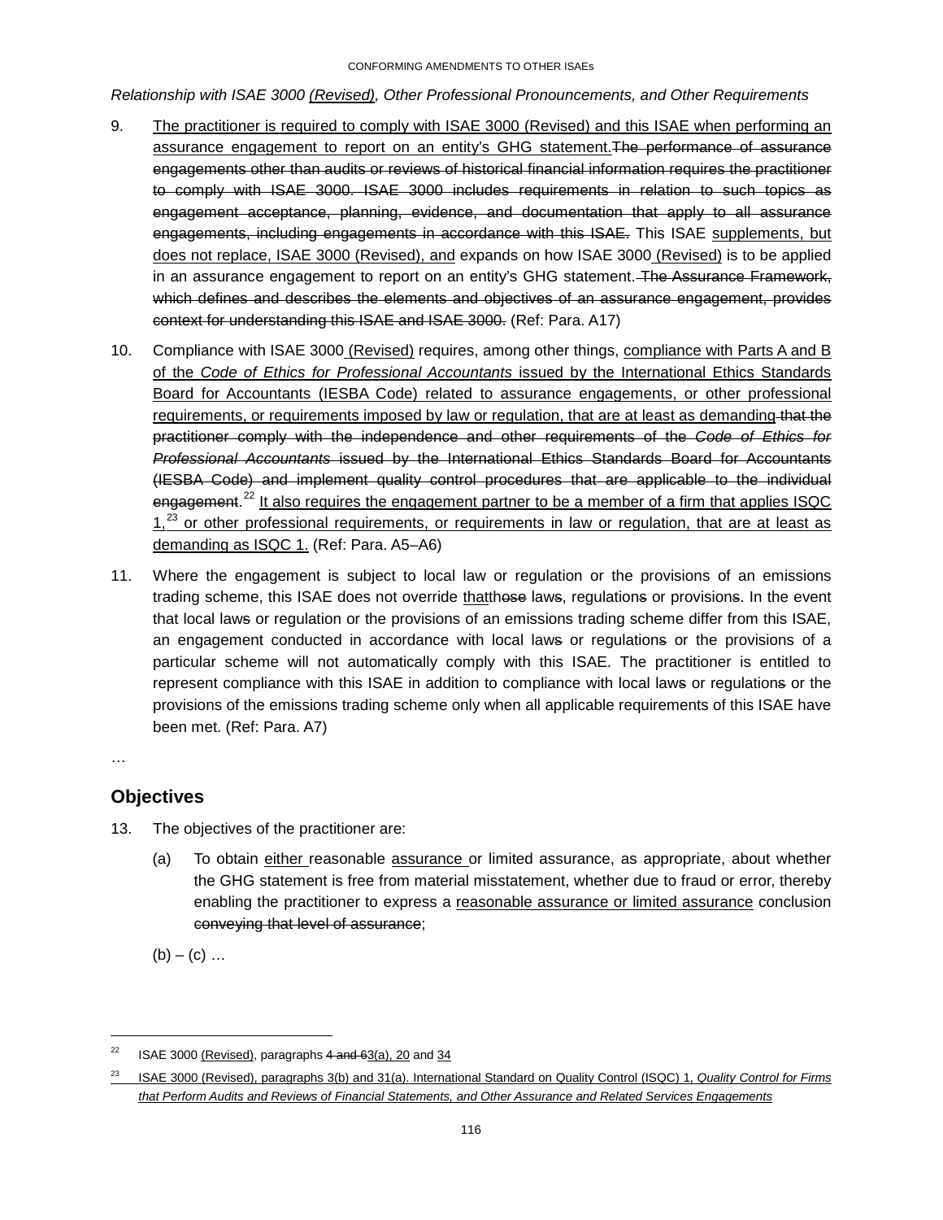*Relationship with ISAE 3000 (Revised), Other Professional Pronouncements, and Other Requirements*

9. The practitioner is required to comply with ISAE 3000 (Revised) and this ISAE when performing an assurance engagement to report on an entity's GHG statement.The performance of assurance engagements other than audits or reviews of historical financial information requires the practitioner to comply with ISAE 3000. ISAE 3000 includes requirements in relation to such topics as engagement acceptance, planning, evidence, and documentation that apply to all assurance engagements, including engagements in accordance with this ISAE. This ISAE supplements, but does not replace, ISAE 3000 (Revised), and expands on how ISAE 3000 (Revised) is to be applied in an assurance engagement to report on an entity's GHG statement. The Assurance Framework, which defines and describes the elements and objectives of an assurance engagement, provides context for understanding this ISAE and ISAE 3000. (Ref: Para. A17)

10. Compliance with ISAE 3000 (Revised) requires, among other things, compliance with Parts A and B of the *Code of Ethics for Professional Accountants* issued by the International Ethics Standards Board for Accountants (IESBA Code) related to assurance engagements, or other professional requirements, or requirements imposed by law or regulation, that are at least as demanding that the practitioner comply with the independence and other requirements of the *Code of Ethics for Professional Accountants* issued by the International Ethics Standards Board for Accountants (IESBA Code) and implement quality control procedures that are applicable to the individual engagement.[22] It also requires the engagement partner to be a member of a firm that applies ISQC 1,[23] or other professional requirements, or requirements in law or regulation, that are at least as demanding as ISQC 1. (Ref: Para. A5–A6)

11. Where the engagement is subject to local law or regulation or the provisions of an emissions trading scheme, this ISAE does not override thatthose laws, regulations or provisions. In the event that local laws or regulation or the provisions of an emissions trading scheme differ from this ISAE, an engagement conducted in accordance with local laws or regulations or the provisions of a particular scheme will not automatically comply with this ISAE. The practitioner is entitled to represent compliance with this ISAE in addition to compliance with local laws or regulations or the provisions of the emissions trading scheme only when all applicable requirements of this ISAE have been met. (Ref: Para. A7)

…

## Objectives

13. The objectives of the practitioner are:

    (a) To obtain either reasonable assurance or limited assurance, as appropriate, about whether the GHG statement is free from material misstatement, whether due to fraud or error, thereby enabling the practitioner to express a reasonable assurance or limited assurance conclusion conveying that level of assurance;

    (b) – (c) …

---

[22] ISAE 3000 (Revised), paragraphs 4 and 63(a), 20 and 34

[23] ISAE 3000 (Revised), paragraphs 3(b) and 31(a). International Standard on Quality Control (ISQC) 1, *Quality Control for Firms that Perform Audits and Reviews of Financial Statements, and Other Assurance and Related Services Engagements*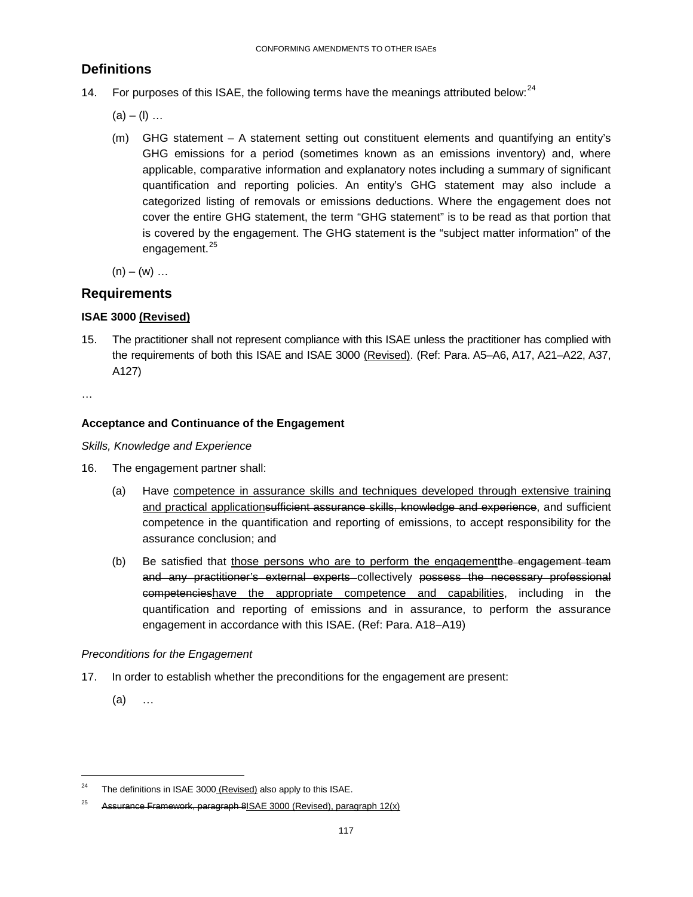## Definitions

14. For purposes of this ISAE, the following terms have the meanings attributed below:[24]

    (a) – (l) …

    (m) GHG statement – A statement setting out constituent elements and quantifying an entity's GHG emissions for a period (sometimes known as an emissions inventory) and, where applicable, comparative information and explanatory notes including a summary of significant quantification and reporting policies. An entity's GHG statement may also include a categorized listing of removals or emissions deductions. Where the engagement does not cover the entire GHG statement, the term "GHG statement" is to be read as that portion that is covered by the engagement. The GHG statement is the "subject matter information" of the engagement.[25]

    (n) – (w) …

## Requirements

**ISAE 3000 <u>(Revised)</u>**

15. The practitioner shall not represent compliance with this ISAE unless the practitioner has complied with the requirements of both this ISAE and ISAE 3000 <u>(Revised)</u>. (Ref: Para. A5–A6, A17, A21–A22, A37, A127)

…

**Acceptance and Continuance of the Engagement**

*Skills, Knowledge and Experience*

16. The engagement partner shall:

    (a) Have <u>competence in assurance skills and techniques developed through extensive training and practical application</u>~~sufficient assurance skills, knowledge and experience~~, and sufficient competence in the quantification and reporting of emissions, to accept responsibility for the assurance conclusion; and

    (b) Be satisfied that <u>those persons who are to perform the engagement</u>~~the engagement team and any practitioner's external experts~~ collectively ~~possess the necessary professional competencies~~<u>have the appropriate competence and capabilities</u>, including in the quantification and reporting of emissions and in assurance, to perform the assurance engagement in accordance with this ISAE. (Ref: Para. A18–A19)

*Preconditions for the Engagement*

17. In order to establish whether the preconditions for the engagement are present:

    (a) …

---

[24] The definitions in ISAE 3000 <u>(Revised)</u> also apply to this ISAE.

[25] ~~Assurance Framework, paragraph 8~~<u>ISAE 3000 (Revised), paragraph 12(x)</u>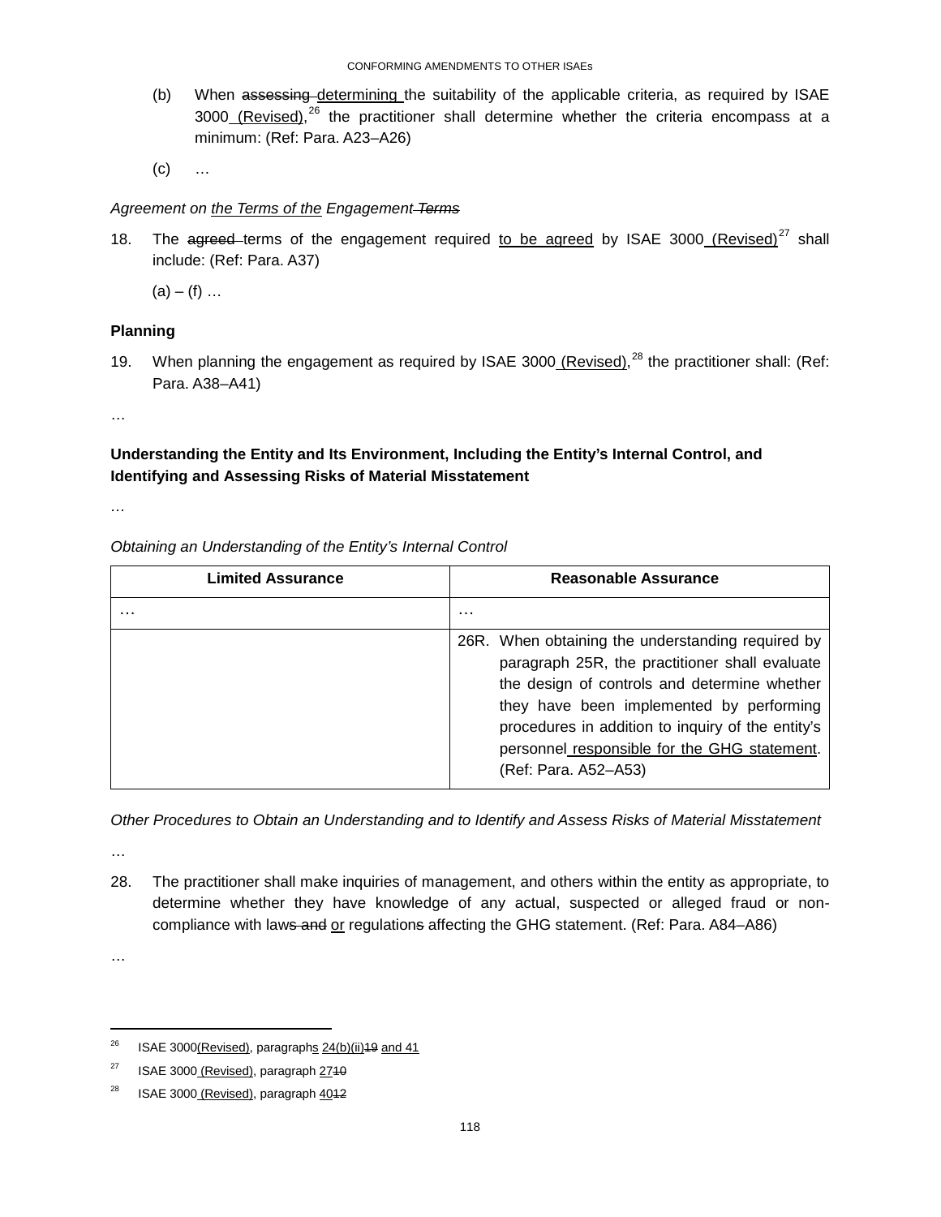(b) When ~~assessing~~ determining the suitability of the applicable criteria, as required by ISAE 3000 (Revised),[26] the practitioner shall determine whether the criteria encompass at a minimum: (Ref: Para. A23–A26)

(c) …

*Agreement on the Terms of the Engagement ~~Terms~~*

18. The ~~agreed~~ terms of the engagement required to be agreed by ISAE 3000 (Revised)[27] shall include: (Ref: Para. A37)

(a) – (f) …

**Planning**

19. When planning the engagement as required by ISAE 3000 (Revised),[28] the practitioner shall: (Ref: Para. A38–A41)

…

**Understanding the Entity and Its Environment, Including the Entity's Internal Control, and Identifying and Assessing Risks of Material Misstatement**

…

*Obtaining an Understanding of the Entity's Internal Control*

| Limited Assurance | Reasonable Assurance |
| --- | --- |
| … | … |
| | 26R. When obtaining the understanding required by paragraph 25R, the practitioner shall evaluate the design of controls and determine whether they have been implemented by performing procedures in addition to inquiry of the entity's personnel responsible for the GHG statement. (Ref: Para. A52–A53) |

*Other Procedures to Obtain an Understanding and to Identify and Assess Risks of Material Misstatement*

…

28. The practitioner shall make inquiries of management, and others within the entity as appropriate, to determine whether they have knowledge of any actual, suspected or alleged fraud or non-compliance with law~~s and~~ or regulation~~s~~ affecting the GHG statement. (Ref: Para. A84–A86)

…

---

[26] ISAE 3000 (Revised), paragraphs 24(b)(ii)~~19~~ and 41

[27] ISAE 3000 (Revised), paragraph 27~~10~~

[28] ISAE 3000 (Revised), paragraph 40~~12~~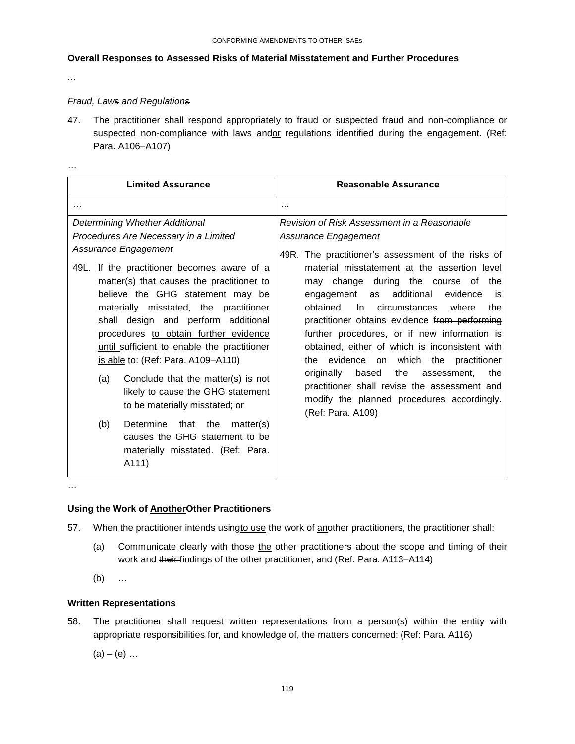**Overall Responses to Assessed Risks of Material Misstatement and Further Procedures**

…

*Fraud, Law~~s~~ and Regulation~~s~~*

47. The practitioner shall respond appropriately to fraud or suspected fraud and non-compliance or suspected non-compliance with law~~s~~ ~~and~~<u>or</u> regulation~~s~~ identified during the engagement. (Ref: Para. A106–A107)

…

| Limited Assurance | Reasonable Assurance |
|---|---|
| … | … |
| *Determining Whether Additional Procedures Are Necessary in a Limited Assurance Engagement*<br><br>49L. If the practitioner becomes aware of a matter(s) that causes the practitioner to believe the GHG statement may be materially misstated, the practitioner shall design and perform additional procedures <u>to obtain further evidence until</u> ~~sufficient to enable~~ the practitioner <u>is able</u> to: (Ref: Para. A109–A110)<br><br>(a) Conclude that the matter(s) is not likely to cause the GHG statement to be materially misstated; or<br><br>(b) Determine that the matter(s) causes the GHG statement to be materially misstated. (Ref: Para. A111) | *Revision of Risk Assessment in a Reasonable Assurance Engagement*<br><br>49R. The practitioner's assessment of the risks of material misstatement at the assertion level may change during the course of the engagement as additional evidence is obtained. In circumstances where the practitioner obtains evidence ~~from performing further procedures, or if new information is obtained, either of~~ which is inconsistent with the evidence on which the practitioner originally based the assessment, the practitioner shall revise the assessment and modify the planned procedures accordingly. (Ref: Para. A109) |

…

**Using the Work of <u>Another</u>~~Other~~ Practitioner~~s~~**

57. When the practitioner intends ~~using~~<u>to use</u> the work of <u>an</u>other practitioner~~s~~, the practitioner shall:

    (a) Communicate clearly with ~~those~~ <u>the</u> other practitioner~~s~~ about the scope and timing of the~~ir~~ work and ~~their~~ findings <u>of the other practitioner</u>; and (Ref: Para. A113–A114)

    (b) …

**Written Representations**

58. The practitioner shall request written representations from a person(s) within the entity with appropriate responsibilities for, and knowledge of, the matters concerned: (Ref: Para. A116)

    (a) – (e) …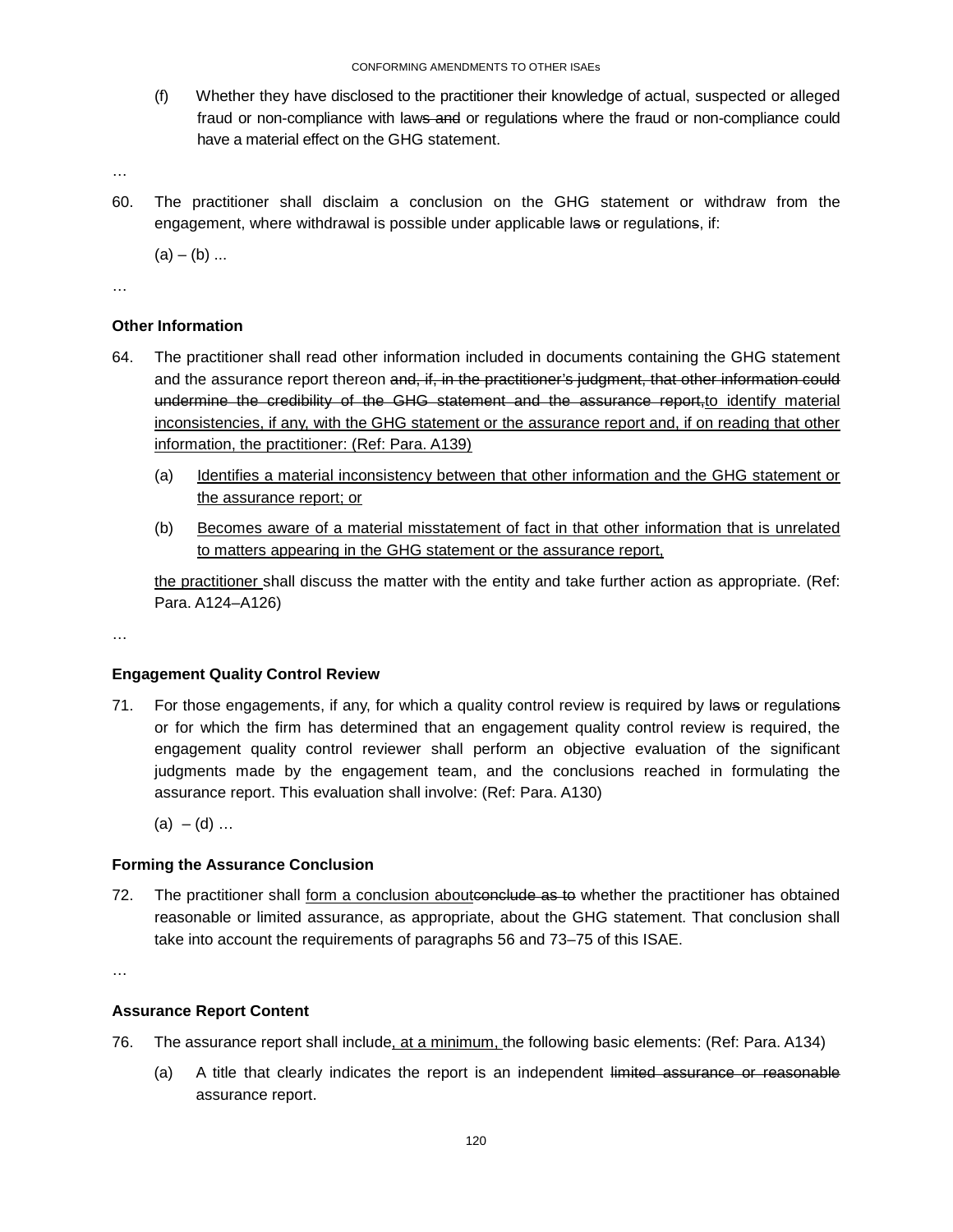(f) Whether they have disclosed to the practitioner their knowledge of actual, suspected or alleged fraud or non-compliance with law~~s and~~ or regulation~~s~~ where the fraud or non-compliance could have a material effect on the GHG statement.

…

60. The practitioner shall disclaim a conclusion on the GHG statement or withdraw from the engagement, where withdrawal is possible under applicable law~~s~~ or regulation~~s~~, if:

    (a) – (b) ...

…

**Other Information**

64. The practitioner shall read other information included in documents containing the GHG statement and the assurance report thereon ~~and, if, in the practitioner's judgment, that other information could undermine the credibility of the GHG statement and the assurance report,~~<u>to identify material inconsistencies, if any, with the GHG statement or the assurance report and, if on reading that other information, the practitioner: (Ref: Para. A139)</u>

    (a) <u>Identifies a material inconsistency between that other information and the GHG statement or the assurance report; or</u>

    (b) <u>Becomes aware of a material misstatement of fact in that other information that is unrelated to matters appearing in the GHG statement or the assurance report,</u>

    <u>the practitioner</u> shall discuss the matter with the entity and take further action as appropriate. (Ref: Para. A124–A126)

…

**Engagement Quality Control Review**

71. For those engagements, if any, for which a quality control review is required by law~~s~~ or regulation~~s~~ or for which the firm has determined that an engagement quality control review is required, the engagement quality control reviewer shall perform an objective evaluation of the significant judgments made by the engagement team, and the conclusions reached in formulating the assurance report. This evaluation shall involve: (Ref: Para. A130)

    (a) – (d) …

**Forming the Assurance Conclusion**

72. The practitioner shall <u>form a conclusion about</u>~~conclude as to~~ whether the practitioner has obtained reasonable or limited assurance, as appropriate, about the GHG statement. That conclusion shall take into account the requirements of paragraphs 56 and 73–75 of this ISAE.

…

**Assurance Report Content**

76. The assurance report shall include<u>, at a minimum,</u> the following basic elements: (Ref: Para. A134)

    (a) A title that clearly indicates the report is an independent ~~limited assurance or reasonable~~ assurance report.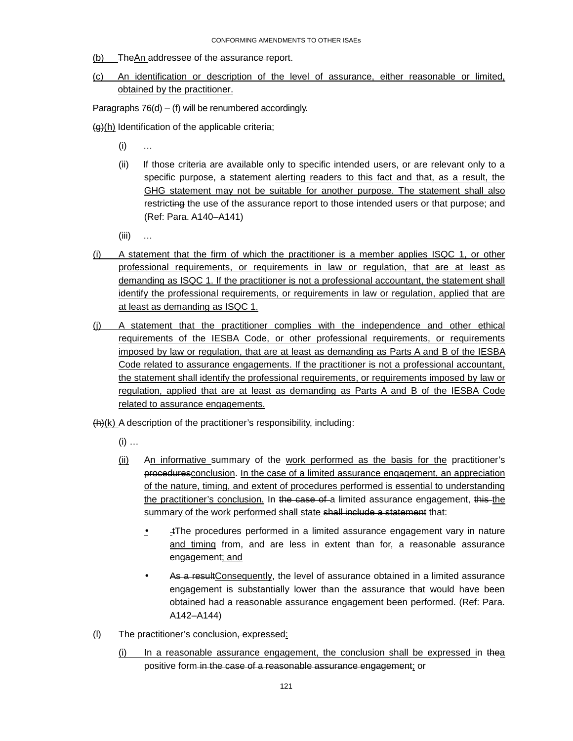(b) TheAn addressee of the assurance report.

(c) An identification or description of the level of assurance, either reasonable or limited, obtained by the practitioner.

Paragraphs 76(d) – (f) will be renumbered accordingly.

(g)(h) Identification of the applicable criteria;

(i) …

(ii) If those criteria are available only to specific intended users, or are relevant only to a specific purpose, a statement alerting readers to this fact and that, as a result, the GHG statement may not be suitable for another purpose. The statement shall also restricting the use of the assurance report to those intended users or that purpose; and (Ref: Para. A140–A141)

(iii) …

(i) A statement that the firm of which the practitioner is a member applies ISQC 1, or other professional requirements, or requirements in law or regulation, that are at least as demanding as ISQC 1. If the practitioner is not a professional accountant, the statement shall identify the professional requirements, or requirements in law or regulation, applied that are at least as demanding as ISQC 1.

(j) A statement that the practitioner complies with the independence and other ethical requirements of the IESBA Code, or other professional requirements, or requirements imposed by law or regulation, that are at least as demanding as Parts A and B of the IESBA Code related to assurance engagements. If the practitioner is not a professional accountant, the statement shall identify the professional requirements, or requirements imposed by law or regulation, applied that are at least as demanding as Parts A and B of the IESBA Code related to assurance engagements.

(h)(k) A description of the practitioner's responsibility, including:

(i) …

(ii) An informative summary of the work performed as the basis for the practitioner's proceduresconclusion. In the case of a limited assurance engagement, an appreciation of the nature, timing, and extent of procedures performed is essential to understanding the practitioner's conclusion. In the case of a limited assurance engagement, this the summary of the work performed shall state shall include a statement that:

- tThe procedures performed in a limited assurance engagement vary in nature and timing from, and are less in extent than for, a reasonable assurance engagement; and
- As a resultConsequently, the level of assurance obtained in a limited assurance engagement is substantially lower than the assurance that would have been obtained had a reasonable assurance engagement been performed. (Ref: Para. A142–A144)

(l) The practitioner's conclusion, expressed:

(i) In a reasonable assurance engagement, the conclusion shall be expressed in thea positive form in the case of a reasonable assurance engagement; or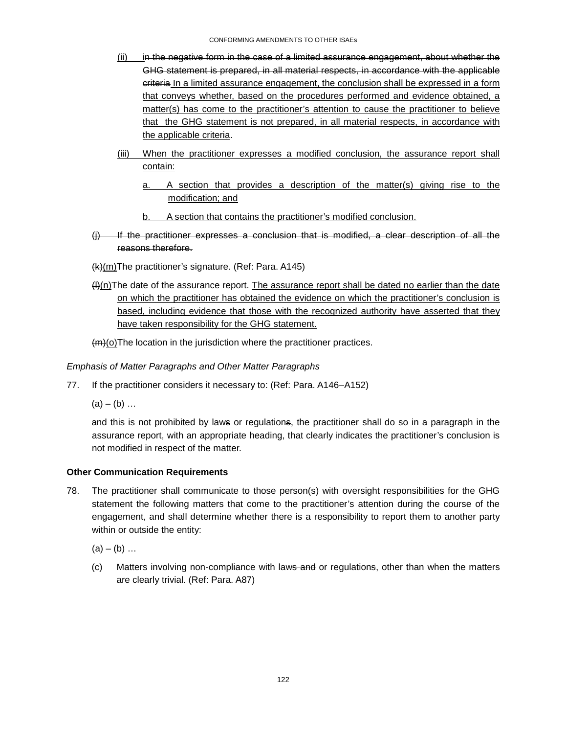(ii) ~~in the negative form in the case of a limited assurance engagement, about whether the GHG statement is prepared, in all material respects, in accordance with the applicable criteria~~ In a limited assurance engagement, the conclusion shall be expressed in a form that conveys whether, based on the procedures performed and evidence obtained, a matter(s) has come to the practitioner's attention to cause the practitioner to believe that the GHG statement is not prepared, in all material respects, in accordance with the applicable criteria.

(iii) When the practitioner expresses a modified conclusion, the assurance report shall contain:

a. A section that provides a description of the matter(s) giving rise to the modification; and

b. A section that contains the practitioner's modified conclusion.

~~(j) If the practitioner expresses a conclusion that is modified, a clear description of all the reasons therefore.~~

~~(k)~~(m) The practitioner's signature. (Ref: Para. A145)

~~(l)~~(n) The date of the assurance report. The assurance report shall be dated no earlier than the date on which the practitioner has obtained the evidence on which the practitioner's conclusion is based, including evidence that those with the recognized authority have asserted that they have taken responsibility for the GHG statement.

~~(m)~~(o) The location in the jurisdiction where the practitioner practices.

*Emphasis of Matter Paragraphs and Other Matter Paragraphs*

77. If the practitioner considers it necessary to: (Ref: Para. A146–A152)

(a) – (b) …

and this is not prohibited by law~~s~~ or regulation~~s~~, the practitioner shall do so in a paragraph in the assurance report, with an appropriate heading, that clearly indicates the practitioner's conclusion is not modified in respect of the matter.

**Other Communication Requirements**

78. The practitioner shall communicate to those person(s) with oversight responsibilities for the GHG statement the following matters that come to the practitioner's attention during the course of the engagement, and shall determine whether there is a responsibility to report them to another party within or outside the entity:

(a) – (b) …

(c) Matters involving non-compliance with law~~s and~~ or regulation~~s~~, other than when the matters are clearly trivial. (Ref: Para. A87)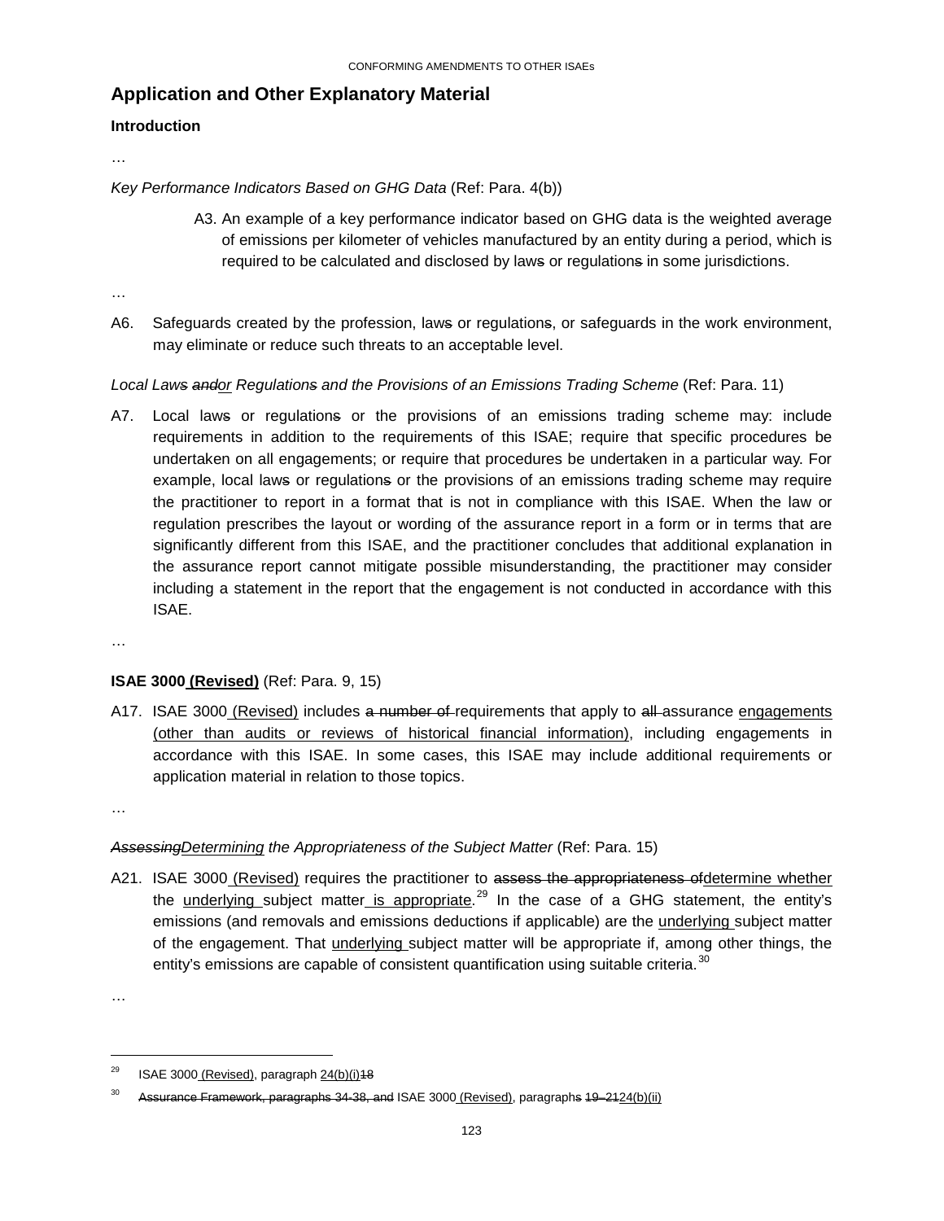## Application and Other Explanatory Material

### Introduction

…

*Key Performance Indicators Based on GHG Data* (Ref: Para. 4(b))

A3. An example of a key performance indicator based on GHG data is the weighted average of emissions per kilometer of vehicles manufactured by an entity during a period, which is required to be calculated and disclosed by law~~s~~ or regulation~~s~~ in some jurisdictions.

…

A6. Safeguards created by the profession, law~~s~~ or regulation~~s~~, or safeguards in the work environment, may eliminate or reduce such threats to an acceptable level.

*Local Law~~s~~ ~~and~~<u>or</u> Regulation~~s~~ and the Provisions of an Emissions Trading Scheme* (Ref: Para. 11)

A7. Local law~~s~~ or regulation~~s~~ or the provisions of an emissions trading scheme may: include requirements in addition to the requirements of this ISAE; require that specific procedures be undertaken on all engagements; or require that procedures be undertaken in a particular way. For example, local law~~s~~ or regulation~~s~~ or the provisions of an emissions trading scheme may require the practitioner to report in a format that is not in compliance with this ISAE. When the law or regulation prescribes the layout or wording of the assurance report in a form or in terms that are significantly different from this ISAE, and the practitioner concludes that additional explanation in the assurance report cannot mitigate possible misunderstanding, the practitioner may consider including a statement in the report that the engagement is not conducted in accordance with this ISAE.

…

**ISAE 3000 <u>(Revised)</u>** (Ref: Para. 9, 15)

A17. ISAE 3000 <u>(Revised)</u> includes ~~a number of~~ requirements that apply to ~~all~~ assurance <u>engagements (other than audits or reviews of historical financial information)</u>, including engagements in accordance with this ISAE. In some cases, this ISAE may include additional requirements or application material in relation to those topics.

…

*~~Assessing~~<u>Determining</u> the Appropriateness of the Subject Matter* (Ref: Para. 15)

A21. ISAE 3000 <u>(Revised)</u> requires the practitioner to ~~assess the appropriateness of~~<u>determine whether</u> the <u>underlying</u> subject matter <u>is appropriate</u>.[29] In the case of a GHG statement, the entity's emissions (and removals and emissions deductions if applicable) are the <u>underlying</u> subject matter of the engagement. That <u>underlying</u> subject matter will be appropriate if, among other things, the entity's emissions are capable of consistent quantification using suitable criteria.[30]

…

---

[29] ISAE 3000 <u>(Revised)</u>, paragraph <u>24(b)(i)</u>~~18~~

[30] ~~Assurance Framework, paragraphs 34-38, and~~ ISAE 3000 <u>(Revised)</u>, paragraph~~s 19–21~~<u>24(b)(ii)</u>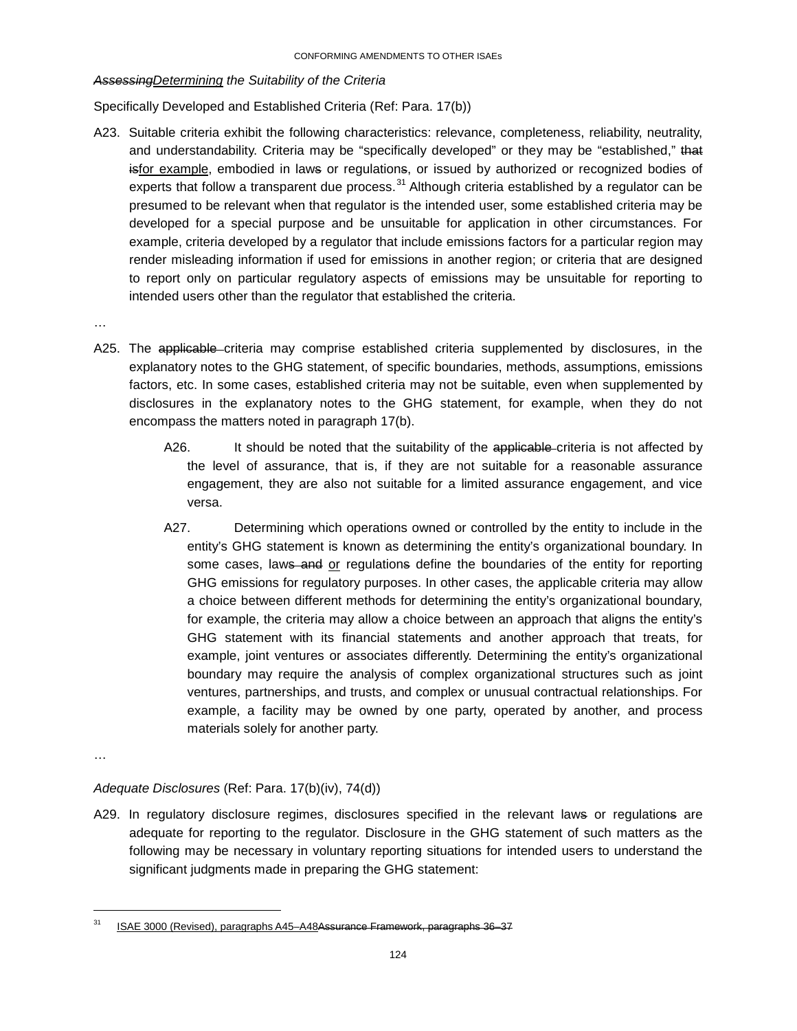*~~Assessing~~Determining the Suitability of the Criteria*

Specifically Developed and Established Criteria (Ref: Para. 17(b))

A23. Suitable criteria exhibit the following characteristics: relevance, completeness, reliability, neutrality, and understandability. Criteria may be "specifically developed" or they may be "established," ~~that is~~for example, embodied in law~~s~~ or regulation~~s~~, or issued by authorized or recognized bodies of experts that follow a transparent due process.[31] Although criteria established by a regulator can be presumed to be relevant when that regulator is the intended user, some established criteria may be developed for a special purpose and be unsuitable for application in other circumstances. For example, criteria developed by a regulator that include emissions factors for a particular region may render misleading information if used for emissions in another region; or criteria that are designed to report only on particular regulatory aspects of emissions may be unsuitable for reporting to intended users other than the regulator that established the criteria.

…

A25. The ~~applicable~~ criteria may comprise established criteria supplemented by disclosures, in the explanatory notes to the GHG statement, of specific boundaries, methods, assumptions, emissions factors, etc. In some cases, established criteria may not be suitable, even when supplemented by disclosures in the explanatory notes to the GHG statement, for example, when they do not encompass the matters noted in paragraph 17(b).

A26. It should be noted that the suitability of the ~~applicable~~ criteria is not affected by the level of assurance, that is, if they are not suitable for a reasonable assurance engagement, they are also not suitable for a limited assurance engagement, and vice versa.

A27. Determining which operations owned or controlled by the entity to include in the entity's GHG statement is known as determining the entity's organizational boundary. In some cases, law~~s and~~ or regulation~~s~~ define the boundaries of the entity for reporting GHG emissions for regulatory purposes. In other cases, the applicable criteria may allow a choice between different methods for determining the entity's organizational boundary, for example, the criteria may allow a choice between an approach that aligns the entity's GHG statement with its financial statements and another approach that treats, for example, joint ventures or associates differently. Determining the entity's organizational boundary may require the analysis of complex organizational structures such as joint ventures, partnerships, and trusts, and complex or unusual contractual relationships. For example, a facility may be owned by one party, operated by another, and process materials solely for another party.

…

*Adequate Disclosures* (Ref: Para. 17(b)(iv), 74(d))

A29. In regulatory disclosure regimes, disclosures specified in the relevant law~~s~~ or regulation~~s~~ are adequate for reporting to the regulator. Disclosure in the GHG statement of such matters as the following may be necessary in voluntary reporting situations for intended users to understand the significant judgments made in preparing the GHG statement:

[31] ISAE 3000 (Revised), paragraphs A45–A48~~Assurance Framework, paragraphs 36–37~~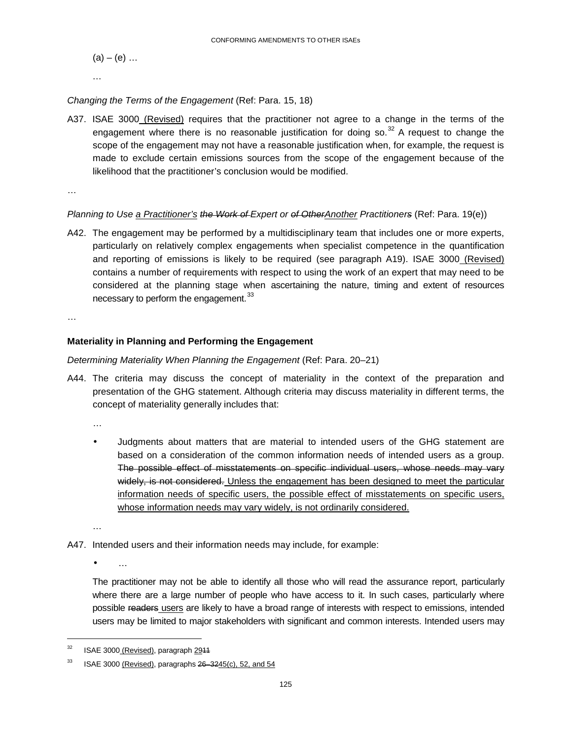(a) – (e) …

…

*Changing the Terms of the Engagement* (Ref: Para. 15, 18)

A37. ISAE 3000 (Revised) requires that the practitioner not agree to a change in the terms of the engagement where there is no reasonable justification for doing so.[32] A request to change the scope of the engagement may not have a reasonable justification when, for example, the request is made to exclude certain emissions sources from the scope of the engagement because of the likelihood that the practitioner's conclusion would be modified.

…

*Planning to Use a Practitioner's ~~the Work of~~ Expert or ~~of Other~~Another Practitioners* (Ref: Para. 19(e))

A42. The engagement may be performed by a multidisciplinary team that includes one or more experts, particularly on relatively complex engagements when specialist competence in the quantification and reporting of emissions is likely to be required (see paragraph A19). ISAE 3000 (Revised) contains a number of requirements with respect to using the work of an expert that may need to be considered at the planning stage when ascertaining the nature, timing and extent of resources necessary to perform the engagement.[33]

…

**Materiality in Planning and Performing the Engagement**

*Determining Materiality When Planning the Engagement* (Ref: Para. 20–21)

A44. The criteria may discuss the concept of materiality in the context of the preparation and presentation of the GHG statement. Although criteria may discuss materiality in different terms, the concept of materiality generally includes that:

…

- Judgments about matters that are material to intended users of the GHG statement are based on a consideration of the common information needs of intended users as a group. ~~The possible effect of misstatements on specific individual users, whose needs may vary widely, is not considered.~~ Unless the engagement has been designed to meet the particular information needs of specific users, the possible effect of misstatements on specific users, whose information needs may vary widely, is not ordinarily considered.

…

A47. Intended users and their information needs may include, for example:

- …

The practitioner may not be able to identify all those who will read the assurance report, particularly where there are a large number of people who have access to it. In such cases, particularly where possible ~~readers~~ users are likely to have a broad range of interests with respect to emissions, intended users may be limited to major stakeholders with significant and common interests. Intended users may

---

[32] ISAE 3000 (Revised), paragraph 29~~11~~

[33] ISAE 3000 (Revised), paragraphs ~~26–32~~45(c), 52, and 54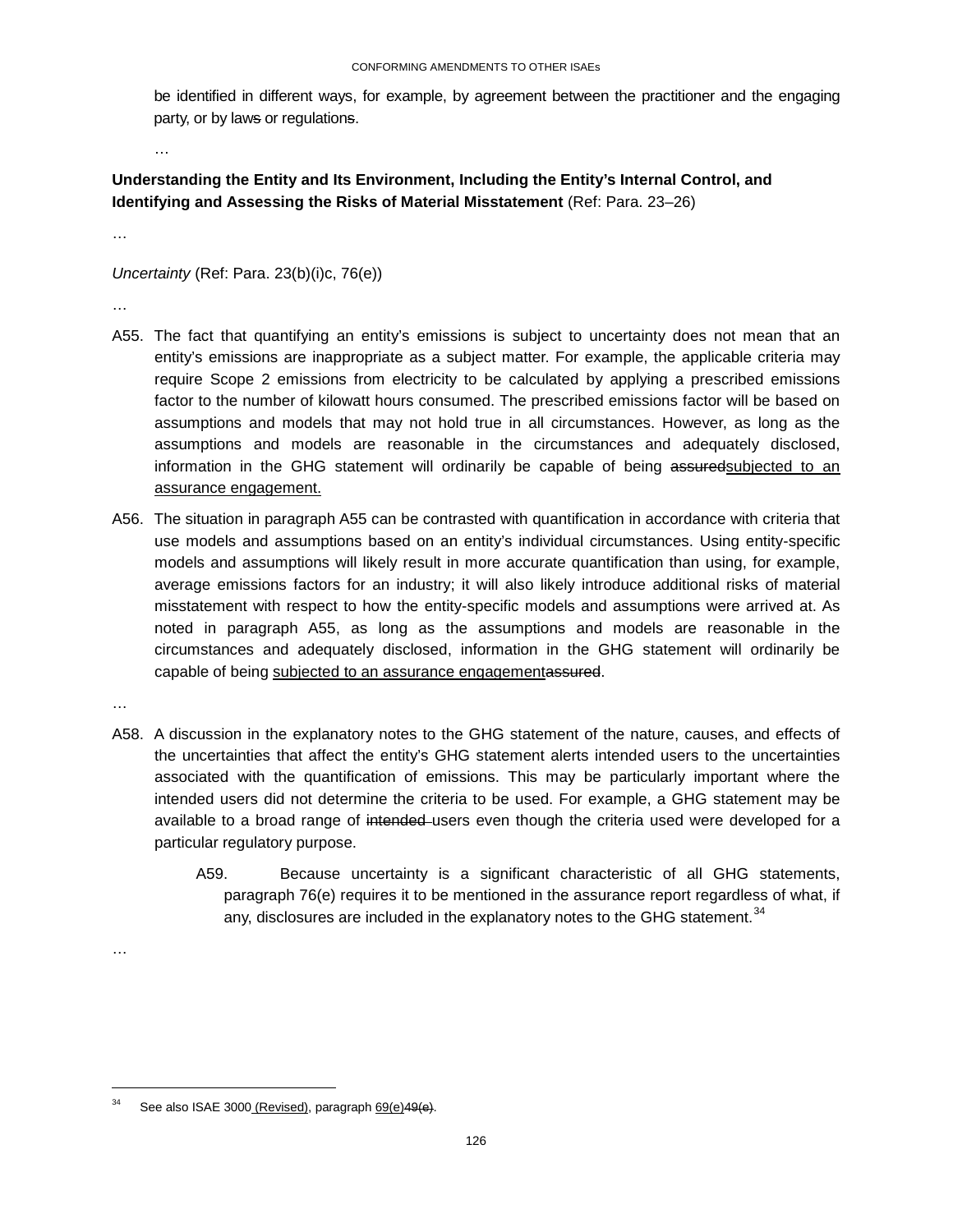be identified in different ways, for example, by agreement between the practitioner and the engaging party, or by laws or regulations.

…

**Understanding the Entity and Its Environment, Including the Entity's Internal Control, and Identifying and Assessing the Risks of Material Misstatement** (Ref: Para. 23–26)

…

*Uncertainty* (Ref: Para. 23(b)(i)c, 76(e))

…

A55. The fact that quantifying an entity's emissions is subject to uncertainty does not mean that an entity's emissions are inappropriate as a subject matter. For example, the applicable criteria may require Scope 2 emissions from electricity to be calculated by applying a prescribed emissions factor to the number of kilowatt hours consumed. The prescribed emissions factor will be based on assumptions and models that may not hold true in all circumstances. However, as long as the assumptions and models are reasonable in the circumstances and adequately disclosed, information in the GHG statement will ordinarily be capable of being ~~assured~~subjected to an assurance engagement.

A56. The situation in paragraph A55 can be contrasted with quantification in accordance with criteria that use models and assumptions based on an entity's individual circumstances. Using entity-specific models and assumptions will likely result in more accurate quantification than using, for example, average emissions factors for an industry; it will also likely introduce additional risks of material misstatement with respect to how the entity-specific models and assumptions were arrived at. As noted in paragraph A55, as long as the assumptions and models are reasonable in the circumstances and adequately disclosed, information in the GHG statement will ordinarily be capable of being subjected to an assurance engagement~~assured~~.

…

A58. A discussion in the explanatory notes to the GHG statement of the nature, causes, and effects of the uncertainties that affect the entity's GHG statement alerts intended users to the uncertainties associated with the quantification of emissions. This may be particularly important where the intended users did not determine the criteria to be used. For example, a GHG statement may be available to a broad range of ~~intended~~ users even though the criteria used were developed for a particular regulatory purpose.

A59. Because uncertainty is a significant characteristic of all GHG statements, paragraph 76(e) requires it to be mentioned in the assurance report regardless of what, if any, disclosures are included in the explanatory notes to the GHG statement.[34]

…

[34] See also ISAE 3000 (Revised), paragraph 69(e)~~49(e)~~.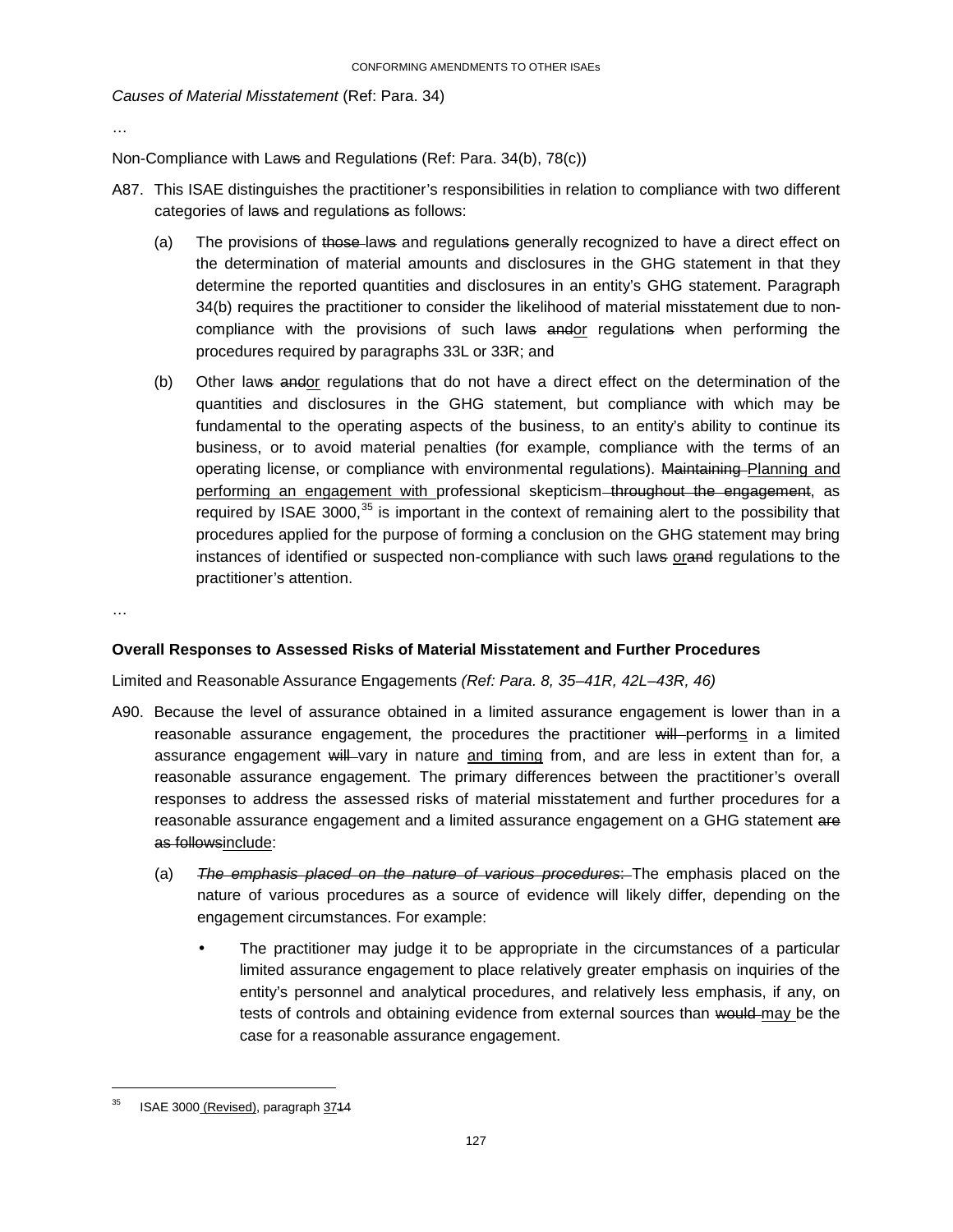*Causes of Material Misstatement* (Ref: Para. 34)

…

Non-Compliance with Law~~s~~ and Regulation~~s~~ (Ref: Para. 34(b), 78(c))

A87. This ISAE distinguishes the practitioner's responsibilities in relation to compliance with two different categories of law~~s~~ and regulation~~s~~ as follows:

(a) The provisions of ~~those~~ law~~s~~ and regulation~~s~~ generally recognized to have a direct effect on the determination of material amounts and disclosures in the GHG statement in that they determine the reported quantities and disclosures in an entity's GHG statement. Paragraph 34(b) requires the practitioner to consider the likelihood of material misstatement due to non-compliance with the provisions of such law~~s~~ ~~and~~<u>or</u> regulation~~s~~ when performing the procedures required by paragraphs 33L or 33R; and

(b) Other law~~s~~ ~~and~~<u>or</u> regulation~~s~~ that do not have a direct effect on the determination of the quantities and disclosures in the GHG statement, but compliance with which may be fundamental to the operating aspects of the business, to an entity's ability to continue its business, or to avoid material penalties (for example, compliance with the terms of an operating license, or compliance with environmental regulations). ~~Maintaining~~ <u>Planning and performing an engagement with</u> professional skepticism ~~throughout the engagement~~, as required by ISAE 3000,[35] is important in the context of remaining alert to the possibility that procedures applied for the purpose of forming a conclusion on the GHG statement may bring instances of identified or suspected non-compliance with such law~~s~~ <u>or</u>~~and~~ regulation~~s~~ to the practitioner's attention.

…

**Overall Responses to Assessed Risks of Material Misstatement and Further Procedures**

Limited and Reasonable Assurance Engagements *(Ref: Para. 8, 35–41R, 42L–43R, 46)*

A90. Because the level of assurance obtained in a limited assurance engagement is lower than in a reasonable assurance engagement, the procedures the practitioner ~~will~~ perform<u>s</u> in a limited assurance engagement ~~will~~ vary in nature <u>and timing</u> from, and are less in extent than for, a reasonable assurance engagement. The primary differences between the practitioner's overall responses to address the assessed risks of material misstatement and further procedures for a reasonable assurance engagement and a limited assurance engagement on a GHG statement ~~are as follows~~<u>include</u>:

(a) ~~*The emphasis placed on the nature of various procedures*:~~ The emphasis placed on the nature of various procedures as a source of evidence will likely differ, depending on the engagement circumstances. For example:

- The practitioner may judge it to be appropriate in the circumstances of a particular limited assurance engagement to place relatively greater emphasis on inquiries of the entity's personnel and analytical procedures, and relatively less emphasis, if any, on tests of controls and obtaining evidence from external sources than ~~would~~ <u>may</u> be the case for a reasonable assurance engagement.

---

[35] ISAE 3000 <u>(Revised)</u>, paragraph <u>37</u>~~14~~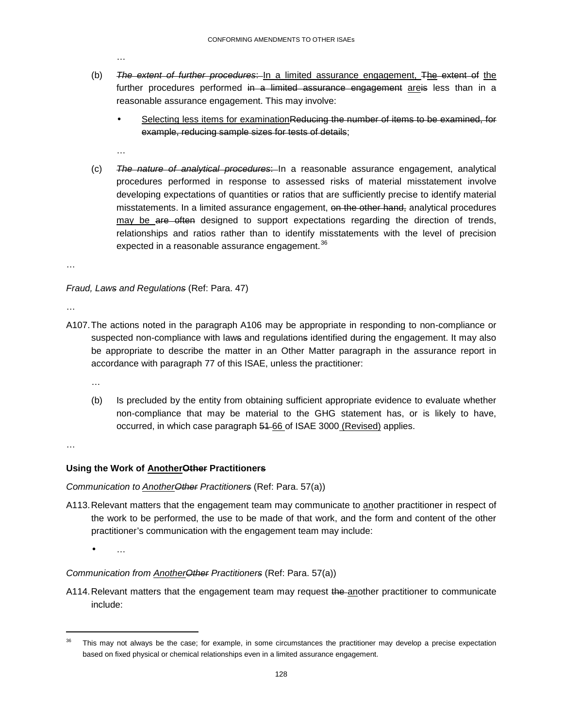…

(b) ~~*The extent of further procedures*:~~ <u>In a limited assurance engagement,</u> ~~T~~<u>the</u> extent ~~of~~ <u>the</u> further procedures performed ~~in a limited assurance engagement~~ <u>are</u>~~is~~ less than in a reasonable assurance engagement. This may involve:

- <u>Selecting less items for examination</u>~~Reducing the number of items to be examined, for example, reducing sample sizes for tests of details~~;

…

(c) ~~*The nature of analytical procedures*:~~ In a reasonable assurance engagement, analytical procedures performed in response to assessed risks of material misstatement involve developing expectations of quantities or ratios that are sufficiently precise to identify material misstatements. In a limited assurance engagement, ~~on the other hand,~~ analytical procedures <u>may be</u> ~~are often~~ designed to support expectations regarding the direction of trends, relationships and ratios rather than to identify misstatements with the level of precision expected in a reasonable assurance engagement.[36]

…

*Fraud, Law~~s~~ and Regulation~~s~~* (Ref: Para. 47)

…

A107. The actions noted in the paragraph A106 may be appropriate in responding to non-compliance or suspected non-compliance with law~~s~~ and regulation~~s~~ identified during the engagement. It may also be appropriate to describe the matter in an Other Matter paragraph in the assurance report in accordance with paragraph 77 of this ISAE, unless the practitioner:

…

(b) Is precluded by the entity from obtaining sufficient appropriate evidence to evaluate whether non-compliance that may be material to the GHG statement has, or is likely to have, occurred, in which case paragraph ~~51~~ <u>66</u> of ISAE 3000 <u>(Revised)</u> applies.

…

**Using the Work of <u>Another</u>~~Other~~ Practitioner~~s~~**

*Communication to <u>Another</u>~~Other~~ Practitioner~~s~~* (Ref: Para. 57(a))

A113. Relevant matters that the engagement team may communicate to <u>an</u>other practitioner in respect of the work to be performed, the use to be made of that work, and the form and content of the other practitioner's communication with the engagement team may include:

- …

*Communication from <u>Another</u>~~Other~~ Practitioner~~s~~* (Ref: Para. 57(a))

A114. Relevant matters that the engagement team may request ~~the~~ <u>an</u>other practitioner to communicate include:

---

[36] This may not always be the case; for example, in some circumstances the practitioner may develop a precise expectation based on fixed physical or chemical relationships even in a limited assurance engagement.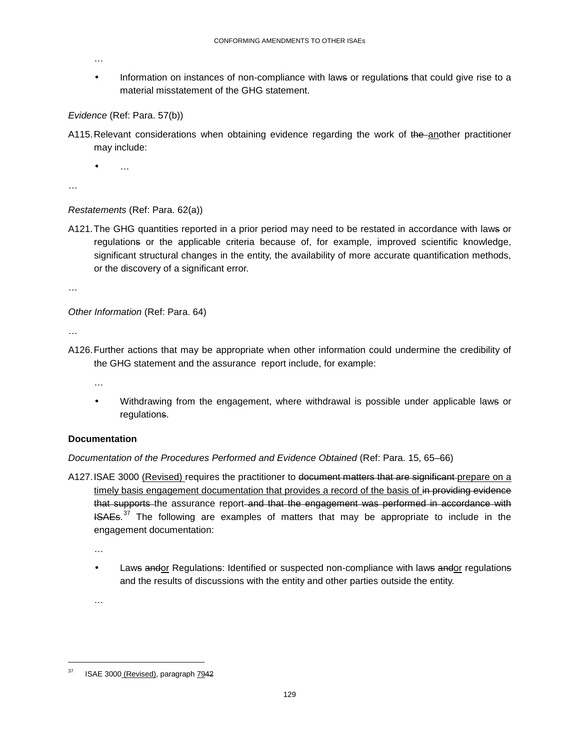…

- Information on instances of non-compliance with law~~s~~ or regulation~~s~~ that could give rise to a material misstatement of the GHG statement.

*Evidence* (Ref: Para. 57(b))

A115. Relevant considerations when obtaining evidence regarding the work of ~~the~~ <u>an</u>other practitioner may include:

- …

…

*Restatements* (Ref: Para. 62(a))

A121. The GHG quantities reported in a prior period may need to be restated in accordance with law~~s~~ or regulation~~s~~ or the applicable criteria because of, for example, improved scientific knowledge, significant structural changes in the entity, the availability of more accurate quantification methods, or the discovery of a significant error.

…

*Other Information* (Ref: Para. 64)

…

A126. Further actions that may be appropriate when other information could undermine the credibility of the GHG statement and the assurance report include, for example:

…

- Withdrawing from the engagement, where withdrawal is possible under applicable law~~s~~ or regulation~~s~~.

**Documentation**

*Documentation of the Procedures Performed and Evidence Obtained* (Ref: Para. 15, 65–66)

A127. ISAE 3000 <u>(Revised)</u> requires the practitioner to ~~document matters that are significant~~ <u>prepare on a timely basis engagement documentation that provides a record of the basis of</u> ~~in providing evidence that supports~~ the assurance report ~~and that the engagement was performed in accordance with ISAEs~~.[37] The following are examples of matters that may be appropriate to include in the engagement documentation:

…

- Law~~s~~ ~~and~~<u>or</u> Regulation~~s~~: Identified or suspected non-compliance with law~~s~~ ~~and~~<u>or</u> regulation~~s~~ and the results of discussions with the entity and other parties outside the entity.

…

---

[37] ISAE 3000 <u>(Revised)</u>, paragraph <u>79</u>~~42~~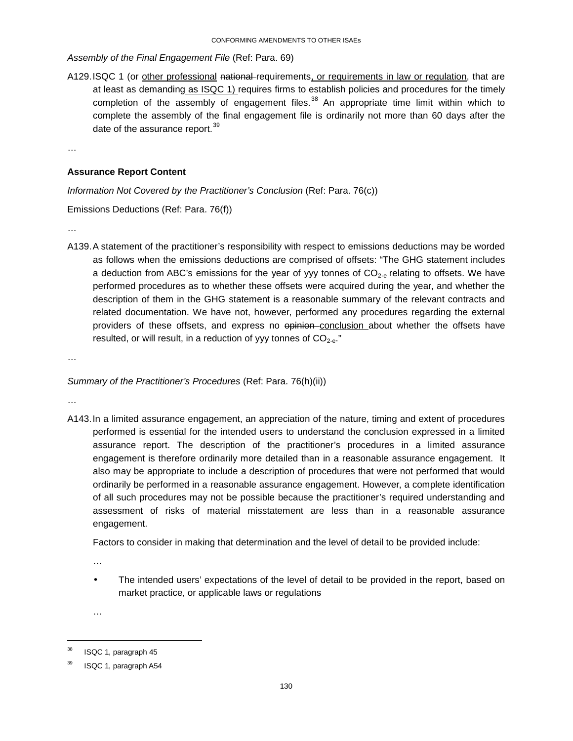*Assembly of the Final Engagement File* (Ref: Para. 69)

A129. ISQC 1 (or other professional ~~national~~ requirements, or requirements in law or regulation, that are at least as demanding as ISQC 1) requires firms to establish policies and procedures for the timely completion of the assembly of engagement files.[38] An appropriate time limit within which to complete the assembly of the final engagement file is ordinarily not more than 60 days after the date of the assurance report.[39]

…

**Assurance Report Content**

*Information Not Covered by the Practitioner's Conclusion* (Ref: Para. 76(c))

Emissions Deductions (Ref: Para. 76(f))

…

A139. A statement of the practitioner's responsibility with respect to emissions deductions may be worded as follows when the emissions deductions are comprised of offsets: "The GHG statement includes a deduction from ABC's emissions for the year of yyy tonnes of $CO_{2\text{-}e}$ relating to offsets. We have performed procedures as to whether these offsets were acquired during the year, and whether the description of them in the GHG statement is a reasonable summary of the relevant contracts and related documentation. We have not, however, performed any procedures regarding the external providers of these offsets, and express no ~~opinion~~ conclusion about whether the offsets have resulted, or will result, in a reduction of yyy tonnes of $CO_{2\text{-}e}$."

…

*Summary of the Practitioner's Procedures* (Ref: Para. 76(h)(ii))

…

A143. In a limited assurance engagement, an appreciation of the nature, timing and extent of procedures performed is essential for the intended users to understand the conclusion expressed in a limited assurance report. The description of the practitioner's procedures in a limited assurance engagement is therefore ordinarily more detailed than in a reasonable assurance engagement. It also may be appropriate to include a description of procedures that were not performed that would ordinarily be performed in a reasonable assurance engagement. However, a complete identification of all such procedures may not be possible because the practitioner's required understanding and assessment of risks of material misstatement are less than in a reasonable assurance engagement.

Factors to consider in making that determination and the level of detail to be provided include:

…

- The intended users' expectations of the level of detail to be provided in the report, based on market practice, or applicable law~~s~~ or regulation~~s~~

…

[38] ISQC 1, paragraph 45

[39] ISQC 1, paragraph A54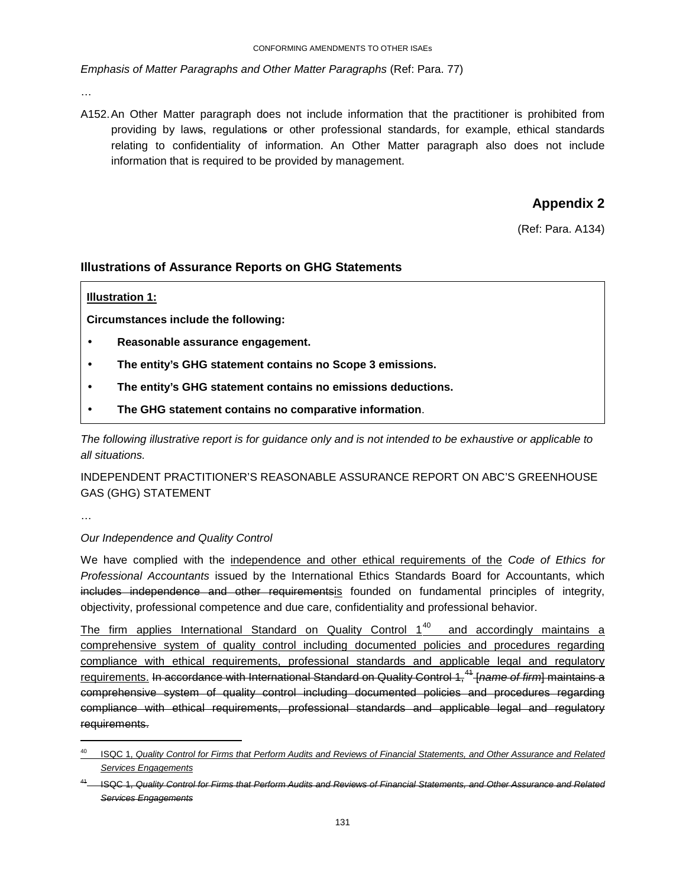*Emphasis of Matter Paragraphs and Other Matter Paragraphs* (Ref: Para. 77)

…

A152. An Other Matter paragraph does not include information that the practitioner is prohibited from providing by laws, regulations or other professional standards, for example, ethical standards relating to confidentiality of information. An Other Matter paragraph also does not include information that is required to be provided by management.

## Appendix 2

(Ref: Para. A134)

### Illustrations of Assurance Reports on GHG Statements

**Illustration 1:**

**Circumstances include the following:**

- **Reasonable assurance engagement.**
- **The entity's GHG statement contains no Scope 3 emissions.**
- **The entity's GHG statement contains no emissions deductions.**
- **The GHG statement contains no comparative information**.

*The following illustrative report is for guidance only and is not intended to be exhaustive or applicable to all situations.*

INDEPENDENT PRACTITIONER'S REASONABLE ASSURANCE REPORT ON ABC'S GREENHOUSE GAS (GHG) STATEMENT

…

*Our Independence and Quality Control*

We have complied with the independence and other ethical requirements of the *Code of Ethics for Professional Accountants* issued by the International Ethics Standards Board for Accountants, which ~~includes independence and other requirements~~is founded on fundamental principles of integrity, objectivity, professional competence and due care, confidentiality and professional behavior.

The firm applies International Standard on Quality Control 1[40] and accordingly maintains a comprehensive system of quality control including documented policies and procedures regarding compliance with ethical requirements, professional standards and applicable legal and regulatory requirements. ~~In accordance with International Standard on Quality Control 1,[41] [*name of firm*] maintains a comprehensive system of quality control including documented policies and procedures regarding compliance with ethical requirements, professional standards and applicable legal and regulatory requirements.~~

---

[40] ISQC 1, *Quality Control for Firms that Perform Audits and Reviews of Financial Statements, and Other Assurance and Related Services Engagements*

~~[41] ISQC 1, *Quality Control for Firms that Perform Audits and Reviews of Financial Statements, and Other Assurance and Related Services Engagements*~~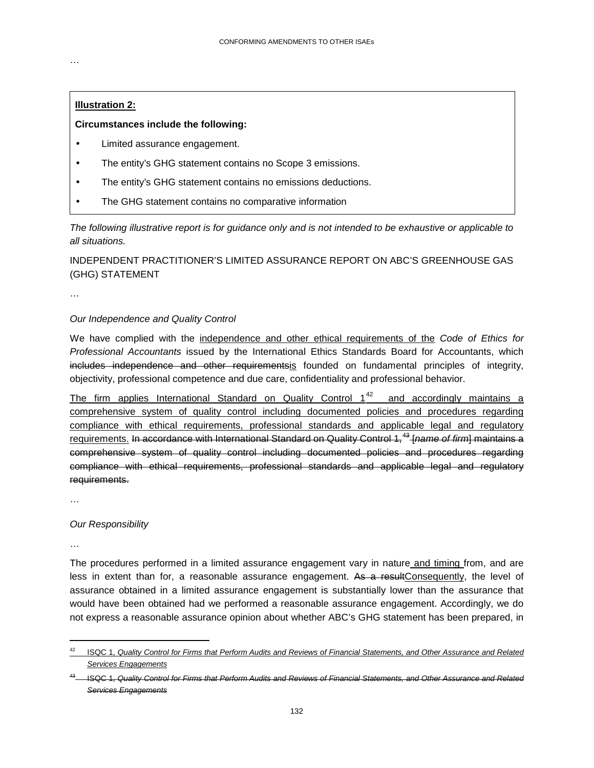…

**Illustration 2:**

**Circumstances include the following:**

- Limited assurance engagement.
- The entity's GHG statement contains no Scope 3 emissions.
- The entity's GHG statement contains no emissions deductions.
- The GHG statement contains no comparative information

*The following illustrative report is for guidance only and is not intended to be exhaustive or applicable to all situations.*

INDEPENDENT PRACTITIONER'S LIMITED ASSURANCE REPORT ON ABC'S GREENHOUSE GAS (GHG) STATEMENT

…

*Our Independence and Quality Control*

We have complied with the <u>independence and other ethical requirements of the</u> *Code of Ethics for Professional Accountants* issued by the International Ethics Standards Board for Accountants, which ~~includes independence and other requirements~~<u>is</u> founded on fundamental principles of integrity, objectivity, professional competence and due care, confidentiality and professional behavior.

<u>The firm applies International Standard on Quality Control 1[42] and accordingly maintains a comprehensive system of quality control including documented policies and procedures regarding compliance with ethical requirements, professional standards and applicable legal and regulatory requirements.</u> ~~In accordance with International Standard on Quality Control 1,[43] [*name of firm*] maintains a comprehensive system of quality control including documented policies and procedures regarding compliance with ethical requirements, professional standards and applicable legal and regulatory requirements.~~

…

*Our Responsibility*

…

The procedures performed in a limited assurance engagement vary in nature<u> and timing </u>from, and are less in extent than for, a reasonable assurance engagement. ~~As a result~~<u>Consequently</u>, the level of assurance obtained in a limited assurance engagement is substantially lower than the assurance that would have been obtained had we performed a reasonable assurance engagement. Accordingly, we do not express a reasonable assurance opinion about whether ABC's GHG statement has been prepared, in

---

[42] <u>ISQC 1, *Quality Control for Firms that Perform Audits and Reviews of Financial Statements, and Other Assurance and Related Services Engagements*</u>

~~[43] ISQC 1, *Quality Control for Firms that Perform Audits and Reviews of Financial Statements, and Other Assurance and Related Services Engagements*~~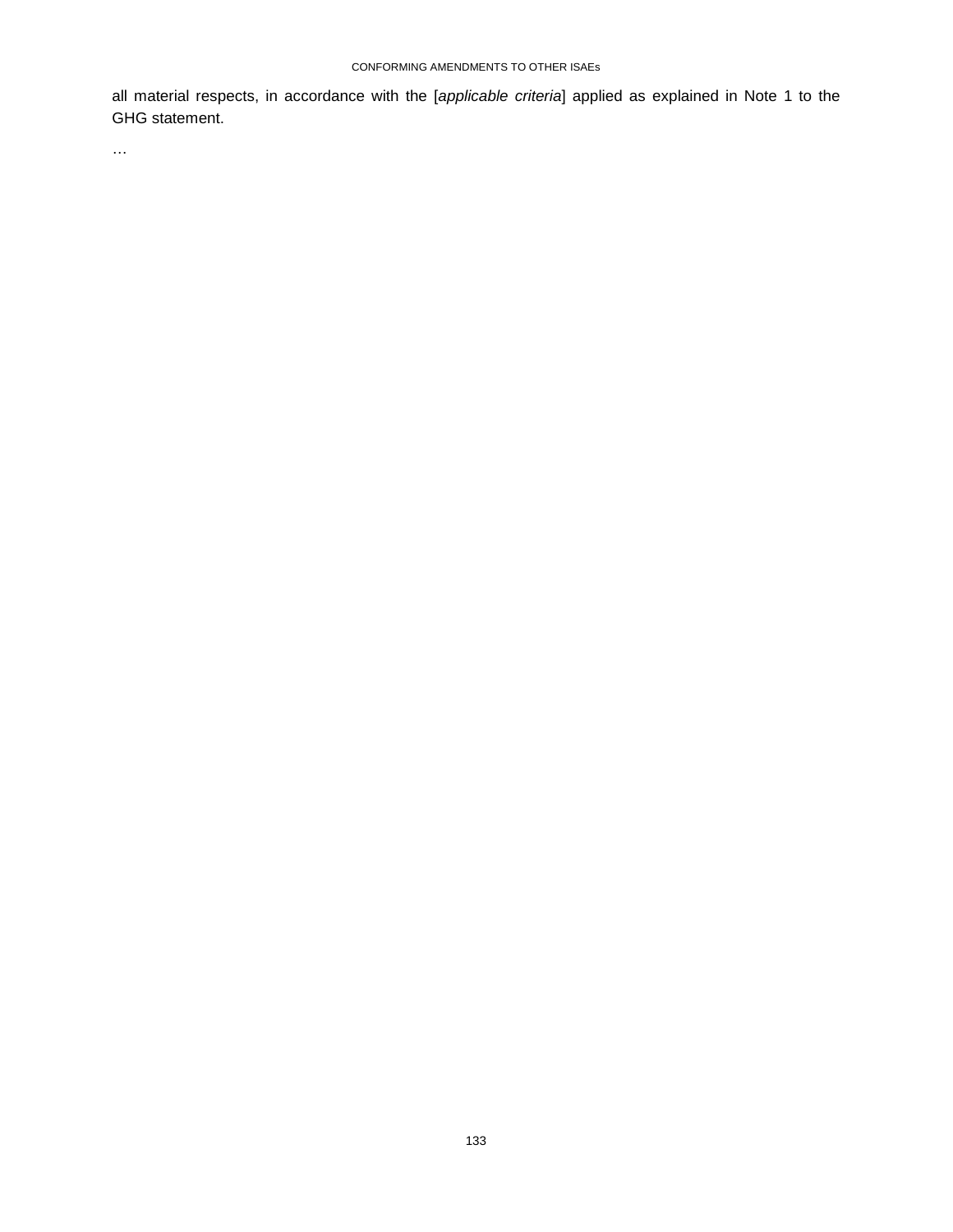all material respects, in accordance with the [*applicable criteria*] applied as explained in Note 1 to the GHG statement.

…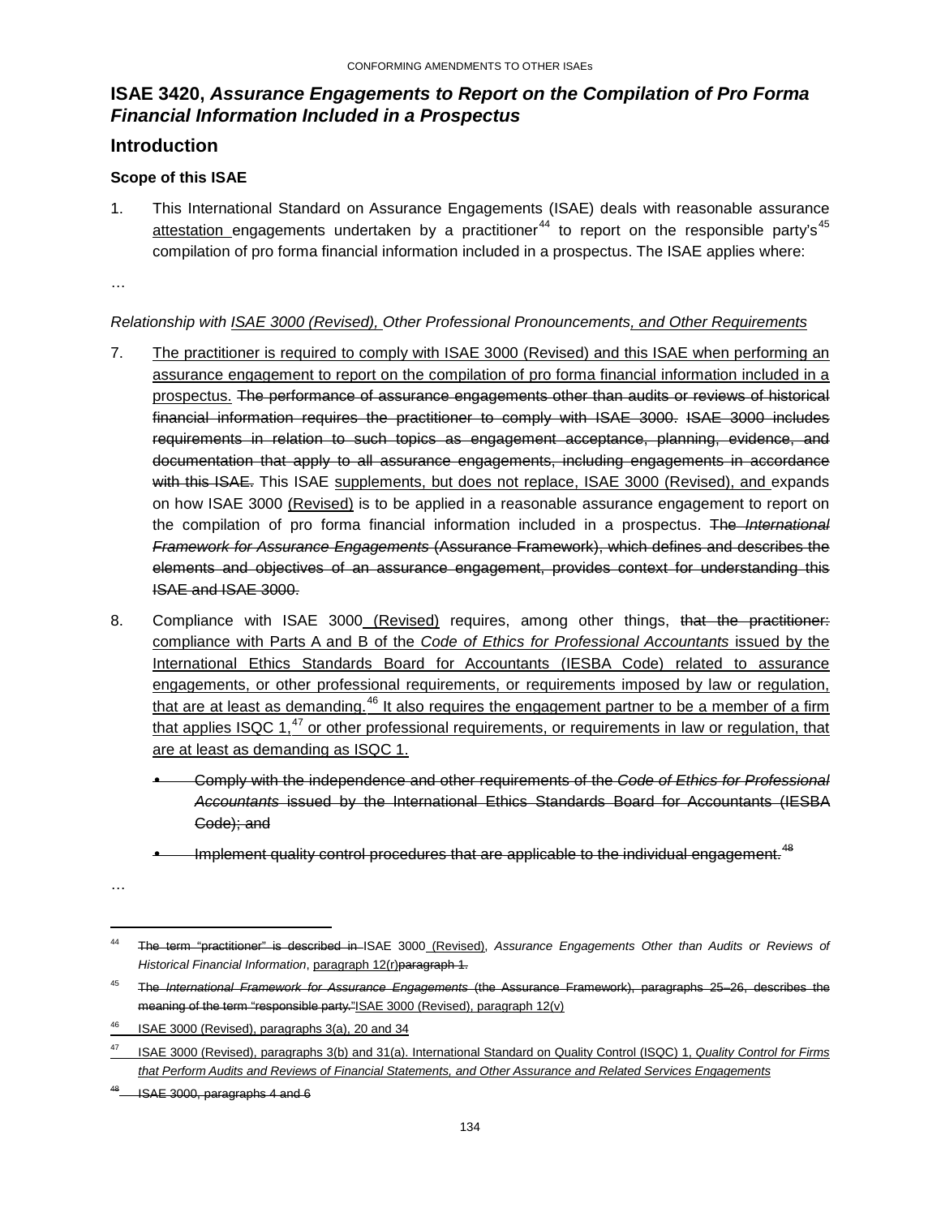## ISAE 3420, *Assurance Engagements to Report on the Compilation of Pro Forma Financial Information Included in a Prospectus*

### Introduction

#### Scope of this ISAE

1. This International Standard on Assurance Engagements (ISAE) deals with reasonable assurance attestation engagements undertaken by a practitioner[44] to report on the responsible party's[45] compilation of pro forma financial information included in a prospectus. The ISAE applies where:

…

*Relationship with ISAE 3000 (Revised), Other Professional Pronouncements, and Other Requirements*

7. The practitioner is required to comply with ISAE 3000 (Revised) and this ISAE when performing an assurance engagement to report on the compilation of pro forma financial information included in a prospectus. ~~The performance of assurance engagements other than audits or reviews of historical financial information requires the practitioner to comply with ISAE 3000. ISAE 3000 includes requirements in relation to such topics as engagement acceptance, planning, evidence, and documentation that apply to all assurance engagements, including engagements in accordance with this ISAE.~~ This ISAE supplements, but does not replace, ISAE 3000 (Revised), and expands on how ISAE 3000 (Revised) is to be applied in a reasonable assurance engagement to report on the compilation of pro forma financial information included in a prospectus. ~~The *International Framework for Assurance Engagements* (Assurance Framework), which defines and describes the elements and objectives of an assurance engagement, provides context for understanding this ISAE and ISAE 3000.~~

8. Compliance with ISAE 3000 (Revised) requires, among other things, ~~that the practitioner:~~ compliance with Parts A and B of the *Code of Ethics for Professional Accountants* issued by the International Ethics Standards Board for Accountants (IESBA Code) related to assurance engagements, or other professional requirements, or requirements imposed by law or regulation, that are at least as demanding.[46] It also requires the engagement partner to be a member of a firm that applies ISQC 1,[47] or other professional requirements, or requirements in law or regulation, that are at least as demanding as ISQC 1.

   - ~~Comply with the independence and other requirements of the *Code of Ethics for Professional Accountants* issued by the International Ethics Standards Board for Accountants (IESBA Code); and~~

   - ~~Implement quality control procedures that are applicable to the individual engagement.[48]~~

…

---

44 ~~The term "practitioner" is described in~~ ISAE 3000 (Revised), *Assurance Engagements Other than Audits or Reviews of Historical Financial Information*, paragraph 12(r)~~paragraph 1.~~

45 ~~The *International Framework for Assurance Engagements* (the Assurance Framework), paragraphs 25–26, describes the meaning of the term "responsible party."~~ISAE 3000 (Revised), paragraph 12(v)

46 ISAE 3000 (Revised), paragraphs 3(a), 20 and 34

47 ISAE 3000 (Revised), paragraphs 3(b) and 31(a). International Standard on Quality Control (ISQC) 1, *Quality Control for Firms that Perform Audits and Reviews of Financial Statements, and Other Assurance and Related Services Engagements*

~~48 ISAE 3000, paragraphs 4 and 6~~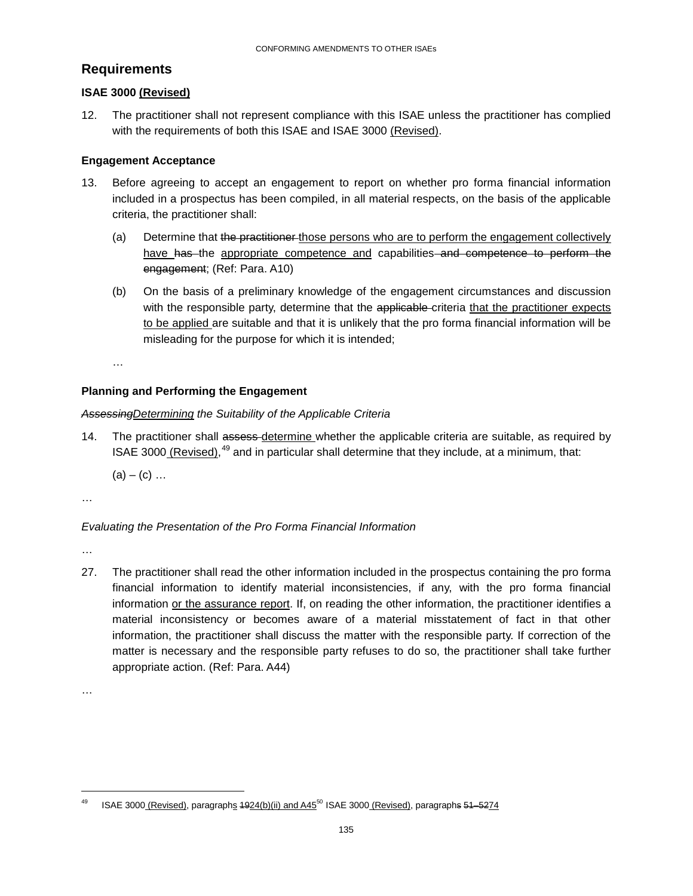## Requirements

**ISAE 3000 (Revised)**

12. The practitioner shall not represent compliance with this ISAE unless the practitioner has complied with the requirements of both this ISAE and ISAE 3000 (Revised).

**Engagement Acceptance**

13. Before agreeing to accept an engagement to report on whether pro forma financial information included in a prospectus has been compiled, in all material respects, on the basis of the applicable criteria, the practitioner shall:

    (a) Determine that ~~the practitioner~~ those persons who are to perform the engagement collectively have ~~has~~ the appropriate competence and capabilities ~~and competence to perform the engagement~~; (Ref: Para. A10)

    (b) On the basis of a preliminary knowledge of the engagement circumstances and discussion with the responsible party, determine that the ~~applicable~~ criteria that the practitioner expects to be applied are suitable and that it is unlikely that the pro forma financial information will be misleading for the purpose for which it is intended;

    …

**Planning and Performing the Engagement**

*~~Assessing~~Determining the Suitability of the Applicable Criteria*

14. The practitioner shall ~~assess~~ determine whether the applicable criteria are suitable, as required by ISAE 3000 (Revised),[49] and in particular shall determine that they include, at a minimum, that:

    (a) – (c) …

…

*Evaluating the Presentation of the Pro Forma Financial Information*

…

27. The practitioner shall read the other information included in the prospectus containing the pro forma financial information to identify material inconsistencies, if any, with the pro forma financial information or the assurance report. If, on reading the other information, the practitioner identifies a material inconsistency or becomes aware of a material misstatement of fact in that other information, the practitioner shall discuss the matter with the responsible party. If correction of the matter is necessary and the responsible party refuses to do so, the practitioner shall take further appropriate action. (Ref: Para. A44)

…

---

[49] ISAE 3000 (Revised), paragraphs ~~19~~24(b)(ii) and A45

[50] ISAE 3000 (Revised), paragraph~~s~~ ~~51–52~~74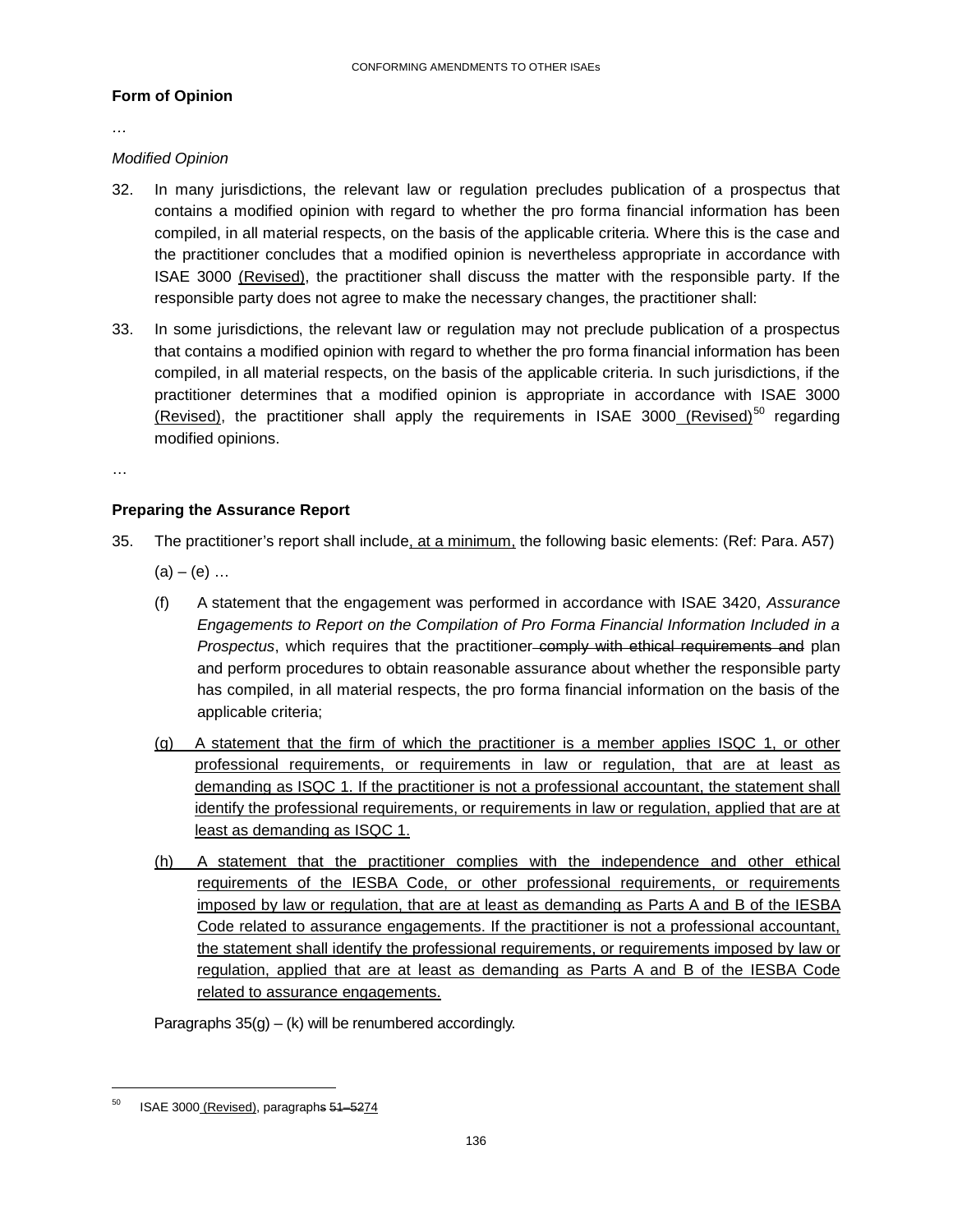**Form of Opinion**

…

*Modified Opinion*

32. In many jurisdictions, the relevant law or regulation precludes publication of a prospectus that contains a modified opinion with regard to whether the pro forma financial information has been compiled, in all material respects, on the basis of the applicable criteria. Where this is the case and the practitioner concludes that a modified opinion is nevertheless appropriate in accordance with ISAE 3000 (Revised), the practitioner shall discuss the matter with the responsible party. If the responsible party does not agree to make the necessary changes, the practitioner shall:

33. In some jurisdictions, the relevant law or regulation may not preclude publication of a prospectus that contains a modified opinion with regard to whether the pro forma financial information has been compiled, in all material respects, on the basis of the applicable criteria. In such jurisdictions, if the practitioner determines that a modified opinion is appropriate in accordance with ISAE 3000 (Revised), the practitioner shall apply the requirements in ISAE 3000 (Revised)[50] regarding modified opinions.

…

**Preparing the Assurance Report**

35. The practitioner's report shall include, at a minimum, the following basic elements: (Ref: Para. A57)

   (a) – (e) …

   (f) A statement that the engagement was performed in accordance with ISAE 3420, *Assurance Engagements to Report on the Compilation of Pro Forma Financial Information Included in a Prospectus*, which requires that the practitioner ~~comply with ethical requirements and~~ plan and perform procedures to obtain reasonable assurance about whether the responsible party has compiled, in all material respects, the pro forma financial information on the basis of the applicable criteria;

   (g) A statement that the firm of which the practitioner is a member applies ISQC 1, or other professional requirements, or requirements in law or regulation, that are at least as demanding as ISQC 1. If the practitioner is not a professional accountant, the statement shall identify the professional requirements, or requirements in law or regulation, applied that are at least as demanding as ISQC 1.

   (h) A statement that the practitioner complies with the independence and other ethical requirements of the IESBA Code, or other professional requirements, or requirements imposed by law or regulation, that are at least as demanding as Parts A and B of the IESBA Code related to assurance engagements. If the practitioner is not a professional accountant, the statement shall identify the professional requirements, or requirements imposed by law or regulation, applied that are at least as demanding as Parts A and B of the IESBA Code related to assurance engagements.

   Paragraphs 35(g) – (k) will be renumbered accordingly.

[50] ISAE 3000 (Revised), paragraph~~s~~ ~~51–52~~74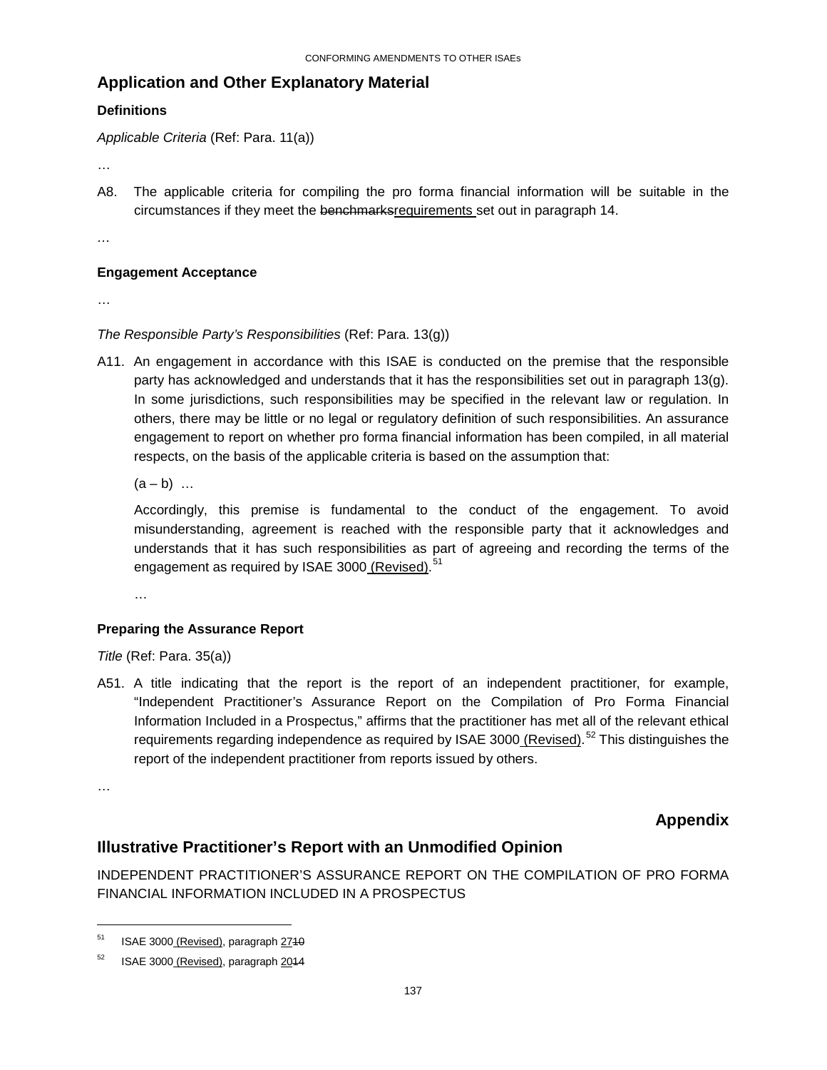## Application and Other Explanatory Material

### Definitions

*Applicable Criteria* (Ref: Para. 11(a))

…

A8. The applicable criteria for compiling the pro forma financial information will be suitable in the circumstances if they meet the ~~benchmarks~~requirements set out in paragraph 14.

…

### Engagement Acceptance

…

*The Responsible Party's Responsibilities* (Ref: Para. 13(g))

A11. An engagement in accordance with this ISAE is conducted on the premise that the responsible party has acknowledged and understands that it has the responsibilities set out in paragraph 13(g). In some jurisdictions, such responsibilities may be specified in the relevant law or regulation. In others, there may be little or no legal or regulatory definition of such responsibilities. An assurance engagement to report on whether pro forma financial information has been compiled, in all material respects, on the basis of the applicable criteria is based on the assumption that:

(a – b) …

Accordingly, this premise is fundamental to the conduct of the engagement. To avoid misunderstanding, agreement is reached with the responsible party that it acknowledges and understands that it has such responsibilities as part of agreeing and recording the terms of the engagement as required by ISAE 3000 (Revised).[51]

…

### Preparing the Assurance Report

*Title* (Ref: Para. 35(a))

A51. A title indicating that the report is the report of an independent practitioner, for example, "Independent Practitioner's Assurance Report on the Compilation of Pro Forma Financial Information Included in a Prospectus," affirms that the practitioner has met all of the relevant ethical requirements regarding independence as required by ISAE 3000 (Revised).[52] This distinguishes the report of the independent practitioner from reports issued by others.

…

## Appendix

## Illustrative Practitioner's Report with an Unmodified Opinion

INDEPENDENT PRACTITIONER'S ASSURANCE REPORT ON THE COMPILATION OF PRO FORMA FINANCIAL INFORMATION INCLUDED IN A PROSPECTUS

---

[51] ISAE 3000 (Revised), paragraph 27~~10~~

[52] ISAE 3000 (Revised), paragraph 20~~14~~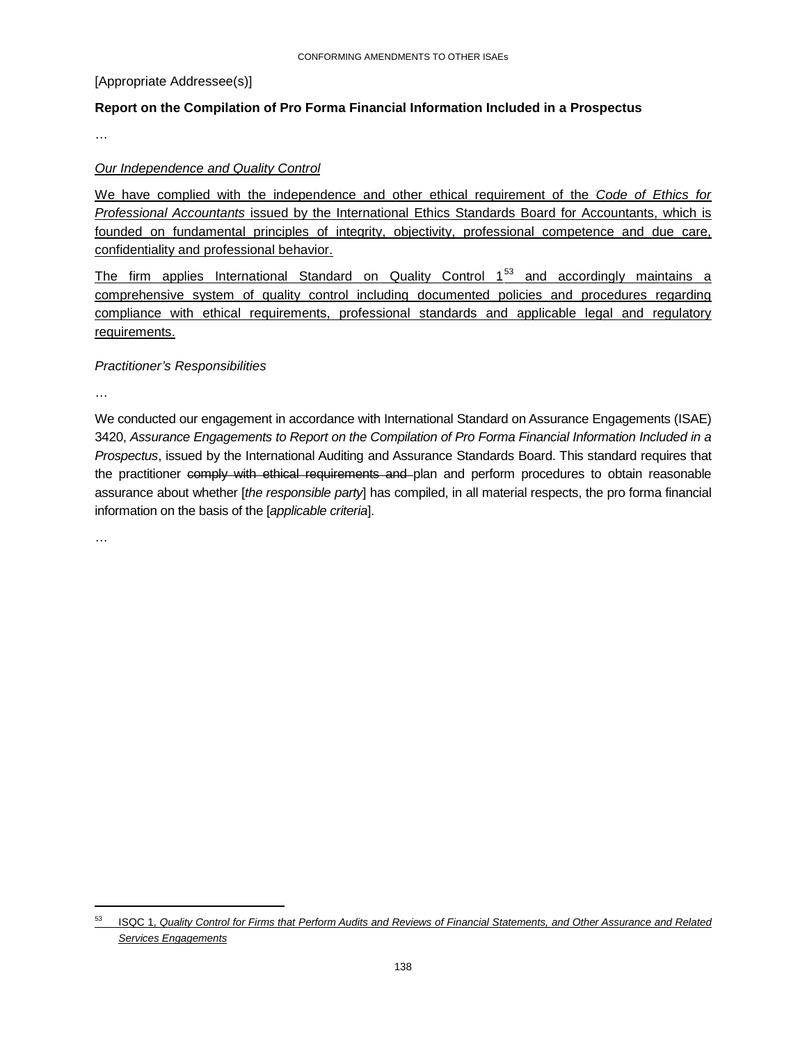[Appropriate Addressee(s)]

**Report on the Compilation of Pro Forma Financial Information Included in a Prospectus**

…

*Our Independence and Quality Control*

We have complied with the independence and other ethical requirement of the *Code of Ethics for Professional Accountants* issued by the International Ethics Standards Board for Accountants, which is founded on fundamental principles of integrity, objectivity, professional competence and due care, confidentiality and professional behavior.

The firm applies International Standard on Quality Control 1[53] and accordingly maintains a comprehensive system of quality control including documented policies and procedures regarding compliance with ethical requirements, professional standards and applicable legal and regulatory requirements.

*Practitioner's Responsibilities*

…

We conducted our engagement in accordance with International Standard on Assurance Engagements (ISAE) 3420, *Assurance Engagements to Report on the Compilation of Pro Forma Financial Information Included in a Prospectus*, issued by the International Auditing and Assurance Standards Board. This standard requires that the practitioner ~~comply with ethical requirements and~~ plan and perform procedures to obtain reasonable assurance about whether [*the responsible party*] has compiled, in all material respects, the pro forma financial information on the basis of the [*applicable criteria*].

…

[53] ISQC 1, *Quality Control for Firms that Perform Audits and Reviews of Financial Statements, and Other Assurance and Related Services Engagements*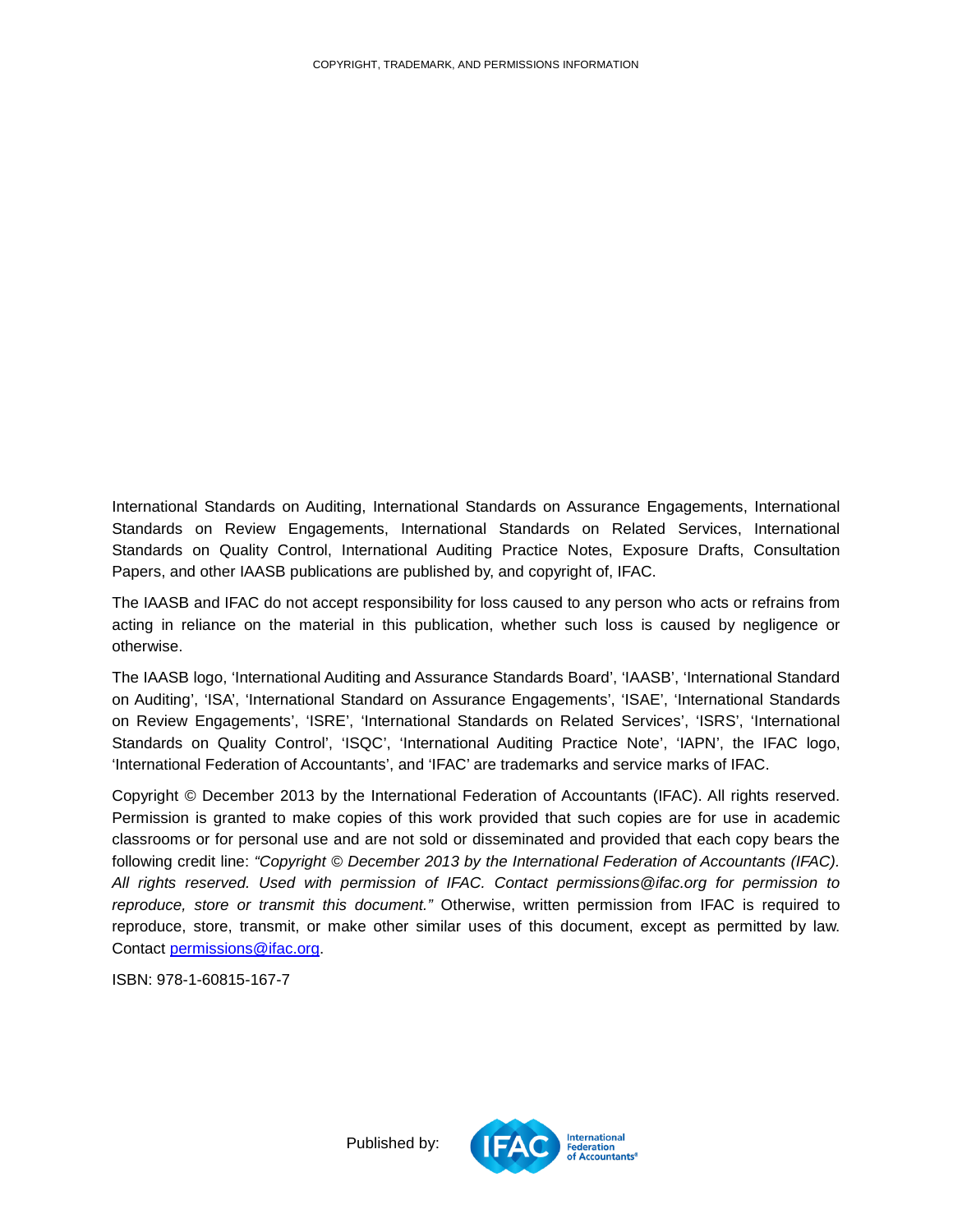COPYRIGHT, TRADEMARK, AND PERMISSIONS INFORMATION

International Standards on Auditing, International Standards on Assurance Engagements, International Standards on Review Engagements, International Standards on Related Services, International Standards on Quality Control, International Auditing Practice Notes, Exposure Drafts, Consultation Papers, and other IAASB publications are published by, and copyright of, IFAC.

The IAASB and IFAC do not accept responsibility for loss caused to any person who acts or refrains from acting in reliance on the material in this publication, whether such loss is caused by negligence or otherwise.

The IAASB logo, 'International Auditing and Assurance Standards Board', 'IAASB', 'International Standard on Auditing', 'ISA', 'International Standard on Assurance Engagements', 'ISAE', 'International Standards on Review Engagements', 'ISRE', 'International Standards on Related Services', 'ISRS', 'International Standards on Quality Control', 'ISQC', 'International Auditing Practice Note', 'IAPN', the IFAC logo, 'International Federation of Accountants', and 'IFAC' are trademarks and service marks of IFAC.

Copyright © December 2013 by the International Federation of Accountants (IFAC). All rights reserved. Permission is granted to make copies of this work provided that such copies are for use in academic classrooms or for personal use and are not sold or disseminated and provided that each copy bears the following credit line: *"Copyright © December 2013 by the International Federation of Accountants (IFAC). All rights reserved. Used with permission of IFAC. Contact permissions@ifac.org for permission to reproduce, store or transmit this document."* Otherwise, written permission from IFAC is required to reproduce, store, transmit, or make other similar uses of this document, except as permitted by law. Contact [permissions@ifac.org](mailto:permissions@ifac.org).

ISBN: 978-1-60815-167-7

Published by: IFAC International Federation of Accountants®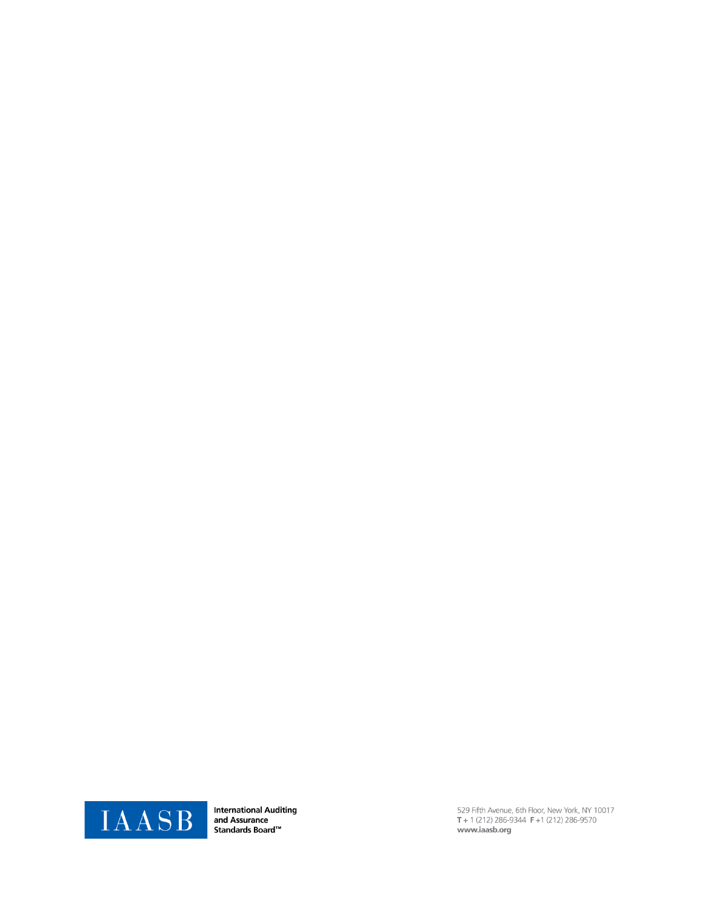IAASB International Auditing and Assurance Standards Board™

529 Fifth Avenue, 6th Floor, New York, NY 10017
**T** + 1 (212) 286-9344 **F** +1 (212) 286-9570
**www.iaasb.org**